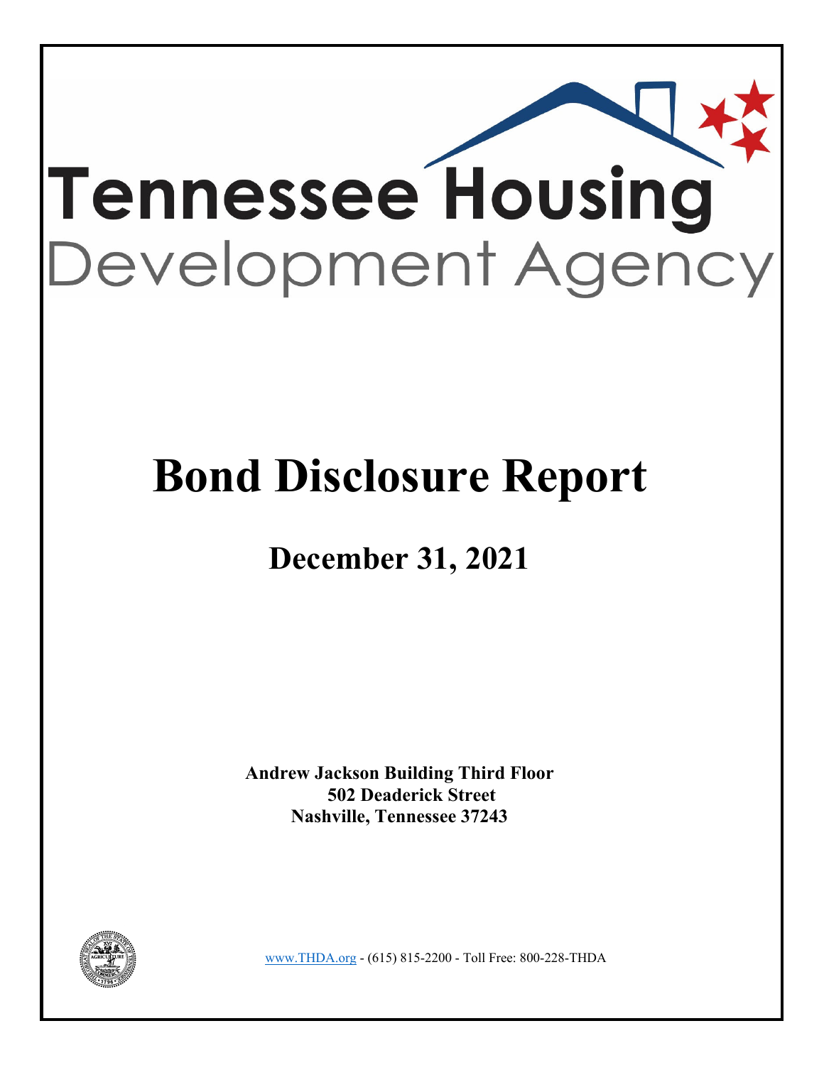# Tennessee Housing Development Agency

# Bond Disclosure Report

## December 31, 2021

**Andrew Jackson Building Third Floor**
**502 Deaderick Street**
**Nashville, Tennessee 37243**

www.THDA.org - (615) 815-2200 - Toll Free: 800-228-THDA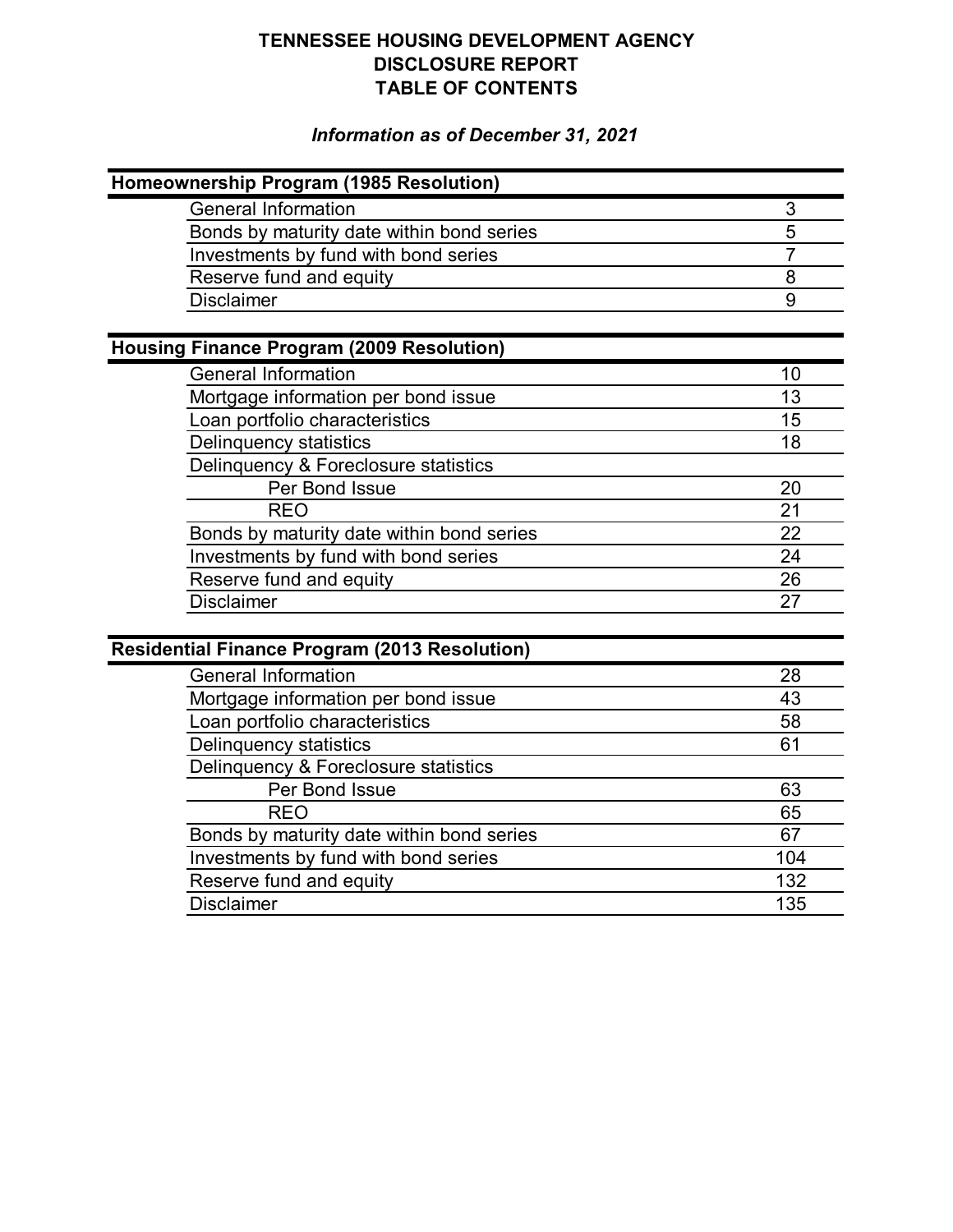# TENNESSEE HOUSING DEVELOPMENT AGENCY
# DISCLOSURE REPORT
# TABLE OF CONTENTS

***Information as of December 31, 2021***

| **Homeownership Program (1985 Resolution)** | |
|---|---|
| General Information | 3 |
| Bonds by maturity date within bond series | 5 |
| Investments by fund with bond series | 7 |
| Reserve fund and equity | 8 |
| Disclaimer | 9 |

| **Housing Finance Program (2009 Resolution)** | |
|---|---|
| General Information | 10 |
| Mortgage information per bond issue | 13 |
| Loan portfolio characteristics | 15 |
| Delinquency statistics | 18 |
| Delinquency & Foreclosure statistics | |
| Per Bond Issue | 20 |
| REO | 21 |
| Bonds by maturity date within bond series | 22 |
| Investments by fund with bond series | 24 |
| Reserve fund and equity | 26 |
| Disclaimer | 27 |

| **Residential Finance Program (2013 Resolution)** | |
|---|---|
| General Information | 28 |
| Mortgage information per bond issue | 43 |
| Loan portfolio characteristics | 58 |
| Delinquency statistics | 61 |
| Delinquency & Foreclosure statistics | |
| Per Bond Issue | 63 |
| REO | 65 |
| Bonds by maturity date within bond series | 67 |
| Investments by fund with bond series | 104 |
| Reserve fund and equity | 132 |
| Disclaimer | 135 |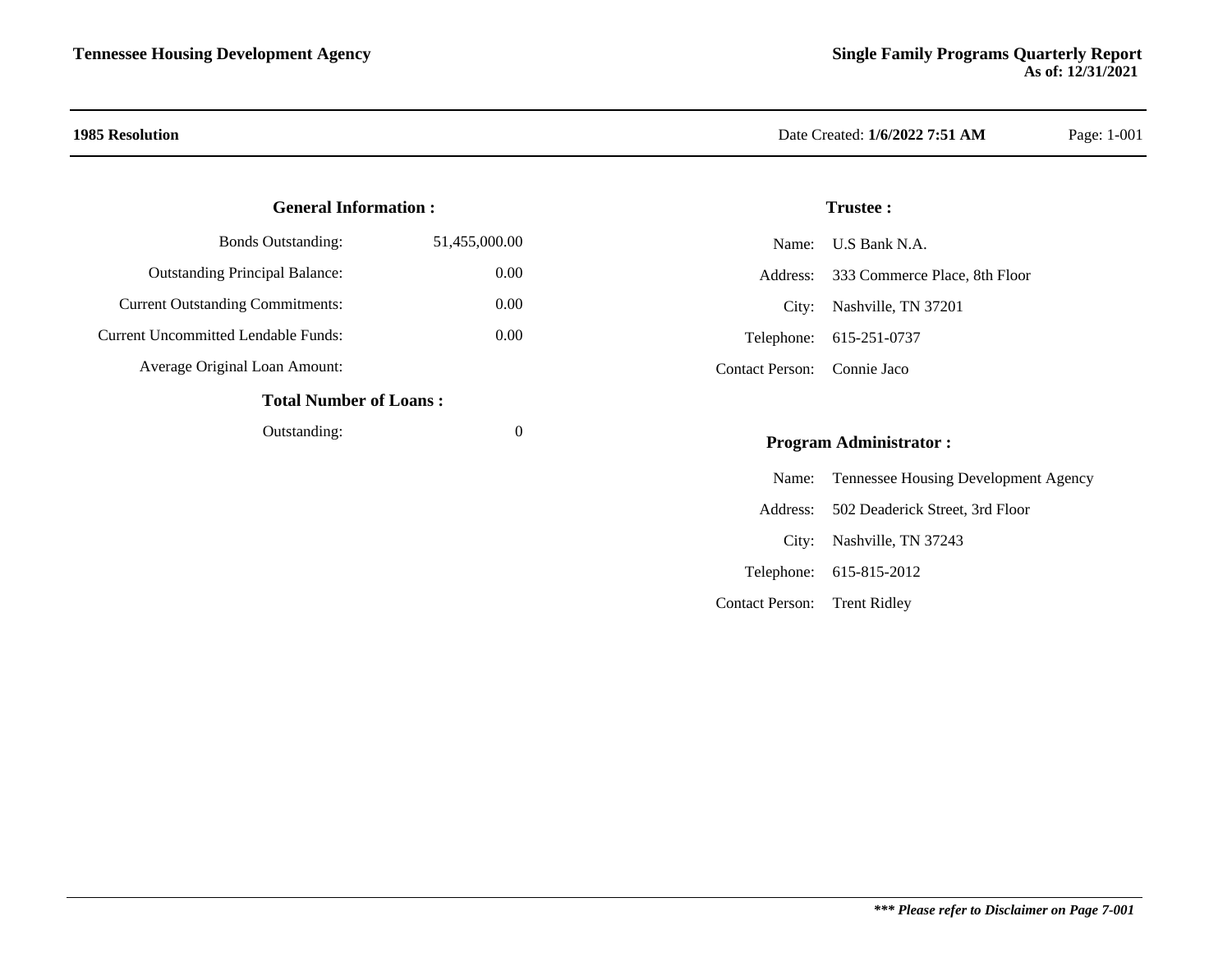## 1985 Resolution

Date Created: **1/6/2022 7:51 AM**

### General Information :

| | |
|---|---|
| Bonds Outstanding: | 51,455,000.00 |
| Outstanding Principal Balance: | 0.00 |
| Current Outstanding Commitments: | 0.00 |
| Current Uncommitted Lendable Funds: | 0.00 |
| Average Original Loan Amount: | |

### Total Number of Loans :

| | |
|---|---|
| Outstanding: | 0 |

### Trustee :

| | |
|---|---|
| Name: | U.S Bank N.A. |
| Address: | 333 Commerce Place, 8th Floor |
| City: | Nashville, TN 37201 |
| Telephone: | 615-251-0737 |
| Contact Person: | Connie Jaco |

### Program Administrator :

| | |
|---|---|
| Name: | Tennessee Housing Development Agency |
| Address: | 502 Deaderick Street, 3rd Floor |
| City: | Nashville, TN 37243 |
| Telephone: | 615-815-2012 |
| Contact Person: | Trent Ridley |

***\*\*\* Please refer to Disclaimer on Page 7-001***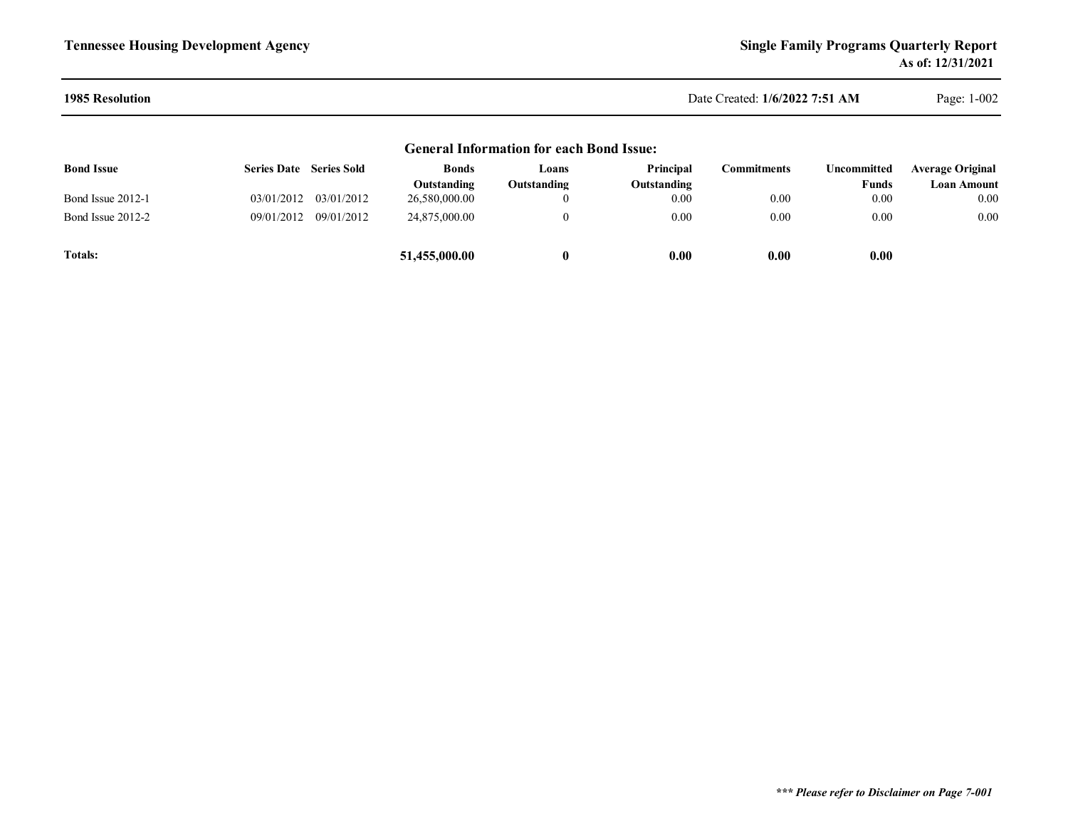**1985 Resolution**

Date Created: **1/6/2022 7:51 AM**

## General Information for each Bond Issue:

| Bond Issue | Series Date | Series Sold | Bonds Outstanding | Loans Outstanding | Principal Outstanding | Commitments | Uncommitted Funds | Average Original Loan Amount |
|---|---|---|---|---|---|---|---|---|
| Bond Issue 2012-1 | 03/01/2012 | 03/01/2012 | 26,580,000.00 | 0 | 0.00 | 0.00 | 0.00 | 0.00 |
| Bond Issue 2012-2 | 09/01/2012 | 09/01/2012 | 24,875,000.00 | 0 | 0.00 | 0.00 | 0.00 | 0.00 |
| **Totals:** | | | **51,455,000.00** | **0** | **0.00** | **0.00** | **0.00** | |

***\*\*\* Please refer to Disclaimer on Page 7-001***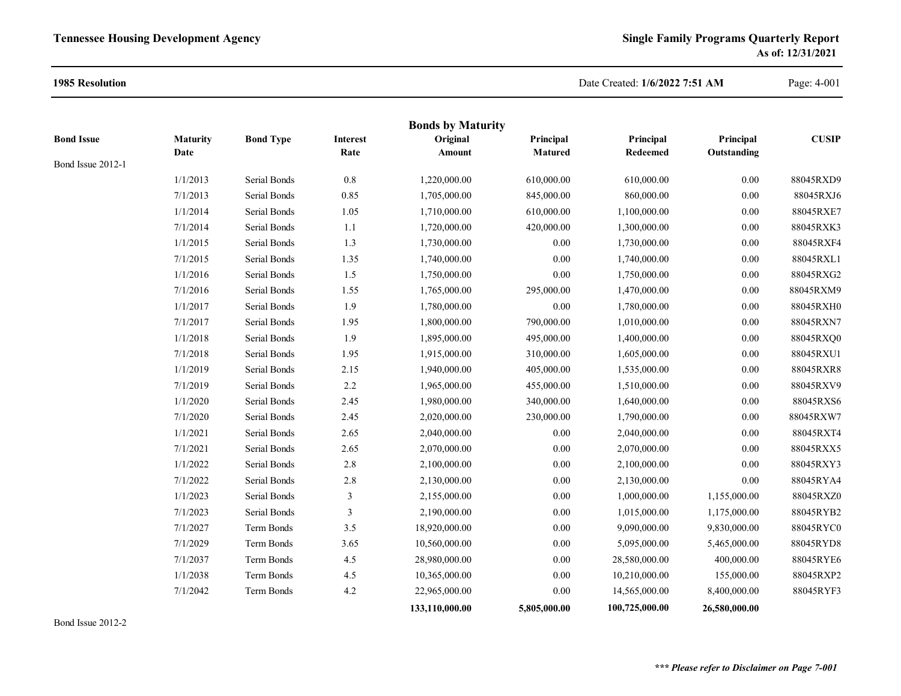## 1985 Resolution

### Bonds by Maturity

| Bond Issue | Maturity Date | Bond Type | Interest Rate | Original Amount | Principal Matured | Principal Redeemed | Principal Outstanding | CUSIP |
|---|---|---|---|---|---|---|---|---|
| Bond Issue 2012-1 | | | | | | | | |
| | 1/1/2013 | Serial Bonds | 0.8 | 1,220,000.00 | 610,000.00 | 610,000.00 | 0.00 | 88045RXD9 |
| | 7/1/2013 | Serial Bonds | 0.85 | 1,705,000.00 | 845,000.00 | 860,000.00 | 0.00 | 88045RXJ6 |
| | 1/1/2014 | Serial Bonds | 1.05 | 1,710,000.00 | 610,000.00 | 1,100,000.00 | 0.00 | 88045RXE7 |
| | 7/1/2014 | Serial Bonds | 1.1 | 1,720,000.00 | 420,000.00 | 1,300,000.00 | 0.00 | 88045RXK3 |
| | 1/1/2015 | Serial Bonds | 1.3 | 1,730,000.00 | 0.00 | 1,730,000.00 | 0.00 | 88045RXF4 |
| | 7/1/2015 | Serial Bonds | 1.35 | 1,740,000.00 | 0.00 | 1,740,000.00 | 0.00 | 88045RXL1 |
| | 1/1/2016 | Serial Bonds | 1.5 | 1,750,000.00 | 0.00 | 1,750,000.00 | 0.00 | 88045RXG2 |
| | 7/1/2016 | Serial Bonds | 1.55 | 1,765,000.00 | 295,000.00 | 1,470,000.00 | 0.00 | 88045RXM9 |
| | 1/1/2017 | Serial Bonds | 1.9 | 1,780,000.00 | 0.00 | 1,780,000.00 | 0.00 | 88045RXH0 |
| | 7/1/2017 | Serial Bonds | 1.95 | 1,800,000.00 | 790,000.00 | 1,010,000.00 | 0.00 | 88045RXN7 |
| | 1/1/2018 | Serial Bonds | 1.9 | 1,895,000.00 | 495,000.00 | 1,400,000.00 | 0.00 | 88045RXQ0 |
| | 7/1/2018 | Serial Bonds | 1.95 | 1,915,000.00 | 310,000.00 | 1,605,000.00 | 0.00 | 88045RXU1 |
| | 1/1/2019 | Serial Bonds | 2.15 | 1,940,000.00 | 405,000.00 | 1,535,000.00 | 0.00 | 88045RXR8 |
| | 7/1/2019 | Serial Bonds | 2.2 | 1,965,000.00 | 455,000.00 | 1,510,000.00 | 0.00 | 88045RXV9 |
| | 1/1/2020 | Serial Bonds | 2.45 | 1,980,000.00 | 340,000.00 | 1,640,000.00 | 0.00 | 88045RXS6 |
| | 7/1/2020 | Serial Bonds | 2.45 | 2,020,000.00 | 230,000.00 | 1,790,000.00 | 0.00 | 88045RXW7 |
| | 1/1/2021 | Serial Bonds | 2.65 | 2,040,000.00 | 0.00 | 2,040,000.00 | 0.00 | 88045RXT4 |
| | 7/1/2021 | Serial Bonds | 2.65 | 2,070,000.00 | 0.00 | 2,070,000.00 | 0.00 | 88045RXX5 |
| | 1/1/2022 | Serial Bonds | 2.8 | 2,100,000.00 | 0.00 | 2,100,000.00 | 0.00 | 88045RXY3 |
| | 7/1/2022 | Serial Bonds | 2.8 | 2,130,000.00 | 0.00 | 2,130,000.00 | 0.00 | 88045RYA4 |
| | 1/1/2023 | Serial Bonds | 3 | 2,155,000.00 | 0.00 | 1,000,000.00 | 1,155,000.00 | 88045RXZ0 |
| | 7/1/2023 | Serial Bonds | 3 | 2,190,000.00 | 0.00 | 1,015,000.00 | 1,175,000.00 | 88045RYB2 |
| | 7/1/2027 | Term Bonds | 3.5 | 18,920,000.00 | 0.00 | 9,090,000.00 | 9,830,000.00 | 88045RYC0 |
| | 7/1/2029 | Term Bonds | 3.65 | 10,560,000.00 | 0.00 | 5,095,000.00 | 5,465,000.00 | 88045RYD8 |
| | 7/1/2037 | Term Bonds | 4.5 | 28,980,000.00 | 0.00 | 28,580,000.00 | 400,000.00 | 88045RYE6 |
| | 1/1/2038 | Term Bonds | 4.5 | 10,365,000.00 | 0.00 | 10,210,000.00 | 155,000.00 | 88045RXP2 |
| | 7/1/2042 | Term Bonds | 4.2 | 22,965,000.00 | 0.00 | 14,565,000.00 | 8,400,000.00 | 88045RYF3 |
| | | | | **133,110,000.00** | **5,805,000.00** | **100,725,000.00** | **26,580,000.00** | |
| Bond Issue 2012-2 | | | | | | | | |

***\*\*\* Please refer to Disclaimer on Page 7-001***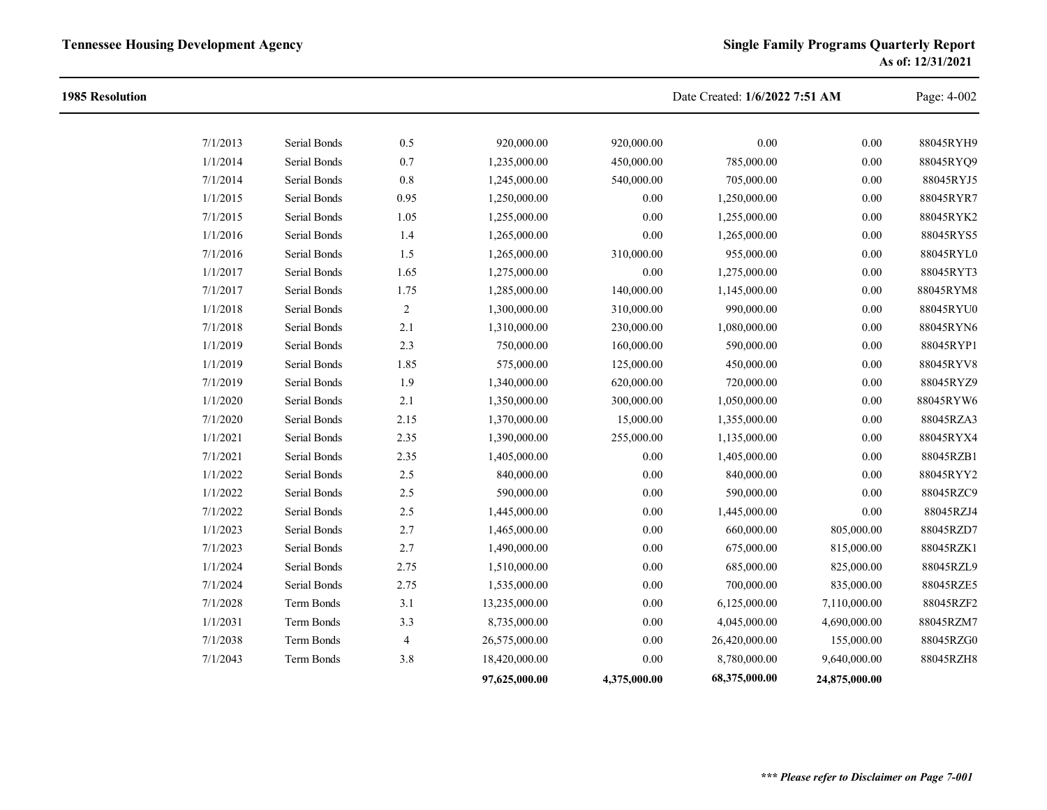**1985 Resolution**

| | | | | | | | |
|---|---|---|---|---|---|---|---|
| 7/1/2013 | Serial Bonds | 0.5 | 920,000.00 | 920,000.00 | 0.00 | 0.00 | 88045RYH9 |
| 1/1/2014 | Serial Bonds | 0.7 | 1,235,000.00 | 450,000.00 | 785,000.00 | 0.00 | 88045RYQ9 |
| 7/1/2014 | Serial Bonds | 0.8 | 1,245,000.00 | 540,000.00 | 705,000.00 | 0.00 | 88045RYJ5 |
| 1/1/2015 | Serial Bonds | 0.95 | 1,250,000.00 | 0.00 | 1,250,000.00 | 0.00 | 88045RYR7 |
| 7/1/2015 | Serial Bonds | 1.05 | 1,255,000.00 | 0.00 | 1,255,000.00 | 0.00 | 88045RYK2 |
| 1/1/2016 | Serial Bonds | 1.4 | 1,265,000.00 | 0.00 | 1,265,000.00 | 0.00 | 88045RYS5 |
| 7/1/2016 | Serial Bonds | 1.5 | 1,265,000.00 | 310,000.00 | 955,000.00 | 0.00 | 88045RYL0 |
| 1/1/2017 | Serial Bonds | 1.65 | 1,275,000.00 | 0.00 | 1,275,000.00 | 0.00 | 88045RYT3 |
| 7/1/2017 | Serial Bonds | 1.75 | 1,285,000.00 | 140,000.00 | 1,145,000.00 | 0.00 | 88045RYM8 |
| 1/1/2018 | Serial Bonds | 2 | 1,300,000.00 | 310,000.00 | 990,000.00 | 0.00 | 88045RYU0 |
| 7/1/2018 | Serial Bonds | 2.1 | 1,310,000.00 | 230,000.00 | 1,080,000.00 | 0.00 | 88045RYN6 |
| 1/1/2019 | Serial Bonds | 2.3 | 750,000.00 | 160,000.00 | 590,000.00 | 0.00 | 88045RYP1 |
| 1/1/2019 | Serial Bonds | 1.85 | 575,000.00 | 125,000.00 | 450,000.00 | 0.00 | 88045RYV8 |
| 7/1/2019 | Serial Bonds | 1.9 | 1,340,000.00 | 620,000.00 | 720,000.00 | 0.00 | 88045RYZ9 |
| 1/1/2020 | Serial Bonds | 2.1 | 1,350,000.00 | 300,000.00 | 1,050,000.00 | 0.00 | 88045RYW6 |
| 7/1/2020 | Serial Bonds | 2.15 | 1,370,000.00 | 15,000.00 | 1,355,000.00 | 0.00 | 88045RZA3 |
| 1/1/2021 | Serial Bonds | 2.35 | 1,390,000.00 | 255,000.00 | 1,135,000.00 | 0.00 | 88045RYX4 |
| 7/1/2021 | Serial Bonds | 2.35 | 1,405,000.00 | 0.00 | 1,405,000.00 | 0.00 | 88045RZB1 |
| 1/1/2022 | Serial Bonds | 2.5 | 840,000.00 | 0.00 | 840,000.00 | 0.00 | 88045RYY2 |
| 1/1/2022 | Serial Bonds | 2.5 | 590,000.00 | 0.00 | 590,000.00 | 0.00 | 88045RZC9 |
| 7/1/2022 | Serial Bonds | 2.5 | 1,445,000.00 | 0.00 | 1,445,000.00 | 0.00 | 88045RZJ4 |
| 1/1/2023 | Serial Bonds | 2.7 | 1,465,000.00 | 0.00 | 660,000.00 | 805,000.00 | 88045RZD7 |
| 7/1/2023 | Serial Bonds | 2.7 | 1,490,000.00 | 0.00 | 675,000.00 | 815,000.00 | 88045RZK1 |
| 1/1/2024 | Serial Bonds | 2.75 | 1,510,000.00 | 0.00 | 685,000.00 | 825,000.00 | 88045RZL9 |
| 7/1/2024 | Serial Bonds | 2.75 | 1,535,000.00 | 0.00 | 700,000.00 | 835,000.00 | 88045RZE5 |
| 7/1/2028 | Term Bonds | 3.1 | 13,235,000.00 | 0.00 | 6,125,000.00 | 7,110,000.00 | 88045RZF2 |
| 1/1/2031 | Term Bonds | 3.3 | 8,735,000.00 | 0.00 | 4,045,000.00 | 4,690,000.00 | 88045RZM7 |
| 7/1/2038 | Term Bonds | 4 | 26,575,000.00 | 0.00 | 26,420,000.00 | 155,000.00 | 88045RZG0 |
| 7/1/2043 | Term Bonds | 3.8 | 18,420,000.00 | 0.00 | 8,780,000.00 | 9,640,000.00 | 88045RZH8 |
| | | | **97,625,000.00** | **4,375,000.00** | **68,375,000.00** | **24,875,000.00** | |

***\*\*\* Please refer to Disclaimer on Page 7-001***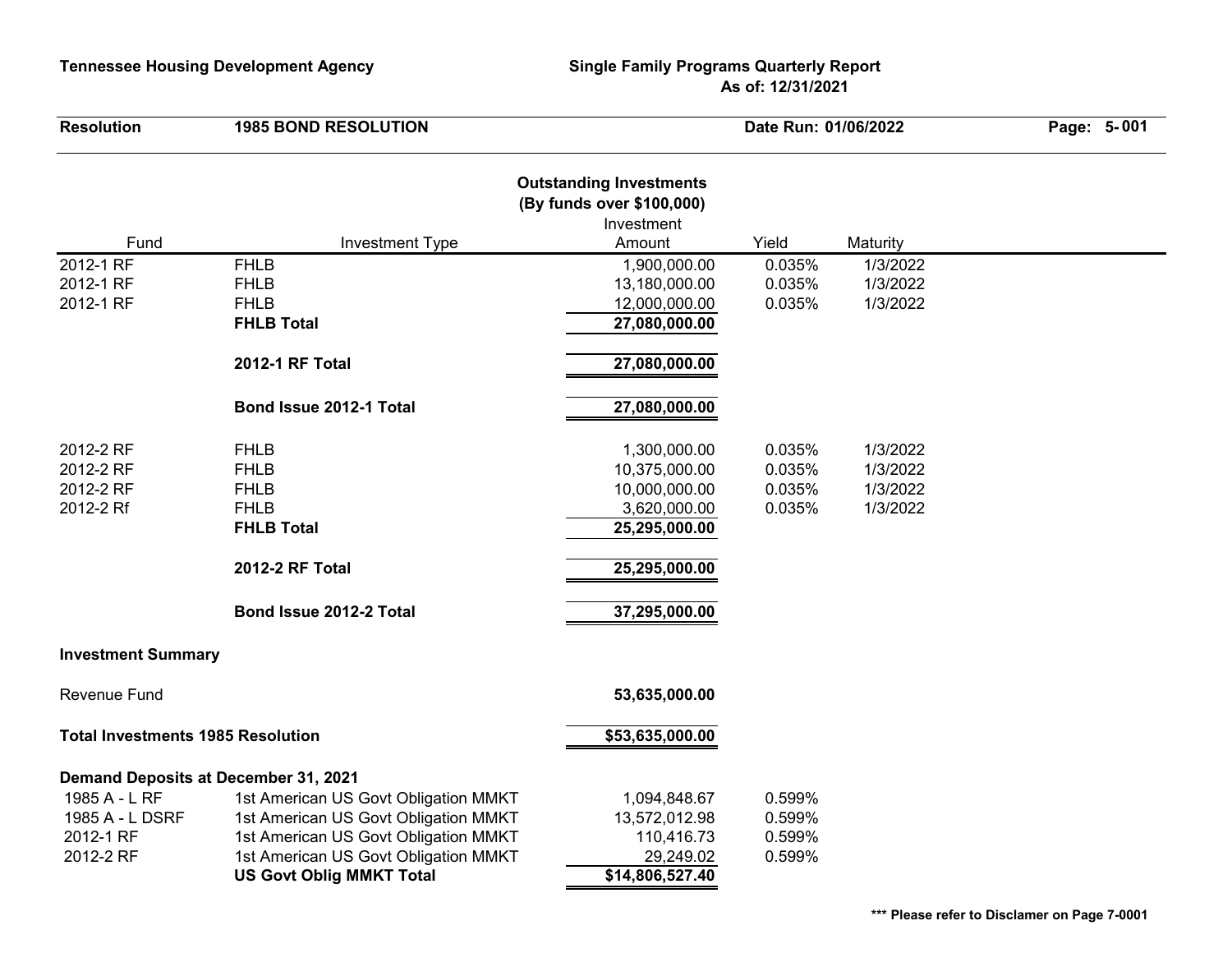**Tennessee Housing Development Agency**

**Single Family Programs Quarterly Report**
**As of: 12/31/2021**

| **Resolution** | **1985 BOND RESOLUTION** | **Date Run: 01/06/2022** |
|---|---|---|

## Outstanding Investments
### (By funds over $100,000)

| Fund | Investment Type | Investment Amount | Yield | Maturity |
|---|---|---|---|---|
| 2012-1 RF | FHLB | 1,900,000.00 | 0.035% | 1/3/2022 |
| 2012-1 RF | FHLB | 13,180,000.00 | 0.035% | 1/3/2022 |
| 2012-1 RF | FHLB | 12,000,000.00 | 0.035% | 1/3/2022 |
| | **FHLB Total** | **27,080,000.00** | | |
| | **2012-1 RF Total** | **27,080,000.00** | | |
| | **Bond Issue 2012-1 Total** | **27,080,000.00** | | |
| 2012-2 RF | FHLB | 1,300,000.00 | 0.035% | 1/3/2022 |
| 2012-2 RF | FHLB | 10,375,000.00 | 0.035% | 1/3/2022 |
| 2012-2 RF | FHLB | 10,000,000.00 | 0.035% | 1/3/2022 |
| 2012-2 Rf | FHLB | 3,620,000.00 | 0.035% | 1/3/2022 |
| | **FHLB Total** | **25,295,000.00** | | |
| | **2012-2 RF Total** | **25,295,000.00** | | |
| | **Bond Issue 2012-2 Total** | **37,295,000.00** | | |

**Investment Summary**

| | | |
|---|---|---|
| Revenue Fund | | **53,635,000.00** |
| **Total Investments 1985 Resolution** | | **$53,635,000.00** |

**Demand Deposits at December 31, 2021**

| Fund | Investment Type | Amount | Yield |
|---|---|---|---|
| 1985 A - L RF | 1st American US Govt Obligation MMKT | 1,094,848.67 | 0.599% |
| 1985 A - L DSRF | 1st American US Govt Obligation MMKT | 13,572,012.98 | 0.599% |
| 2012-1 RF | 1st American US Govt Obligation MMKT | 110,416.73 | 0.599% |
| 2012-2 RF | 1st American US Govt Obligation MMKT | 29,249.02 | 0.599% |
| | **US Govt Oblig MMKT Total** | **$14,806,527.40** | |

*** Please refer to Disclamer on Page 7-0001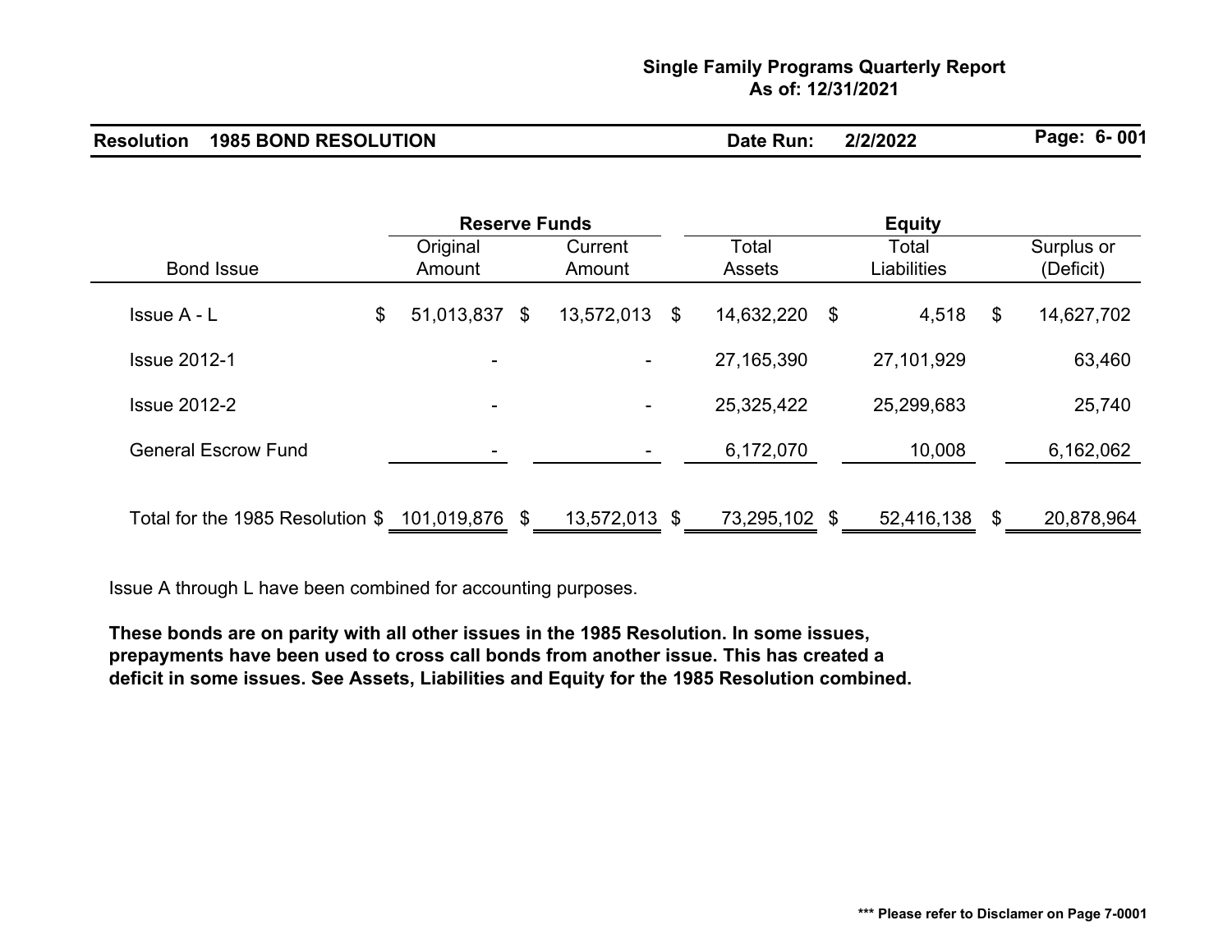**Single Family Programs Quarterly Report**
**As of: 12/31/2021**

**Resolution 1985 BOND RESOLUTION** **Date Run: 2/2/2022**

| Bond Issue | Reserve Funds | | Equity | | |
|---|---|---|---|---|---|
| | Original Amount | Current Amount | Total Assets | Total Liabilities | Surplus or (Deficit) |
| Issue A - L | $ 51,013,837 | $ 13,572,013 | $ 14,632,220 | $ 4,518 | $ 14,627,702 |
| Issue 2012-1 | - | - | 27,165,390 | 27,101,929 | 63,460 |
| Issue 2012-2 | - | - | 25,325,422 | 25,299,683 | 25,740 |
| General Escrow Fund | - | - | 6,172,070 | 10,008 | 6,162,062 |
| Total for the 1985 Resolution | $ 101,019,876 | $ 13,572,013 | $ 73,295,102 | $ 52,416,138 | $ 20,878,964 |

Issue A through L have been combined for accounting purposes.

**These bonds are on parity with all other issues in the 1985 Resolution. In some issues, prepayments have been used to cross call bonds from another issue. This has created a deficit in some issues. See Assets, Liabilities and Equity for the 1985 Resolution combined.**

**\*\*\* Please refer to Disclamer on Page 7-0001**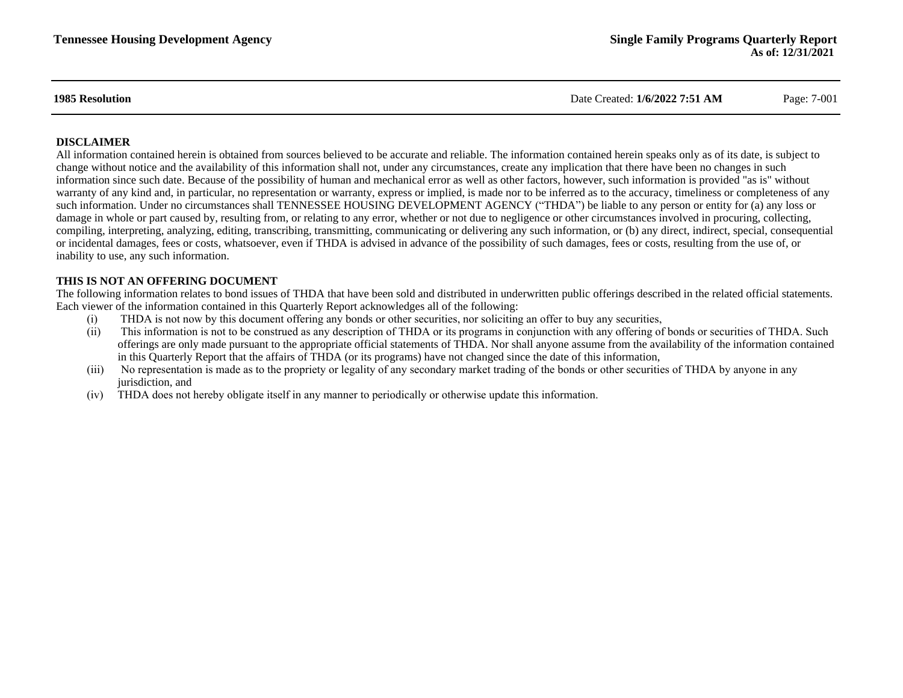**1985 Resolution**

Date Created: **1/6/2022 7:51 AM**

## DISCLAIMER

All information contained herein is obtained from sources believed to be accurate and reliable. The information contained herein speaks only as of its date, is subject to change without notice and the availability of this information shall not, under any circumstances, create any implication that there have been no changes in such information since such date. Because of the possibility of human and mechanical error as well as other factors, however, such information is provided "as is" without warranty of any kind and, in particular, no representation or warranty, express or implied, is made nor to be inferred as to the accuracy, timeliness or completeness of any such information. Under no circumstances shall TENNESSEE HOUSING DEVELOPMENT AGENCY ("THDA") be liable to any person or entity for (a) any loss or damage in whole or part caused by, resulting from, or relating to any error, whether or not due to negligence or other circumstances involved in procuring, collecting, compiling, interpreting, analyzing, editing, transcribing, transmitting, communicating or delivering any such information, or (b) any direct, indirect, special, consequential or incidental damages, fees or costs, whatsoever, even if THDA is advised in advance of the possibility of such damages, fees or costs, resulting from the use of, or inability to use, any such information.

## THIS IS NOT AN OFFERING DOCUMENT

The following information relates to bond issues of THDA that have been sold and distributed in underwritten public offerings described in the related official statements. Each viewer of the information contained in this Quarterly Report acknowledges all of the following:

- (i) THDA is not now by this document offering any bonds or other securities, nor soliciting an offer to buy any securities,
- (ii) This information is not to be construed as any description of THDA or its programs in conjunction with any offering of bonds or securities of THDA. Such offerings are only made pursuant to the appropriate official statements of THDA. Nor shall anyone assume from the availability of the information contained in this Quarterly Report that the affairs of THDA (or its programs) have not changed since the date of this information,
- (iii) No representation is made as to the propriety or legality of any secondary market trading of the bonds or other securities of THDA by anyone in any jurisdiction, and
- (iv) THDA does not hereby obligate itself in any manner to periodically or otherwise update this information.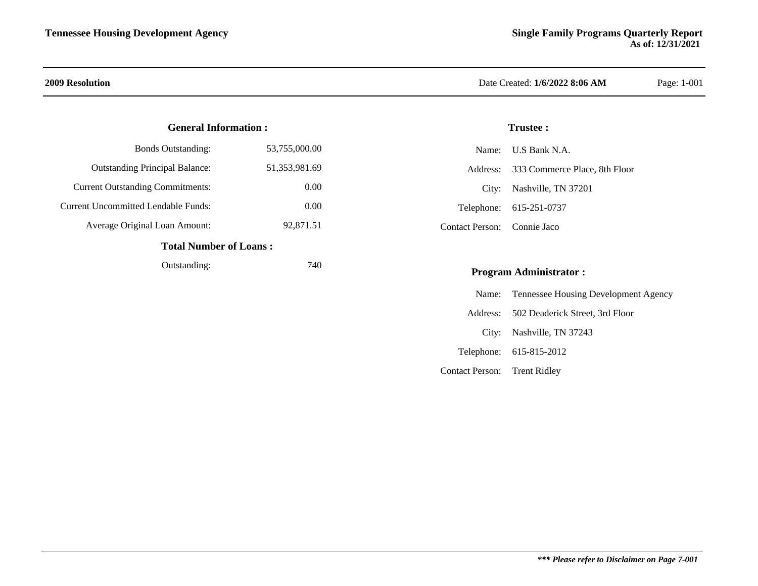**2009 Resolution**

Date Created: **1/6/2022 8:06 AM**

### General Information :

| | |
|---|---|
| Bonds Outstanding: | 53,755,000.00 |
| Outstanding Principal Balance: | 51,353,981.69 |
| Current Outstanding Commitments: | 0.00 |
| Current Uncommitted Lendable Funds: | 0.00 |
| Average Original Loan Amount: | 92,871.51 |

### Total Number of Loans :

| | |
|---|---|
| Outstanding: | 740 |

### Trustee :

| | |
|---|---|
| Name: | U.S Bank N.A. |
| Address: | 333 Commerce Place, 8th Floor |
| City: | Nashville, TN 37201 |
| Telephone: | 615-251-0737 |
| Contact Person: | Connie Jaco |

### Program Administrator :

| | |
|---|---|
| Name: | Tennessee Housing Development Agency |
| Address: | 502 Deaderick Street, 3rd Floor |
| City: | Nashville, TN 37243 |
| Telephone: | 615-815-2012 |
| Contact Person: | Trent Ridley |

***\*\*\* Please refer to Disclaimer on Page 7-001***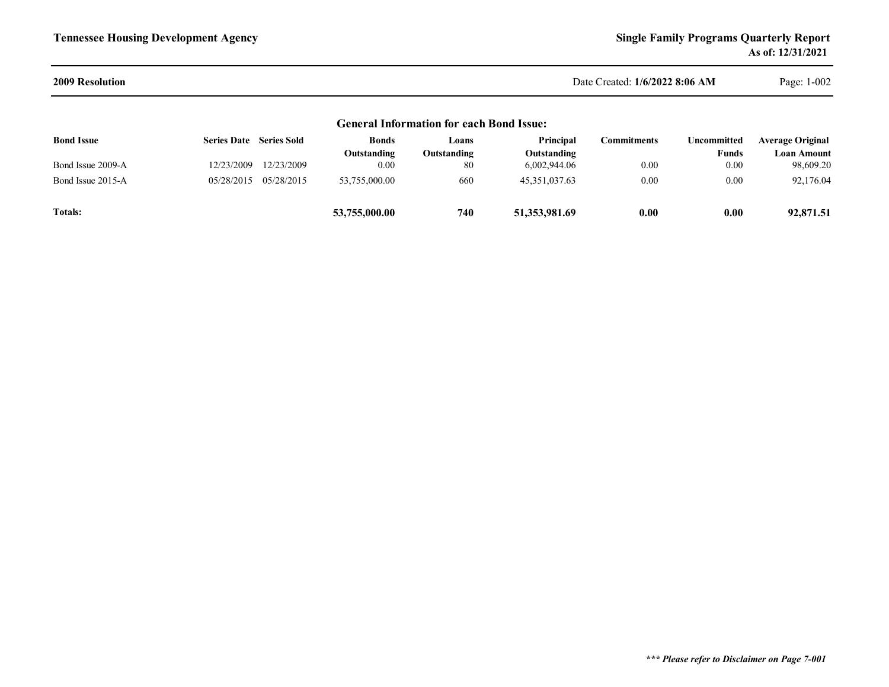## 2009 Resolution

### General Information for each Bond Issue:

| Bond Issue | Series Date | Series Sold | Bonds Outstanding | Loans Outstanding | Principal Outstanding | Commitments | Uncommitted Funds | Average Original Loan Amount |
|---|---|---|---|---|---|---|---|---|
| Bond Issue 2009-A | 12/23/2009 | 12/23/2009 | 0.00 | 80 | 6,002,944.06 | 0.00 | 0.00 | 98,609.20 |
| Bond Issue 2015-A | 05/28/2015 | 05/28/2015 | 53,755,000.00 | 660 | 45,351,037.63 | 0.00 | 0.00 | 92,176.04 |
| **Totals:** | | | **53,755,000.00** | **740** | **51,353,981.69** | **0.00** | **0.00** | **92,871.51** |

***\*\*\* Please refer to Disclaimer on Page 7-001***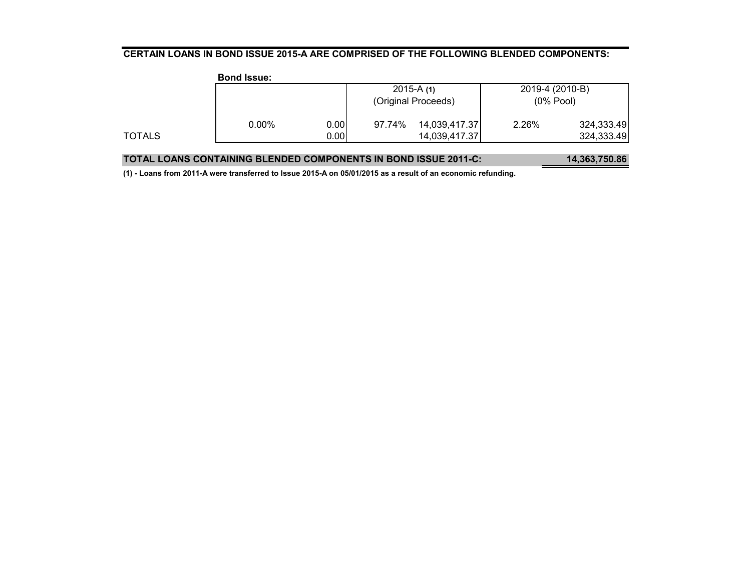**CERTAIN LOANS IN BOND ISSUE 2015-A ARE COMPRISED OF THE FOLLOWING BLENDED COMPONENTS:**

| Bond Issue: | | | 2015-A (1) (Original Proceeds) | | 2019-4 (2010-B) (0% Pool) | |
|---|---|---|---|---|---|---|
| | 0.00% | 0.00 | 97.74% | 14,039,417.37 | 2.26% | 324,333.49 |
| TOTALS | | 0.00 | | 14,039,417.37 | | 324,333.49 |

**TOTAL LOANS CONTAINING BLENDED COMPONENTS IN BOND ISSUE 2011-C:** **14,363,750.86**

**(1) - Loans from 2011-A were transferred to Issue 2015-A on 05/01/2015 as a result of an economic refunding.**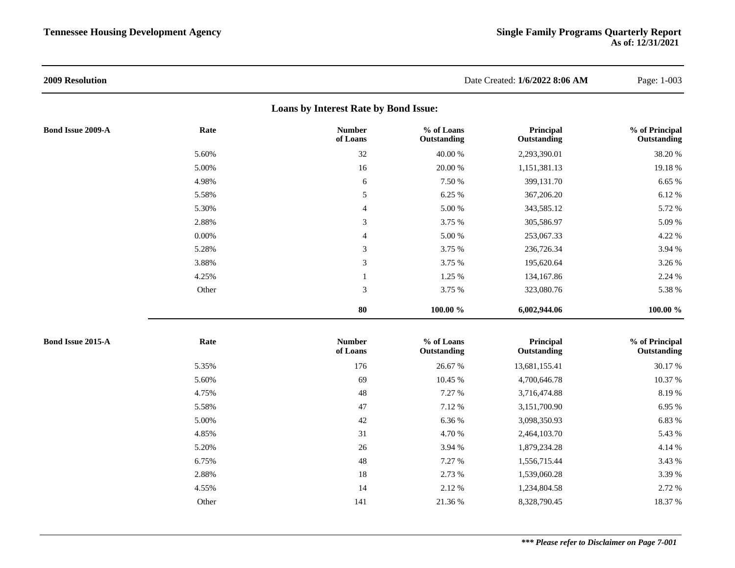**2009 Resolution** Date Created: **1/6/2022 8:06 AM**

## Loans by Interest Rate by Bond Issue:

**Bond Issue 2009-A**

| Rate | Number of Loans | % of Loans Outstanding | Principal Outstanding | % of Principal Outstanding |
|---|---|---|---|---|
| 5.60% | 32 | 40.00 % | 2,293,390.01 | 38.20 % |
| 5.00% | 16 | 20.00 % | 1,151,381.13 | 19.18 % |
| 4.98% | 6 | 7.50 % | 399,131.70 | 6.65 % |
| 5.58% | 5 | 6.25 % | 367,206.20 | 6.12 % |
| 5.30% | 4 | 5.00 % | 343,585.12 | 5.72 % |
| 2.88% | 3 | 3.75 % | 305,586.97 | 5.09 % |
| 0.00% | 4 | 5.00 % | 253,067.33 | 4.22 % |
| 5.28% | 3 | 3.75 % | 236,726.34 | 3.94 % |
| 3.88% | 3 | 3.75 % | 195,620.64 | 3.26 % |
| 4.25% | 1 | 1.25 % | 134,167.86 | 2.24 % |
| Other | 3 | 3.75 % | 323,080.76 | 5.38 % |
| | **80** | **100.00 %** | **6,002,944.06** | **100.00 %** |

**Bond Issue 2015-A**

| Rate | Number of Loans | % of Loans Outstanding | Principal Outstanding | % of Principal Outstanding |
|---|---|---|---|---|
| 5.35% | 176 | 26.67 % | 13,681,155.41 | 30.17 % |
| 5.60% | 69 | 10.45 % | 4,700,646.78 | 10.37 % |
| 4.75% | 48 | 7.27 % | 3,716,474.88 | 8.19 % |
| 5.58% | 47 | 7.12 % | 3,151,700.90 | 6.95 % |
| 5.00% | 42 | 6.36 % | 3,098,350.93 | 6.83 % |
| 4.85% | 31 | 4.70 % | 2,464,103.70 | 5.43 % |
| 5.20% | 26 | 3.94 % | 1,879,234.28 | 4.14 % |
| 6.75% | 48 | 7.27 % | 1,556,715.44 | 3.43 % |
| 2.88% | 18 | 2.73 % | 1,539,060.28 | 3.39 % |
| 4.55% | 14 | 2.12 % | 1,234,804.58 | 2.72 % |
| Other | 141 | 21.36 % | 8,328,790.45 | 18.37 % |

***\*\*\* Please refer to Disclaimer on Page 7-001***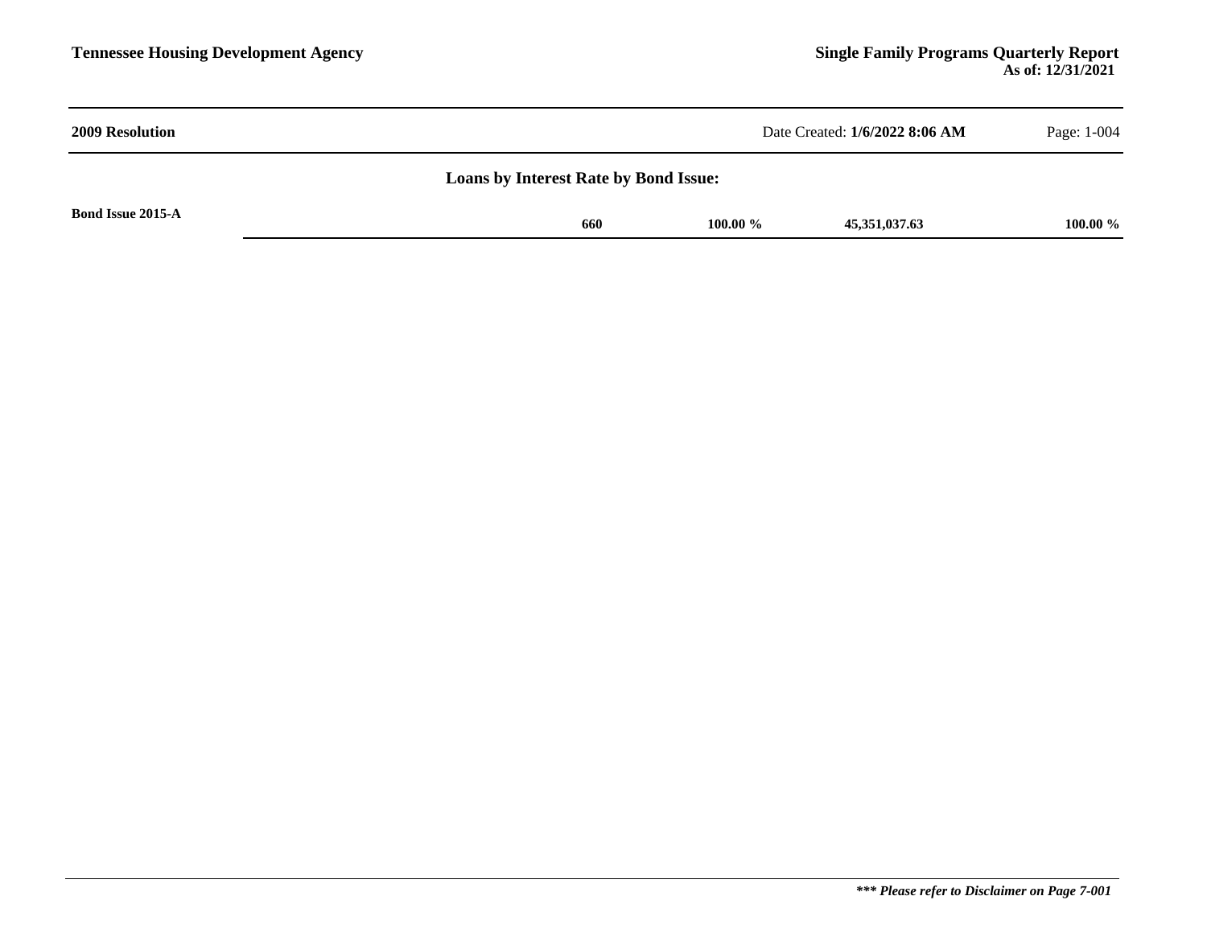**2009 Resolution** Date Created: **1/6/2022 8:06 AM**

## Loans by Interest Rate by Bond Issue:

| Bond Issue 2015-A | | | | |
|---|---|---|---|---|
| | **660** | **100.00 %** | **45,351,037.63** | **100.00 %** |

***\*\*\* Please refer to Disclaimer on Page 7-001***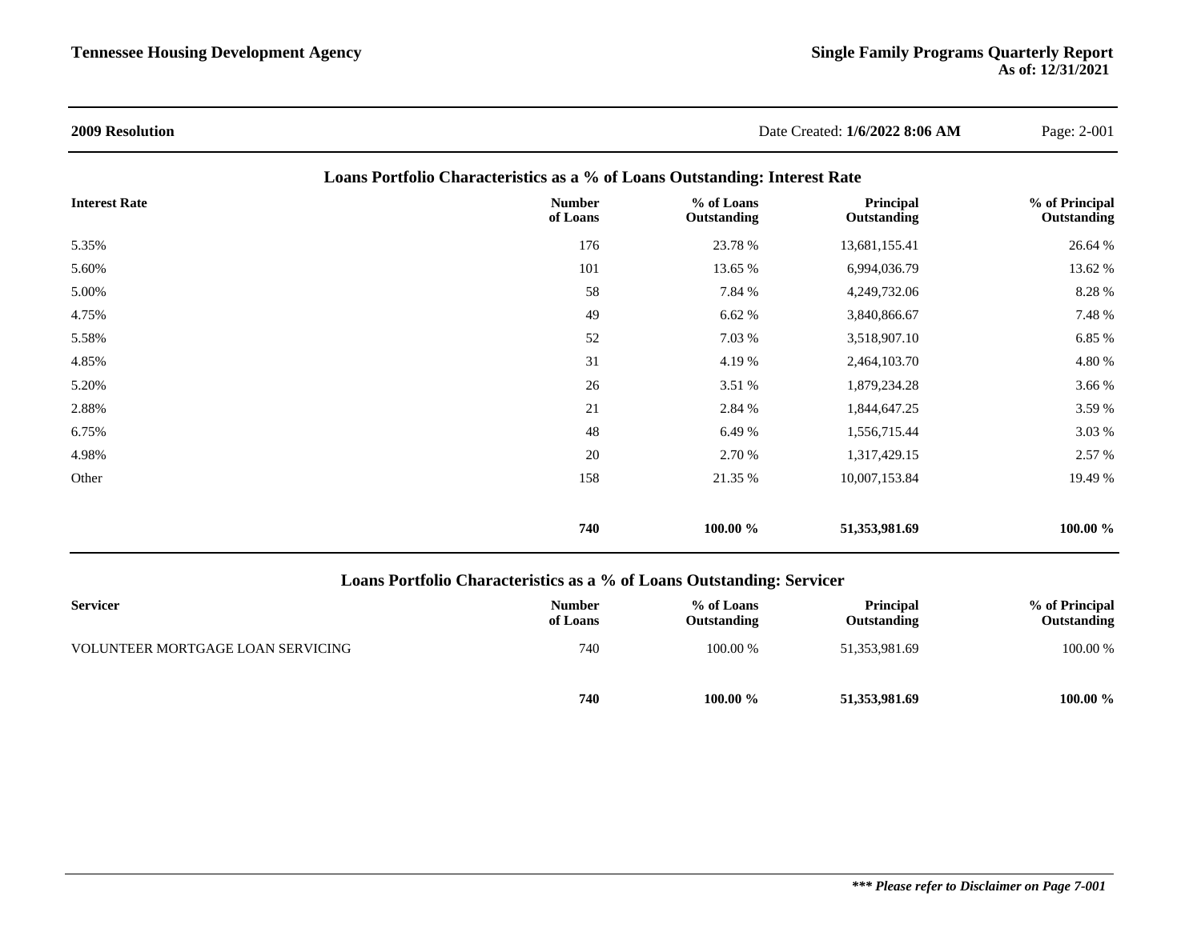**2009 Resolution**

Date Created: **1/6/2022 8:06 AM**

## Loans Portfolio Characteristics as a % of Loans Outstanding: Interest Rate

| Interest Rate | Number of Loans | % of Loans Outstanding | Principal Outstanding | % of Principal Outstanding |
|---|---|---|---|---|
| 5.35% | 176 | 23.78 % | 13,681,155.41 | 26.64 % |
| 5.60% | 101 | 13.65 % | 6,994,036.79 | 13.62 % |
| 5.00% | 58 | 7.84 % | 4,249,732.06 | 8.28 % |
| 4.75% | 49 | 6.62 % | 3,840,866.67 | 7.48 % |
| 5.58% | 52 | 7.03 % | 3,518,907.10 | 6.85 % |
| 4.85% | 31 | 4.19 % | 2,464,103.70 | 4.80 % |
| 5.20% | 26 | 3.51 % | 1,879,234.28 | 3.66 % |
| 2.88% | 21 | 2.84 % | 1,844,647.25 | 3.59 % |
| 6.75% | 48 | 6.49 % | 1,556,715.44 | 3.03 % |
| 4.98% | 20 | 2.70 % | 1,317,429.15 | 2.57 % |
| Other | 158 | 21.35 % | 10,007,153.84 | 19.49 % |
| | **740** | **100.00 %** | **51,353,981.69** | **100.00 %** |

## Loans Portfolio Characteristics as a % of Loans Outstanding: Servicer

| Servicer | Number of Loans | % of Loans Outstanding | Principal Outstanding | % of Principal Outstanding |
|---|---|---|---|---|
| VOLUNTEER MORTGAGE LOAN SERVICING | 740 | 100.00 % | 51,353,981.69 | 100.00 % |
| | **740** | **100.00 %** | **51,353,981.69** | **100.00 %** |

***\*\*\* Please refer to Disclaimer on Page 7-001***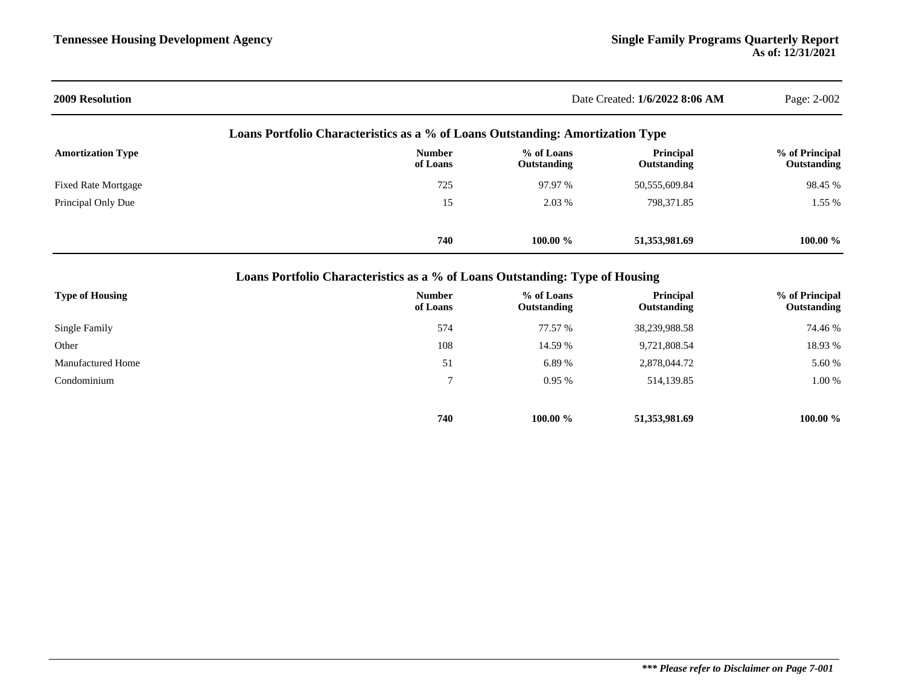**2009 Resolution** Date Created: **1/6/2022 8:06 AM**

## Loans Portfolio Characteristics as a % of Loans Outstanding: Amortization Type

| Amortization Type | Number of Loans | % of Loans Outstanding | Principal Outstanding | % of Principal Outstanding |
|---|---|---|---|---|
| Fixed Rate Mortgage | 725 | 97.97 % | 50,555,609.84 | 98.45 % |
| Principal Only Due | 15 | 2.03 % | 798,371.85 | 1.55 % |
| | **740** | **100.00 %** | **51,353,981.69** | **100.00 %** |

## Loans Portfolio Characteristics as a % of Loans Outstanding: Type of Housing

| Type of Housing | Number of Loans | % of Loans Outstanding | Principal Outstanding | % of Principal Outstanding |
|---|---|---|---|---|
| Single Family | 574 | 77.57 % | 38,239,988.58 | 74.46 % |
| Other | 108 | 14.59 % | 9,721,808.54 | 18.93 % |
| Manufactured Home | 51 | 6.89 % | 2,878,044.72 | 5.60 % |
| Condominium | 7 | 0.95 % | 514,139.85 | 1.00 % |
| | **740** | **100.00 %** | **51,353,981.69** | **100.00 %** |

***\*\*\* Please refer to Disclaimer on Page 7-001***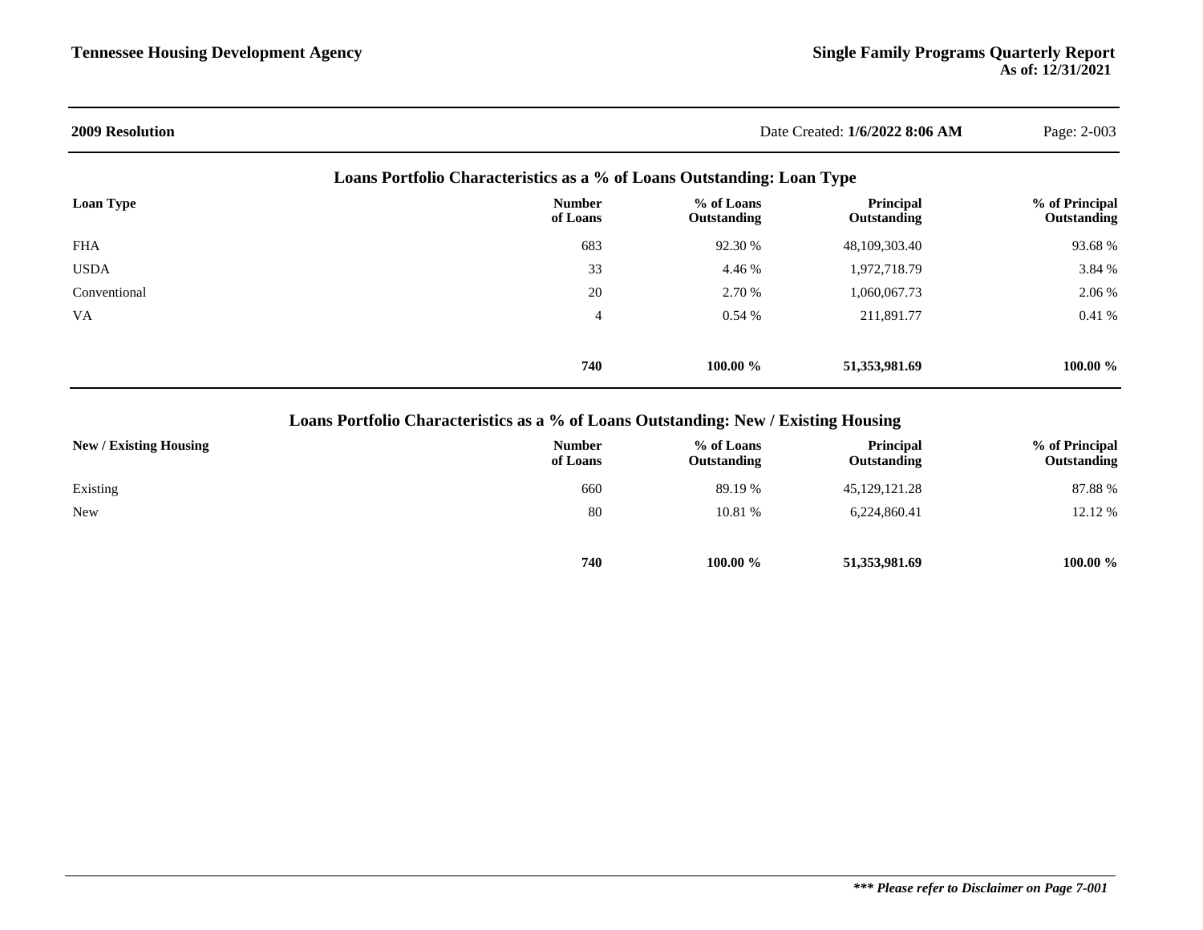**2009 Resolution**

Date Created: **1/6/2022 8:06 AM**

## Loans Portfolio Characteristics as a % of Loans Outstanding: Loan Type

| Loan Type | Number of Loans | % of Loans Outstanding | Principal Outstanding | % of Principal Outstanding |
|---|---|---|---|---|
| FHA | 683 | 92.30 % | 48,109,303.40 | 93.68 % |
| USDA | 33 | 4.46 % | 1,972,718.79 | 3.84 % |
| Conventional | 20 | 2.70 % | 1,060,067.73 | 2.06 % |
| VA | 4 | 0.54 % | 211,891.77 | 0.41 % |
| | **740** | **100.00 %** | **51,353,981.69** | **100.00 %** |

## Loans Portfolio Characteristics as a % of Loans Outstanding: New / Existing Housing

| New / Existing Housing | Number of Loans | % of Loans Outstanding | Principal Outstanding | % of Principal Outstanding |
|---|---|---|---|---|
| Existing | 660 | 89.19 % | 45,129,121.28 | 87.88 % |
| New | 80 | 10.81 % | 6,224,860.41 | 12.12 % |
| | **740** | **100.00 %** | **51,353,981.69** | **100.00 %** |

***\*\*\* Please refer to Disclaimer on Page 7-001***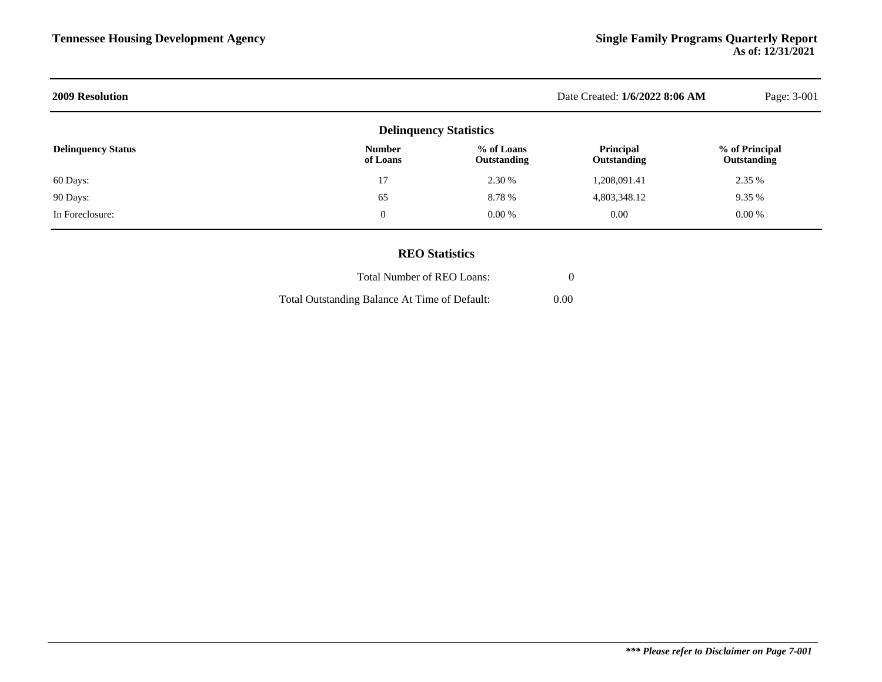## 2009 Resolution

Date Created: **1/6/2022 8:06 AM**

### Delinquency Statistics

| Delinquency Status | Number of Loans | % of Loans Outstanding | Principal Outstanding | % of Principal Outstanding |
|---|---|---|---|---|
| 60 Days: | 17 | 2.30 % | 1,208,091.41 | 2.35 % |
| 90 Days: | 65 | 8.78 % | 4,803,348.12 | 9.35 % |
| In Foreclosure: | 0 | 0.00 % | 0.00 | 0.00 % |

### REO Statistics

| | |
|---|---|
| Total Number of REO Loans: | 0 |
| Total Outstanding Balance At Time of Default: | 0.00 |

***\*\*\* Please refer to Disclaimer on Page 7-001***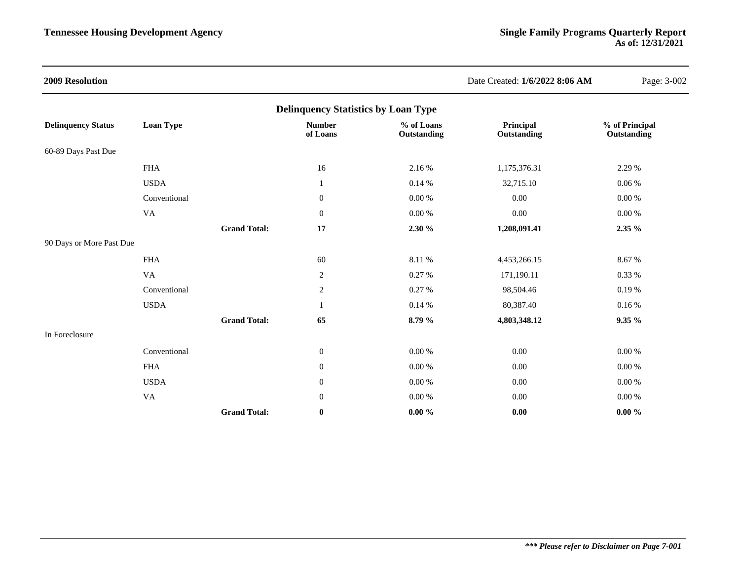## 2009 Resolution

Date Created: **1/6/2022 8:06 AM**

### Delinquency Statistics by Loan Type

| Delinquency Status | Loan Type | | Number of Loans | % of Loans Outstanding | Principal Outstanding | % of Principal Outstanding |
|---|---|---|---|---|---|---|
| 60-89 Days Past Due | | | | | | |
| | FHA | | 16 | 2.16 % | 1,175,376.31 | 2.29 % |
| | USDA | | 1 | 0.14 % | 32,715.10 | 0.06 % |
| | Conventional | | 0 | 0.00 % | 0.00 | 0.00 % |
| | VA | | 0 | 0.00 % | 0.00 | 0.00 % |
| | | **Grand Total:** | **17** | **2.30 %** | **1,208,091.41** | **2.35 %** |
| 90 Days or More Past Due | | | | | | |
| | FHA | | 60 | 8.11 % | 4,453,266.15 | 8.67 % |
| | VA | | 2 | 0.27 % | 171,190.11 | 0.33 % |
| | Conventional | | 2 | 0.27 % | 98,504.46 | 0.19 % |
| | USDA | | 1 | 0.14 % | 80,387.40 | 0.16 % |
| | | **Grand Total:** | **65** | **8.79 %** | **4,803,348.12** | **9.35 %** |
| In Foreclosure | | | | | | |
| | Conventional | | 0 | 0.00 % | 0.00 | 0.00 % |
| | FHA | | 0 | 0.00 % | 0.00 | 0.00 % |
| | USDA | | 0 | 0.00 % | 0.00 | 0.00 % |
| | VA | | 0 | 0.00 % | 0.00 | 0.00 % |
| | | **Grand Total:** | **0** | **0.00 %** | **0.00** | **0.00 %** |

***\*\*\* Please refer to Disclaimer on Page 7-001***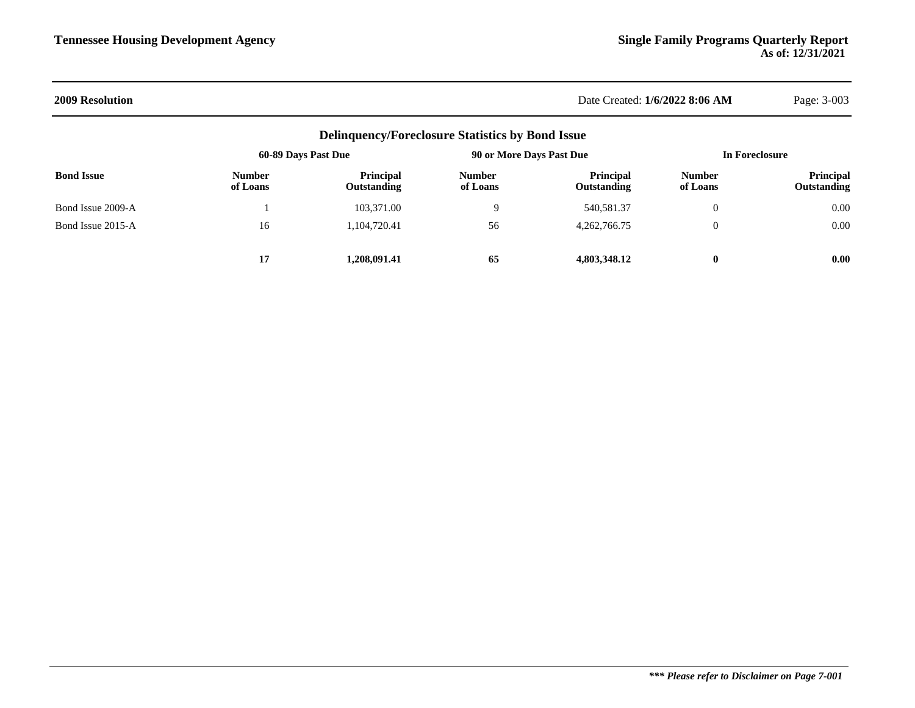## 2009 Resolution

### Delinquency/Foreclosure Statistics by Bond Issue

| Bond Issue | 60-89 Days Past Due | | 90 or More Days Past Due | | In Foreclosure | |
|---|---|---|---|---|---|---|
| | Number of Loans | Principal Outstanding | Number of Loans | Principal Outstanding | Number of Loans | Principal Outstanding |
| Bond Issue 2009-A | 1 | 103,371.00 | 9 | 540,581.37 | 0 | 0.00 |
| Bond Issue 2015-A | 16 | 1,104,720.41 | 56 | 4,262,766.75 | 0 | 0.00 |
| | **17** | **1,208,091.41** | **65** | **4,803,348.12** | **0** | **0.00** |

****** Please refer to Disclaimer on Page 7-001***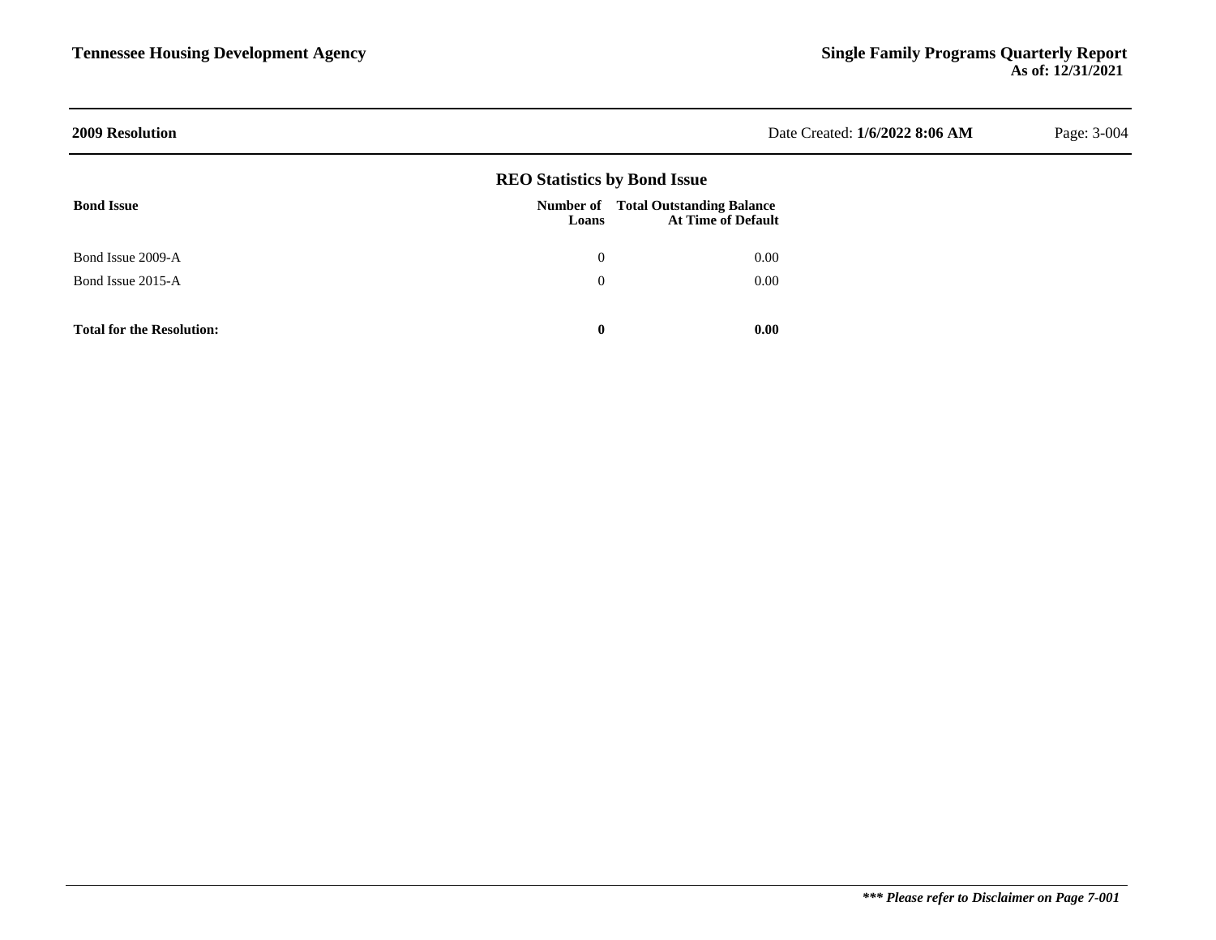## 2009 Resolution

Date Created: **1/6/2022 8:06 AM**

### REO Statistics by Bond Issue

| Bond Issue | Number of Loans | Total Outstanding Balance At Time of Default |
|---|---|---|
| Bond Issue 2009-A | 0 | 0.00 |
| Bond Issue 2015-A | 0 | 0.00 |
| **Total for the Resolution:** | **0** | **0.00** |

***\*\*\* Please refer to Disclaimer on Page 7-001***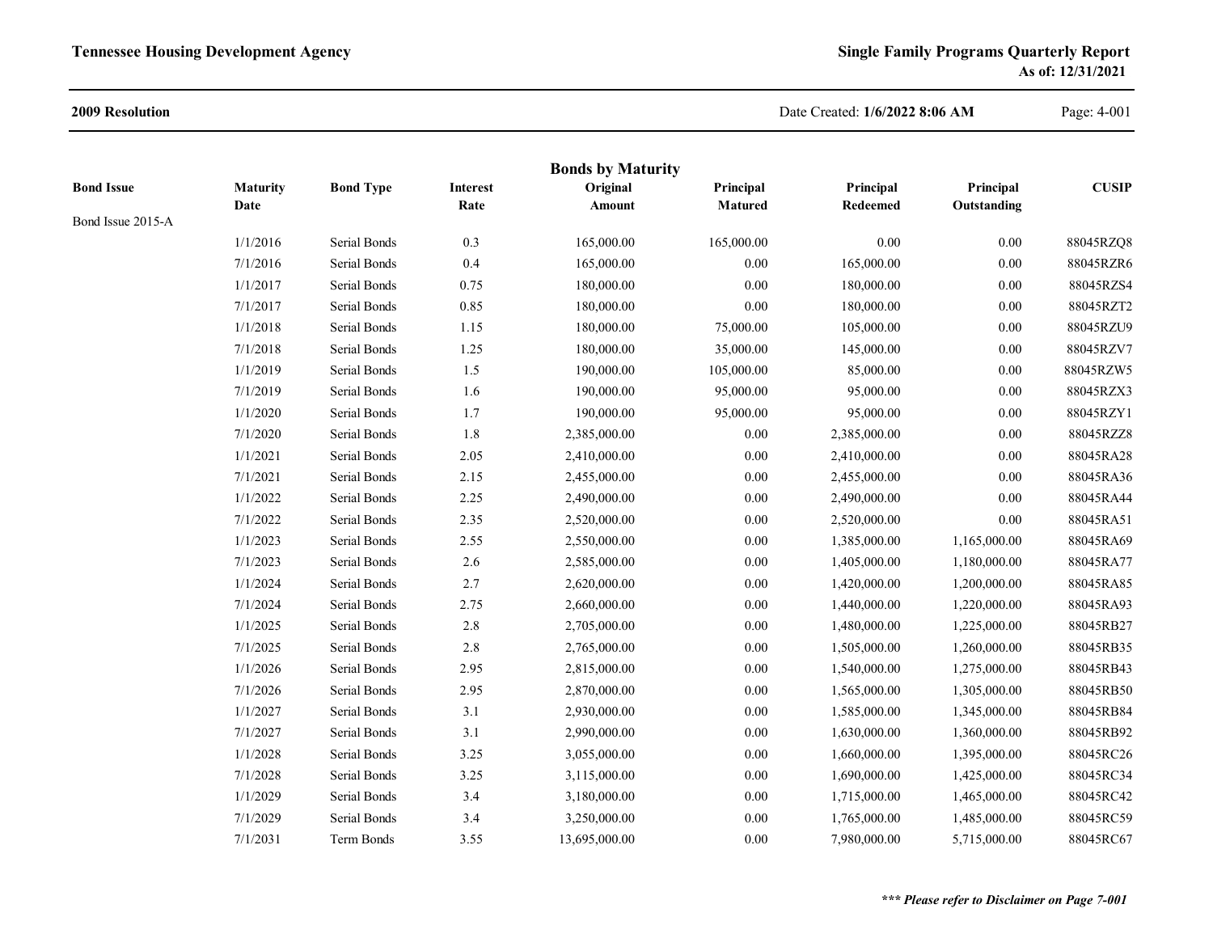**2009 Resolution**

## Bonds by Maturity

| Bond Issue | Maturity Date | Bond Type | Interest Rate | Original Amount | Principal Matured | Principal Redeemed | Principal Outstanding | CUSIP |
|---|---|---|---|---|---|---|---|---|
| Bond Issue 2015-A | | | | | | | | |
| | 1/1/2016 | Serial Bonds | 0.3 | 165,000.00 | 165,000.00 | 0.00 | 0.00 | 88045RZQ8 |
| | 7/1/2016 | Serial Bonds | 0.4 | 165,000.00 | 0.00 | 165,000.00 | 0.00 | 88045RZR6 |
| | 1/1/2017 | Serial Bonds | 0.75 | 180,000.00 | 0.00 | 180,000.00 | 0.00 | 88045RZS4 |
| | 7/1/2017 | Serial Bonds | 0.85 | 180,000.00 | 0.00 | 180,000.00 | 0.00 | 88045RZT2 |
| | 1/1/2018 | Serial Bonds | 1.15 | 180,000.00 | 75,000.00 | 105,000.00 | 0.00 | 88045RZU9 |
| | 7/1/2018 | Serial Bonds | 1.25 | 180,000.00 | 35,000.00 | 145,000.00 | 0.00 | 88045RZV7 |
| | 1/1/2019 | Serial Bonds | 1.5 | 190,000.00 | 105,000.00 | 85,000.00 | 0.00 | 88045RZW5 |
| | 7/1/2019 | Serial Bonds | 1.6 | 190,000.00 | 95,000.00 | 95,000.00 | 0.00 | 88045RZX3 |
| | 1/1/2020 | Serial Bonds | 1.7 | 190,000.00 | 95,000.00 | 95,000.00 | 0.00 | 88045RZY1 |
| | 7/1/2020 | Serial Bonds | 1.8 | 2,385,000.00 | 0.00 | 2,385,000.00 | 0.00 | 88045RZZ8 |
| | 1/1/2021 | Serial Bonds | 2.05 | 2,410,000.00 | 0.00 | 2,410,000.00 | 0.00 | 88045RA28 |
| | 7/1/2021 | Serial Bonds | 2.15 | 2,455,000.00 | 0.00 | 2,455,000.00 | 0.00 | 88045RA36 |
| | 1/1/2022 | Serial Bonds | 2.25 | 2,490,000.00 | 0.00 | 2,490,000.00 | 0.00 | 88045RA44 |
| | 7/1/2022 | Serial Bonds | 2.35 | 2,520,000.00 | 0.00 | 2,520,000.00 | 0.00 | 88045RA51 |
| | 1/1/2023 | Serial Bonds | 2.55 | 2,550,000.00 | 0.00 | 1,385,000.00 | 1,165,000.00 | 88045RA69 |
| | 7/1/2023 | Serial Bonds | 2.6 | 2,585,000.00 | 0.00 | 1,405,000.00 | 1,180,000.00 | 88045RA77 |
| | 1/1/2024 | Serial Bonds | 2.7 | 2,620,000.00 | 0.00 | 1,420,000.00 | 1,200,000.00 | 88045RA85 |
| | 7/1/2024 | Serial Bonds | 2.75 | 2,660,000.00 | 0.00 | 1,440,000.00 | 1,220,000.00 | 88045RA93 |
| | 1/1/2025 | Serial Bonds | 2.8 | 2,705,000.00 | 0.00 | 1,480,000.00 | 1,225,000.00 | 88045RB27 |
| | 7/1/2025 | Serial Bonds | 2.8 | 2,765,000.00 | 0.00 | 1,505,000.00 | 1,260,000.00 | 88045RB35 |
| | 1/1/2026 | Serial Bonds | 2.95 | 2,815,000.00 | 0.00 | 1,540,000.00 | 1,275,000.00 | 88045RB43 |
| | 7/1/2026 | Serial Bonds | 2.95 | 2,870,000.00 | 0.00 | 1,565,000.00 | 1,305,000.00 | 88045RB50 |
| | 1/1/2027 | Serial Bonds | 3.1 | 2,930,000.00 | 0.00 | 1,585,000.00 | 1,345,000.00 | 88045RB84 |
| | 7/1/2027 | Serial Bonds | 3.1 | 2,990,000.00 | 0.00 | 1,630,000.00 | 1,360,000.00 | 88045RB92 |
| | 1/1/2028 | Serial Bonds | 3.25 | 3,055,000.00 | 0.00 | 1,660,000.00 | 1,395,000.00 | 88045RC26 |
| | 7/1/2028 | Serial Bonds | 3.25 | 3,115,000.00 | 0.00 | 1,690,000.00 | 1,425,000.00 | 88045RC34 |
| | 1/1/2029 | Serial Bonds | 3.4 | 3,180,000.00 | 0.00 | 1,715,000.00 | 1,465,000.00 | 88045RC42 |
| | 7/1/2029 | Serial Bonds | 3.4 | 3,250,000.00 | 0.00 | 1,765,000.00 | 1,485,000.00 | 88045RC59 |
| | 7/1/2031 | Term Bonds | 3.55 | 13,695,000.00 | 0.00 | 7,980,000.00 | 5,715,000.00 | 88045RC67 |

***\*\*\* Please refer to Disclaimer on Page 7-001***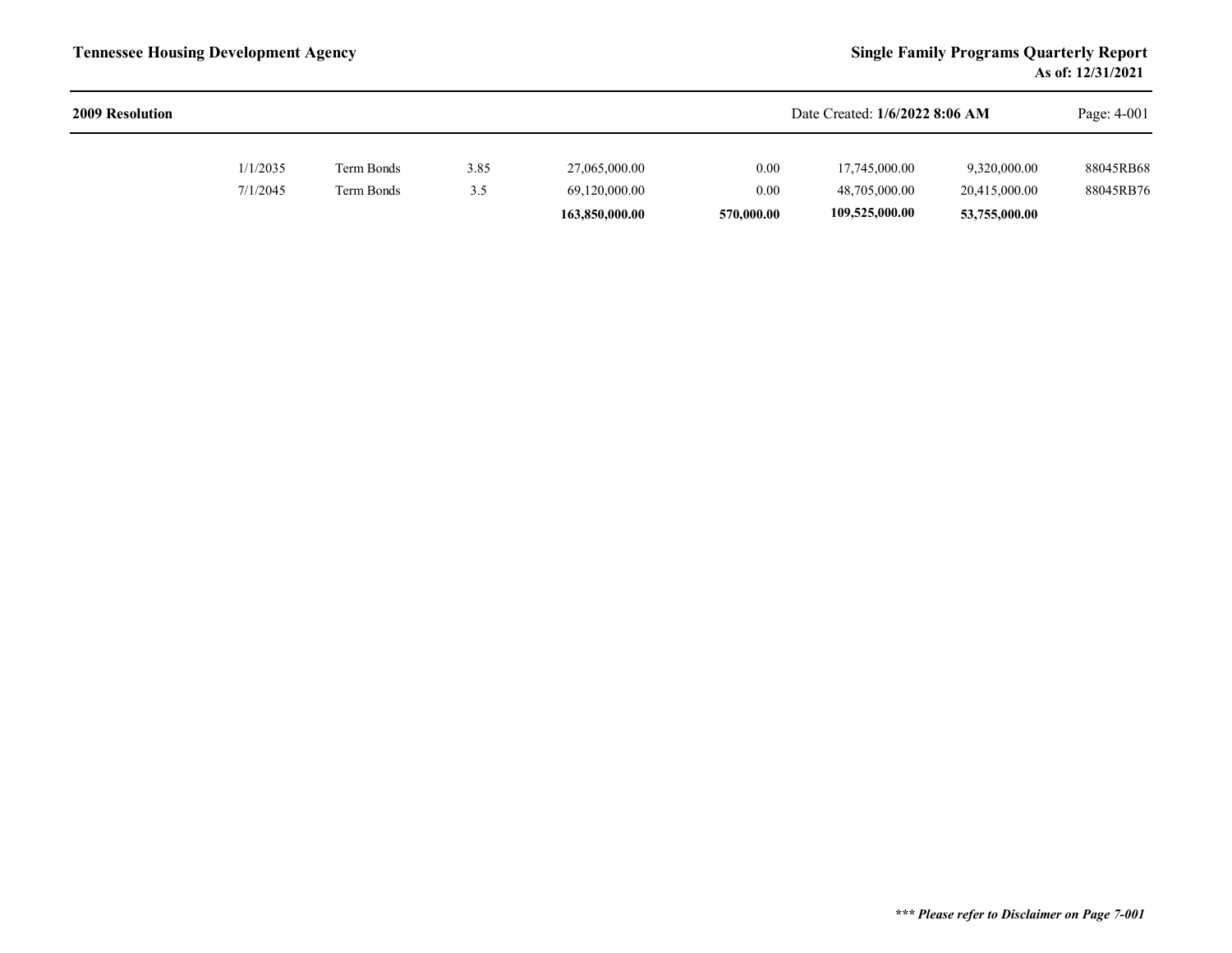**2009 Resolution**

| | | | | | | | |
|---|---|---|---|---|---|---|---|
| 1/1/2035 | Term Bonds | 3.85 | 27,065,000.00 | 0.00 | 17,745,000.00 | 9,320,000.00 | 88045RB68 |
| 7/1/2045 | Term Bonds | 3.5 | 69,120,000.00 | 0.00 | 48,705,000.00 | 20,415,000.00 | 88045RB76 |
| | | | **163,850,000.00** | **570,000.00** | **109,525,000.00** | **53,755,000.00** | |

****** Please refer to Disclaimer on Page 7-001***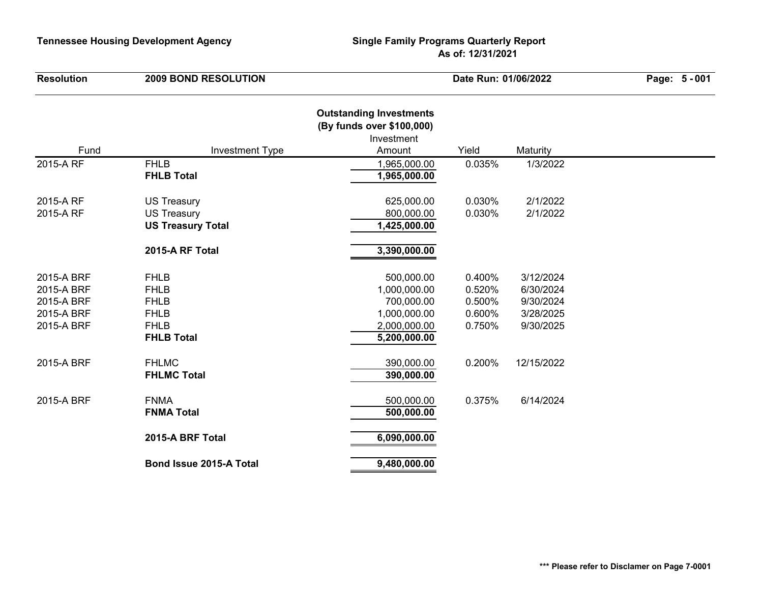**Tennessee Housing Development Agency** | **Single Family Programs Quarterly Report As of: 12/31/2021**

**Resolution** **2009 BOND RESOLUTION** **Date Run: 01/06/2022**

## Outstanding Investments
### (By funds over $100,000)

| Fund | Investment Type | Investment Amount | Yield | Maturity |
|---|---|---|---|---|
| 2015-A RF | FHLB | 1,965,000.00 | 0.035% | 1/3/2022 |
| | **FHLB Total** | **1,965,000.00** | | |
| 2015-A RF | US Treasury | 625,000.00 | 0.030% | 2/1/2022 |
| 2015-A RF | US Treasury | 800,000.00 | 0.030% | 2/1/2022 |
| | **US Treasury Total** | **1,425,000.00** | | |
| | **2015-A RF Total** | **3,390,000.00** | | |
| 2015-A BRF | FHLB | 500,000.00 | 0.400% | 3/12/2024 |
| 2015-A BRF | FHLB | 1,000,000.00 | 0.520% | 6/30/2024 |
| 2015-A BRF | FHLB | 700,000.00 | 0.500% | 9/30/2024 |
| 2015-A BRF | FHLB | 1,000,000.00 | 0.600% | 3/28/2025 |
| 2015-A BRF | FHLB | 2,000,000.00 | 0.750% | 9/30/2025 |
| | **FHLB Total** | **5,200,000.00** | | |
| 2015-A BRF | FHLMC | 390,000.00 | 0.200% | 12/15/2022 |
| | **FHLMC Total** | **390,000.00** | | |
| 2015-A BRF | FNMA | 500,000.00 | 0.375% | 6/14/2024 |
| | **FNMA Total** | **500,000.00** | | |
| | **2015-A BRF Total** | **6,090,000.00** | | |
| | **Bond Issue 2015-A Total** | **9,480,000.00** | | |

**\*\*\* Please refer to Disclamer on Page 7-0001**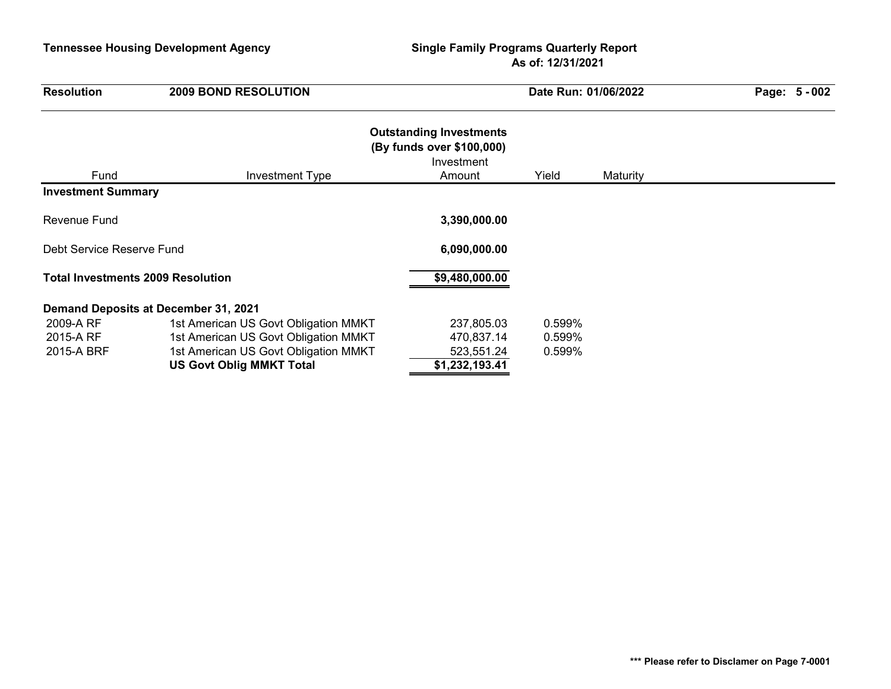**Tennessee Housing Development Agency**

**Single Family Programs Quarterly Report**
**As of: 12/31/2021**

**Resolution** **2009 BOND RESOLUTION** **Date Run: 01/06/2022**

## Outstanding Investments
**(By funds over $100,000)**

| Fund | Investment Type | Investment Amount | Yield | Maturity |
|---|---|---|---|---|
| **Investment Summary** | | | | |
| Revenue Fund | | **3,390,000.00** | | |
| Debt Service Reserve Fund | | **6,090,000.00** | | |
| **Total Investments 2009 Resolution** | | **$9,480,000.00** | | |
| **Demand Deposits at December 31, 2021** | | | | |
| 2009-A RF | 1st American US Govt Obligation MMKT | 237,805.03 | 0.599% | |
| 2015-A RF | 1st American US Govt Obligation MMKT | 470,837.14 | 0.599% | |
| 2015-A BRF | 1st American US Govt Obligation MMKT | 523,551.24 | 0.599% | |
| | **US Govt Oblig MMKT Total** | **$1,232,193.41** | | |

**\*\*\* Please refer to Disclamer on Page 7-0001**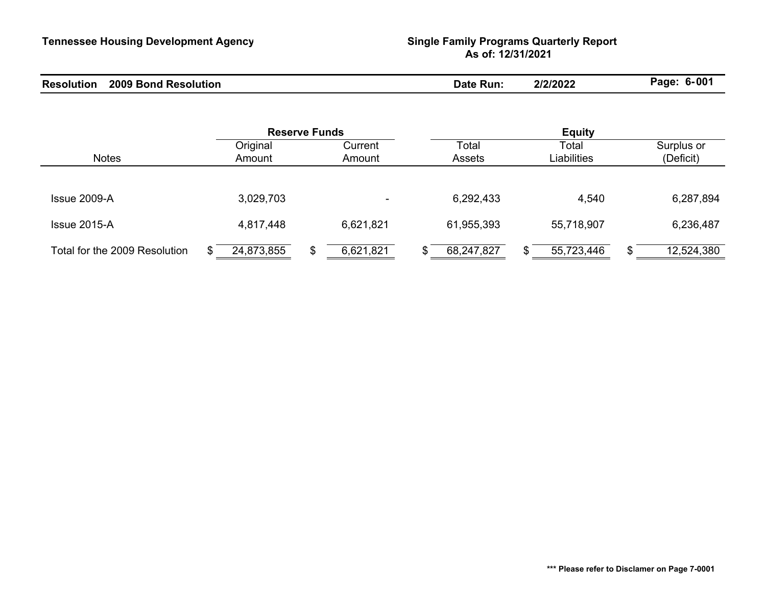**Tennessee Housing Development Agency**

**Single Family Programs Quarterly Report**
**As of: 12/31/2021**

**Resolution 2009 Bond Resolution** | **Date Run: 2/2/2022**

| | Reserve Funds | | Equity | | |
|---|---|---|---|---|---|
| Notes | Original Amount | Current Amount | Total Assets | Total Liabilities | Surplus or (Deficit) |
| Issue 2009-A | 3,029,703 | - | 6,292,433 | 4,540 | 6,287,894 |
| Issue 2015-A | 4,817,448 | 6,621,821 | 61,955,393 | 55,718,907 | 6,236,487 |
| Total for the 2009 Resolution | $ 24,873,855 | $ 6,621,821 | $ 68,247,827 | $ 55,723,446 | $ 12,524,380 |

**\*\*\* Please refer to Disclamer on Page 7-0001**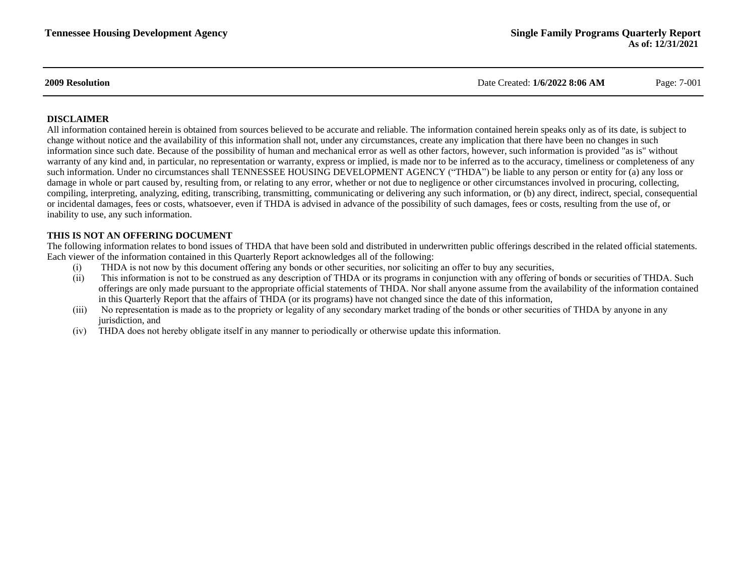**2009 Resolution** Date Created: **1/6/2022 8:06 AM**

**DISCLAIMER**

All information contained herein is obtained from sources believed to be accurate and reliable. The information contained herein speaks only as of its date, is subject to change without notice and the availability of this information shall not, under any circumstances, create any implication that there have been no changes in such information since such date. Because of the possibility of human and mechanical error as well as other factors, however, such information is provided "as is" without warranty of any kind and, in particular, no representation or warranty, express or implied, is made nor to be inferred as to the accuracy, timeliness or completeness of any such information. Under no circumstances shall TENNESSEE HOUSING DEVELOPMENT AGENCY ("THDA") be liable to any person or entity for (a) any loss or damage in whole or part caused by, resulting from, or relating to any error, whether or not due to negligence or other circumstances involved in procuring, collecting, compiling, interpreting, analyzing, editing, transcribing, transmitting, communicating or delivering any such information, or (b) any direct, indirect, special, consequential or incidental damages, fees or costs, whatsoever, even if THDA is advised in advance of the possibility of such damages, fees or costs, resulting from the use of, or inability to use, any such information.

**THIS IS NOT AN OFFERING DOCUMENT**

The following information relates to bond issues of THDA that have been sold and distributed in underwritten public offerings described in the related official statements. Each viewer of the information contained in this Quarterly Report acknowledges all of the following:

(i) THDA is not now by this document offering any bonds or other securities, nor soliciting an offer to buy any securities,

(ii) This information is not to be construed as any description of THDA or its programs in conjunction with any offering of bonds or securities of THDA. Such offerings are only made pursuant to the appropriate official statements of THDA. Nor shall anyone assume from the availability of the information contained in this Quarterly Report that the affairs of THDA (or its programs) have not changed since the date of this information,

(iii) No representation is made as to the propriety or legality of any secondary market trading of the bonds or other securities of THDA by anyone in any jurisdiction, and

(iv) THDA does not hereby obligate itself in any manner to periodically or otherwise update this information.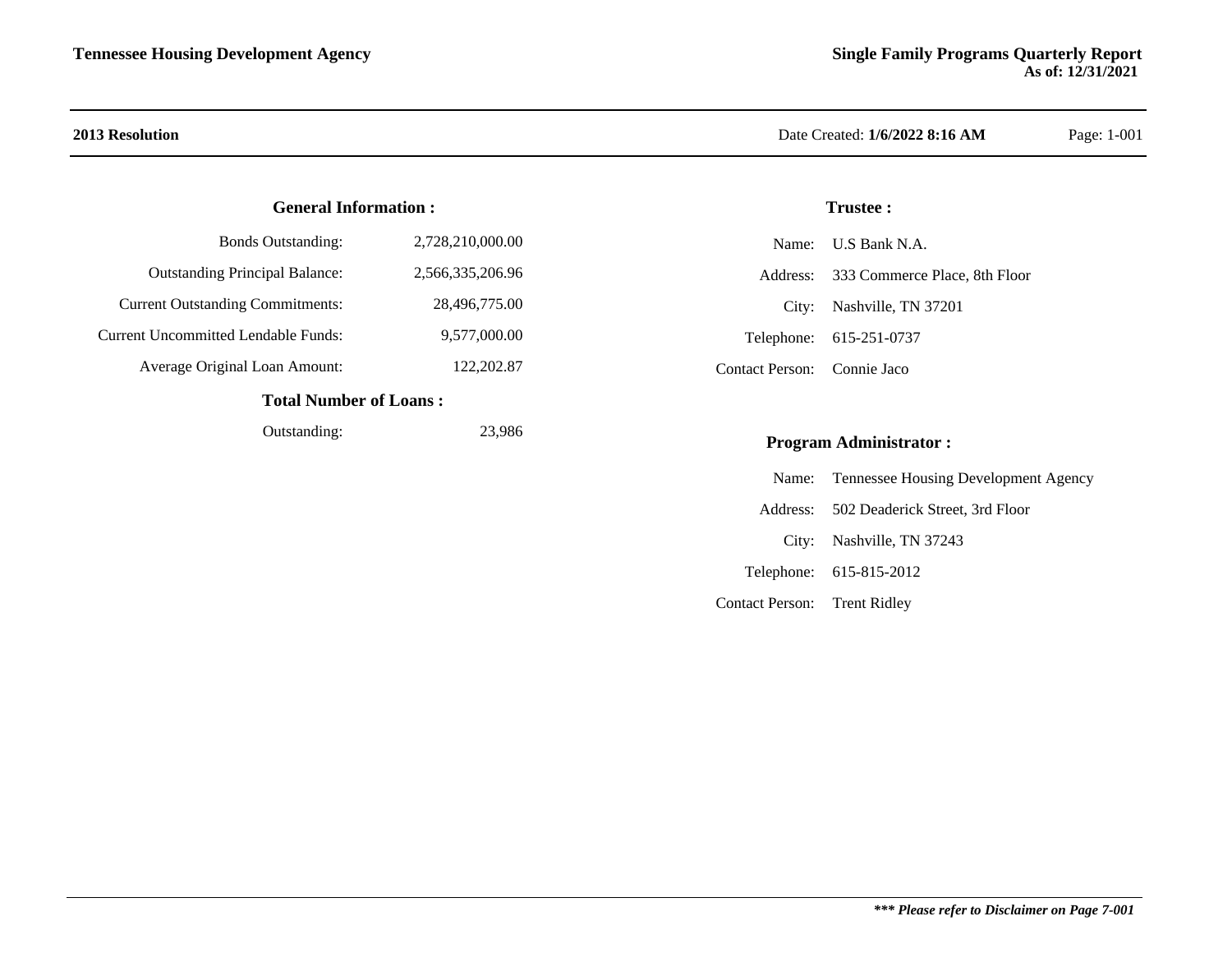## 2013 Resolution

Date Created: **1/6/2022 8:16 AM**

### General Information :

| | |
|---|---|
| Bonds Outstanding: | 2,728,210,000.00 |
| Outstanding Principal Balance: | 2,566,335,206.96 |
| Current Outstanding Commitments: | 28,496,775.00 |
| Current Uncommitted Lendable Funds: | 9,577,000.00 |
| Average Original Loan Amount: | 122,202.87 |

### Total Number of Loans :

| | |
|---|---|
| Outstanding: | 23,986 |

### Trustee :

| | |
|---|---|
| Name: | U.S Bank N.A. |
| Address: | 333 Commerce Place, 8th Floor |
| City: | Nashville, TN 37201 |
| Telephone: | 615-251-0737 |
| Contact Person: | Connie Jaco |

### Program Administrator :

| | |
|---|---|
| Name: | Tennessee Housing Development Agency |
| Address: | 502 Deaderick Street, 3rd Floor |
| City: | Nashville, TN 37243 |
| Telephone: | 615-815-2012 |
| Contact Person: | Trent Ridley |

***\*\*\* Please refer to Disclaimer on Page 7-001***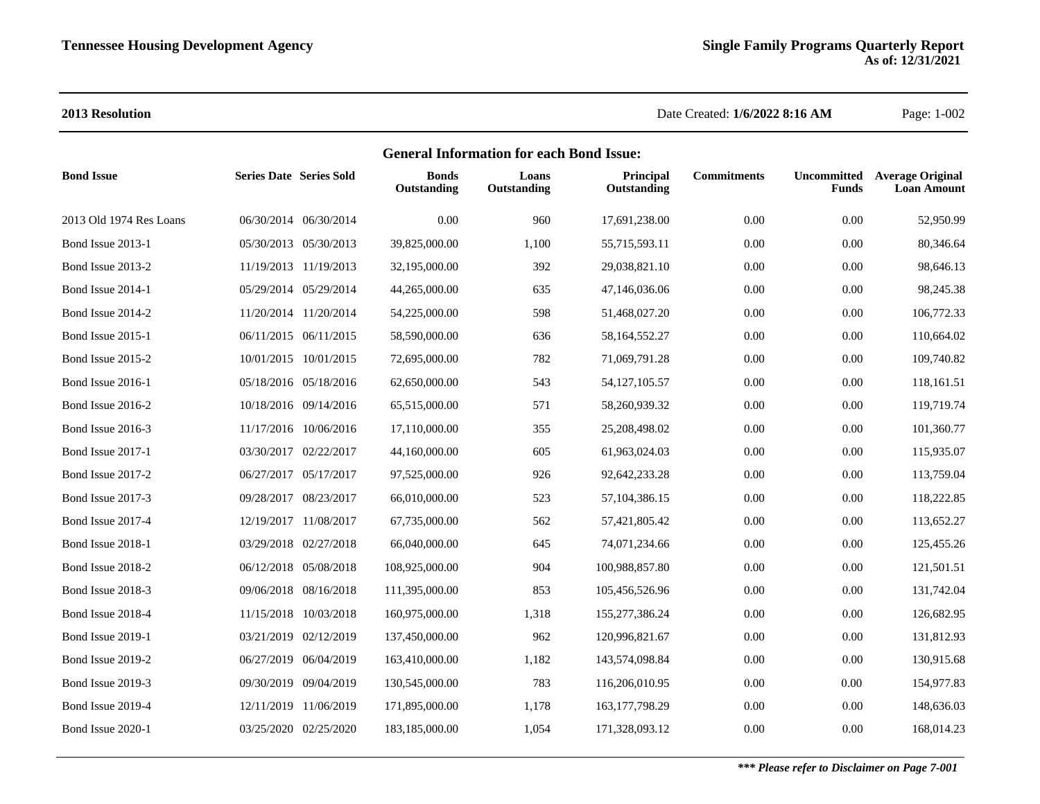## 2013 Resolution

Date Created: **1/6/2022 8:16 AM**

### General Information for each Bond Issue:

| Bond Issue | Series Date | Series Sold | Bonds Outstanding | Loans Outstanding | Principal Outstanding | Commitments | Uncommitted Funds | Average Original Loan Amount |
|---|---|---|---|---|---|---|---|---|
| 2013 Old 1974 Res Loans | 06/30/2014 | 06/30/2014 | 0.00 | 960 | 17,691,238.00 | 0.00 | 0.00 | 52,950.99 |
| Bond Issue 2013-1 | 05/30/2013 | 05/30/2013 | 39,825,000.00 | 1,100 | 55,715,593.11 | 0.00 | 0.00 | 80,346.64 |
| Bond Issue 2013-2 | 11/19/2013 | 11/19/2013 | 32,195,000.00 | 392 | 29,038,821.10 | 0.00 | 0.00 | 98,646.13 |
| Bond Issue 2014-1 | 05/29/2014 | 05/29/2014 | 44,265,000.00 | 635 | 47,146,036.06 | 0.00 | 0.00 | 98,245.38 |
| Bond Issue 2014-2 | 11/20/2014 | 11/20/2014 | 54,225,000.00 | 598 | 51,468,027.20 | 0.00 | 0.00 | 106,772.33 |
| Bond Issue 2015-1 | 06/11/2015 | 06/11/2015 | 58,590,000.00 | 636 | 58,164,552.27 | 0.00 | 0.00 | 110,664.02 |
| Bond Issue 2015-2 | 10/01/2015 | 10/01/2015 | 72,695,000.00 | 782 | 71,069,791.28 | 0.00 | 0.00 | 109,740.82 |
| Bond Issue 2016-1 | 05/18/2016 | 05/18/2016 | 62,650,000.00 | 543 | 54,127,105.57 | 0.00 | 0.00 | 118,161.51 |
| Bond Issue 2016-2 | 10/18/2016 | 09/14/2016 | 65,515,000.00 | 571 | 58,260,939.32 | 0.00 | 0.00 | 119,719.74 |
| Bond Issue 2016-3 | 11/17/2016 | 10/06/2016 | 17,110,000.00 | 355 | 25,208,498.02 | 0.00 | 0.00 | 101,360.77 |
| Bond Issue 2017-1 | 03/30/2017 | 02/22/2017 | 44,160,000.00 | 605 | 61,963,024.03 | 0.00 | 0.00 | 115,935.07 |
| Bond Issue 2017-2 | 06/27/2017 | 05/17/2017 | 97,525,000.00 | 926 | 92,642,233.28 | 0.00 | 0.00 | 113,759.04 |
| Bond Issue 2017-3 | 09/28/2017 | 08/23/2017 | 66,010,000.00 | 523 | 57,104,386.15 | 0.00 | 0.00 | 118,222.85 |
| Bond Issue 2017-4 | 12/19/2017 | 11/08/2017 | 67,735,000.00 | 562 | 57,421,805.42 | 0.00 | 0.00 | 113,652.27 |
| Bond Issue 2018-1 | 03/29/2018 | 02/27/2018 | 66,040,000.00 | 645 | 74,071,234.66 | 0.00 | 0.00 | 125,455.26 |
| Bond Issue 2018-2 | 06/12/2018 | 05/08/2018 | 108,925,000.00 | 904 | 100,988,857.80 | 0.00 | 0.00 | 121,501.51 |
| Bond Issue 2018-3 | 09/06/2018 | 08/16/2018 | 111,395,000.00 | 853 | 105,456,526.96 | 0.00 | 0.00 | 131,742.04 |
| Bond Issue 2018-4 | 11/15/2018 | 10/03/2018 | 160,975,000.00 | 1,318 | 155,277,386.24 | 0.00 | 0.00 | 126,682.95 |
| Bond Issue 2019-1 | 03/21/2019 | 02/12/2019 | 137,450,000.00 | 962 | 120,996,821.67 | 0.00 | 0.00 | 131,812.93 |
| Bond Issue 2019-2 | 06/27/2019 | 06/04/2019 | 163,410,000.00 | 1,182 | 143,574,098.84 | 0.00 | 0.00 | 130,915.68 |
| Bond Issue 2019-3 | 09/30/2019 | 09/04/2019 | 130,545,000.00 | 783 | 116,206,010.95 | 0.00 | 0.00 | 154,977.83 |
| Bond Issue 2019-4 | 12/11/2019 | 11/06/2019 | 171,895,000.00 | 1,178 | 163,177,798.29 | 0.00 | 0.00 | 148,636.03 |
| Bond Issue 2020-1 | 03/25/2020 | 02/25/2020 | 183,185,000.00 | 1,054 | 171,328,093.12 | 0.00 | 0.00 | 168,014.23 |

***\*\*\* Please refer to Disclaimer on Page 7-001***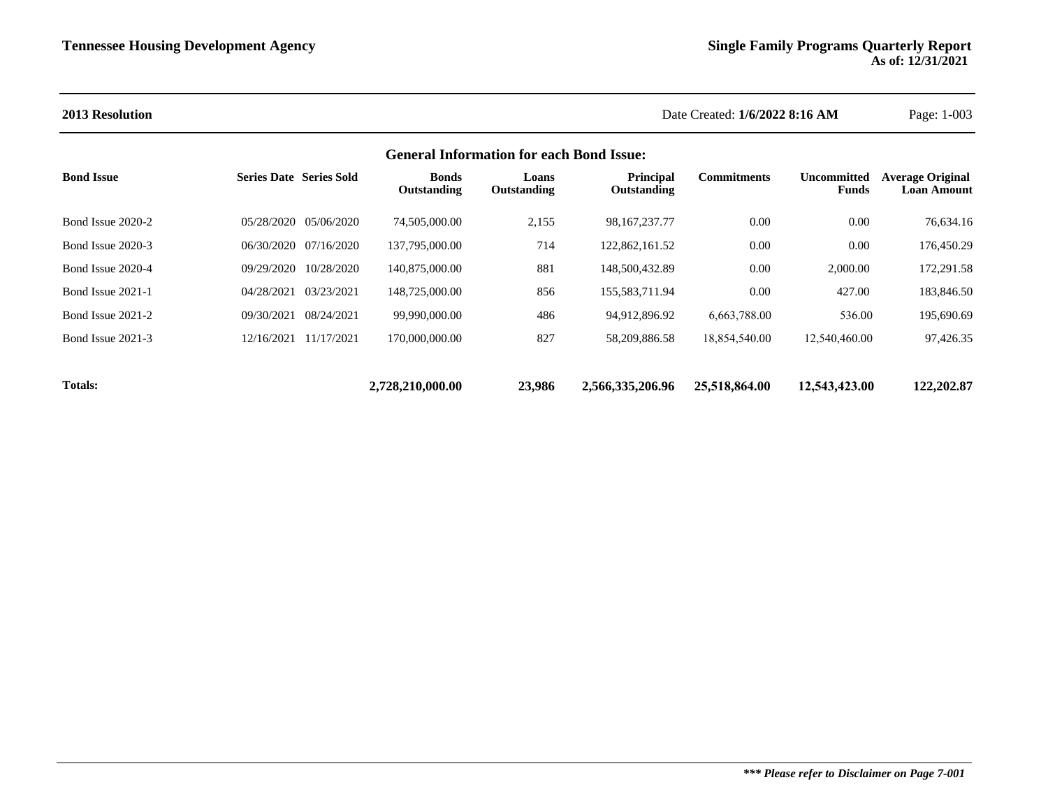**2013 Resolution**

Date Created: **1/6/2022 8:16 AM**

## General Information for each Bond Issue:

| Bond Issue | Series Date | Series Sold | Bonds Outstanding | Loans Outstanding | Principal Outstanding | Commitments | Uncommitted Funds | Average Original Loan Amount |
|---|---|---|---|---|---|---|---|---|
| Bond Issue 2020-2 | 05/28/2020 | 05/06/2020 | 74,505,000.00 | 2,155 | 98,167,237.77 | 0.00 | 0.00 | 76,634.16 |
| Bond Issue 2020-3 | 06/30/2020 | 07/16/2020 | 137,795,000.00 | 714 | 122,862,161.52 | 0.00 | 0.00 | 176,450.29 |
| Bond Issue 2020-4 | 09/29/2020 | 10/28/2020 | 140,875,000.00 | 881 | 148,500,432.89 | 0.00 | 2,000.00 | 172,291.58 |
| Bond Issue 2021-1 | 04/28/2021 | 03/23/2021 | 148,725,000.00 | 856 | 155,583,711.94 | 0.00 | 427.00 | 183,846.50 |
| Bond Issue 2021-2 | 09/30/2021 | 08/24/2021 | 99,990,000.00 | 486 | 94,912,896.92 | 6,663,788.00 | 536.00 | 195,690.69 |
| Bond Issue 2021-3 | 12/16/2021 | 11/17/2021 | 170,000,000.00 | 827 | 58,209,886.58 | 18,854,540.00 | 12,540,460.00 | 97,426.35 |
| **Totals:** | | | **2,728,210,000.00** | **23,986** | **2,566,335,206.96** | **25,518,864.00** | **12,543,423.00** | **122,202.87** |

***\*\*\* Please refer to Disclaimer on Page 7-001***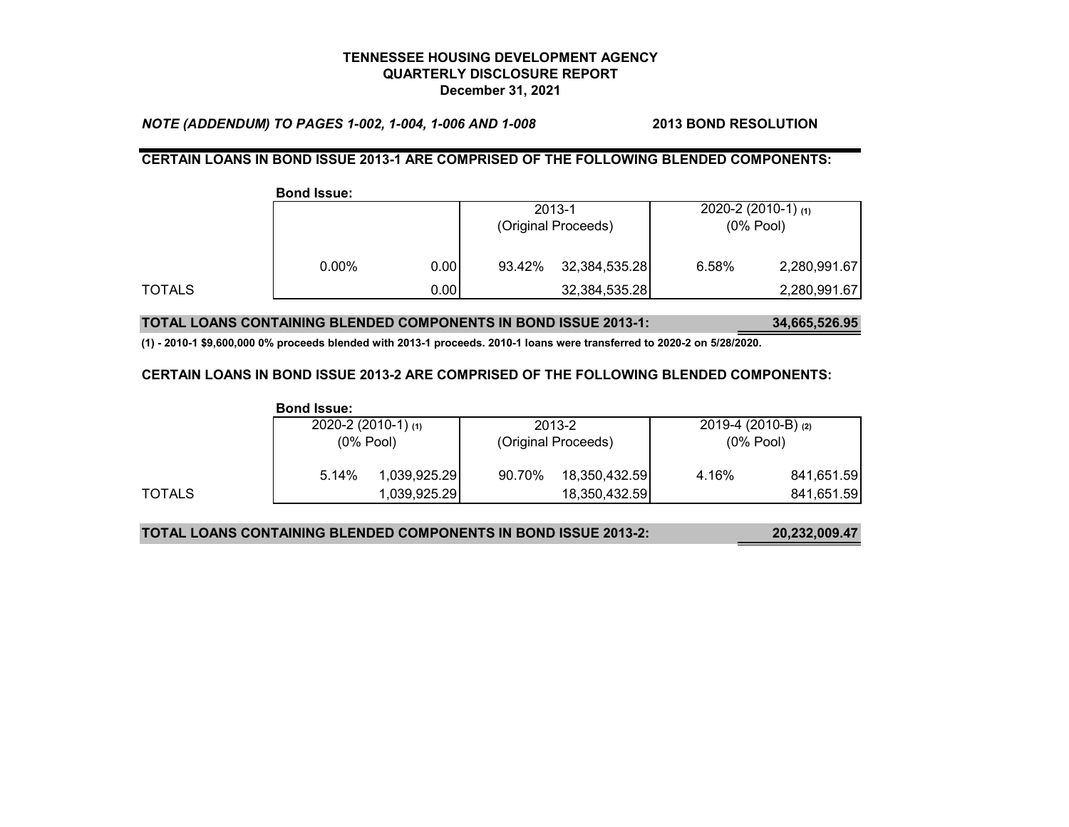**TENNESSEE HOUSING DEVELOPMENT AGENCY**
**QUARTERLY DISCLOSURE REPORT**
**December 31, 2021**

***NOTE (ADDENDUM) TO PAGES 1-002, 1-004, 1-006 AND 1-008*** **2013 BOND RESOLUTION**

**CERTAIN LOANS IN BOND ISSUE 2013-1 ARE COMPRISED OF THE FOLLOWING BLENDED COMPONENTS:**

**Bond Issue:**

| | | | 2013-1 (Original Proceeds) | | 2020-2 (2010-1) (1) (0% Pool) | |
|---|---|---|---|---|---|---|
| | 0.00% | 0.00 | 93.42% | 32,384,535.28 | 6.58% | 2,280,991.67 |
| TOTALS | | 0.00 | | 32,384,535.28 | | 2,280,991.67 |

**TOTAL LOANS CONTAINING BLENDED COMPONENTS IN BOND ISSUE 2013-1: 34,665,526.95**

**(1) - 2010-1 $9,600,000 0% proceeds blended with 2013-1 proceeds. 2010-1 loans were transferred to 2020-2 on 5/28/2020.**

**CERTAIN LOANS IN BOND ISSUE 2013-2 ARE COMPRISED OF THE FOLLOWING BLENDED COMPONENTS:**

**Bond Issue:**

| | 2020-2 (2010-1) (1) (0% Pool) | | 2013-2 (Original Proceeds) | | 2019-4 (2010-B) (2) (0% Pool) | |
|---|---|---|---|---|---|---|
| | 5.14% | 1,039,925.29 | 90.70% | 18,350,432.59 | 4.16% | 841,651.59 |
| TOTALS | | 1,039,925.29 | | 18,350,432.59 | | 841,651.59 |

**TOTAL LOANS CONTAINING BLENDED COMPONENTS IN BOND ISSUE 2013-2: 20,232,009.47**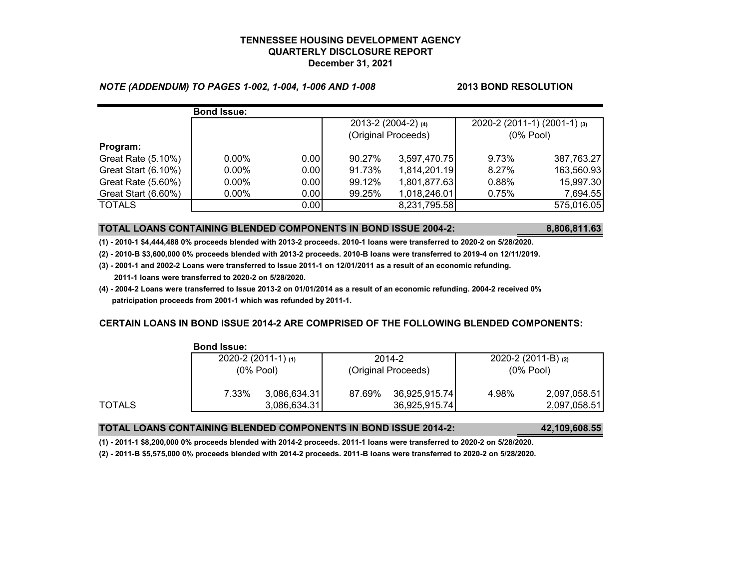**TENNESSEE HOUSING DEVELOPMENT AGENCY**
**QUARTERLY DISCLOSURE REPORT**
**December 31, 2021**

***NOTE (ADDENDUM) TO PAGES 1-002, 1-004, 1-006 AND 1-008*** **2013 BOND RESOLUTION**

| | **Bond Issue:** | | | | | |
|---|---|---|---|---|---|---|
| | | | 2013-2 (2004-2) (4) (Original Proceeds) | | 2020-2 (2011-1) (2001-1) (3) (0% Pool) | |
| **Program:** | | | | | | |
| Great Rate (5.10%) | 0.00% | 0.00 | 90.27% | 3,597,470.75 | 9.73% | 387,763.27 |
| Great Start (6.10%) | 0.00% | 0.00 | 91.73% | 1,814,201.19 | 8.27% | 163,560.93 |
| Great Rate (5.60%) | 0.00% | 0.00 | 99.12% | 1,801,877.63 | 0.88% | 15,997.30 |
| Great Start (6.60%) | 0.00% | 0.00 | 99.25% | 1,018,246.01 | 0.75% | 7,694.55 |
| TOTALS | | 0.00 | | 8,231,795.58 | | 575,016.05 |

**TOTAL LOANS CONTAINING BLENDED COMPONENTS IN BOND ISSUE 2004-2: 8,806,811.63**

**(1) - 2010-1 $4,444,488 0% proceeds blended with 2013-2 proceeds. 2010-1 loans were transferred to 2020-2 on 5/28/2020.**

**(2) - 2010-B $3,600,000 0% proceeds blended with 2013-2 proceeds. 2010-B loans were transferred to 2019-4 on 12/11/2019.**

**(3) - 2001-1 and 2002-2 Loans were transferred to Issue 2011-1 on 12/01/2011 as a result of an economic refunding. 2011-1 loans were transferred to 2020-2 on 5/28/2020.**

**(4) - 2004-2 Loans were transferred to Issue 2013-2 on 01/01/2014 as a result of an economic refunding. 2004-2 received 0% patricipation proceeds from 2001-1 which was refunded by 2011-1.**

**CERTAIN LOANS IN BOND ISSUE 2014-2 ARE COMPRISED OF THE FOLLOWING BLENDED COMPONENTS:**

| | **Bond Issue:** | | | | | |
|---|---|---|---|---|---|---|
| | 2020-2 (2011-1) (1) (0% Pool) | | 2014-2 (Original Proceeds) | | 2020-2 (2011-B) (2) (0% Pool) | |
| | 7.33% | 3,086,634.31 | 87.69% | 36,925,915.74 | 4.98% | 2,097,058.51 |
| TOTALS | | 3,086,634.31 | | 36,925,915.74 | | 2,097,058.51 |

**TOTAL LOANS CONTAINING BLENDED COMPONENTS IN BOND ISSUE 2014-2: 42,109,608.55**

**(1) - 2011-1 $8,200,000 0% proceeds blended with 2014-2 proceeds. 2011-1 loans were transferred to 2020-2 on 5/28/2020.**

**(2) - 2011-B $5,575,000 0% proceeds blended with 2014-2 proceeds. 2011-B loans were transferred to 2020-2 on 5/28/2020.**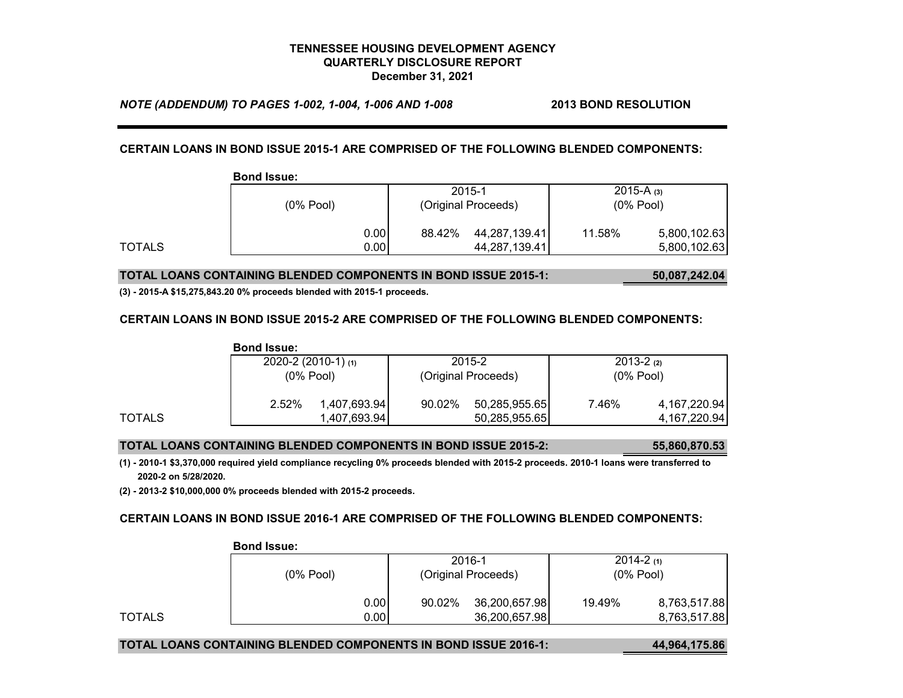**TENNESSEE HOUSING DEVELOPMENT AGENCY**
**QUARTERLY DISCLOSURE REPORT**
**December 31, 2021**

***NOTE (ADDENDUM) TO PAGES 1-002, 1-004, 1-006 AND 1-008*** **2013 BOND RESOLUTION**

### CERTAIN LOANS IN BOND ISSUE 2015-1 ARE COMPRISED OF THE FOLLOWING BLENDED COMPONENTS:

| Bond Issue: | | | | | | |
|---|---|---|---|---|---|---|
| | (0% Pool) | | 2015-1 (Original Proceeds) | | 2015-A (3) (0% Pool) | |
| | | 0.00 | 88.42% | 44,287,139.41 | 11.58% | 5,800,102.63 |
| TOTALS | | 0.00 | | 44,287,139.41 | | 5,800,102.63 |

**TOTAL LOANS CONTAINING BLENDED COMPONENTS IN BOND ISSUE 2015-1: 50,087,242.04**

**(3) - 2015-A $15,275,843.20 0% proceeds blended with 2015-1 proceeds.**

### CERTAIN LOANS IN BOND ISSUE 2015-2 ARE COMPRISED OF THE FOLLOWING BLENDED COMPONENTS:

| Bond Issue: | | | | | | |
|---|---|---|---|---|---|---|
| | 2020-2 (2010-1) (1) (0% Pool) | | 2015-2 (Original Proceeds) | | 2013-2 (2) (0% Pool) | |
| | 2.52% | 1,407,693.94 | 90.02% | 50,285,955.65 | 7.46% | 4,167,220.94 |
| TOTALS | | 1,407,693.94 | | 50,285,955.65 | | 4,167,220.94 |

**TOTAL LOANS CONTAINING BLENDED COMPONENTS IN BOND ISSUE 2015-2: 55,860,870.53**

**(1) - 2010-1 $3,370,000 required yield compliance recycling 0% proceeds blended with 2015-2 proceeds. 2010-1 loans were transferred to 2020-2 on 5/28/2020.**

**(2) - 2013-2 $10,000,000 0% proceeds blended with 2015-2 proceeds.**

### CERTAIN LOANS IN BOND ISSUE 2016-1 ARE COMPRISED OF THE FOLLOWING BLENDED COMPONENTS:

| Bond Issue: | | | | | | |
|---|---|---|---|---|---|---|
| | (0% Pool) | | 2016-1 (Original Proceeds) | | 2014-2 (1) (0% Pool) | |
| | | 0.00 | 90.02% | 36,200,657.98 | 19.49% | 8,763,517.88 |
| TOTALS | | 0.00 | | 36,200,657.98 | | 8,763,517.88 |

**TOTAL LOANS CONTAINING BLENDED COMPONENTS IN BOND ISSUE 2016-1: 44,964,175.86**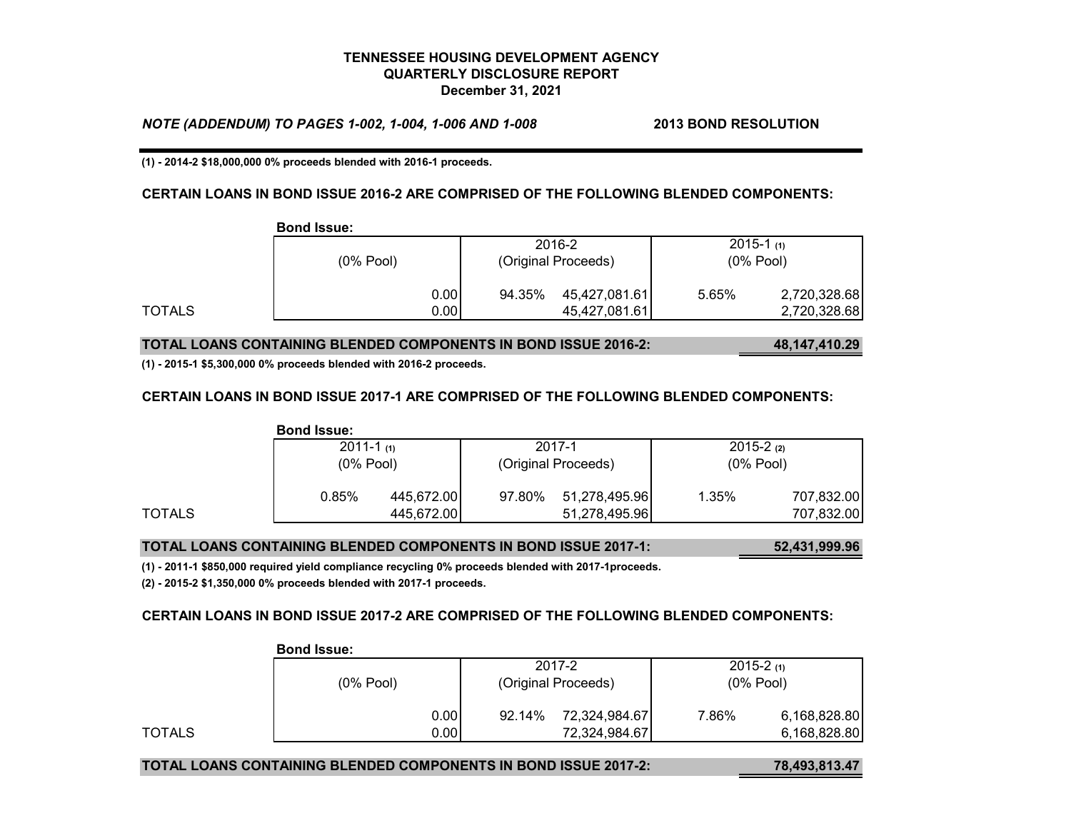# TENNESSEE HOUSING DEVELOPMENT AGENCY
## QUARTERLY DISCLOSURE REPORT
### December 31, 2021

***NOTE (ADDENDUM) TO PAGES 1-002, 1-004, 1-006 AND 1-008*** **2013 BOND RESOLUTION**

**(1) - 2014-2 $18,000,000 0% proceeds blended with 2016-1 proceeds.**

**CERTAIN LOANS IN BOND ISSUE 2016-2 ARE COMPRISED OF THE FOLLOWING BLENDED COMPONENTS:**

| | Bond Issue: (0% Pool) | | 2016-2 (Original Proceeds) | | 2015-1 (1) (0% Pool) | |
|---|---|---|---|---|---|---|
| | | 0.00 | 94.35% | 45,427,081.61 | 5.65% | 2,720,328.68 |
| TOTALS | | 0.00 | | 45,427,081.61 | | 2,720,328.68 |

**TOTAL LOANS CONTAINING BLENDED COMPONENTS IN BOND ISSUE 2016-2: 48,147,410.29**

**(1) - 2015-1 $5,300,000 0% proceeds blended with 2016-2 proceeds.**

**CERTAIN LOANS IN BOND ISSUE 2017-1 ARE COMPRISED OF THE FOLLOWING BLENDED COMPONENTS:**

| | Bond Issue: 2011-1 (1) (0% Pool) | | 2017-1 (Original Proceeds) | | 2015-2 (2) (0% Pool) | |
|---|---|---|---|---|---|---|
| | 0.85% | 445,672.00 | 97.80% | 51,278,495.96 | 1.35% | 707,832.00 |
| TOTALS | | 445,672.00 | | 51,278,495.96 | | 707,832.00 |

**TOTAL LOANS CONTAINING BLENDED COMPONENTS IN BOND ISSUE 2017-1: 52,431,999.96**

**(1) - 2011-1 $850,000 required yield compliance recycling 0% proceeds blended with 2017-1proceeds.**

**(2) - 2015-2 $1,350,000 0% proceeds blended with 2017-1 proceeds.**

**CERTAIN LOANS IN BOND ISSUE 2017-2 ARE COMPRISED OF THE FOLLOWING BLENDED COMPONENTS:**

| | Bond Issue: (0% Pool) | | 2017-2 (Original Proceeds) | | 2015-2 (1) (0% Pool) | |
|---|---|---|---|---|---|---|
| | | 0.00 | 92.14% | 72,324,984.67 | 7.86% | 6,168,828.80 |
| TOTALS | | 0.00 | | 72,324,984.67 | | 6,168,828.80 |

**TOTAL LOANS CONTAINING BLENDED COMPONENTS IN BOND ISSUE 2017-2: 78,493,813.47**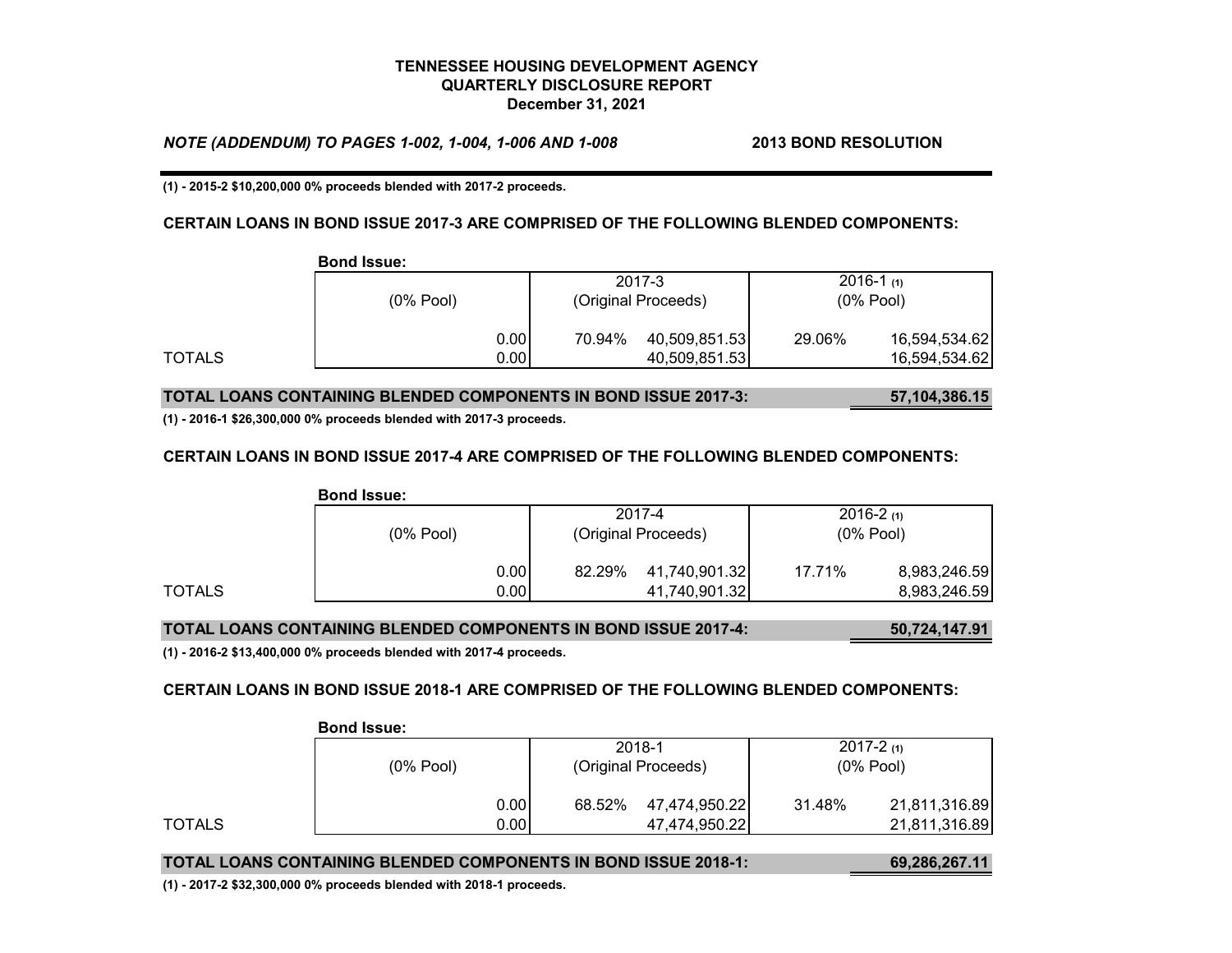**TENNESSEE HOUSING DEVELOPMENT AGENCY**
**QUARTERLY DISCLOSURE REPORT**
**December 31, 2021**

***NOTE (ADDENDUM) TO PAGES 1-002, 1-004, 1-006 AND 1-008*** **2013 BOND RESOLUTION**

**(1) - 2015-2 $10,200,000 0% proceeds blended with 2017-2 proceeds.**

**CERTAIN LOANS IN BOND ISSUE 2017-3 ARE COMPRISED OF THE FOLLOWING BLENDED COMPONENTS:**

**Bond Issue:**

| | (0% Pool) | 2017-3 (Original Proceeds) | | 2016-1 (1) (0% Pool) | |
|---|---|---|---|---|---|
| | 0.00 | 70.94% | 40,509,851.53 | 29.06% | 16,594,534.62 |
| TOTALS | 0.00 | | 40,509,851.53 | | 16,594,534.62 |

**TOTAL LOANS CONTAINING BLENDED COMPONENTS IN BOND ISSUE 2017-3: 57,104,386.15**

**(1) - 2016-1 $26,300,000 0% proceeds blended with 2017-3 proceeds.**

**CERTAIN LOANS IN BOND ISSUE 2017-4 ARE COMPRISED OF THE FOLLOWING BLENDED COMPONENTS:**

**Bond Issue:**

| | (0% Pool) | 2017-4 (Original Proceeds) | | 2016-2 (1) (0% Pool) | |
|---|---|---|---|---|---|
| | 0.00 | 82.29% | 41,740,901.32 | 17.71% | 8,983,246.59 |
| TOTALS | 0.00 | | 41,740,901.32 | | 8,983,246.59 |

**TOTAL LOANS CONTAINING BLENDED COMPONENTS IN BOND ISSUE 2017-4: 50,724,147.91**

**(1) - 2016-2 $13,400,000 0% proceeds blended with 2017-4 proceeds.**

**CERTAIN LOANS IN BOND ISSUE 2018-1 ARE COMPRISED OF THE FOLLOWING BLENDED COMPONENTS:**

**Bond Issue:**

| | (0% Pool) | 2018-1 (Original Proceeds) | | 2017-2 (1) (0% Pool) | |
|---|---|---|---|---|---|
| | 0.00 | 68.52% | 47,474,950.22 | 31.48% | 21,811,316.89 |
| TOTALS | 0.00 | | 47,474,950.22 | | 21,811,316.89 |

**TOTAL LOANS CONTAINING BLENDED COMPONENTS IN BOND ISSUE 2018-1: 69,286,267.11**

**(1) - 2017-2 $32,300,000 0% proceeds blended with 2018-1 proceeds.**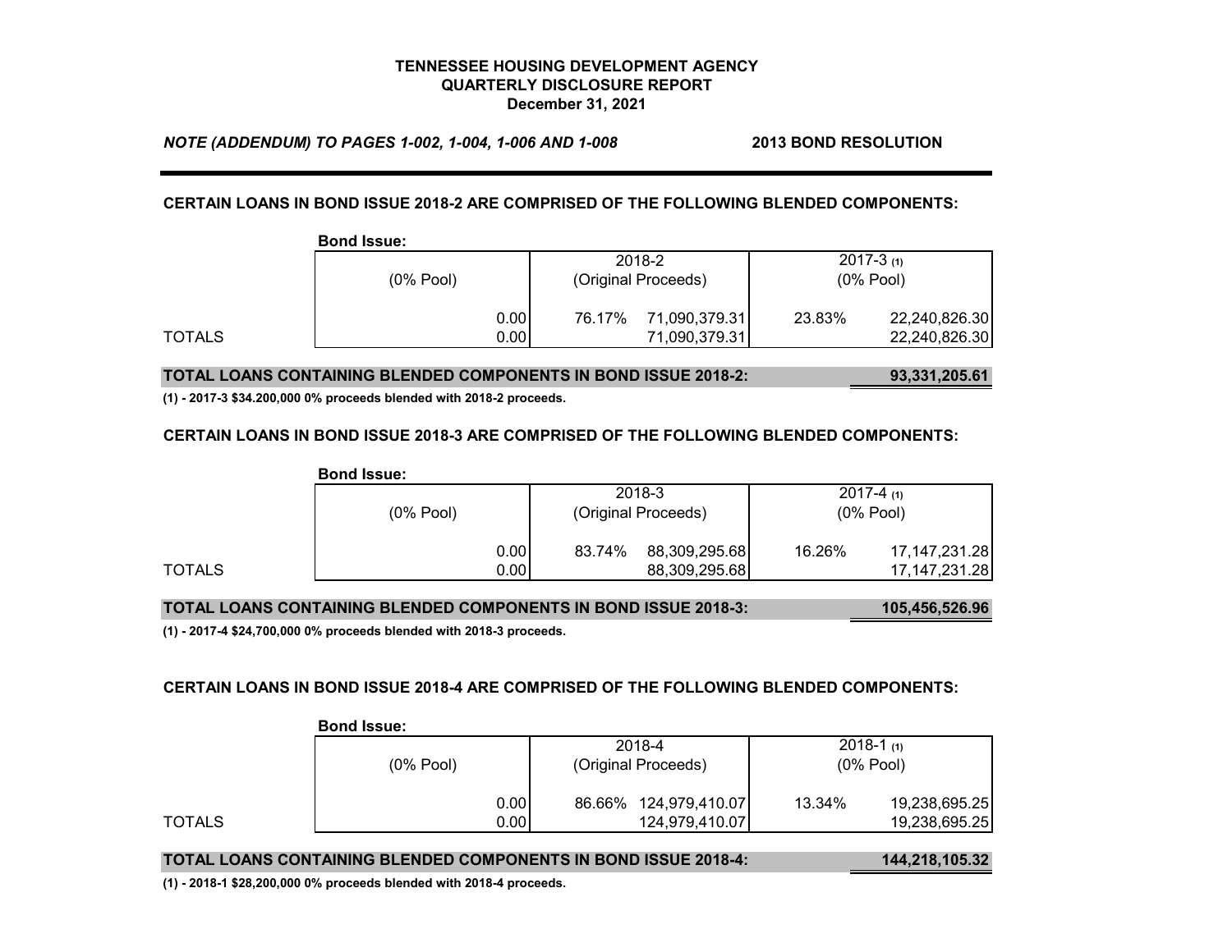**TENNESSEE HOUSING DEVELOPMENT AGENCY**
**QUARTERLY DISCLOSURE REPORT**
**December 31, 2021**

***NOTE (ADDENDUM) TO PAGES 1-002, 1-004, 1-006 AND 1-008*** **2013 BOND RESOLUTION**

**CERTAIN LOANS IN BOND ISSUE 2018-2 ARE COMPRISED OF THE FOLLOWING BLENDED COMPONENTS:**

**Bond Issue:**

| | (0% Pool) | 2018-2 (Original Proceeds) | | 2017-3 (1) (0% Pool) | |
|---|---|---|---|---|---|
| | 0.00 | 76.17% | 71,090,379.31 | 23.83% | 22,240,826.30 |
| TOTALS | 0.00 | | 71,090,379.31 | | 22,240,826.30 |

**TOTAL LOANS CONTAINING BLENDED COMPONENTS IN BOND ISSUE 2018-2: 93,331,205.61**

**(1) - 2017-3 $34.200,000 0% proceeds blended with 2018-2 proceeds.**

**CERTAIN LOANS IN BOND ISSUE 2018-3 ARE COMPRISED OF THE FOLLOWING BLENDED COMPONENTS:**

**Bond Issue:**

| | (0% Pool) | 2018-3 (Original Proceeds) | | 2017-4 (1) (0% Pool) | |
|---|---|---|---|---|---|
| | 0.00 | 83.74% | 88,309,295.68 | 16.26% | 17,147,231.28 |
| TOTALS | 0.00 | | 88,309,295.68 | | 17,147,231.28 |

**TOTAL LOANS CONTAINING BLENDED COMPONENTS IN BOND ISSUE 2018-3: 105,456,526.96**

**(1) - 2017-4 $24,700,000 0% proceeds blended with 2018-3 proceeds.**

**CERTAIN LOANS IN BOND ISSUE 2018-4 ARE COMPRISED OF THE FOLLOWING BLENDED COMPONENTS:**

**Bond Issue:**

| | (0% Pool) | 2018-4 (Original Proceeds) | | 2018-1 (1) (0% Pool) | |
|---|---|---|---|---|---|
| | 0.00 | 86.66% | 124,979,410.07 | 13.34% | 19,238,695.25 |
| TOTALS | 0.00 | | 124,979,410.07 | | 19,238,695.25 |

**TOTAL LOANS CONTAINING BLENDED COMPONENTS IN BOND ISSUE 2018-4: 144,218,105.32**

**(1) - 2018-1 $28,200,000 0% proceeds blended with 2018-4 proceeds.**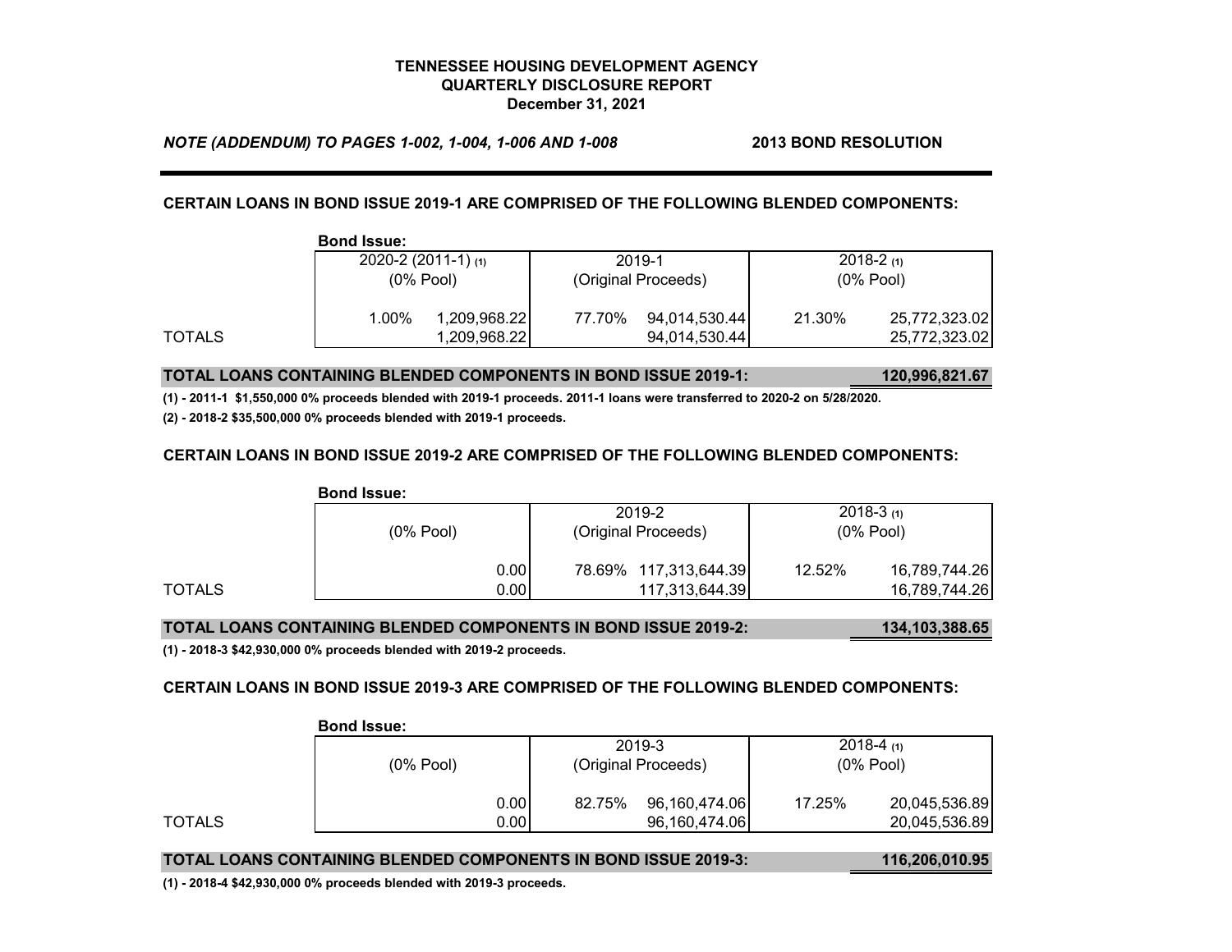**TENNESSEE HOUSING DEVELOPMENT AGENCY**
**QUARTERLY DISCLOSURE REPORT**
**December 31, 2021**

***NOTE (ADDENDUM) TO PAGES 1-002, 1-004, 1-006 AND 1-008*** **2013 BOND RESOLUTION**

**CERTAIN LOANS IN BOND ISSUE 2019-1 ARE COMPRISED OF THE FOLLOWING BLENDED COMPONENTS:**

**Bond Issue:**

| | 2020-2 (2011-1) (1) (0% Pool) | | 2019-1 (Original Proceeds) | | 2018-2 (1) (0% Pool) | |
|---|---|---|---|---|---|---|
| | 1.00% | 1,209,968.22 | 77.70% | 94,014,530.44 | 21.30% | 25,772,323.02 |
| TOTALS | | 1,209,968.22 | | 94,014,530.44 | | 25,772,323.02 |

**TOTAL LOANS CONTAINING BLENDED COMPONENTS IN BOND ISSUE 2019-1: 120,996,821.67**

**(1) - 2011-1 $1,550,000 0% proceeds blended with 2019-1 proceeds. 2011-1 loans were transferred to 2020-2 on 5/28/2020.**

**(2) - 2018-2 $35,500,000 0% proceeds blended with 2019-1 proceeds.**

**CERTAIN LOANS IN BOND ISSUE 2019-2 ARE COMPRISED OF THE FOLLOWING BLENDED COMPONENTS:**

**Bond Issue:**

| | (0% Pool) | | 2019-2 (Original Proceeds) | | 2018-3 (1) (0% Pool) | |
|---|---|---|---|---|---|---|
| | | 0.00 | 78.69% | 117,313,644.39 | 12.52% | 16,789,744.26 |
| TOTALS | | 0.00 | | 117,313,644.39 | | 16,789,744.26 |

**TOTAL LOANS CONTAINING BLENDED COMPONENTS IN BOND ISSUE 2019-2: 134,103,388.65**

**(1) - 2018-3 $42,930,000 0% proceeds blended with 2019-2 proceeds.**

**CERTAIN LOANS IN BOND ISSUE 2019-3 ARE COMPRISED OF THE FOLLOWING BLENDED COMPONENTS:**

**Bond Issue:**

| | (0% Pool) | | 2019-3 (Original Proceeds) | | 2018-4 (1) (0% Pool) | |
|---|---|---|---|---|---|---|
| | | 0.00 | 82.75% | 96,160,474.06 | 17.25% | 20,045,536.89 |
| TOTALS | | 0.00 | | 96,160,474.06 | | 20,045,536.89 |

**TOTAL LOANS CONTAINING BLENDED COMPONENTS IN BOND ISSUE 2019-3: 116,206,010.95**

**(1) - 2018-4 $42,930,000 0% proceeds blended with 2019-3 proceeds.**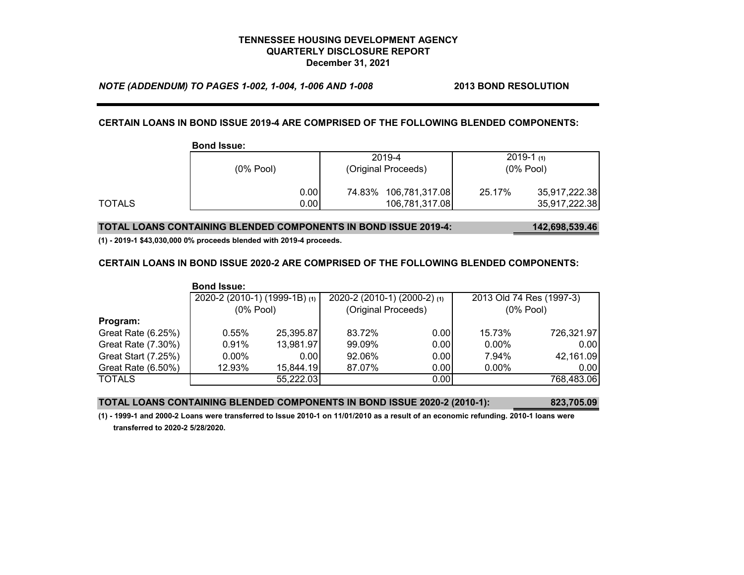**TENNESSEE HOUSING DEVELOPMENT AGENCY**
**QUARTERLY DISCLOSURE REPORT**
**December 31, 2021**

***NOTE (ADDENDUM) TO PAGES 1-002, 1-004, 1-006 AND 1-008*** **2013 BOND RESOLUTION**

**CERTAIN LOANS IN BOND ISSUE 2019-4 ARE COMPRISED OF THE FOLLOWING BLENDED COMPONENTS:**

| Bond Issue: | (0% Pool) | 2019-4 (Original Proceeds) | | 2019-1 (1) (0% Pool) | |
|---|---|---|---|---|---|
| | 0.00 | 74.83% | 106,781,317.08 | 25.17% | 35,917,222.38 |
| TOTALS | 0.00 | | 106,781,317.08 | | 35,917,222.38 |

**TOTAL LOANS CONTAINING BLENDED COMPONENTS IN BOND ISSUE 2019-4: 142,698,539.46**

**(1) - 2019-1 $43,030,000 0% proceeds blended with 2019-4 proceeds.**

**CERTAIN LOANS IN BOND ISSUE 2020-2 ARE COMPRISED OF THE FOLLOWING BLENDED COMPONENTS:**

| Bond Issue: | 2020-2 (2010-1) (1999-1B) (1) (0% Pool) | | 2020-2 (2010-1) (2000-2) (1) (Original Proceeds) | | 2013 Old 74 Res (1997-3) (0% Pool) | |
|---|---|---|---|---|---|---|
| **Program:** | | | | | | |
| Great Rate (6.25%) | 0.55% | 25,395.87 | 83.72% | 0.00 | 15.73% | 726,321.97 |
| Great Rate (7.30%) | 0.91% | 13,981.97 | 99.09% | 0.00 | 0.00% | 0.00 |
| Great Start (7.25%) | 0.00% | 0.00 | 92.06% | 0.00 | 7.94% | 42,161.09 |
| Great Rate (6.50%) | 12.93% | 15,844.19 | 87.07% | 0.00 | 0.00% | 0.00 |
| TOTALS | | 55,222.03 | | 0.00 | | 768,483.06 |

**TOTAL LOANS CONTAINING BLENDED COMPONENTS IN BOND ISSUE 2020-2 (2010-1): 823,705.09**

**(1) - 1999-1 and 2000-2 Loans were transferred to Issue 2010-1 on 11/01/2010 as a result of an economic refunding. 2010-1 loans were transferred to 2020-2 5/28/2020.**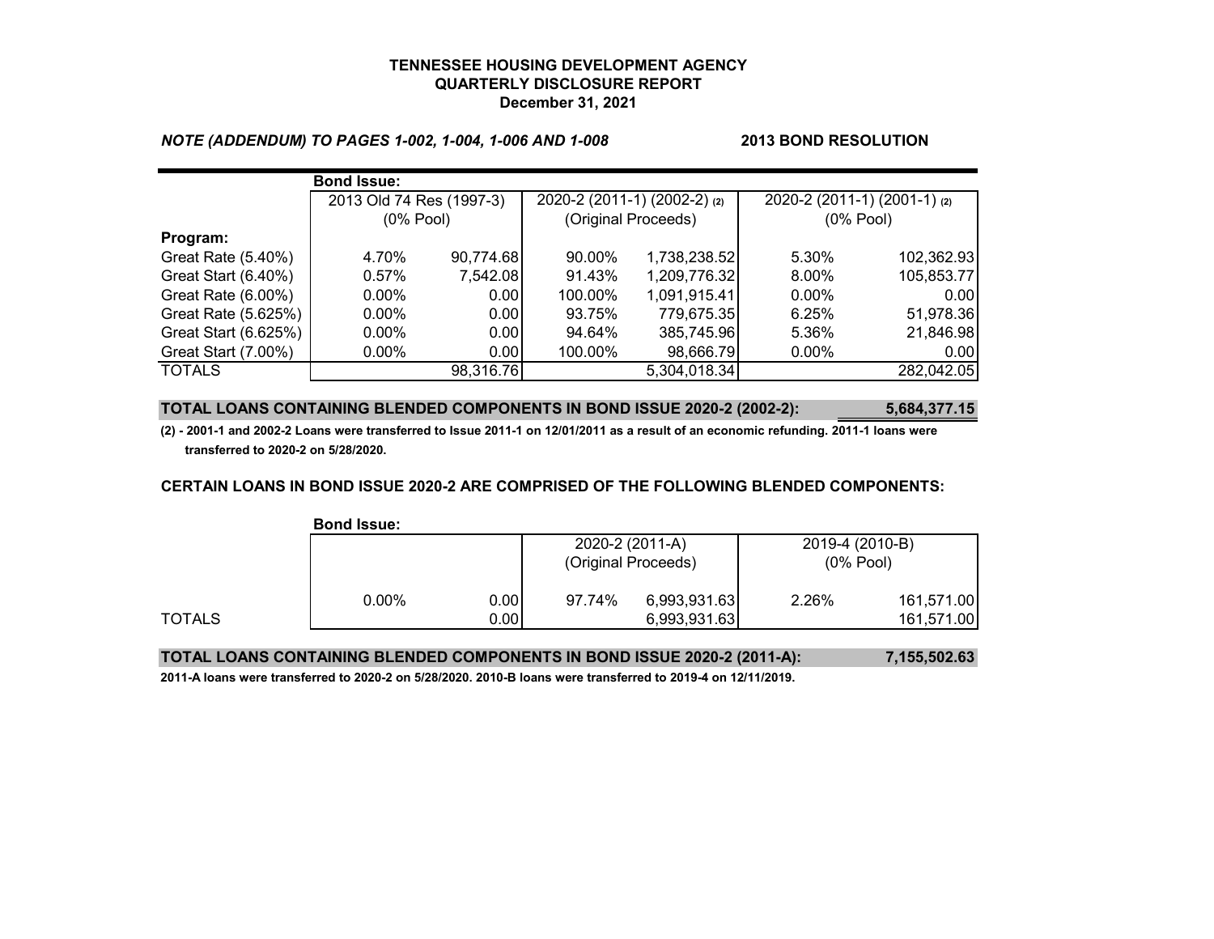# TENNESSEE HOUSING DEVELOPMENT AGENCY
## QUARTERLY DISCLOSURE REPORT
### December 31, 2021

***NOTE (ADDENDUM) TO PAGES 1-002, 1-004, 1-006 AND 1-008*** **2013 BOND RESOLUTION**

| | **Bond Issue:** | | | | | |
|---|---|---|---|---|---|---|
| | 2013 Old 74 Res (1997-3) (0% Pool) | | 2020-2 (2011-1) (2002-2) (2) (Original Proceeds) | | 2020-2 (2011-1) (2001-1) (2) (0% Pool) | |
| **Program:** | | | | | | |
| Great Rate (5.40%) | 4.70% | 90,774.68 | 90.00% | 1,738,238.52 | 5.30% | 102,362.93 |
| Great Start (6.40%) | 0.57% | 7,542.08 | 91.43% | 1,209,776.32 | 8.00% | 105,853.77 |
| Great Rate (6.00%) | 0.00% | 0.00 | 100.00% | 1,091,915.41 | 0.00% | 0.00 |
| Great Rate (5.625%) | 0.00% | 0.00 | 93.75% | 779,675.35 | 6.25% | 51,978.36 |
| Great Start (6.625%) | 0.00% | 0.00 | 94.64% | 385,745.96 | 5.36% | 21,846.98 |
| Great Start (7.00%) | 0.00% | 0.00 | 100.00% | 98,666.79 | 0.00% | 0.00 |
| TOTALS | | 98,316.76 | | 5,304,018.34 | | 282,042.05 |

**TOTAL LOANS CONTAINING BLENDED COMPONENTS IN BOND ISSUE 2020-2 (2002-2): 5,684,377.15**

**(2) - 2001-1 and 2002-2 Loans were transferred to Issue 2011-1 on 12/01/2011 as a result of an economic refunding. 2011-1 loans were transferred to 2020-2 on 5/28/2020.**

**CERTAIN LOANS IN BOND ISSUE 2020-2 ARE COMPRISED OF THE FOLLOWING BLENDED COMPONENTS:**

| | **Bond Issue:** | | | | | |
|---|---|---|---|---|---|---|
| | | | 2020-2 (2011-A) (Original Proceeds) | | 2019-4 (2010-B) (0% Pool) | |
| | 0.00% | 0.00 | 97.74% | 6,993,931.63 | 2.26% | 161,571.00 |
| TOTALS | | 0.00 | | 6,993,931.63 | | 161,571.00 |

**TOTAL LOANS CONTAINING BLENDED COMPONENTS IN BOND ISSUE 2020-2 (2011-A): 7,155,502.63**

**2011-A loans were transferred to 2020-2 on 5/28/2020. 2010-B loans were transferred to 2019-4 on 12/11/2019.**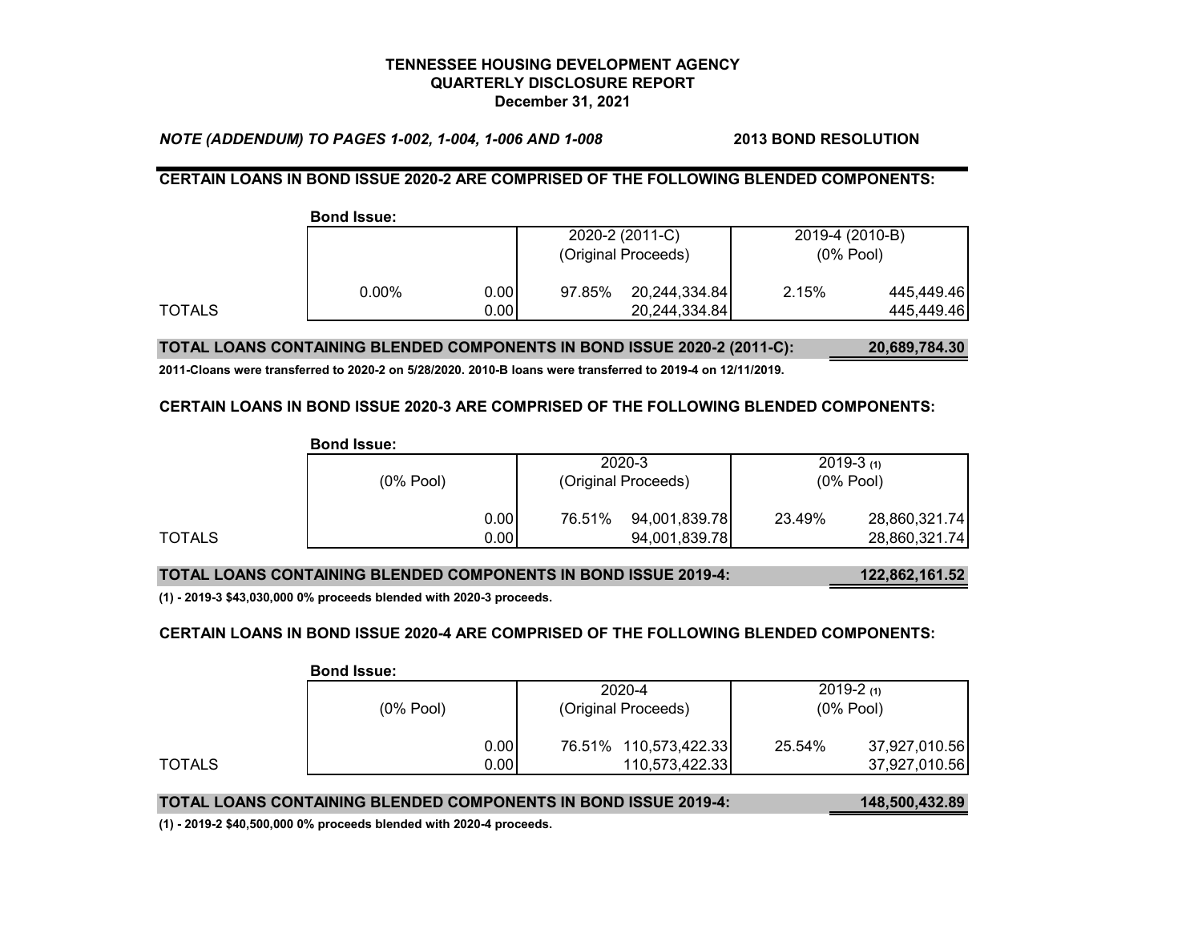**TENNESSEE HOUSING DEVELOPMENT AGENCY**
**QUARTERLY DISCLOSURE REPORT**
**December 31, 2021**

***NOTE (ADDENDUM) TO PAGES 1-002, 1-004, 1-006 AND 1-008*** **2013 BOND RESOLUTION**

**CERTAIN LOANS IN BOND ISSUE 2020-2 ARE COMPRISED OF THE FOLLOWING BLENDED COMPONENTS:**

**Bond Issue:**

| | | | 2020-2 (2011-C) (Original Proceeds) | | 2019-4 (2010-B) (0% Pool) | |
|---|---|---|---|---|---|---|
| | 0.00% | 0.00 | 97.85% | 20,244,334.84 | 2.15% | 445,449.46 |
| TOTALS | | 0.00 | | 20,244,334.84 | | 445,449.46 |

**TOTAL LOANS CONTAINING BLENDED COMPONENTS IN BOND ISSUE 2020-2 (2011-C): 20,689,784.30**

**2011-Cloans were transferred to 2020-2 on 5/28/2020. 2010-B loans were transferred to 2019-4 on 12/11/2019.**

**CERTAIN LOANS IN BOND ISSUE 2020-3 ARE COMPRISED OF THE FOLLOWING BLENDED COMPONENTS:**

**Bond Issue:**

| | (0% Pool) | 2020-3 (Original Proceeds) | | 2019-3 (1) (0% Pool) | |
|---|---|---|---|---|---|
| | 0.00 | 76.51% | 94,001,839.78 | 23.49% | 28,860,321.74 |
| TOTALS | 0.00 | | 94,001,839.78 | | 28,860,321.74 |

**TOTAL LOANS CONTAINING BLENDED COMPONENTS IN BOND ISSUE 2019-4: 122,862,161.52**

**(1) - 2019-3 $43,030,000 0% proceeds blended with 2020-3 proceeds.**

**CERTAIN LOANS IN BOND ISSUE 2020-4 ARE COMPRISED OF THE FOLLOWING BLENDED COMPONENTS:**

**Bond Issue:**

| | (0% Pool) | 2020-4 (Original Proceeds) | | 2019-2 (1) (0% Pool) | |
|---|---|---|---|---|---|
| | 0.00 | 76.51% | 110,573,422.33 | 25.54% | 37,927,010.56 |
| TOTALS | 0.00 | | 110,573,422.33 | | 37,927,010.56 |

**TOTAL LOANS CONTAINING BLENDED COMPONENTS IN BOND ISSUE 2019-4: 148,500,432.89**

**(1) - 2019-2 $40,500,000 0% proceeds blended with 2020-4 proceeds.**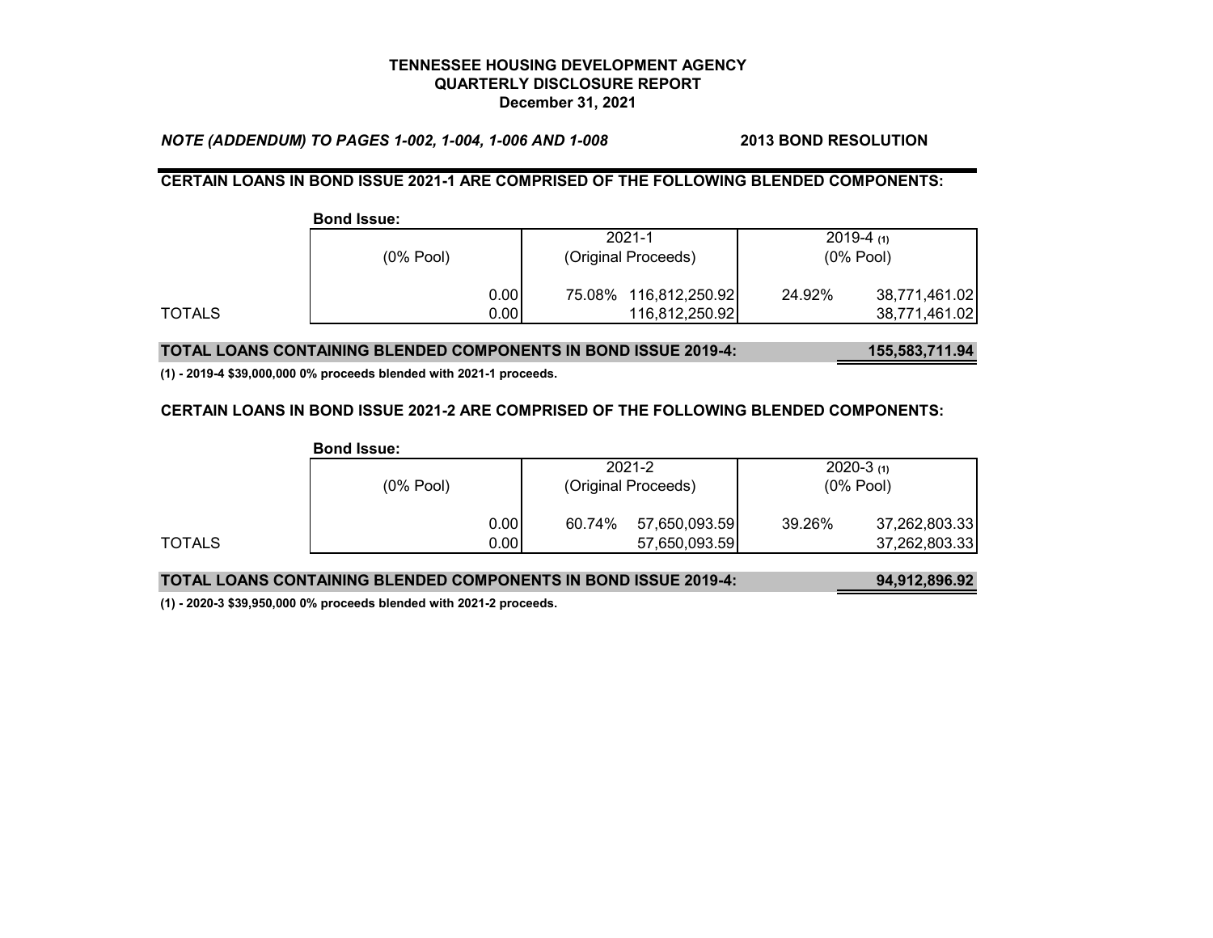**TENNESSEE HOUSING DEVELOPMENT AGENCY**
**QUARTERLY DISCLOSURE REPORT**
**December 31, 2021**

***NOTE (ADDENDUM) TO PAGES 1-002, 1-004, 1-006 AND 1-008*** **2013 BOND RESOLUTION**

**CERTAIN LOANS IN BOND ISSUE 2021-1 ARE COMPRISED OF THE FOLLOWING BLENDED COMPONENTS:**

**Bond Issue:**

| | (0% Pool) | 2021-1 (Original Proceeds) | | 2019-4 (1) (0% Pool) | |
|---|---|---|---|---|---|
| | 0.00 | 75.08% | 116,812,250.92 | 24.92% | 38,771,461.02 |
| TOTALS | 0.00 | | 116,812,250.92 | | 38,771,461.02 |

**TOTAL LOANS CONTAINING BLENDED COMPONENTS IN BOND ISSUE 2019-4: 155,583,711.94**

**(1) - 2019-4 $39,000,000 0% proceeds blended with 2021-1 proceeds.**

**CERTAIN LOANS IN BOND ISSUE 2021-2 ARE COMPRISED OF THE FOLLOWING BLENDED COMPONENTS:**

**Bond Issue:**

| | (0% Pool) | 2021-2 (Original Proceeds) | | 2020-3 (1) (0% Pool) | |
|---|---|---|---|---|---|
| | 0.00 | 60.74% | 57,650,093.59 | 39.26% | 37,262,803.33 |
| TOTALS | 0.00 | | 57,650,093.59 | | 37,262,803.33 |

**TOTAL LOANS CONTAINING BLENDED COMPONENTS IN BOND ISSUE 2019-4: 94,912,896.92**

**(1) - 2020-3 $39,950,000 0% proceeds blended with 2021-2 proceeds.**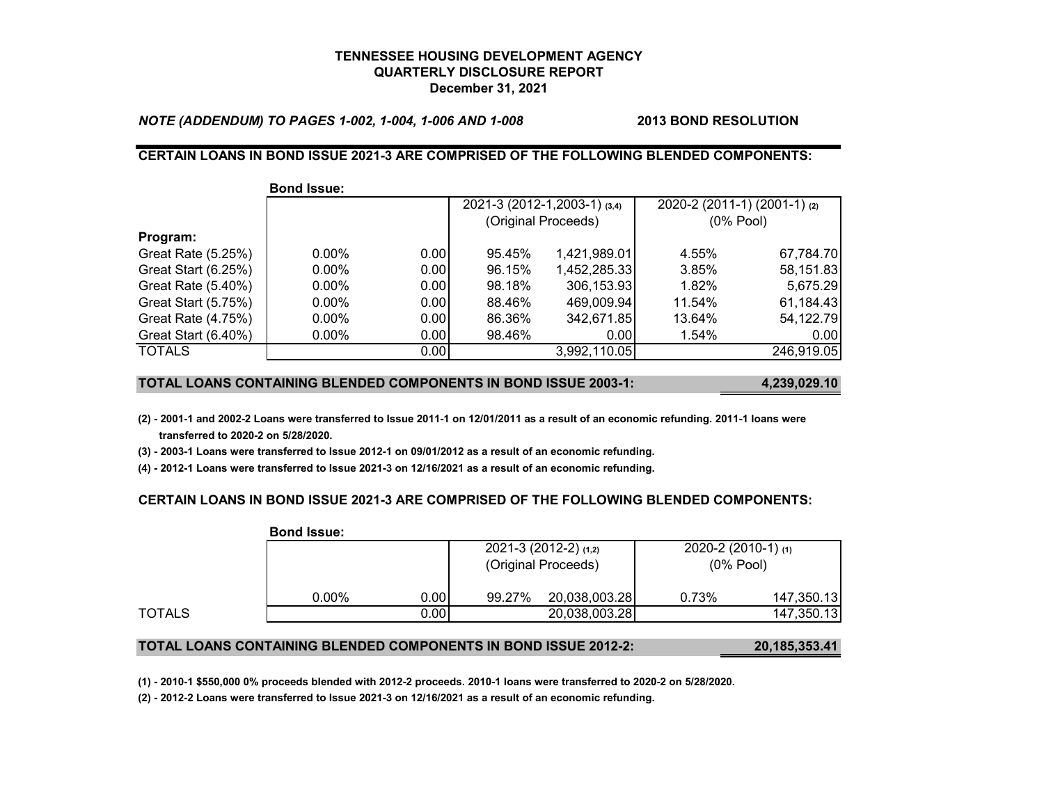**TENNESSEE HOUSING DEVELOPMENT AGENCY**
**QUARTERLY DISCLOSURE REPORT**
**December 31, 2021**

***NOTE (ADDENDUM) TO PAGES 1-002, 1-004, 1-006 AND 1-008*** **2013 BOND RESOLUTION**

**CERTAIN LOANS IN BOND ISSUE 2021-3 ARE COMPRISED OF THE FOLLOWING BLENDED COMPONENTS:**

| | **Bond Issue:** | | | | | |
|---|---|---|---|---|---|---|
| | | | 2021-3 (2012-1,2003-1) (3,4) (Original Proceeds) | | 2020-2 (2011-1) (2001-1) (2) (0% Pool) | |
| **Program:** | | | | | | |
| Great Rate (5.25%) | 0.00% | 0.00 | 95.45% | 1,421,989.01 | 4.55% | 67,784.70 |
| Great Start (6.25%) | 0.00% | 0.00 | 96.15% | 1,452,285.33 | 3.85% | 58,151.83 |
| Great Rate (5.40%) | 0.00% | 0.00 | 98.18% | 306,153.93 | 1.82% | 5,675.29 |
| Great Start (5.75%) | 0.00% | 0.00 | 88.46% | 469,009.94 | 11.54% | 61,184.43 |
| Great Rate (4.75%) | 0.00% | 0.00 | 86.36% | 342,671.85 | 13.64% | 54,122.79 |
| Great Start (6.40%) | 0.00% | 0.00 | 98.46% | 0.00 | 1.54% | 0.00 |
| TOTALS | | 0.00 | | 3,992,110.05 | | 246,919.05 |

| **TOTAL LOANS CONTAINING BLENDED COMPONENTS IN BOND ISSUE 2003-1:** | **4,239,029.10** |
|---|---|

**(2) - 2001-1 and 2002-2 Loans were transferred to Issue 2011-1 on 12/01/2011 as a result of an economic refunding. 2011-1 loans were transferred to 2020-2 on 5/28/2020.**

**(3) - 2003-1 Loans were transferred to Issue 2012-1 on 09/01/2012 as a result of an economic refunding.**

**(4) - 2012-1 Loans were transferred to Issue 2021-3 on 12/16/2021 as a result of an economic refunding.**

**CERTAIN LOANS IN BOND ISSUE 2021-3 ARE COMPRISED OF THE FOLLOWING BLENDED COMPONENTS:**

| | **Bond Issue:** | | | | | |
|---|---|---|---|---|---|---|
| | | | 2021-3 (2012-2) (1,2) (Original Proceeds) | | 2020-2 (2010-1) (1) (0% Pool) | |
| | 0.00% | 0.00 | 99.27% | 20,038,003.28 | 0.73% | 147,350.13 |
| TOTALS | | 0.00 | | 20,038,003.28 | | 147,350.13 |

| **TOTAL LOANS CONTAINING BLENDED COMPONENTS IN BOND ISSUE 2012-2:** | **20,185,353.41** |
|---|---|

**(1) - 2010-1 $550,000 0% proceeds blended with 2012-2 proceeds. 2010-1 loans were transferred to 2020-2 on 5/28/2020.**

**(2) - 2012-2 Loans were transferred to Issue 2021-3 on 12/16/2021 as a result of an economic refunding.**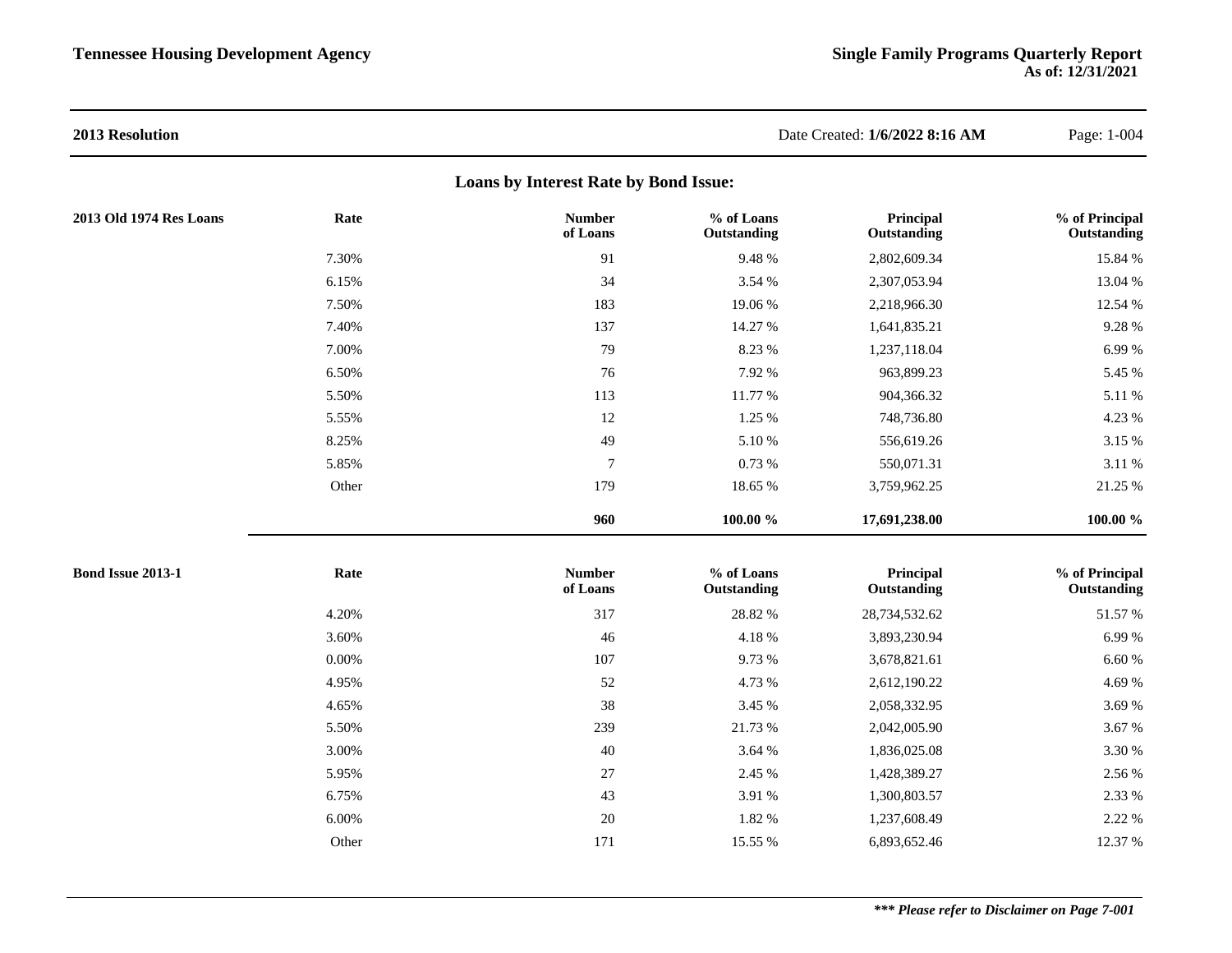## 2013 Resolution

Date Created: **1/6/2022 8:16 AM**

### Loans by Interest Rate by Bond Issue:

**2013 Old 1974 Res Loans**

| Rate | Number of Loans | % of Loans Outstanding | Principal Outstanding | % of Principal Outstanding |
|---|---|---|---|---|
| 7.30% | 91 | 9.48 % | 2,802,609.34 | 15.84 % |
| 6.15% | 34 | 3.54 % | 2,307,053.94 | 13.04 % |
| 7.50% | 183 | 19.06 % | 2,218,966.30 | 12.54 % |
| 7.40% | 137 | 14.27 % | 1,641,835.21 | 9.28 % |
| 7.00% | 79 | 8.23 % | 1,237,118.04 | 6.99 % |
| 6.50% | 76 | 7.92 % | 963,899.23 | 5.45 % |
| 5.50% | 113 | 11.77 % | 904,366.32 | 5.11 % |
| 5.55% | 12 | 1.25 % | 748,736.80 | 4.23 % |
| 8.25% | 49 | 5.10 % | 556,619.26 | 3.15 % |
| 5.85% | 7 | 0.73 % | 550,071.31 | 3.11 % |
| Other | 179 | 18.65 % | 3,759,962.25 | 21.25 % |
| | **960** | **100.00 %** | **17,691,238.00** | **100.00 %** |

**Bond Issue 2013-1**

| Rate | Number of Loans | % of Loans Outstanding | Principal Outstanding | % of Principal Outstanding |
|---|---|---|---|---|
| 4.20% | 317 | 28.82 % | 28,734,532.62 | 51.57 % |
| 3.60% | 46 | 4.18 % | 3,893,230.94 | 6.99 % |
| 0.00% | 107 | 9.73 % | 3,678,821.61 | 6.60 % |
| 4.95% | 52 | 4.73 % | 2,612,190.22 | 4.69 % |
| 4.65% | 38 | 3.45 % | 2,058,332.95 | 3.69 % |
| 5.50% | 239 | 21.73 % | 2,042,005.90 | 3.67 % |
| 3.00% | 40 | 3.64 % | 1,836,025.08 | 3.30 % |
| 5.95% | 27 | 2.45 % | 1,428,389.27 | 2.56 % |
| 6.75% | 43 | 3.91 % | 1,300,803.57 | 2.33 % |
| 6.00% | 20 | 1.82 % | 1,237,608.49 | 2.22 % |
| Other | 171 | 15.55 % | 6,893,652.46 | 12.37 % |

***\*\*\* Please refer to Disclaimer on Page 7-001***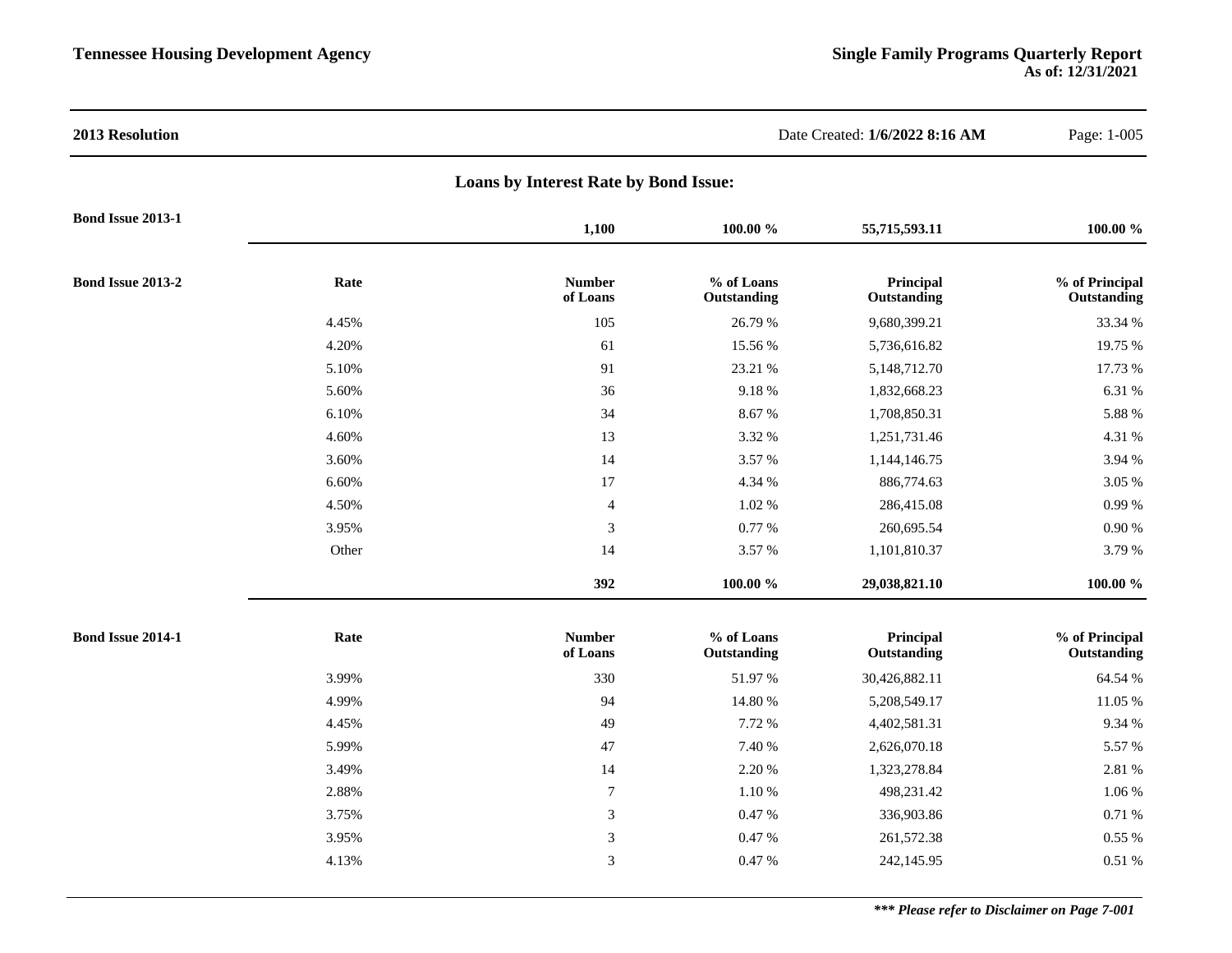**2013 Resolution**

Date Created: **1/6/2022 8:16 AM**

## Loans by Interest Rate by Bond Issue:

**Bond Issue 2013-1**

| | Number of Loans | % of Loans Outstanding | Principal Outstanding | % of Principal Outstanding |
|---|---|---|---|---|
| | **1,100** | **100.00 %** | **55,715,593.11** | **100.00 %** |

**Bond Issue 2013-2**

| Rate | Number of Loans | % of Loans Outstanding | Principal Outstanding | % of Principal Outstanding |
|---|---|---|---|---|
| 4.45% | 105 | 26.79 % | 9,680,399.21 | 33.34 % |
| 4.20% | 61 | 15.56 % | 5,736,616.82 | 19.75 % |
| 5.10% | 91 | 23.21 % | 5,148,712.70 | 17.73 % |
| 5.60% | 36 | 9.18 % | 1,832,668.23 | 6.31 % |
| 6.10% | 34 | 8.67 % | 1,708,850.31 | 5.88 % |
| 4.60% | 13 | 3.32 % | 1,251,731.46 | 4.31 % |
| 3.60% | 14 | 3.57 % | 1,144,146.75 | 3.94 % |
| 6.60% | 17 | 4.34 % | 886,774.63 | 3.05 % |
| 4.50% | 4 | 1.02 % | 286,415.08 | 0.99 % |
| 3.95% | 3 | 0.77 % | 260,695.54 | 0.90 % |
| Other | 14 | 3.57 % | 1,101,810.37 | 3.79 % |
| | **392** | **100.00 %** | **29,038,821.10** | **100.00 %** |

**Bond Issue 2014-1**

| Rate | Number of Loans | % of Loans Outstanding | Principal Outstanding | % of Principal Outstanding |
|---|---|---|---|---|
| 3.99% | 330 | 51.97 % | 30,426,882.11 | 64.54 % |
| 4.99% | 94 | 14.80 % | 5,208,549.17 | 11.05 % |
| 4.45% | 49 | 7.72 % | 4,402,581.31 | 9.34 % |
| 5.99% | 47 | 7.40 % | 2,626,070.18 | 5.57 % |
| 3.49% | 14 | 2.20 % | 1,323,278.84 | 2.81 % |
| 2.88% | 7 | 1.10 % | 498,231.42 | 1.06 % |
| 3.75% | 3 | 0.47 % | 336,903.86 | 0.71 % |
| 3.95% | 3 | 0.47 % | 261,572.38 | 0.55 % |
| 4.13% | 3 | 0.47 % | 242,145.95 | 0.51 % |

***\*\*\* Please refer to Disclaimer on Page 7-001***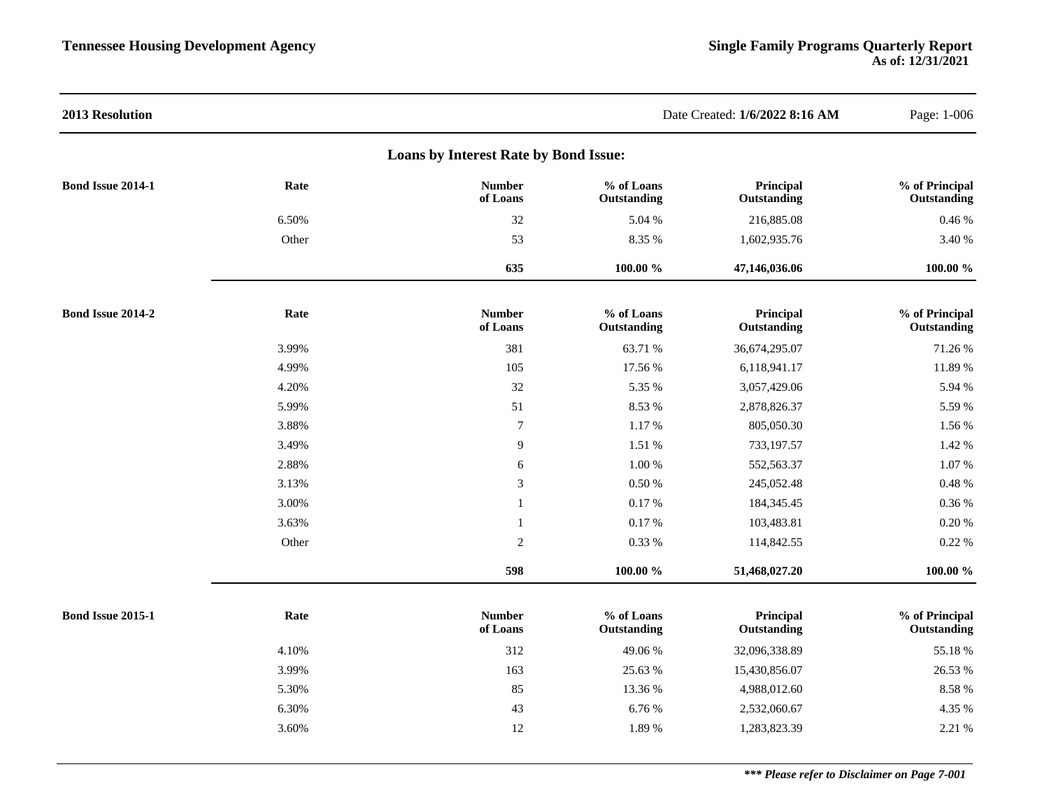**2013 Resolution**

Date Created: **1/6/2022 8:16 AM**

## Loans by Interest Rate by Bond Issue:

**Bond Issue 2014-1**

| Rate | Number of Loans | % of Loans Outstanding | Principal Outstanding | % of Principal Outstanding |
|---|---|---|---|---|
| 6.50% | 32 | 5.04 % | 216,885.08 | 0.46 % |
| Other | 53 | 8.35 % | 1,602,935.76 | 3.40 % |
| | **635** | **100.00 %** | **47,146,036.06** | **100.00 %** |

**Bond Issue 2014-2**

| Rate | Number of Loans | % of Loans Outstanding | Principal Outstanding | % of Principal Outstanding |
|---|---|---|---|---|
| 3.99% | 381 | 63.71 % | 36,674,295.07 | 71.26 % |
| 4.99% | 105 | 17.56 % | 6,118,941.17 | 11.89 % |
| 4.20% | 32 | 5.35 % | 3,057,429.06 | 5.94 % |
| 5.99% | 51 | 8.53 % | 2,878,826.37 | 5.59 % |
| 3.88% | 7 | 1.17 % | 805,050.30 | 1.56 % |
| 3.49% | 9 | 1.51 % | 733,197.57 | 1.42 % |
| 2.88% | 6 | 1.00 % | 552,563.37 | 1.07 % |
| 3.13% | 3 | 0.50 % | 245,052.48 | 0.48 % |
| 3.00% | 1 | 0.17 % | 184,345.45 | 0.36 % |
| 3.63% | 1 | 0.17 % | 103,483.81 | 0.20 % |
| Other | 2 | 0.33 % | 114,842.55 | 0.22 % |
| | **598** | **100.00 %** | **51,468,027.20** | **100.00 %** |

**Bond Issue 2015-1**

| Rate | Number of Loans | % of Loans Outstanding | Principal Outstanding | % of Principal Outstanding |
|---|---|---|---|---|
| 4.10% | 312 | 49.06 % | 32,096,338.89 | 55.18 % |
| 3.99% | 163 | 25.63 % | 15,430,856.07 | 26.53 % |
| 5.30% | 85 | 13.36 % | 4,988,012.60 | 8.58 % |
| 6.30% | 43 | 6.76 % | 2,532,060.67 | 4.35 % |
| 3.60% | 12 | 1.89 % | 1,283,823.39 | 2.21 % |

***\*\*\* Please refer to Disclaimer on Page 7-001***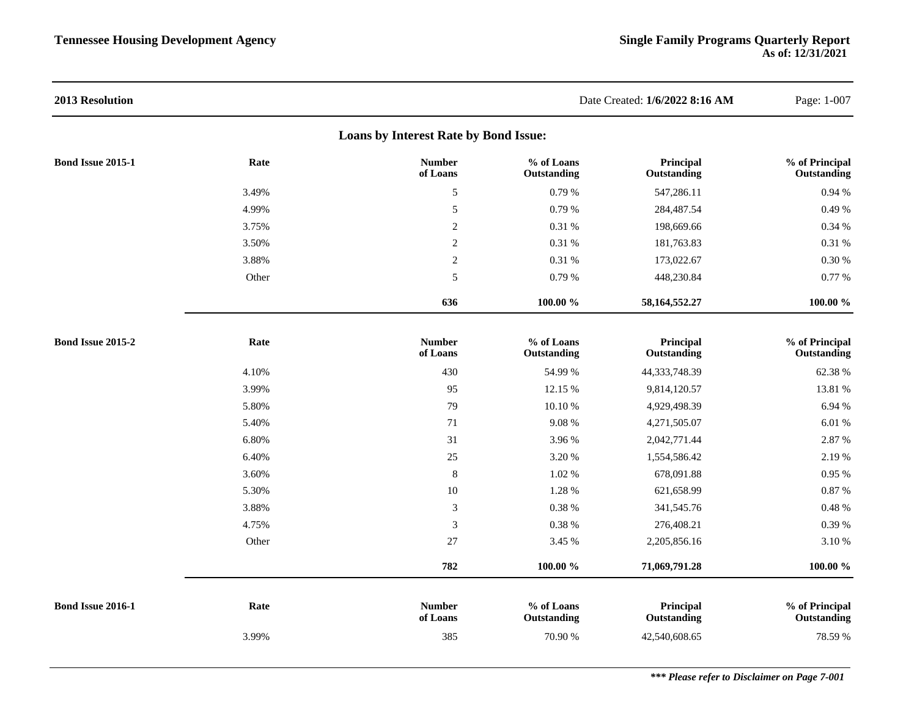**2013 Resolution**

Date Created: **1/6/2022 8:16 AM**

## Loans by Interest Rate by Bond Issue:

**Bond Issue 2015-1**

| Rate | Number of Loans | % of Loans Outstanding | Principal Outstanding | % of Principal Outstanding |
|---|---|---|---|---|
| 3.49% | 5 | 0.79 % | 547,286.11 | 0.94 % |
| 4.99% | 5 | 0.79 % | 284,487.54 | 0.49 % |
| 3.75% | 2 | 0.31 % | 198,669.66 | 0.34 % |
| 3.50% | 2 | 0.31 % | 181,763.83 | 0.31 % |
| 3.88% | 2 | 0.31 % | 173,022.67 | 0.30 % |
| Other | 5 | 0.79 % | 448,230.84 | 0.77 % |
| | **636** | **100.00 %** | **58,164,552.27** | **100.00 %** |

**Bond Issue 2015-2**

| Rate | Number of Loans | % of Loans Outstanding | Principal Outstanding | % of Principal Outstanding |
|---|---|---|---|---|
| 4.10% | 430 | 54.99 % | 44,333,748.39 | 62.38 % |
| 3.99% | 95 | 12.15 % | 9,814,120.57 | 13.81 % |
| 5.80% | 79 | 10.10 % | 4,929,498.39 | 6.94 % |
| 5.40% | 71 | 9.08 % | 4,271,505.07 | 6.01 % |
| 6.80% | 31 | 3.96 % | 2,042,771.44 | 2.87 % |
| 6.40% | 25 | 3.20 % | 1,554,586.42 | 2.19 % |
| 3.60% | 8 | 1.02 % | 678,091.88 | 0.95 % |
| 5.30% | 10 | 1.28 % | 621,658.99 | 0.87 % |
| 3.88% | 3 | 0.38 % | 341,545.76 | 0.48 % |
| 4.75% | 3 | 0.38 % | 276,408.21 | 0.39 % |
| Other | 27 | 3.45 % | 2,205,856.16 | 3.10 % |
| | **782** | **100.00 %** | **71,069,791.28** | **100.00 %** |

**Bond Issue 2016-1**

| Rate | Number of Loans | % of Loans Outstanding | Principal Outstanding | % of Principal Outstanding |
|---|---|---|---|---|
| 3.99% | 385 | 70.90 % | 42,540,608.65 | 78.59 % |

***\*\*\* Please refer to Disclaimer on Page 7-001***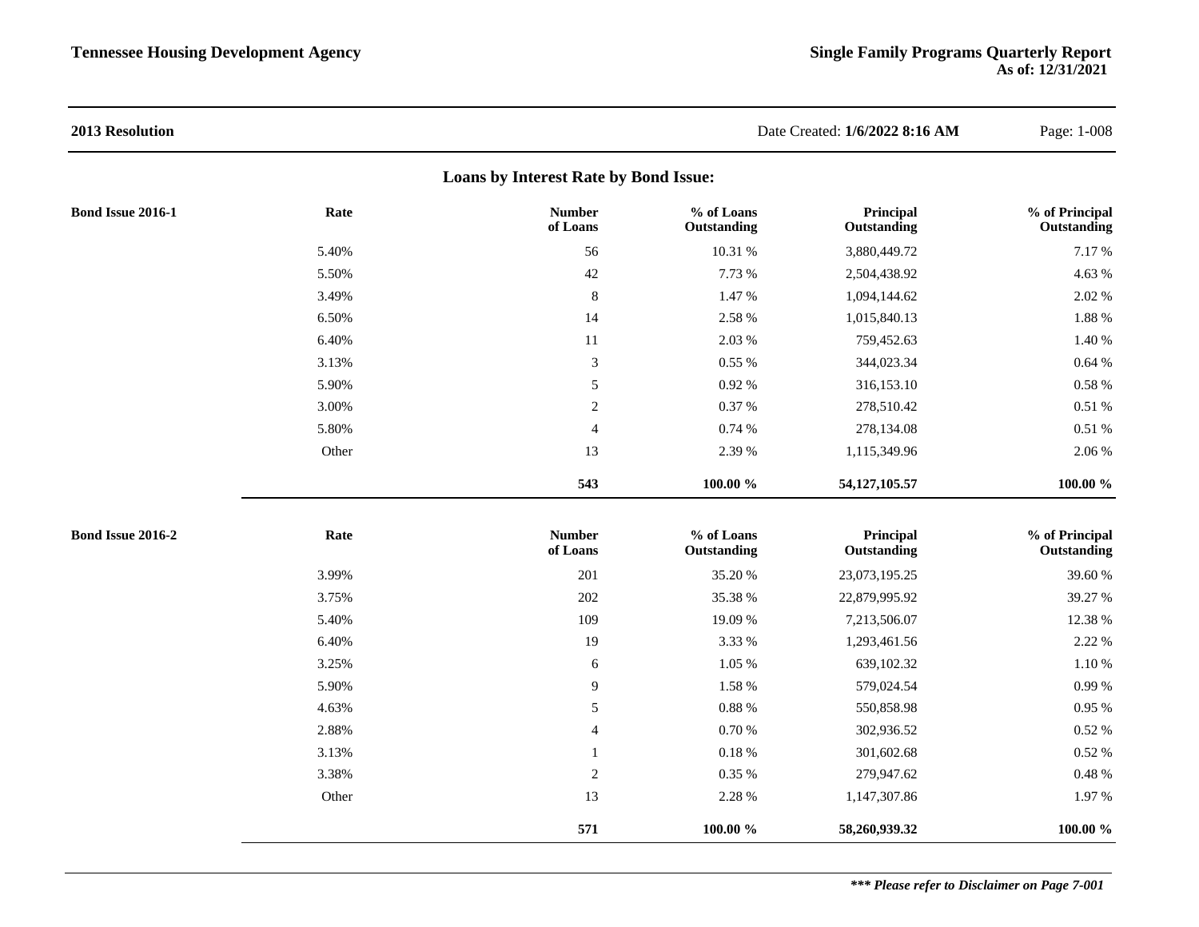**2013 Resolution**

Date Created: **1/6/2022 8:16 AM**

## Loans by Interest Rate by Bond Issue:

**Bond Issue 2016-1**

| Rate | Number of Loans | % of Loans Outstanding | Principal Outstanding | % of Principal Outstanding |
|---|---|---|---|---|
| 5.40% | 56 | 10.31 % | 3,880,449.72 | 7.17 % |
| 5.50% | 42 | 7.73 % | 2,504,438.92 | 4.63 % |
| 3.49% | 8 | 1.47 % | 1,094,144.62 | 2.02 % |
| 6.50% | 14 | 2.58 % | 1,015,840.13 | 1.88 % |
| 6.40% | 11 | 2.03 % | 759,452.63 | 1.40 % |
| 3.13% | 3 | 0.55 % | 344,023.34 | 0.64 % |
| 5.90% | 5 | 0.92 % | 316,153.10 | 0.58 % |
| 3.00% | 2 | 0.37 % | 278,510.42 | 0.51 % |
| 5.80% | 4 | 0.74 % | 278,134.08 | 0.51 % |
| Other | 13 | 2.39 % | 1,115,349.96 | 2.06 % |
| | **543** | **100.00 %** | **54,127,105.57** | **100.00 %** |

**Bond Issue 2016-2**

| Rate | Number of Loans | % of Loans Outstanding | Principal Outstanding | % of Principal Outstanding |
|---|---|---|---|---|
| 3.99% | 201 | 35.20 % | 23,073,195.25 | 39.60 % |
| 3.75% | 202 | 35.38 % | 22,879,995.92 | 39.27 % |
| 5.40% | 109 | 19.09 % | 7,213,506.07 | 12.38 % |
| 6.40% | 19 | 3.33 % | 1,293,461.56 | 2.22 % |
| 3.25% | 6 | 1.05 % | 639,102.32 | 1.10 % |
| 5.90% | 9 | 1.58 % | 579,024.54 | 0.99 % |
| 4.63% | 5 | 0.88 % | 550,858.98 | 0.95 % |
| 2.88% | 4 | 0.70 % | 302,936.52 | 0.52 % |
| 3.13% | 1 | 0.18 % | 301,602.68 | 0.52 % |
| 3.38% | 2 | 0.35 % | 279,947.62 | 0.48 % |
| Other | 13 | 2.28 % | 1,147,307.86 | 1.97 % |
| | **571** | **100.00 %** | **58,260,939.32** | **100.00 %** |

***\*\*\* Please refer to Disclaimer on Page 7-001***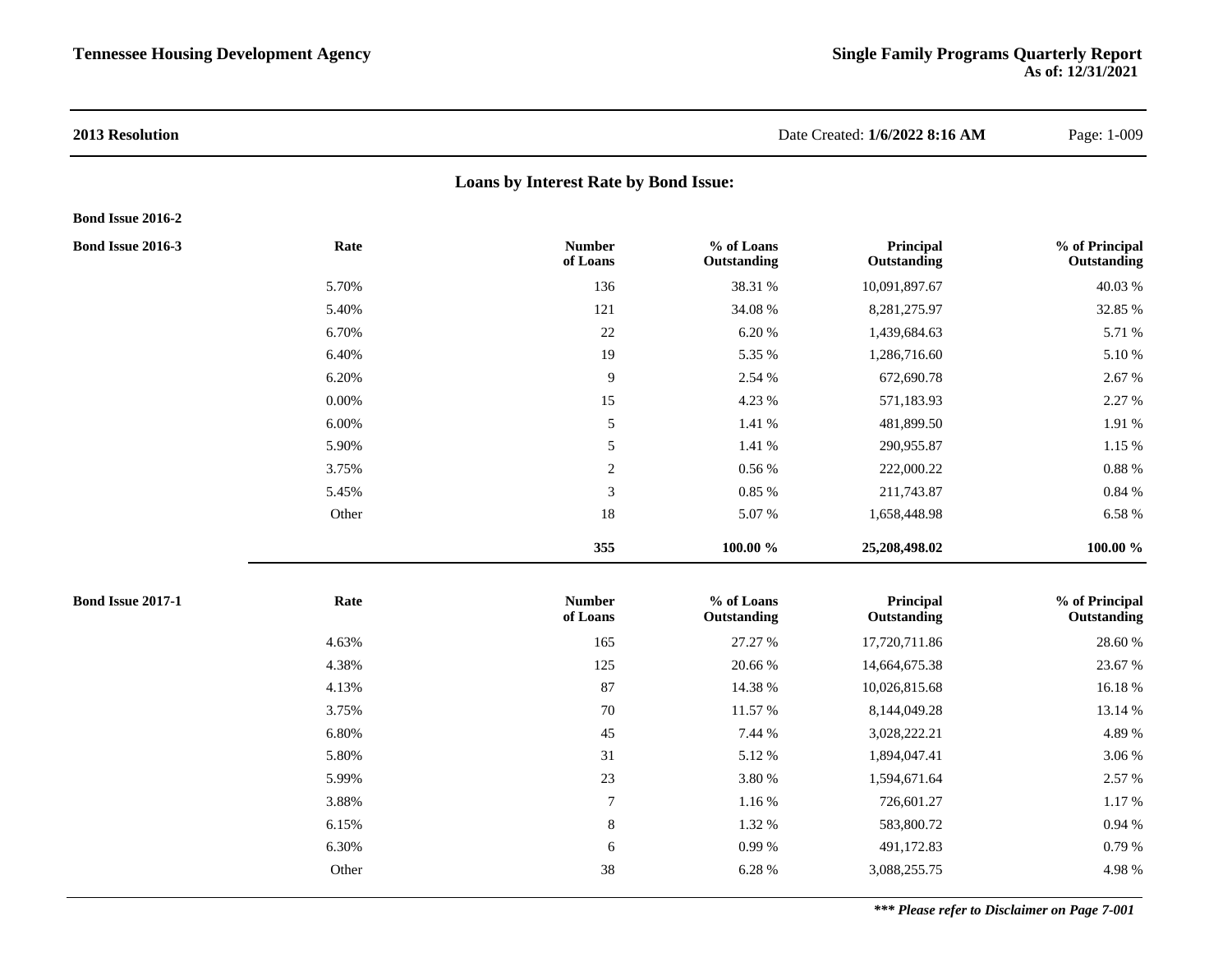**2013 Resolution**

Date Created: **1/6/2022 8:16 AM**

## Loans by Interest Rate by Bond Issue:

**Bond Issue 2016-2**

**Bond Issue 2016-3**

| Rate | Number of Loans | % of Loans Outstanding | Principal Outstanding | % of Principal Outstanding |
|---|---|---|---|---|
| 5.70% | 136 | 38.31 % | 10,091,897.67 | 40.03 % |
| 5.40% | 121 | 34.08 % | 8,281,275.97 | 32.85 % |
| 6.70% | 22 | 6.20 % | 1,439,684.63 | 5.71 % |
| 6.40% | 19 | 5.35 % | 1,286,716.60 | 5.10 % |
| 6.20% | 9 | 2.54 % | 672,690.78 | 2.67 % |
| 0.00% | 15 | 4.23 % | 571,183.93 | 2.27 % |
| 6.00% | 5 | 1.41 % | 481,899.50 | 1.91 % |
| 5.90% | 5 | 1.41 % | 290,955.87 | 1.15 % |
| 3.75% | 2 | 0.56 % | 222,000.22 | 0.88 % |
| 5.45% | 3 | 0.85 % | 211,743.87 | 0.84 % |
| Other | 18 | 5.07 % | 1,658,448.98 | 6.58 % |
| | **355** | **100.00 %** | **25,208,498.02** | **100.00 %** |

**Bond Issue 2017-1**

| Rate | Number of Loans | % of Loans Outstanding | Principal Outstanding | % of Principal Outstanding |
|---|---|---|---|---|
| 4.63% | 165 | 27.27 % | 17,720,711.86 | 28.60 % |
| 4.38% | 125 | 20.66 % | 14,664,675.38 | 23.67 % |
| 4.13% | 87 | 14.38 % | 10,026,815.68 | 16.18 % |
| 3.75% | 70 | 11.57 % | 8,144,049.28 | 13.14 % |
| 6.80% | 45 | 7.44 % | 3,028,222.21 | 4.89 % |
| 5.80% | 31 | 5.12 % | 1,894,047.41 | 3.06 % |
| 5.99% | 23 | 3.80 % | 1,594,671.64 | 2.57 % |
| 3.88% | 7 | 1.16 % | 726,601.27 | 1.17 % |
| 6.15% | 8 | 1.32 % | 583,800.72 | 0.94 % |
| 6.30% | 6 | 0.99 % | 491,172.83 | 0.79 % |
| Other | 38 | 6.28 % | 3,088,255.75 | 4.98 % |

***\*\*\* Please refer to Disclaimer on Page 7-001***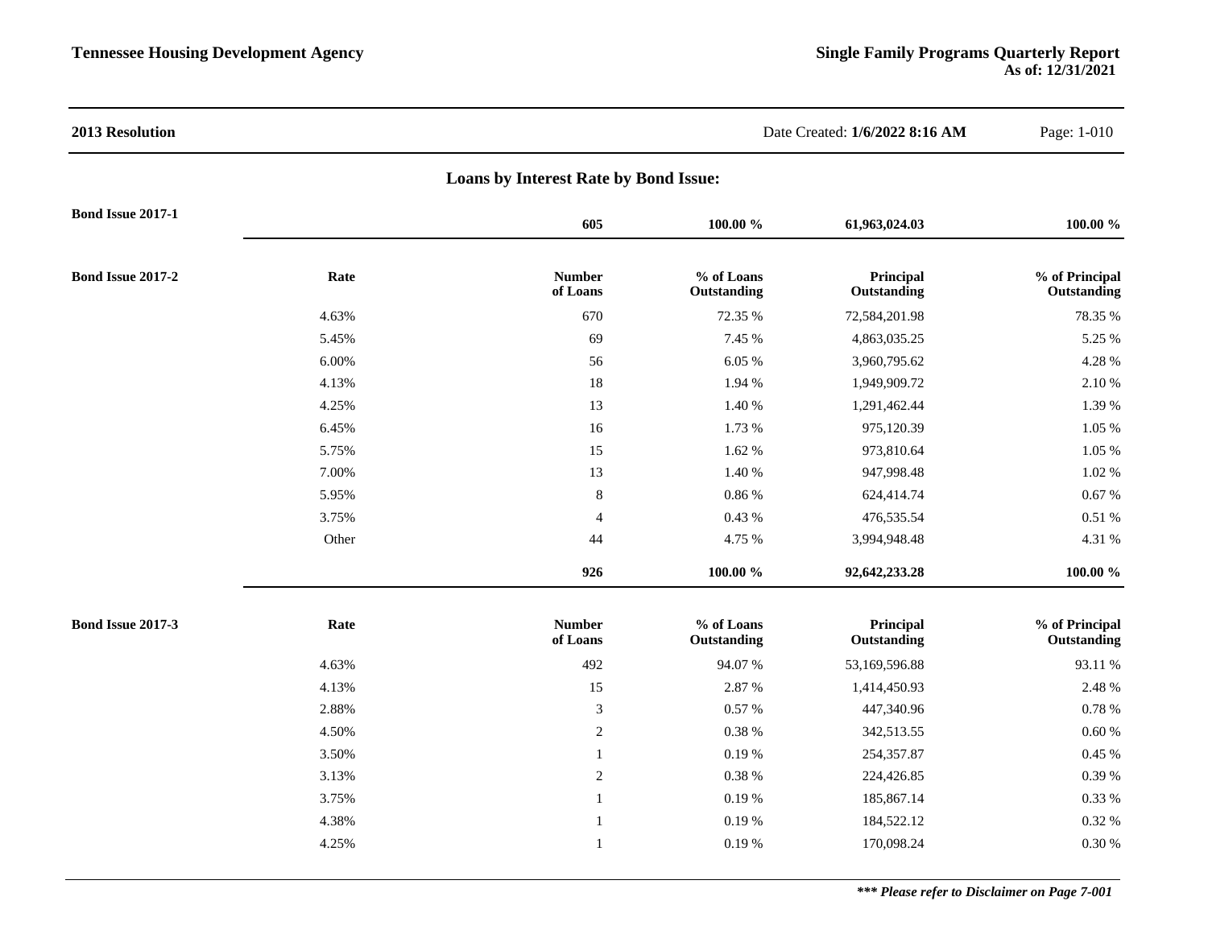**2013 Resolution**

Date Created: **1/6/2022 8:16 AM**

## Loans by Interest Rate by Bond Issue:

**Bond Issue 2017-1**

| | Number of Loans | % of Loans Outstanding | Principal Outstanding | % of Principal Outstanding |
|---|---|---|---|---|
| | **605** | **100.00 %** | **61,963,024.03** | **100.00 %** |

**Bond Issue 2017-2**

| Rate | Number of Loans | % of Loans Outstanding | Principal Outstanding | % of Principal Outstanding |
|---|---|---|---|---|
| 4.63% | 670 | 72.35 % | 72,584,201.98 | 78.35 % |
| 5.45% | 69 | 7.45 % | 4,863,035.25 | 5.25 % |
| 6.00% | 56 | 6.05 % | 3,960,795.62 | 4.28 % |
| 4.13% | 18 | 1.94 % | 1,949,909.72 | 2.10 % |
| 4.25% | 13 | 1.40 % | 1,291,462.44 | 1.39 % |
| 6.45% | 16 | 1.73 % | 975,120.39 | 1.05 % |
| 5.75% | 15 | 1.62 % | 973,810.64 | 1.05 % |
| 7.00% | 13 | 1.40 % | 947,998.48 | 1.02 % |
| 5.95% | 8 | 0.86 % | 624,414.74 | 0.67 % |
| 3.75% | 4 | 0.43 % | 476,535.54 | 0.51 % |
| Other | 44 | 4.75 % | 3,994,948.48 | 4.31 % |
| | **926** | **100.00 %** | **92,642,233.28** | **100.00 %** |

**Bond Issue 2017-3**

| Rate | Number of Loans | % of Loans Outstanding | Principal Outstanding | % of Principal Outstanding |
|---|---|---|---|---|
| 4.63% | 492 | 94.07 % | 53,169,596.88 | 93.11 % |
| 4.13% | 15 | 2.87 % | 1,414,450.93 | 2.48 % |
| 2.88% | 3 | 0.57 % | 447,340.96 | 0.78 % |
| 4.50% | 2 | 0.38 % | 342,513.55 | 0.60 % |
| 3.50% | 1 | 0.19 % | 254,357.87 | 0.45 % |
| 3.13% | 2 | 0.38 % | 224,426.85 | 0.39 % |
| 3.75% | 1 | 0.19 % | 185,867.14 | 0.33 % |
| 4.38% | 1 | 0.19 % | 184,522.12 | 0.32 % |
| 4.25% | 1 | 0.19 % | 170,098.24 | 0.30 % |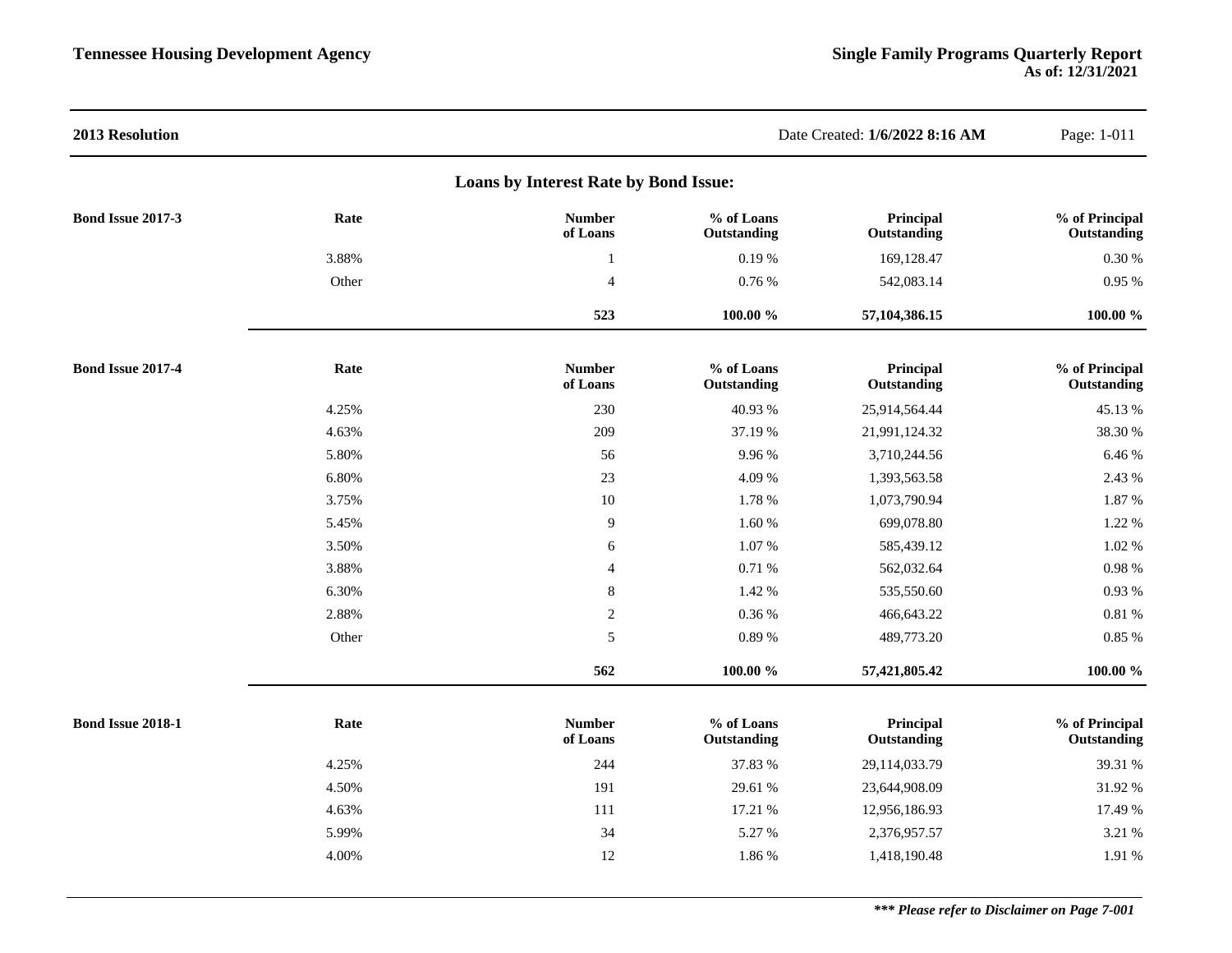**2013 Resolution**

Date Created: **1/6/2022 8:16 AM**

## Loans by Interest Rate by Bond Issue:

**Bond Issue 2017-3**

| Rate | Number of Loans | % of Loans Outstanding | Principal Outstanding | % of Principal Outstanding |
|---|---|---|---|---|
| 3.88% | 1 | 0.19 % | 169,128.47 | 0.30 % |
| Other | 4 | 0.76 % | 542,083.14 | 0.95 % |
| | **523** | **100.00 %** | **57,104,386.15** | **100.00 %** |

**Bond Issue 2017-4**

| Rate | Number of Loans | % of Loans Outstanding | Principal Outstanding | % of Principal Outstanding |
|---|---|---|---|---|
| 4.25% | 230 | 40.93 % | 25,914,564.44 | 45.13 % |
| 4.63% | 209 | 37.19 % | 21,991,124.32 | 38.30 % |
| 5.80% | 56 | 9.96 % | 3,710,244.56 | 6.46 % |
| 6.80% | 23 | 4.09 % | 1,393,563.58 | 2.43 % |
| 3.75% | 10 | 1.78 % | 1,073,790.94 | 1.87 % |
| 5.45% | 9 | 1.60 % | 699,078.80 | 1.22 % |
| 3.50% | 6 | 1.07 % | 585,439.12 | 1.02 % |
| 3.88% | 4 | 0.71 % | 562,032.64 | 0.98 % |
| 6.30% | 8 | 1.42 % | 535,550.60 | 0.93 % |
| 2.88% | 2 | 0.36 % | 466,643.22 | 0.81 % |
| Other | 5 | 0.89 % | 489,773.20 | 0.85 % |
| | **562** | **100.00 %** | **57,421,805.42** | **100.00 %** |

**Bond Issue 2018-1**

| Rate | Number of Loans | % of Loans Outstanding | Principal Outstanding | % of Principal Outstanding |
|---|---|---|---|---|
| 4.25% | 244 | 37.83 % | 29,114,033.79 | 39.31 % |
| 4.50% | 191 | 29.61 % | 23,644,908.09 | 31.92 % |
| 4.63% | 111 | 17.21 % | 12,956,186.93 | 17.49 % |
| 5.99% | 34 | 5.27 % | 2,376,957.57 | 3.21 % |
| 4.00% | 12 | 1.86 % | 1,418,190.48 | 1.91 % |

***\*\*\* Please refer to Disclaimer on Page 7-001***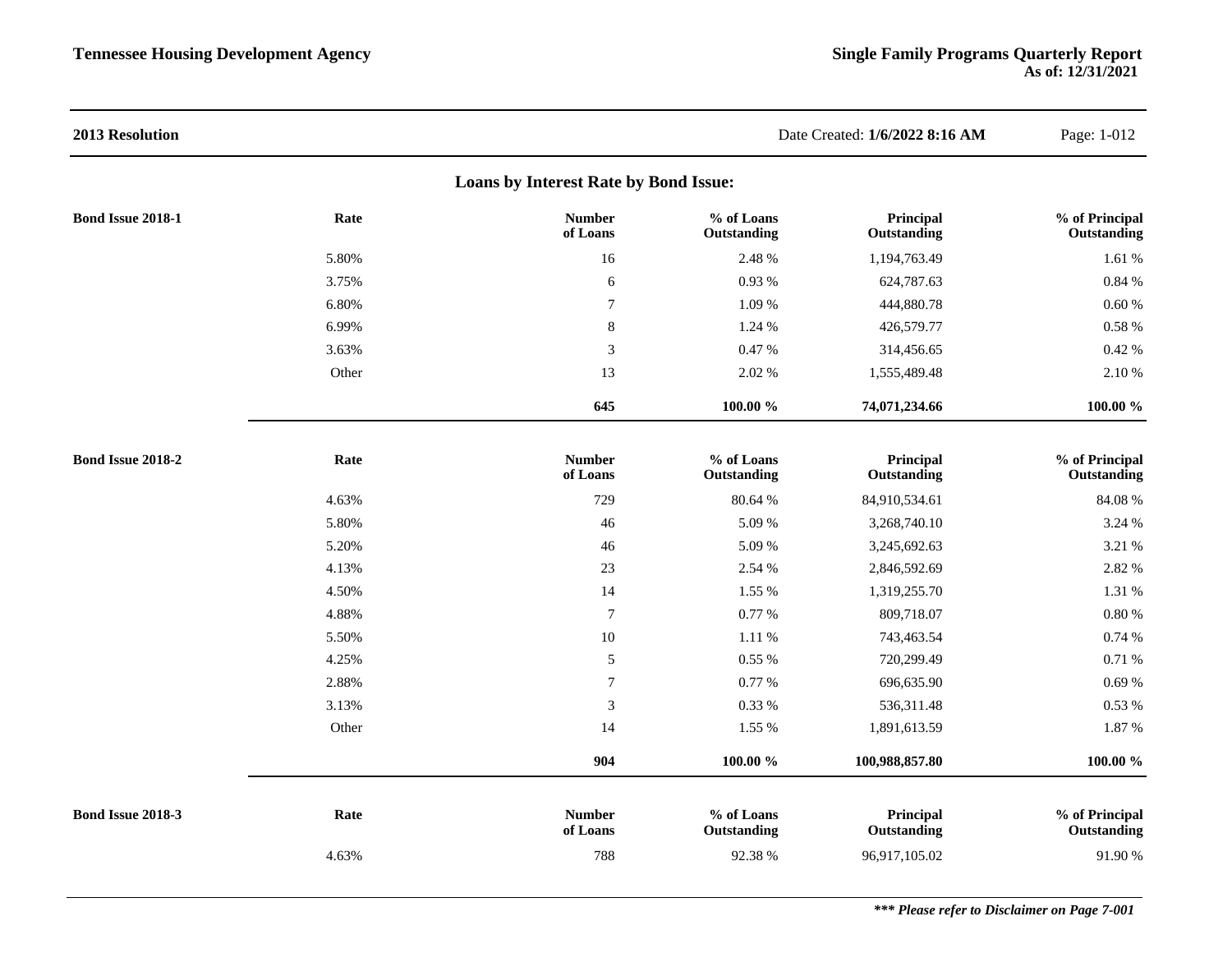**2013 Resolution**

Date Created: **1/6/2022 8:16 AM**

## Loans by Interest Rate by Bond Issue:

| Bond Issue 2018-1 | Rate | Number of Loans | % of Loans Outstanding | Principal Outstanding | % of Principal Outstanding |
|---|---|---|---|---|---|
| | 5.80% | 16 | 2.48 % | 1,194,763.49 | 1.61 % |
| | 3.75% | 6 | 0.93 % | 624,787.63 | 0.84 % |
| | 6.80% | 7 | 1.09 % | 444,880.78 | 0.60 % |
| | 6.99% | 8 | 1.24 % | 426,579.77 | 0.58 % |
| | 3.63% | 3 | 0.47 % | 314,456.65 | 0.42 % |
| | Other | 13 | 2.02 % | 1,555,489.48 | 2.10 % |
| | | **645** | **100.00 %** | **74,071,234.66** | **100.00 %** |

| Bond Issue 2018-2 | Rate | Number of Loans | % of Loans Outstanding | Principal Outstanding | % of Principal Outstanding |
|---|---|---|---|---|---|
| | 4.63% | 729 | 80.64 % | 84,910,534.61 | 84.08 % |
| | 5.80% | 46 | 5.09 % | 3,268,740.10 | 3.24 % |
| | 5.20% | 46 | 5.09 % | 3,245,692.63 | 3.21 % |
| | 4.13% | 23 | 2.54 % | 2,846,592.69 | 2.82 % |
| | 4.50% | 14 | 1.55 % | 1,319,255.70 | 1.31 % |
| | 4.88% | 7 | 0.77 % | 809,718.07 | 0.80 % |
| | 5.50% | 10 | 1.11 % | 743,463.54 | 0.74 % |
| | 4.25% | 5 | 0.55 % | 720,299.49 | 0.71 % |
| | 2.88% | 7 | 0.77 % | 696,635.90 | 0.69 % |
| | 3.13% | 3 | 0.33 % | 536,311.48 | 0.53 % |
| | Other | 14 | 1.55 % | 1,891,613.59 | 1.87 % |
| | | **904** | **100.00 %** | **100,988,857.80** | **100.00 %** |

| Bond Issue 2018-3 | Rate | Number of Loans | % of Loans Outstanding | Principal Outstanding | % of Principal Outstanding |
|---|---|---|---|---|---|
| | 4.63% | 788 | 92.38 % | 96,917,105.02 | 91.90 % |

***\*\*\* Please refer to Disclaimer on Page 7-001***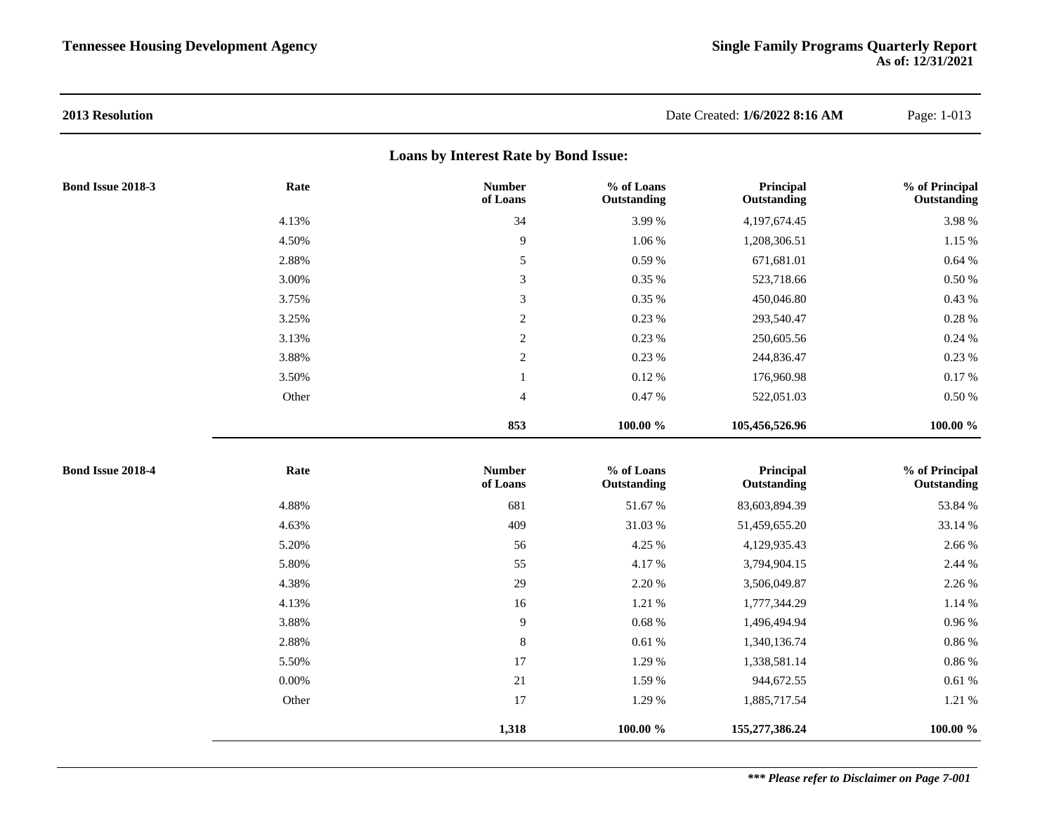**2013 Resolution** Date Created: **1/6/2022 8:16 AM**

## Loans by Interest Rate by Bond Issue:

| Bond Issue 2018-3 | Rate | Number of Loans | % of Loans Outstanding | Principal Outstanding | % of Principal Outstanding |
|---|---|---|---|---|---|
| | 4.13% | 34 | 3.99 % | 4,197,674.45 | 3.98 % |
| | 4.50% | 9 | 1.06 % | 1,208,306.51 | 1.15 % |
| | 2.88% | 5 | 0.59 % | 671,681.01 | 0.64 % |
| | 3.00% | 3 | 0.35 % | 523,718.66 | 0.50 % |
| | 3.75% | 3 | 0.35 % | 450,046.80 | 0.43 % |
| | 3.25% | 2 | 0.23 % | 293,540.47 | 0.28 % |
| | 3.13% | 2 | 0.23 % | 250,605.56 | 0.24 % |
| | 3.88% | 2 | 0.23 % | 244,836.47 | 0.23 % |
| | 3.50% | 1 | 0.12 % | 176,960.98 | 0.17 % |
| | Other | 4 | 0.47 % | 522,051.03 | 0.50 % |
| | | **853** | **100.00 %** | **105,456,526.96** | **100.00 %** |

| Bond Issue 2018-4 | Rate | Number of Loans | % of Loans Outstanding | Principal Outstanding | % of Principal Outstanding |
|---|---|---|---|---|---|
| | 4.88% | 681 | 51.67 % | 83,603,894.39 | 53.84 % |
| | 4.63% | 409 | 31.03 % | 51,459,655.20 | 33.14 % |
| | 5.20% | 56 | 4.25 % | 4,129,935.43 | 2.66 % |
| | 5.80% | 55 | 4.17 % | 3,794,904.15 | 2.44 % |
| | 4.38% | 29 | 2.20 % | 3,506,049.87 | 2.26 % |
| | 4.13% | 16 | 1.21 % | 1,777,344.29 | 1.14 % |
| | 3.88% | 9 | 0.68 % | 1,496,494.94 | 0.96 % |
| | 2.88% | 8 | 0.61 % | 1,340,136.74 | 0.86 % |
| | 5.50% | 17 | 1.29 % | 1,338,581.14 | 0.86 % |
| | 0.00% | 21 | 1.59 % | 944,672.55 | 0.61 % |
| | Other | 17 | 1.29 % | 1,885,717.54 | 1.21 % |
| | | **1,318** | **100.00 %** | **155,277,386.24** | **100.00 %** |

***\*\*\* Please refer to Disclaimer on Page 7-001***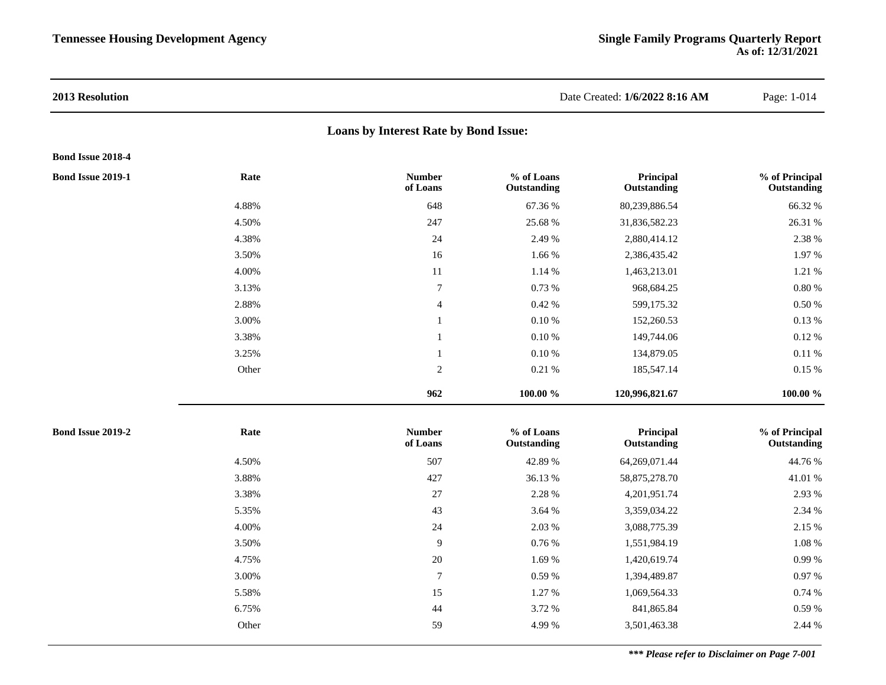**2013 Resolution**

Date Created: **1/6/2022 8:16 AM**

## Loans by Interest Rate by Bond Issue:

**Bond Issue 2018-4**

**Bond Issue 2019-1**

| Rate | Number of Loans | % of Loans Outstanding | Principal Outstanding | % of Principal Outstanding |
|---|---|---|---|---|
| 4.88% | 648 | 67.36 % | 80,239,886.54 | 66.32 % |
| 4.50% | 247 | 25.68 % | 31,836,582.23 | 26.31 % |
| 4.38% | 24 | 2.49 % | 2,880,414.12 | 2.38 % |
| 3.50% | 16 | 1.66 % | 2,386,435.42 | 1.97 % |
| 4.00% | 11 | 1.14 % | 1,463,213.01 | 1.21 % |
| 3.13% | 7 | 0.73 % | 968,684.25 | 0.80 % |
| 2.88% | 4 | 0.42 % | 599,175.32 | 0.50 % |
| 3.00% | 1 | 0.10 % | 152,260.53 | 0.13 % |
| 3.38% | 1 | 0.10 % | 149,744.06 | 0.12 % |
| 3.25% | 1 | 0.10 % | 134,879.05 | 0.11 % |
| Other | 2 | 0.21 % | 185,547.14 | 0.15 % |
| | **962** | **100.00 %** | **120,996,821.67** | **100.00 %** |

**Bond Issue 2019-2**

| Rate | Number of Loans | % of Loans Outstanding | Principal Outstanding | % of Principal Outstanding |
|---|---|---|---|---|
| 4.50% | 507 | 42.89 % | 64,269,071.44 | 44.76 % |
| 3.88% | 427 | 36.13 % | 58,875,278.70 | 41.01 % |
| 3.38% | 27 | 2.28 % | 4,201,951.74 | 2.93 % |
| 5.35% | 43 | 3.64 % | 3,359,034.22 | 2.34 % |
| 4.00% | 24 | 2.03 % | 3,088,775.39 | 2.15 % |
| 3.50% | 9 | 0.76 % | 1,551,984.19 | 1.08 % |
| 4.75% | 20 | 1.69 % | 1,420,619.74 | 0.99 % |
| 3.00% | 7 | 0.59 % | 1,394,489.87 | 0.97 % |
| 5.58% | 15 | 1.27 % | 1,069,564.33 | 0.74 % |
| 6.75% | 44 | 3.72 % | 841,865.84 | 0.59 % |
| Other | 59 | 4.99 % | 3,501,463.38 | 2.44 % |

***\*\*\* Please refer to Disclaimer on Page 7-001***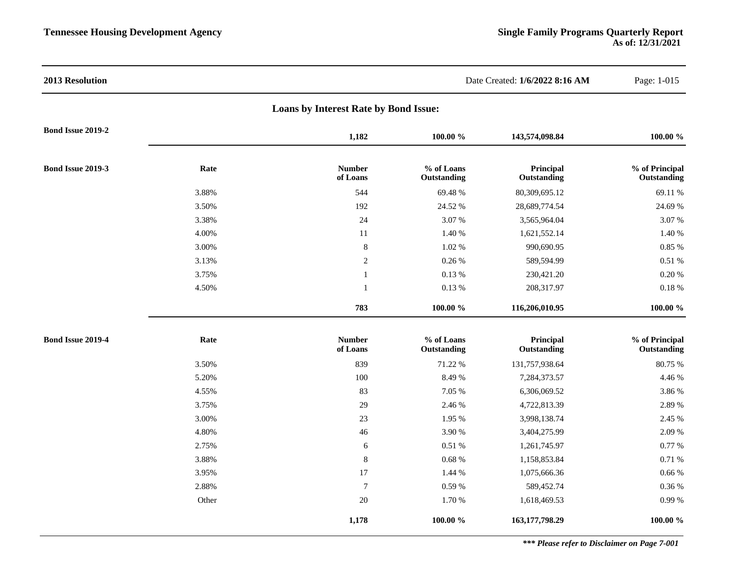**2013 Resolution**

## Loans by Interest Rate by Bond Issue:

**Bond Issue 2019-2**

| | Number of Loans | % of Loans Outstanding | Principal Outstanding | % of Principal Outstanding |
|---|---|---|---|---|
| | **1,182** | **100.00 %** | **143,574,098.84** | **100.00 %** |

**Bond Issue 2019-3**

| Rate | Number of Loans | % of Loans Outstanding | Principal Outstanding | % of Principal Outstanding |
|---|---|---|---|---|
| 3.88% | 544 | 69.48 % | 80,309,695.12 | 69.11 % |
| 3.50% | 192 | 24.52 % | 28,689,774.54 | 24.69 % |
| 3.38% | 24 | 3.07 % | 3,565,964.04 | 3.07 % |
| 4.00% | 11 | 1.40 % | 1,621,552.14 | 1.40 % |
| 3.00% | 8 | 1.02 % | 990,690.95 | 0.85 % |
| 3.13% | 2 | 0.26 % | 589,594.99 | 0.51 % |
| 3.75% | 1 | 0.13 % | 230,421.20 | 0.20 % |
| 4.50% | 1 | 0.13 % | 208,317.97 | 0.18 % |
| | **783** | **100.00 %** | **116,206,010.95** | **100.00 %** |

**Bond Issue 2019-4**

| Rate | Number of Loans | % of Loans Outstanding | Principal Outstanding | % of Principal Outstanding |
|---|---|---|---|---|
| 3.50% | 839 | 71.22 % | 131,757,938.64 | 80.75 % |
| 5.20% | 100 | 8.49 % | 7,284,373.57 | 4.46 % |
| 4.55% | 83 | 7.05 % | 6,306,069.52 | 3.86 % |
| 3.75% | 29 | 2.46 % | 4,722,813.39 | 2.89 % |
| 3.00% | 23 | 1.95 % | 3,998,138.74 | 2.45 % |
| 4.80% | 46 | 3.90 % | 3,404,275.99 | 2.09 % |
| 2.75% | 6 | 0.51 % | 1,261,745.97 | 0.77 % |
| 3.88% | 8 | 0.68 % | 1,158,853.84 | 0.71 % |
| 3.95% | 17 | 1.44 % | 1,075,666.36 | 0.66 % |
| 2.88% | 7 | 0.59 % | 589,452.74 | 0.36 % |
| Other | 20 | 1.70 % | 1,618,469.53 | 0.99 % |
| | **1,178** | **100.00 %** | **163,177,798.29** | **100.00 %** |

***\*\*\* Please refer to Disclaimer on Page 7-001***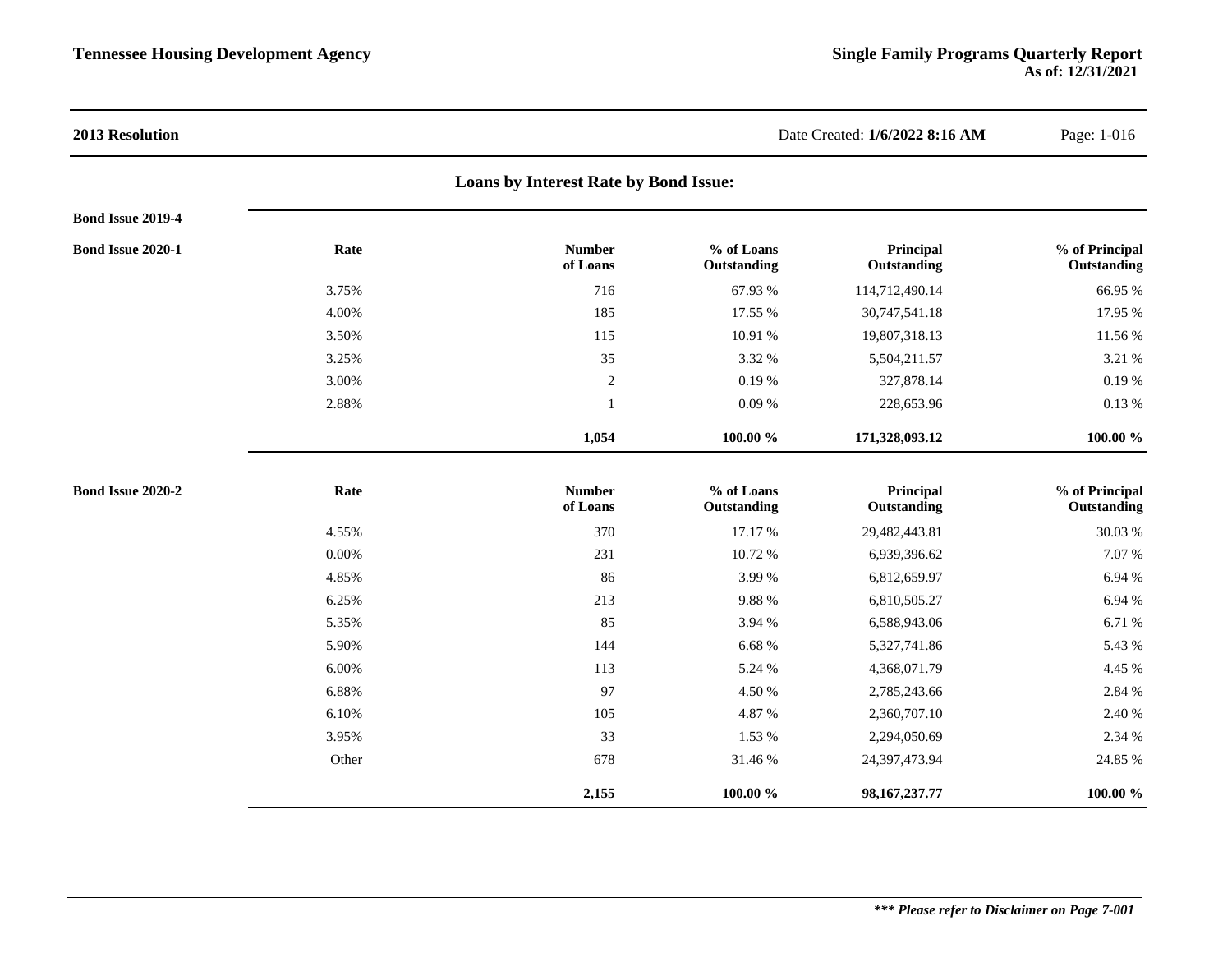**2013 Resolution**

Date Created: **1/6/2022 8:16 AM**

## Loans by Interest Rate by Bond Issue:

**Bond Issue 2019-4**

**Bond Issue 2020-1**

| Rate | Number of Loans | % of Loans Outstanding | Principal Outstanding | % of Principal Outstanding |
|---|---|---|---|---|
| 3.75% | 716 | 67.93 % | 114,712,490.14 | 66.95 % |
| 4.00% | 185 | 17.55 % | 30,747,541.18 | 17.95 % |
| 3.50% | 115 | 10.91 % | 19,807,318.13 | 11.56 % |
| 3.25% | 35 | 3.32 % | 5,504,211.57 | 3.21 % |
| 3.00% | 2 | 0.19 % | 327,878.14 | 0.19 % |
| 2.88% | 1 | 0.09 % | 228,653.96 | 0.13 % |
| | **1,054** | **100.00 %** | **171,328,093.12** | **100.00 %** |

**Bond Issue 2020-2**

| Rate | Number of Loans | % of Loans Outstanding | Principal Outstanding | % of Principal Outstanding |
|---|---|---|---|---|
| 4.55% | 370 | 17.17 % | 29,482,443.81 | 30.03 % |
| 0.00% | 231 | 10.72 % | 6,939,396.62 | 7.07 % |
| 4.85% | 86 | 3.99 % | 6,812,659.97 | 6.94 % |
| 6.25% | 213 | 9.88 % | 6,810,505.27 | 6.94 % |
| 5.35% | 85 | 3.94 % | 6,588,943.06 | 6.71 % |
| 5.90% | 144 | 6.68 % | 5,327,741.86 | 5.43 % |
| 6.00% | 113 | 5.24 % | 4,368,071.79 | 4.45 % |
| 6.88% | 97 | 4.50 % | 2,785,243.66 | 2.84 % |
| 6.10% | 105 | 4.87 % | 2,360,707.10 | 2.40 % |
| 3.95% | 33 | 1.53 % | 2,294,050.69 | 2.34 % |
| Other | 678 | 31.46 % | 24,397,473.94 | 24.85 % |
| | **2,155** | **100.00 %** | **98,167,237.77** | **100.00 %** |

***\*\*\* Please refer to Disclaimer on Page 7-001***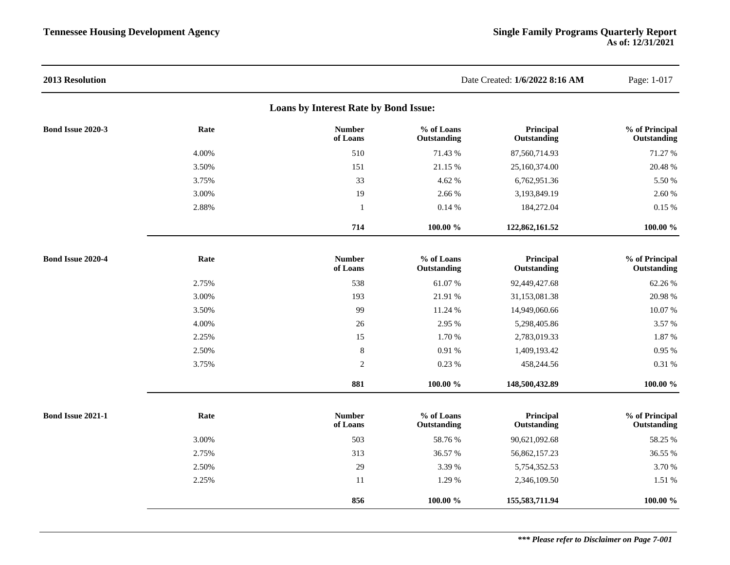**2013 Resolution**

Date Created: **1/6/2022 8:16 AM**

## Loans by Interest Rate by Bond Issue:

**Bond Issue 2020-3**

| Rate | Number of Loans | % of Loans Outstanding | Principal Outstanding | % of Principal Outstanding |
|---|---|---|---|---|
| 4.00% | 510 | 71.43 % | 87,560,714.93 | 71.27 % |
| 3.50% | 151 | 21.15 % | 25,160,374.00 | 20.48 % |
| 3.75% | 33 | 4.62 % | 6,762,951.36 | 5.50 % |
| 3.00% | 19 | 2.66 % | 3,193,849.19 | 2.60 % |
| 2.88% | 1 | 0.14 % | 184,272.04 | 0.15 % |
| | **714** | **100.00 %** | **122,862,161.52** | **100.00 %** |

**Bond Issue 2020-4**

| Rate | Number of Loans | % of Loans Outstanding | Principal Outstanding | % of Principal Outstanding |
|---|---|---|---|---|
| 2.75% | 538 | 61.07 % | 92,449,427.68 | 62.26 % |
| 3.00% | 193 | 21.91 % | 31,153,081.38 | 20.98 % |
| 3.50% | 99 | 11.24 % | 14,949,060.66 | 10.07 % |
| 4.00% | 26 | 2.95 % | 5,298,405.86 | 3.57 % |
| 2.25% | 15 | 1.70 % | 2,783,019.33 | 1.87 % |
| 2.50% | 8 | 0.91 % | 1,409,193.42 | 0.95 % |
| 3.75% | 2 | 0.23 % | 458,244.56 | 0.31 % |
| | **881** | **100.00 %** | **148,500,432.89** | **100.00 %** |

**Bond Issue 2021-1**

| Rate | Number of Loans | % of Loans Outstanding | Principal Outstanding | % of Principal Outstanding |
|---|---|---|---|---|
| 3.00% | 503 | 58.76 % | 90,621,092.68 | 58.25 % |
| 2.75% | 313 | 36.57 % | 56,862,157.23 | 36.55 % |
| 2.50% | 29 | 3.39 % | 5,754,352.53 | 3.70 % |
| 2.25% | 11 | 1.29 % | 2,346,109.50 | 1.51 % |
| | **856** | **100.00 %** | **155,583,711.94** | **100.00 %** |

***\*\*\* Please refer to Disclaimer on Page 7-001***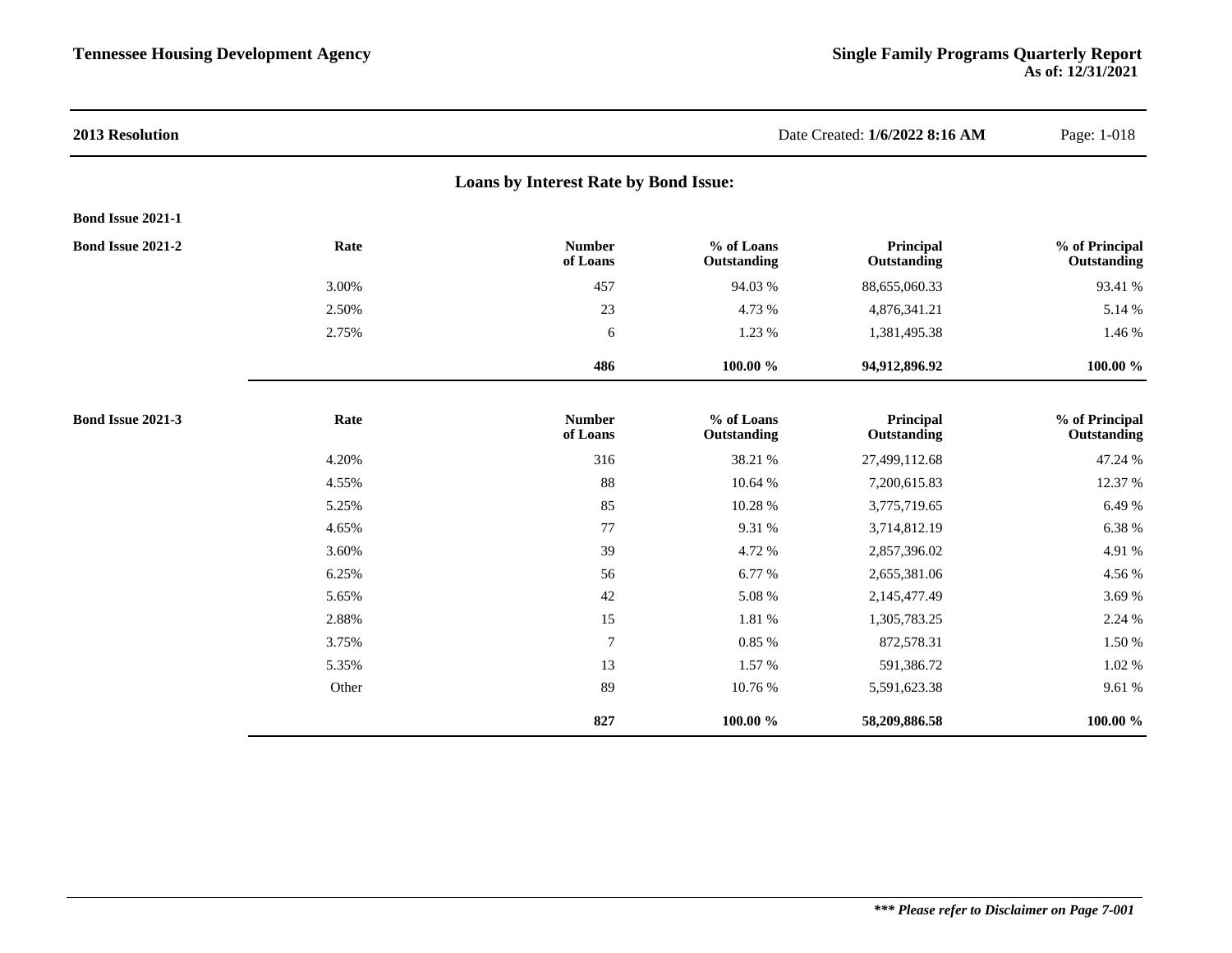**2013 Resolution**

Date Created: **1/6/2022 8:16 AM**

## Loans by Interest Rate by Bond Issue:

**Bond Issue 2021-1**

**Bond Issue 2021-2**

| Rate | Number of Loans | % of Loans Outstanding | Principal Outstanding | % of Principal Outstanding |
|---|---|---|---|---|
| 3.00% | 457 | 94.03 % | 88,655,060.33 | 93.41 % |
| 2.50% | 23 | 4.73 % | 4,876,341.21 | 5.14 % |
| 2.75% | 6 | 1.23 % | 1,381,495.38 | 1.46 % |
| | **486** | **100.00 %** | **94,912,896.92** | **100.00 %** |

**Bond Issue 2021-3**

| Rate | Number of Loans | % of Loans Outstanding | Principal Outstanding | % of Principal Outstanding |
|---|---|---|---|---|
| 4.20% | 316 | 38.21 % | 27,499,112.68 | 47.24 % |
| 4.55% | 88 | 10.64 % | 7,200,615.83 | 12.37 % |
| 5.25% | 85 | 10.28 % | 3,775,719.65 | 6.49 % |
| 4.65% | 77 | 9.31 % | 3,714,812.19 | 6.38 % |
| 3.60% | 39 | 4.72 % | 2,857,396.02 | 4.91 % |
| 6.25% | 56 | 6.77 % | 2,655,381.06 | 4.56 % |
| 5.65% | 42 | 5.08 % | 2,145,477.49 | 3.69 % |
| 2.88% | 15 | 1.81 % | 1,305,783.25 | 2.24 % |
| 3.75% | 7 | 0.85 % | 872,578.31 | 1.50 % |
| 5.35% | 13 | 1.57 % | 591,386.72 | 1.02 % |
| Other | 89 | 10.76 % | 5,591,623.38 | 9.61 % |
| | **827** | **100.00 %** | **58,209,886.58** | **100.00 %** |

***\*\*\* Please refer to Disclaimer on Page 7-001***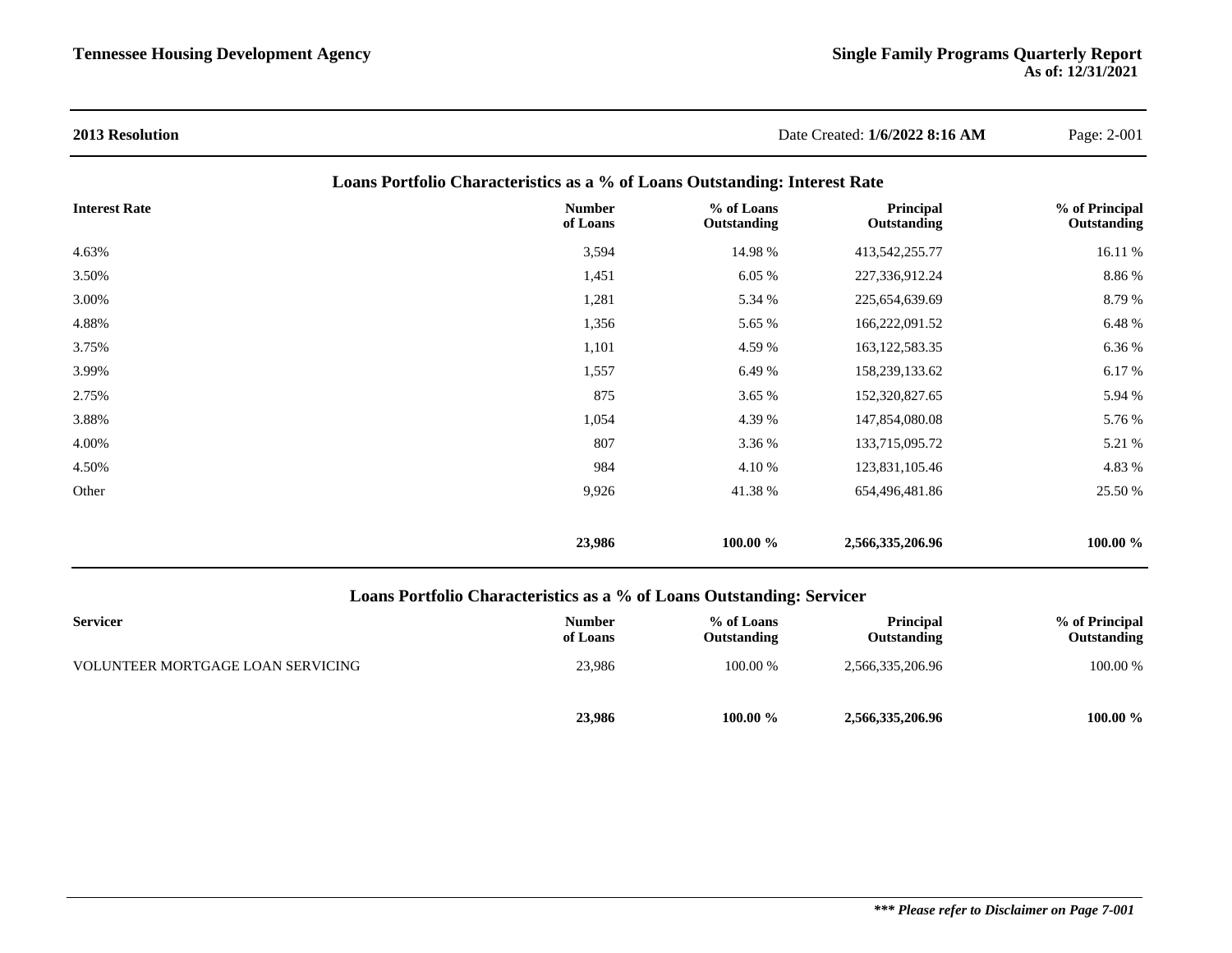**2013 Resolution**

Date Created: **1/6/2022 8:16 AM**

## Loans Portfolio Characteristics as a % of Loans Outstanding: Interest Rate

| Interest Rate | Number of Loans | % of Loans Outstanding | Principal Outstanding | % of Principal Outstanding |
|---|---|---|---|---|
| 4.63% | 3,594 | 14.98 % | 413,542,255.77 | 16.11 % |
| 3.50% | 1,451 | 6.05 % | 227,336,912.24 | 8.86 % |
| 3.00% | 1,281 | 5.34 % | 225,654,639.69 | 8.79 % |
| 4.88% | 1,356 | 5.65 % | 166,222,091.52 | 6.48 % |
| 3.75% | 1,101 | 4.59 % | 163,122,583.35 | 6.36 % |
| 3.99% | 1,557 | 6.49 % | 158,239,133.62 | 6.17 % |
| 2.75% | 875 | 3.65 % | 152,320,827.65 | 5.94 % |
| 3.88% | 1,054 | 4.39 % | 147,854,080.08 | 5.76 % |
| 4.00% | 807 | 3.36 % | 133,715,095.72 | 5.21 % |
| 4.50% | 984 | 4.10 % | 123,831,105.46 | 4.83 % |
| Other | 9,926 | 41.38 % | 654,496,481.86 | 25.50 % |
| | **23,986** | **100.00 %** | **2,566,335,206.96** | **100.00 %** |

## Loans Portfolio Characteristics as a % of Loans Outstanding: Servicer

| Servicer | Number of Loans | % of Loans Outstanding | Principal Outstanding | % of Principal Outstanding |
|---|---|---|---|---|
| VOLUNTEER MORTGAGE LOAN SERVICING | 23,986 | 100.00 % | 2,566,335,206.96 | 100.00 % |
| | **23,986** | **100.00 %** | **2,566,335,206.96** | **100.00 %** |

***\*\*\* Please refer to Disclaimer on Page 7-001***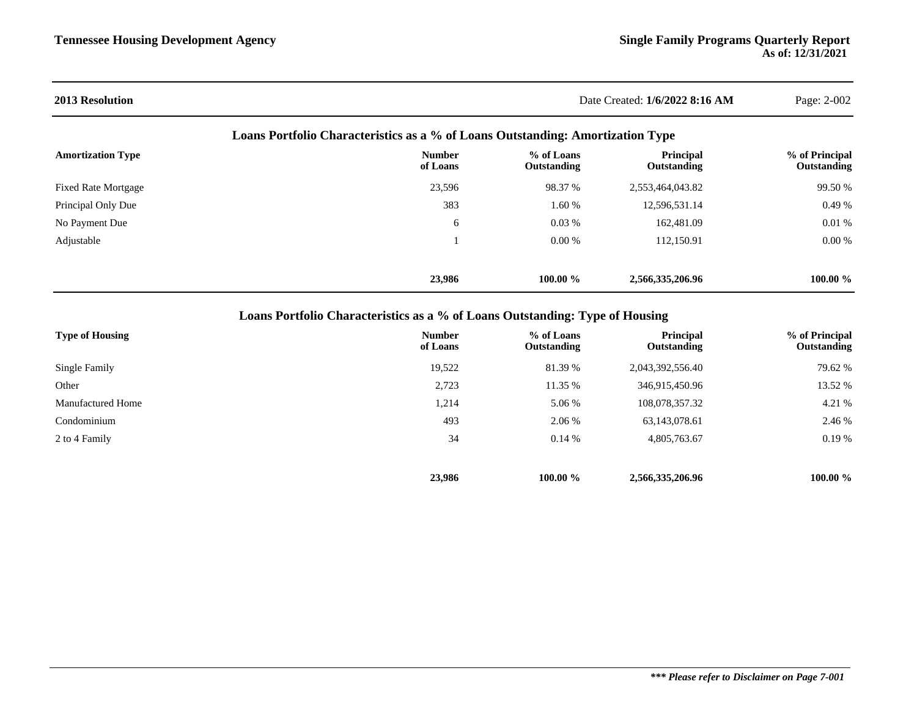**2013 Resolution**

Date Created: **1/6/2022 8:16 AM**

## Loans Portfolio Characteristics as a % of Loans Outstanding: Amortization Type

| Amortization Type | Number of Loans | % of Loans Outstanding | Principal Outstanding | % of Principal Outstanding |
|---|---|---|---|---|
| Fixed Rate Mortgage | 23,596 | 98.37 % | 2,553,464,043.82 | 99.50 % |
| Principal Only Due | 383 | 1.60 % | 12,596,531.14 | 0.49 % |
| No Payment Due | 6 | 0.03 % | 162,481.09 | 0.01 % |
| Adjustable | 1 | 0.00 % | 112,150.91 | 0.00 % |
| | **23,986** | **100.00 %** | **2,566,335,206.96** | **100.00 %** |

## Loans Portfolio Characteristics as a % of Loans Outstanding: Type of Housing

| Type of Housing | Number of Loans | % of Loans Outstanding | Principal Outstanding | % of Principal Outstanding |
|---|---|---|---|---|
| Single Family | 19,522 | 81.39 % | 2,043,392,556.40 | 79.62 % |
| Other | 2,723 | 11.35 % | 346,915,450.96 | 13.52 % |
| Manufactured Home | 1,214 | 5.06 % | 108,078,357.32 | 4.21 % |
| Condominium | 493 | 2.06 % | 63,143,078.61 | 2.46 % |
| 2 to 4 Family | 34 | 0.14 % | 4,805,763.67 | 0.19 % |
| | **23,986** | **100.00 %** | **2,566,335,206.96** | **100.00 %** |

***\*\*\* Please refer to Disclaimer on Page 7-001***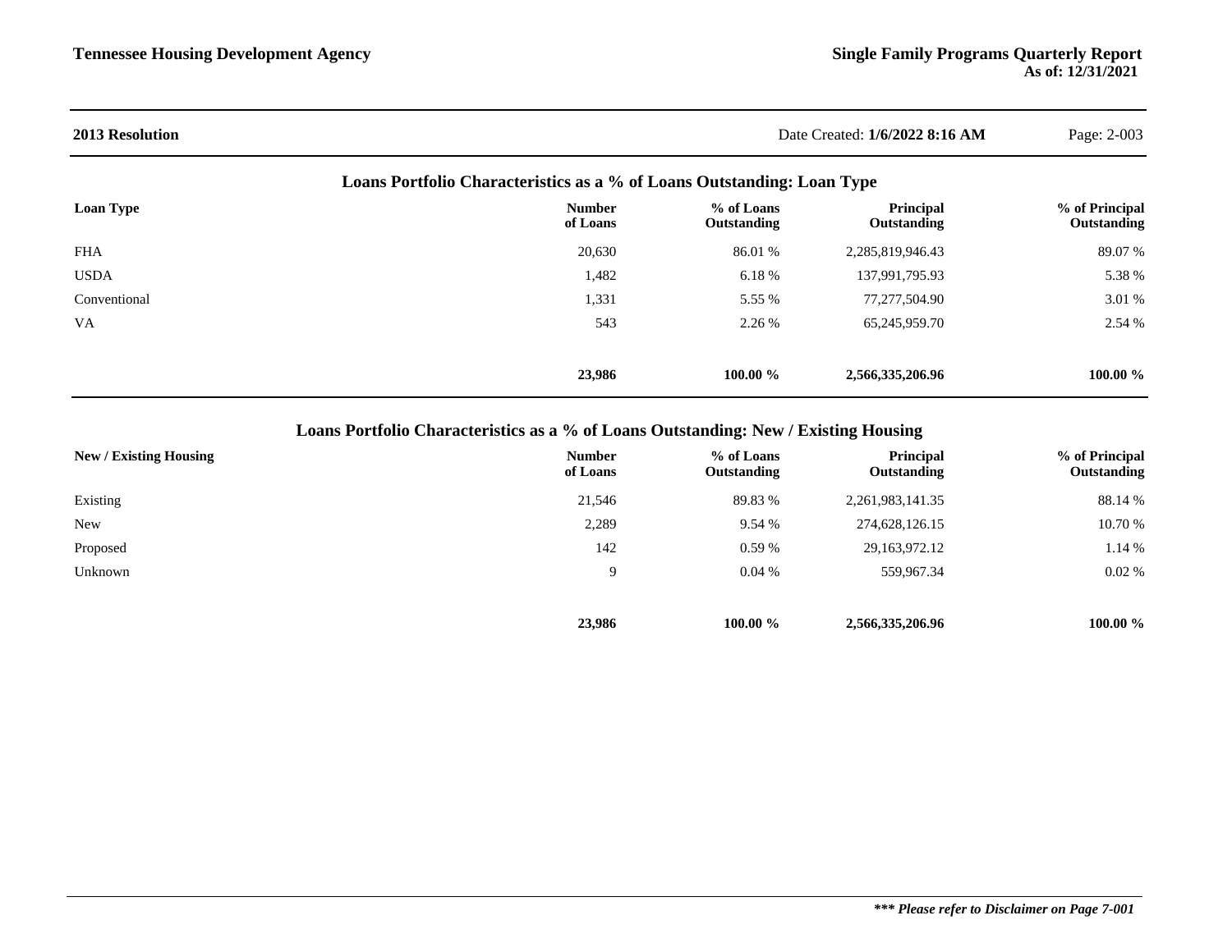**2013 Resolution**

Date Created: **1/6/2022 8:16 AM**

## Loans Portfolio Characteristics as a % of Loans Outstanding: Loan Type

| Loan Type | Number of Loans | % of Loans Outstanding | Principal Outstanding | % of Principal Outstanding |
|---|---|---|---|---|
| FHA | 20,630 | 86.01 % | 2,285,819,946.43 | 89.07 % |
| USDA | 1,482 | 6.18 % | 137,991,795.93 | 5.38 % |
| Conventional | 1,331 | 5.55 % | 77,277,504.90 | 3.01 % |
| VA | 543 | 2.26 % | 65,245,959.70 | 2.54 % |
| | **23,986** | **100.00 %** | **2,566,335,206.96** | **100.00 %** |

## Loans Portfolio Characteristics as a % of Loans Outstanding: New / Existing Housing

| New / Existing Housing | Number of Loans | % of Loans Outstanding | Principal Outstanding | % of Principal Outstanding |
|---|---|---|---|---|
| Existing | 21,546 | 89.83 % | 2,261,983,141.35 | 88.14 % |
| New | 2,289 | 9.54 % | 274,628,126.15 | 10.70 % |
| Proposed | 142 | 0.59 % | 29,163,972.12 | 1.14 % |
| Unknown | 9 | 0.04 % | 559,967.34 | 0.02 % |
| | **23,986** | **100.00 %** | **2,566,335,206.96** | **100.00 %** |

***\*\*\* Please refer to Disclaimer on Page 7-001***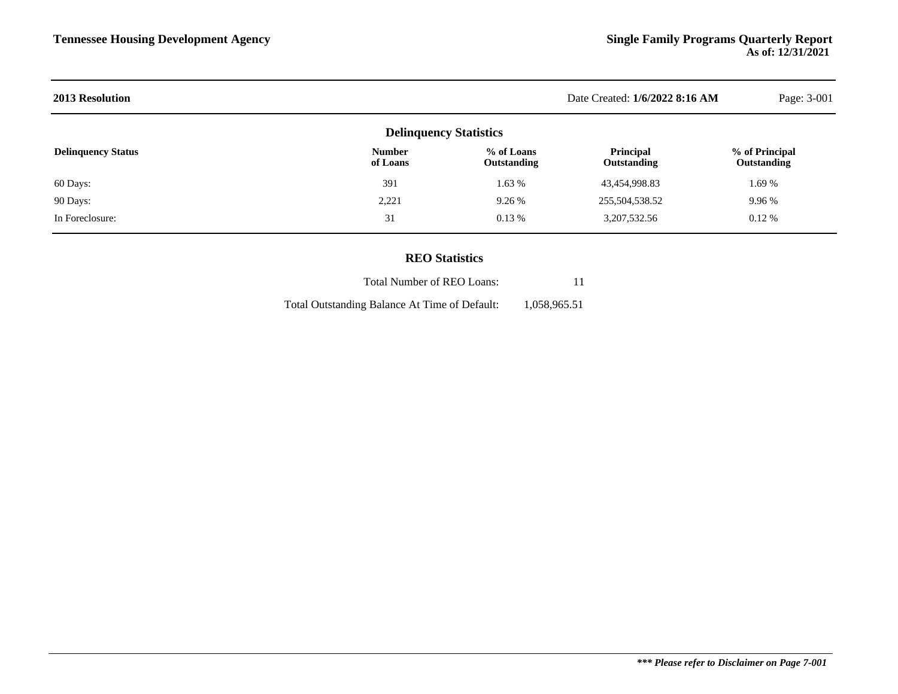## 2013 Resolution

Date Created: **1/6/2022 8:16 AM**

### Delinquency Statistics

| Delinquency Status | Number of Loans | % of Loans Outstanding | Principal Outstanding | % of Principal Outstanding |
|---|---|---|---|---|
| 60 Days: | 391 | 1.63 % | 43,454,998.83 | 1.69 % |
| 90 Days: | 2,221 | 9.26 % | 255,504,538.52 | 9.96 % |
| In Foreclosure: | 31 | 0.13 % | 3,207,532.56 | 0.12 % |

### REO Statistics

| | |
|---|---|
| Total Number of REO Loans: | 11 |
| Total Outstanding Balance At Time of Default: | 1,058,965.51 |

***\*\*\* Please refer to Disclaimer on Page 7-001***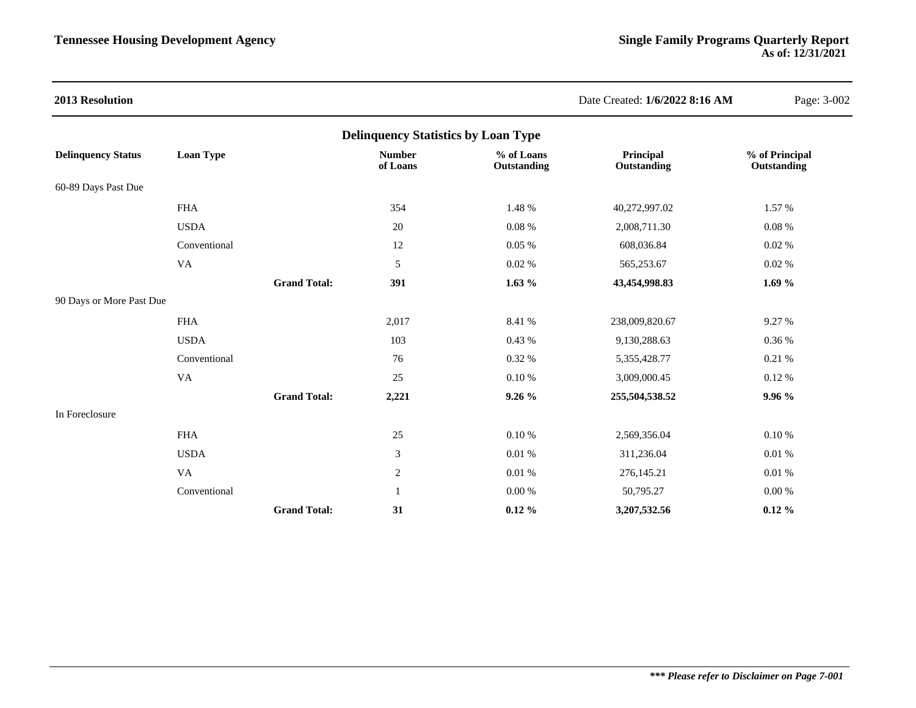**2013 Resolution**

Date Created: **1/6/2022 8:16 AM**

## Delinquency Statistics by Loan Type

| Delinquency Status | Loan Type | | Number of Loans | % of Loans Outstanding | Principal Outstanding | % of Principal Outstanding |
|---|---|---|---|---|---|---|
| 60-89 Days Past Due | | | | | | |
| | FHA | | 354 | 1.48 % | 40,272,997.02 | 1.57 % |
| | USDA | | 20 | 0.08 % | 2,008,711.30 | 0.08 % |
| | Conventional | | 12 | 0.05 % | 608,036.84 | 0.02 % |
| | VA | | 5 | 0.02 % | 565,253.67 | 0.02 % |
| | | **Grand Total:** | **391** | **1.63 %** | **43,454,998.83** | **1.69 %** |
| 90 Days or More Past Due | | | | | | |
| | FHA | | 2,017 | 8.41 % | 238,009,820.67 | 9.27 % |
| | USDA | | 103 | 0.43 % | 9,130,288.63 | 0.36 % |
| | Conventional | | 76 | 0.32 % | 5,355,428.77 | 0.21 % |
| | VA | | 25 | 0.10 % | 3,009,000.45 | 0.12 % |
| | | **Grand Total:** | **2,221** | **9.26 %** | **255,504,538.52** | **9.96 %** |
| In Foreclosure | | | | | | |
| | FHA | | 25 | 0.10 % | 2,569,356.04 | 0.10 % |
| | USDA | | 3 | 0.01 % | 311,236.04 | 0.01 % |
| | VA | | 2 | 0.01 % | 276,145.21 | 0.01 % |
| | Conventional | | 1 | 0.00 % | 50,795.27 | 0.00 % |
| | | **Grand Total:** | **31** | **0.12 %** | **3,207,532.56** | **0.12 %** |

***\*\*\* Please refer to Disclaimer on Page 7-001***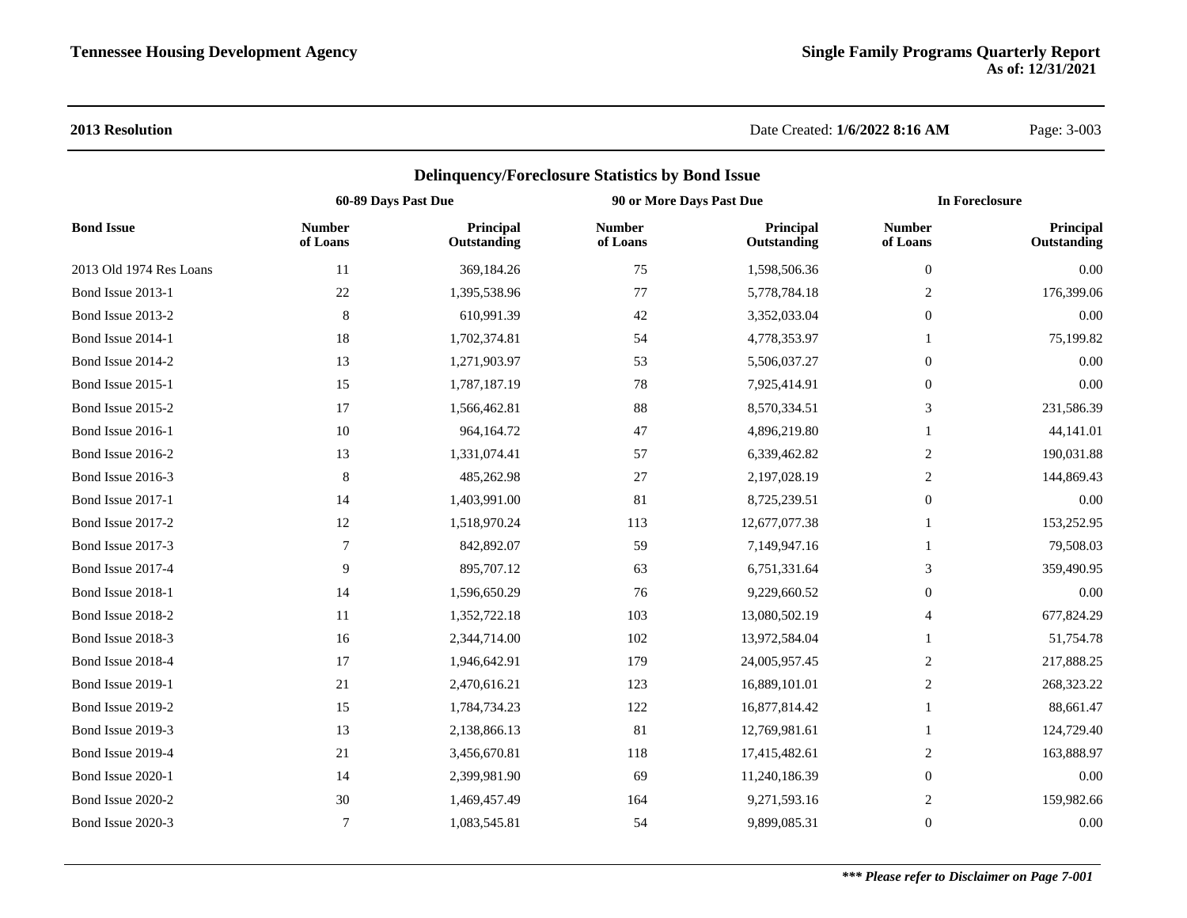**2013 Resolution** Date Created: **1/6/2022 8:16 AM**

## Delinquency/Foreclosure Statistics by Bond Issue

| Bond Issue | 60-89 Days Past Due | | 90 or More Days Past Due | | In Foreclosure | |
|---|---|---|---|---|---|---|
| | Number of Loans | Principal Outstanding | Number of Loans | Principal Outstanding | Number of Loans | Principal Outstanding |
| 2013 Old 1974 Res Loans | 11 | 369,184.26 | 75 | 1,598,506.36 | 0 | 0.00 |
| Bond Issue 2013-1 | 22 | 1,395,538.96 | 77 | 5,778,784.18 | 2 | 176,399.06 |
| Bond Issue 2013-2 | 8 | 610,991.39 | 42 | 3,352,033.04 | 0 | 0.00 |
| Bond Issue 2014-1 | 18 | 1,702,374.81 | 54 | 4,778,353.97 | 1 | 75,199.82 |
| Bond Issue 2014-2 | 13 | 1,271,903.97 | 53 | 5,506,037.27 | 0 | 0.00 |
| Bond Issue 2015-1 | 15 | 1,787,187.19 | 78 | 7,925,414.91 | 0 | 0.00 |
| Bond Issue 2015-2 | 17 | 1,566,462.81 | 88 | 8,570,334.51 | 3 | 231,586.39 |
| Bond Issue 2016-1 | 10 | 964,164.72 | 47 | 4,896,219.80 | 1 | 44,141.01 |
| Bond Issue 2016-2 | 13 | 1,331,074.41 | 57 | 6,339,462.82 | 2 | 190,031.88 |
| Bond Issue 2016-3 | 8 | 485,262.98 | 27 | 2,197,028.19 | 2 | 144,869.43 |
| Bond Issue 2017-1 | 14 | 1,403,991.00 | 81 | 8,725,239.51 | 0 | 0.00 |
| Bond Issue 2017-2 | 12 | 1,518,970.24 | 113 | 12,677,077.38 | 1 | 153,252.95 |
| Bond Issue 2017-3 | 7 | 842,892.07 | 59 | 7,149,947.16 | 1 | 79,508.03 |
| Bond Issue 2017-4 | 9 | 895,707.12 | 63 | 6,751,331.64 | 3 | 359,490.95 |
| Bond Issue 2018-1 | 14 | 1,596,650.29 | 76 | 9,229,660.52 | 0 | 0.00 |
| Bond Issue 2018-2 | 11 | 1,352,722.18 | 103 | 13,080,502.19 | 4 | 677,824.29 |
| Bond Issue 2018-3 | 16 | 2,344,714.00 | 102 | 13,972,584.04 | 1 | 51,754.78 |
| Bond Issue 2018-4 | 17 | 1,946,642.91 | 179 | 24,005,957.45 | 2 | 217,888.25 |
| Bond Issue 2019-1 | 21 | 2,470,616.21 | 123 | 16,889,101.01 | 2 | 268,323.22 |
| Bond Issue 2019-2 | 15 | 1,784,734.23 | 122 | 16,877,814.42 | 1 | 88,661.47 |
| Bond Issue 2019-3 | 13 | 2,138,866.13 | 81 | 12,769,981.61 | 1 | 124,729.40 |
| Bond Issue 2019-4 | 21 | 3,456,670.81 | 118 | 17,415,482.61 | 2 | 163,888.97 |
| Bond Issue 2020-1 | 14 | 2,399,981.90 | 69 | 11,240,186.39 | 0 | 0.00 |
| Bond Issue 2020-2 | 30 | 1,469,457.49 | 164 | 9,271,593.16 | 2 | 159,982.66 |
| Bond Issue 2020-3 | 7 | 1,083,545.81 | 54 | 9,899,085.31 | 0 | 0.00 |

***\*\*\* Please refer to Disclaimer on Page 7-001***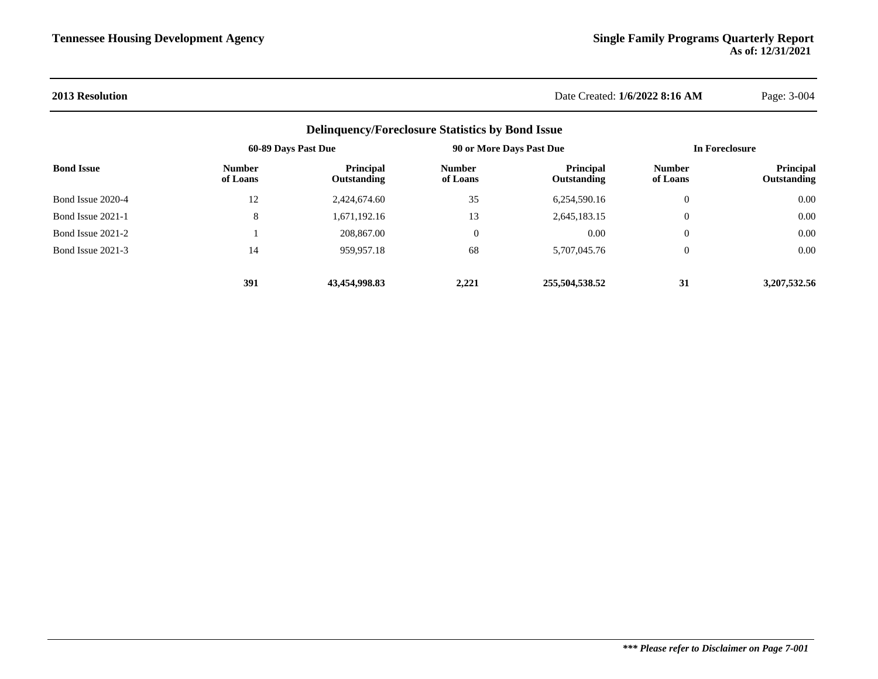**2013 Resolution**

## Delinquency/Foreclosure Statistics by Bond Issue

| Bond Issue | 60-89 Days Past Due | | 90 or More Days Past Due | | In Foreclosure | |
|---|---|---|---|---|---|---|
| | Number of Loans | Principal Outstanding | Number of Loans | Principal Outstanding | Number of Loans | Principal Outstanding |
| Bond Issue 2020-4 | 12 | 2,424,674.60 | 35 | 6,254,590.16 | 0 | 0.00 |
| Bond Issue 2021-1 | 8 | 1,671,192.16 | 13 | 2,645,183.15 | 0 | 0.00 |
| Bond Issue 2021-2 | 1 | 208,867.00 | 0 | 0.00 | 0 | 0.00 |
| Bond Issue 2021-3 | 14 | 959,957.18 | 68 | 5,707,045.76 | 0 | 0.00 |
| | **391** | **43,454,998.83** | **2,221** | **255,504,538.52** | **31** | **3,207,532.56** |

***\*\*\* Please refer to Disclaimer on Page 7-001***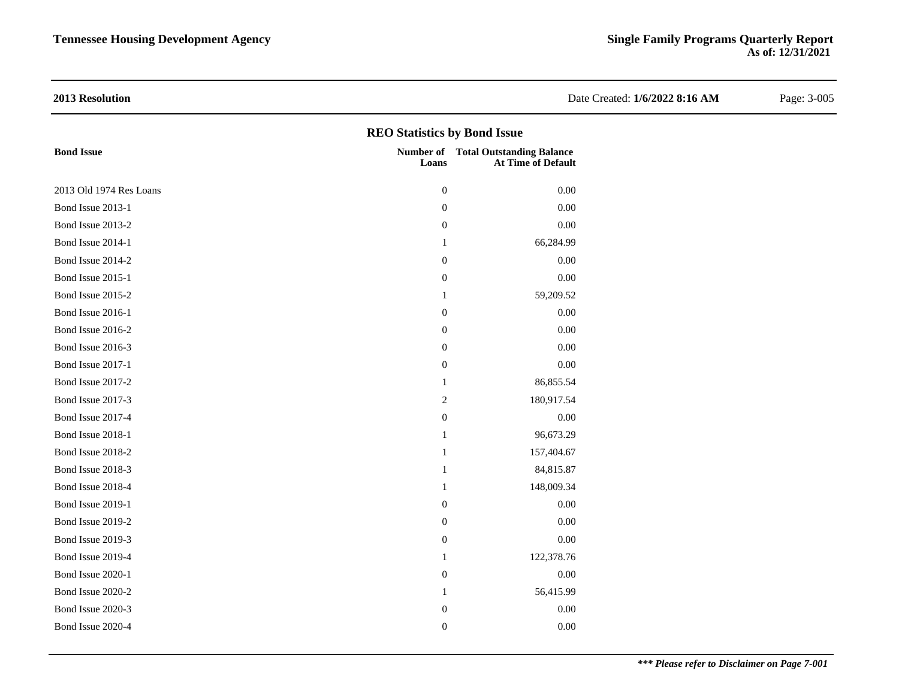## 2013 Resolution

### REO Statistics by Bond Issue

| Bond Issue | Number of Loans | Total Outstanding Balance At Time of Default |
|---|---|---|
| 2013 Old 1974 Res Loans | 0 | 0.00 |
| Bond Issue 2013-1 | 0 | 0.00 |
| Bond Issue 2013-2 | 0 | 0.00 |
| Bond Issue 2014-1 | 1 | 66,284.99 |
| Bond Issue 2014-2 | 0 | 0.00 |
| Bond Issue 2015-1 | 0 | 0.00 |
| Bond Issue 2015-2 | 1 | 59,209.52 |
| Bond Issue 2016-1 | 0 | 0.00 |
| Bond Issue 2016-2 | 0 | 0.00 |
| Bond Issue 2016-3 | 0 | 0.00 |
| Bond Issue 2017-1 | 0 | 0.00 |
| Bond Issue 2017-2 | 1 | 86,855.54 |
| Bond Issue 2017-3 | 2 | 180,917.54 |
| Bond Issue 2017-4 | 0 | 0.00 |
| Bond Issue 2018-1 | 1 | 96,673.29 |
| Bond Issue 2018-2 | 1 | 157,404.67 |
| Bond Issue 2018-3 | 1 | 84,815.87 |
| Bond Issue 2018-4 | 1 | 148,009.34 |
| Bond Issue 2019-1 | 0 | 0.00 |
| Bond Issue 2019-2 | 0 | 0.00 |
| Bond Issue 2019-3 | 0 | 0.00 |
| Bond Issue 2019-4 | 1 | 122,378.76 |
| Bond Issue 2020-1 | 0 | 0.00 |
| Bond Issue 2020-2 | 1 | 56,415.99 |
| Bond Issue 2020-3 | 0 | 0.00 |
| Bond Issue 2020-4 | 0 | 0.00 |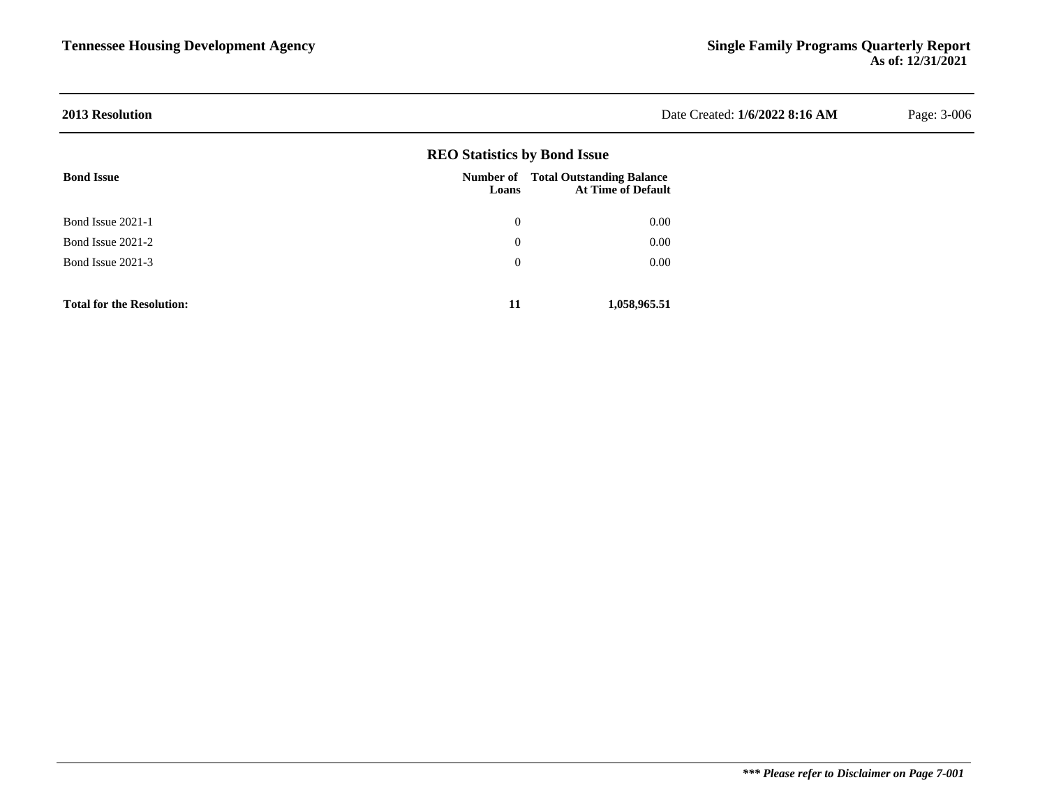**2013 Resolution** Date Created: **1/6/2022 8:16 AM**

## REO Statistics by Bond Issue

| Bond Issue | Number of Loans | Total Outstanding Balance At Time of Default |
|---|---|---|
| Bond Issue 2021-1 | 0 | 0.00 |
| Bond Issue 2021-2 | 0 | 0.00 |
| Bond Issue 2021-3 | 0 | 0.00 |
| **Total for the Resolution:** | **11** | **1,058,965.51** |

***\*\*\* Please refer to Disclaimer on Page 7-001***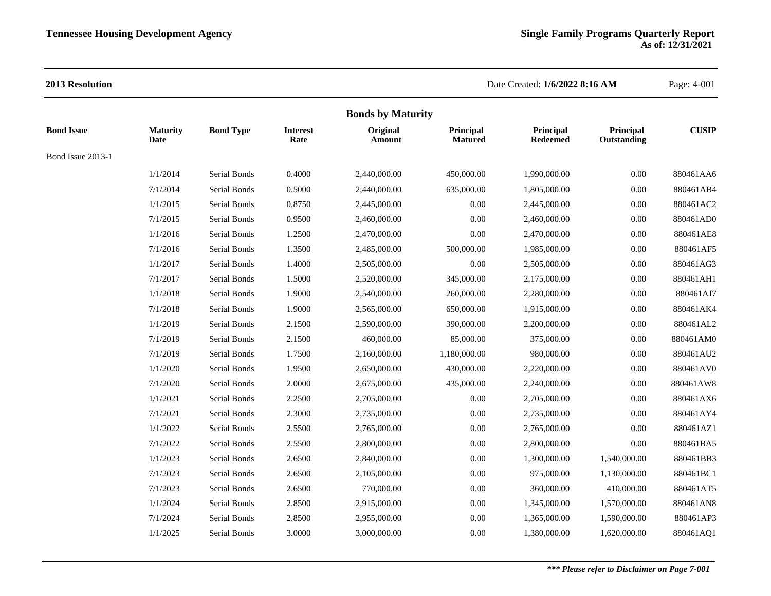**2013 Resolution**

Date Created: **1/6/2022 8:16 AM**

## Bonds by Maturity

| Bond Issue | Maturity Date | Bond Type | Interest Rate | Original Amount | Principal Matured | Principal Redeemed | Principal Outstanding | CUSIP |
|---|---|---|---|---|---|---|---|---|
| Bond Issue 2013-1 | | | | | | | | |
| | 1/1/2014 | Serial Bonds | 0.4000 | 2,440,000.00 | 450,000.00 | 1,990,000.00 | 0.00 | 880461AA6 |
| | 7/1/2014 | Serial Bonds | 0.5000 | 2,440,000.00 | 635,000.00 | 1,805,000.00 | 0.00 | 880461AB4 |
| | 1/1/2015 | Serial Bonds | 0.8750 | 2,445,000.00 | 0.00 | 2,445,000.00 | 0.00 | 880461AC2 |
| | 7/1/2015 | Serial Bonds | 0.9500 | 2,460,000.00 | 0.00 | 2,460,000.00 | 0.00 | 880461AD0 |
| | 1/1/2016 | Serial Bonds | 1.2500 | 2,470,000.00 | 0.00 | 2,470,000.00 | 0.00 | 880461AE8 |
| | 7/1/2016 | Serial Bonds | 1.3500 | 2,485,000.00 | 500,000.00 | 1,985,000.00 | 0.00 | 880461AF5 |
| | 1/1/2017 | Serial Bonds | 1.4000 | 2,505,000.00 | 0.00 | 2,505,000.00 | 0.00 | 880461AG3 |
| | 7/1/2017 | Serial Bonds | 1.5000 | 2,520,000.00 | 345,000.00 | 2,175,000.00 | 0.00 | 880461AH1 |
| | 1/1/2018 | Serial Bonds | 1.9000 | 2,540,000.00 | 260,000.00 | 2,280,000.00 | 0.00 | 880461AJ7 |
| | 7/1/2018 | Serial Bonds | 1.9000 | 2,565,000.00 | 650,000.00 | 1,915,000.00 | 0.00 | 880461AK4 |
| | 1/1/2019 | Serial Bonds | 2.1500 | 2,590,000.00 | 390,000.00 | 2,200,000.00 | 0.00 | 880461AL2 |
| | 7/1/2019 | Serial Bonds | 2.1500 | 460,000.00 | 85,000.00 | 375,000.00 | 0.00 | 880461AM0 |
| | 7/1/2019 | Serial Bonds | 1.7500 | 2,160,000.00 | 1,180,000.00 | 980,000.00 | 0.00 | 880461AU2 |
| | 1/1/2020 | Serial Bonds | 1.9500 | 2,650,000.00 | 430,000.00 | 2,220,000.00 | 0.00 | 880461AV0 |
| | 7/1/2020 | Serial Bonds | 2.0000 | 2,675,000.00 | 435,000.00 | 2,240,000.00 | 0.00 | 880461AW8 |
| | 1/1/2021 | Serial Bonds | 2.2500 | 2,705,000.00 | 0.00 | 2,705,000.00 | 0.00 | 880461AX6 |
| | 7/1/2021 | Serial Bonds | 2.3000 | 2,735,000.00 | 0.00 | 2,735,000.00 | 0.00 | 880461AY4 |
| | 1/1/2022 | Serial Bonds | 2.5500 | 2,765,000.00 | 0.00 | 2,765,000.00 | 0.00 | 880461AZ1 |
| | 7/1/2022 | Serial Bonds | 2.5500 | 2,800,000.00 | 0.00 | 2,800,000.00 | 0.00 | 880461BA5 |
| | 1/1/2023 | Serial Bonds | 2.6500 | 2,840,000.00 | 0.00 | 1,300,000.00 | 1,540,000.00 | 880461BB3 |
| | 7/1/2023 | Serial Bonds | 2.6500 | 2,105,000.00 | 0.00 | 975,000.00 | 1,130,000.00 | 880461BC1 |
| | 7/1/2023 | Serial Bonds | 2.6500 | 770,000.00 | 0.00 | 360,000.00 | 410,000.00 | 880461AT5 |
| | 1/1/2024 | Serial Bonds | 2.8500 | 2,915,000.00 | 0.00 | 1,345,000.00 | 1,570,000.00 | 880461AN8 |
| | 7/1/2024 | Serial Bonds | 2.8500 | 2,955,000.00 | 0.00 | 1,365,000.00 | 1,590,000.00 | 880461AP3 |
| | 1/1/2025 | Serial Bonds | 3.0000 | 3,000,000.00 | 0.00 | 1,380,000.00 | 1,620,000.00 | 880461AQ1 |

***\*\*\* Please refer to Disclaimer on Page 7-001***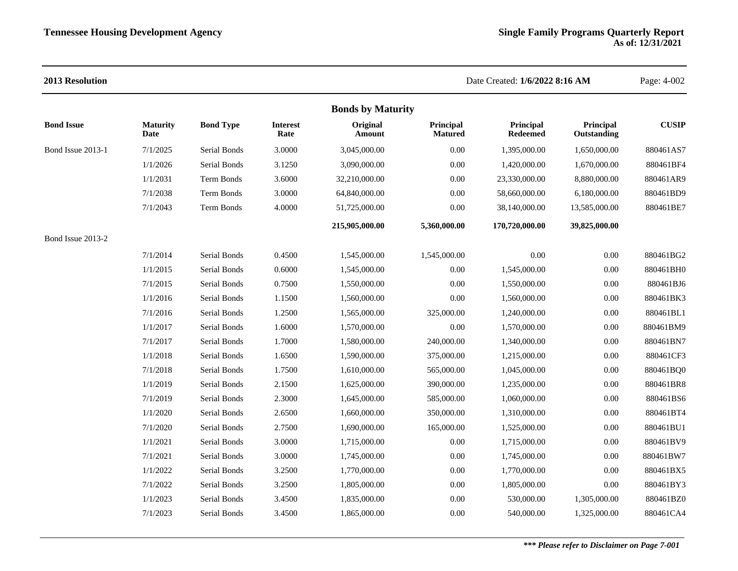**Tennessee Housing Development Agency**

**Single Family Programs Quarterly Report**
**As of: 12/31/2021**

**2013 Resolution**

Date Created: **1/6/2022 8:16 AM**

## Bonds by Maturity

| Bond Issue | Maturity Date | Bond Type | Interest Rate | Original Amount | Principal Matured | Principal Redeemed | Principal Outstanding | CUSIP |
|---|---|---|---|---|---|---|---|---|
| Bond Issue 2013-1 | 7/1/2025 | Serial Bonds | 3.0000 | 3,045,000.00 | 0.00 | 1,395,000.00 | 1,650,000.00 | 880461AS7 |
| | 1/1/2026 | Serial Bonds | 3.1250 | 3,090,000.00 | 0.00 | 1,420,000.00 | 1,670,000.00 | 880461BF4 |
| | 1/1/2031 | Term Bonds | 3.6000 | 32,210,000.00 | 0.00 | 23,330,000.00 | 8,880,000.00 | 880461AR9 |
| | 7/1/2038 | Term Bonds | 3.0000 | 64,840,000.00 | 0.00 | 58,660,000.00 | 6,180,000.00 | 880461BD9 |
| | 7/1/2043 | Term Bonds | 4.0000 | 51,725,000.00 | 0.00 | 38,140,000.00 | 13,585,000.00 | 880461BE7 |
| | | | | **215,905,000.00** | **5,360,000.00** | **170,720,000.00** | **39,825,000.00** | |
| Bond Issue 2013-2 | | | | | | | | |
| | 7/1/2014 | Serial Bonds | 0.4500 | 1,545,000.00 | 1,545,000.00 | 0.00 | 0.00 | 880461BG2 |
| | 1/1/2015 | Serial Bonds | 0.6000 | 1,545,000.00 | 0.00 | 1,545,000.00 | 0.00 | 880461BH0 |
| | 7/1/2015 | Serial Bonds | 0.7500 | 1,550,000.00 | 0.00 | 1,550,000.00 | 0.00 | 880461BJ6 |
| | 1/1/2016 | Serial Bonds | 1.1500 | 1,560,000.00 | 0.00 | 1,560,000.00 | 0.00 | 880461BK3 |
| | 7/1/2016 | Serial Bonds | 1.2500 | 1,565,000.00 | 325,000.00 | 1,240,000.00 | 0.00 | 880461BL1 |
| | 1/1/2017 | Serial Bonds | 1.6000 | 1,570,000.00 | 0.00 | 1,570,000.00 | 0.00 | 880461BM9 |
| | 7/1/2017 | Serial Bonds | 1.7000 | 1,580,000.00 | 240,000.00 | 1,340,000.00 | 0.00 | 880461BN7 |
| | 1/1/2018 | Serial Bonds | 1.6500 | 1,590,000.00 | 375,000.00 | 1,215,000.00 | 0.00 | 880461CF3 |
| | 7/1/2018 | Serial Bonds | 1.7500 | 1,610,000.00 | 565,000.00 | 1,045,000.00 | 0.00 | 880461BQ0 |
| | 1/1/2019 | Serial Bonds | 2.1500 | 1,625,000.00 | 390,000.00 | 1,235,000.00 | 0.00 | 880461BR8 |
| | 7/1/2019 | Serial Bonds | 2.3000 | 1,645,000.00 | 585,000.00 | 1,060,000.00 | 0.00 | 880461BS6 |
| | 1/1/2020 | Serial Bonds | 2.6500 | 1,660,000.00 | 350,000.00 | 1,310,000.00 | 0.00 | 880461BT4 |
| | 7/1/2020 | Serial Bonds | 2.7500 | 1,690,000.00 | 165,000.00 | 1,525,000.00 | 0.00 | 880461BU1 |
| | 1/1/2021 | Serial Bonds | 3.0000 | 1,715,000.00 | 0.00 | 1,715,000.00 | 0.00 | 880461BV9 |
| | 7/1/2021 | Serial Bonds | 3.0000 | 1,745,000.00 | 0.00 | 1,745,000.00 | 0.00 | 880461BW7 |
| | 1/1/2022 | Serial Bonds | 3.2500 | 1,770,000.00 | 0.00 | 1,770,000.00 | 0.00 | 880461BX5 |
| | 7/1/2022 | Serial Bonds | 3.2500 | 1,805,000.00 | 0.00 | 1,805,000.00 | 0.00 | 880461BY3 |
| | 1/1/2023 | Serial Bonds | 3.4500 | 1,835,000.00 | 0.00 | 530,000.00 | 1,305,000.00 | 880461BZ0 |
| | 7/1/2023 | Serial Bonds | 3.4500 | 1,865,000.00 | 0.00 | 540,000.00 | 1,325,000.00 | 880461CA4 |

***\*\*\* Please refer to Disclaimer on Page 7-001***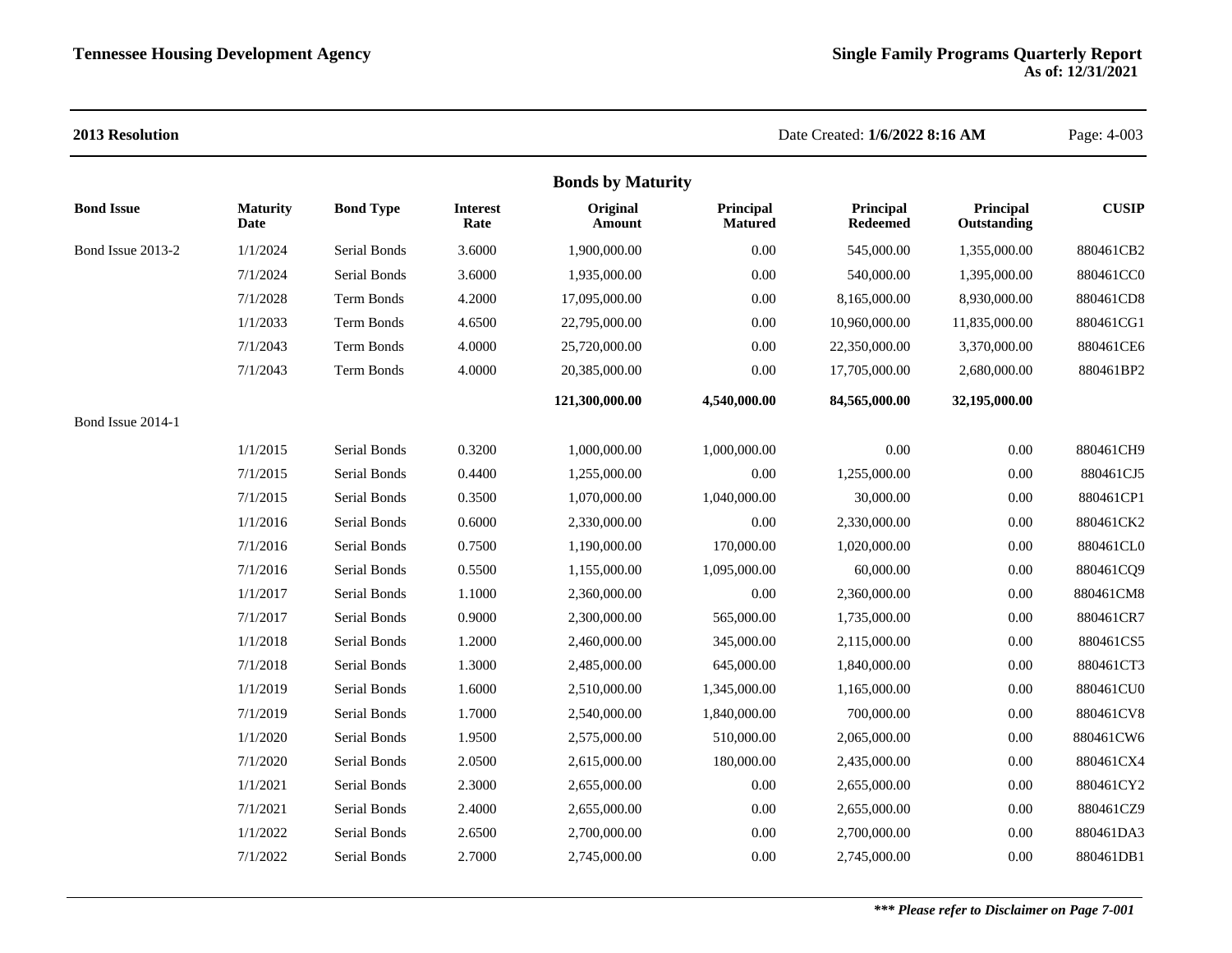**2013 Resolution**

Date Created: **1/6/2022 8:16 AM**

## Bonds by Maturity

| Bond Issue | Maturity Date | Bond Type | Interest Rate | Original Amount | Principal Matured | Principal Redeemed | Principal Outstanding | CUSIP |
|---|---|---|---|---|---|---|---|---|
| Bond Issue 2013-2 | 1/1/2024 | Serial Bonds | 3.6000 | 1,900,000.00 | 0.00 | 545,000.00 | 1,355,000.00 | 880461CB2 |
| | 7/1/2024 | Serial Bonds | 3.6000 | 1,935,000.00 | 0.00 | 540,000.00 | 1,395,000.00 | 880461CC0 |
| | 7/1/2028 | Term Bonds | 4.2000 | 17,095,000.00 | 0.00 | 8,165,000.00 | 8,930,000.00 | 880461CD8 |
| | 1/1/2033 | Term Bonds | 4.6500 | 22,795,000.00 | 0.00 | 10,960,000.00 | 11,835,000.00 | 880461CG1 |
| | 7/1/2043 | Term Bonds | 4.0000 | 25,720,000.00 | 0.00 | 22,350,000.00 | 3,370,000.00 | 880461CE6 |
| | 7/1/2043 | Term Bonds | 4.0000 | 20,385,000.00 | 0.00 | 17,705,000.00 | 2,680,000.00 | 880461BP2 |
| | | | | **121,300,000.00** | **4,540,000.00** | **84,565,000.00** | **32,195,000.00** | |
| Bond Issue 2014-1 | | | | | | | | |
| | 1/1/2015 | Serial Bonds | 0.3200 | 1,000,000.00 | 1,000,000.00 | 0.00 | 0.00 | 880461CH9 |
| | 7/1/2015 | Serial Bonds | 0.4400 | 1,255,000.00 | 0.00 | 1,255,000.00 | 0.00 | 880461CJ5 |
| | 7/1/2015 | Serial Bonds | 0.3500 | 1,070,000.00 | 1,040,000.00 | 30,000.00 | 0.00 | 880461CP1 |
| | 1/1/2016 | Serial Bonds | 0.6000 | 2,330,000.00 | 0.00 | 2,330,000.00 | 0.00 | 880461CK2 |
| | 7/1/2016 | Serial Bonds | 0.7500 | 1,190,000.00 | 170,000.00 | 1,020,000.00 | 0.00 | 880461CL0 |
| | 7/1/2016 | Serial Bonds | 0.5500 | 1,155,000.00 | 1,095,000.00 | 60,000.00 | 0.00 | 880461CQ9 |
| | 1/1/2017 | Serial Bonds | 1.1000 | 2,360,000.00 | 0.00 | 2,360,000.00 | 0.00 | 880461CM8 |
| | 7/1/2017 | Serial Bonds | 0.9000 | 2,300,000.00 | 565,000.00 | 1,735,000.00 | 0.00 | 880461CR7 |
| | 1/1/2018 | Serial Bonds | 1.2000 | 2,460,000.00 | 345,000.00 | 2,115,000.00 | 0.00 | 880461CS5 |
| | 7/1/2018 | Serial Bonds | 1.3000 | 2,485,000.00 | 645,000.00 | 1,840,000.00 | 0.00 | 880461CT3 |
| | 1/1/2019 | Serial Bonds | 1.6000 | 2,510,000.00 | 1,345,000.00 | 1,165,000.00 | 0.00 | 880461CU0 |
| | 7/1/2019 | Serial Bonds | 1.7000 | 2,540,000.00 | 1,840,000.00 | 700,000.00 | 0.00 | 880461CV8 |
| | 1/1/2020 | Serial Bonds | 1.9500 | 2,575,000.00 | 510,000.00 | 2,065,000.00 | 0.00 | 880461CW6 |
| | 7/1/2020 | Serial Bonds | 2.0500 | 2,615,000.00 | 180,000.00 | 2,435,000.00 | 0.00 | 880461CX4 |
| | 1/1/2021 | Serial Bonds | 2.3000 | 2,655,000.00 | 0.00 | 2,655,000.00 | 0.00 | 880461CY2 |
| | 7/1/2021 | Serial Bonds | 2.4000 | 2,655,000.00 | 0.00 | 2,655,000.00 | 0.00 | 880461CZ9 |
| | 1/1/2022 | Serial Bonds | 2.6500 | 2,700,000.00 | 0.00 | 2,700,000.00 | 0.00 | 880461DA3 |
| | 7/1/2022 | Serial Bonds | 2.7000 | 2,745,000.00 | 0.00 | 2,745,000.00 | 0.00 | 880461DB1 |

***\*\*\* Please refer to Disclaimer on Page 7-001***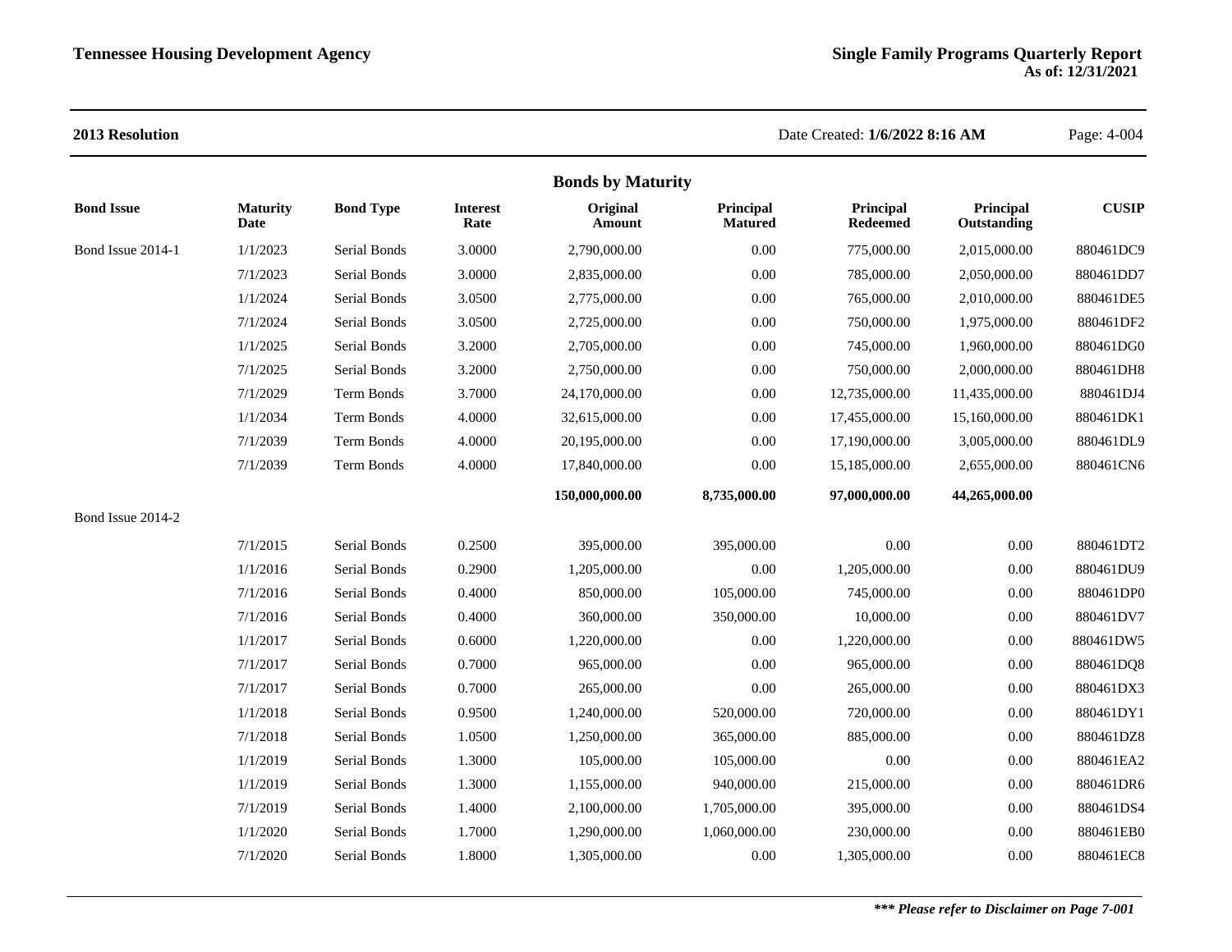**Tennessee Housing Development Agency**

**Single Family Programs Quarterly Report**
**As of: 12/31/2021**

**2013 Resolution**

Date Created: **1/6/2022 8:16 AM**

## Bonds by Maturity

| Bond Issue | Maturity Date | Bond Type | Interest Rate | Original Amount | Principal Matured | Principal Redeemed | Principal Outstanding | CUSIP |
|---|---|---|---|---|---|---|---|---|
| Bond Issue 2014-1 | 1/1/2023 | Serial Bonds | 3.0000 | 2,790,000.00 | 0.00 | 775,000.00 | 2,015,000.00 | 880461DC9 |
| | 7/1/2023 | Serial Bonds | 3.0000 | 2,835,000.00 | 0.00 | 785,000.00 | 2,050,000.00 | 880461DD7 |
| | 1/1/2024 | Serial Bonds | 3.0500 | 2,775,000.00 | 0.00 | 765,000.00 | 2,010,000.00 | 880461DE5 |
| | 7/1/2024 | Serial Bonds | 3.0500 | 2,725,000.00 | 0.00 | 750,000.00 | 1,975,000.00 | 880461DF2 |
| | 1/1/2025 | Serial Bonds | 3.2000 | 2,705,000.00 | 0.00 | 745,000.00 | 1,960,000.00 | 880461DG0 |
| | 7/1/2025 | Serial Bonds | 3.2000 | 2,750,000.00 | 0.00 | 750,000.00 | 2,000,000.00 | 880461DH8 |
| | 7/1/2029 | Term Bonds | 3.7000 | 24,170,000.00 | 0.00 | 12,735,000.00 | 11,435,000.00 | 880461DJ4 |
| | 1/1/2034 | Term Bonds | 4.0000 | 32,615,000.00 | 0.00 | 17,455,000.00 | 15,160,000.00 | 880461DK1 |
| | 7/1/2039 | Term Bonds | 4.0000 | 20,195,000.00 | 0.00 | 17,190,000.00 | 3,005,000.00 | 880461DL9 |
| | 7/1/2039 | Term Bonds | 4.0000 | 17,840,000.00 | 0.00 | 15,185,000.00 | 2,655,000.00 | 880461CN6 |
| | | | | **150,000,000.00** | **8,735,000.00** | **97,000,000.00** | **44,265,000.00** | |
| Bond Issue 2014-2 | | | | | | | | |
| | 7/1/2015 | Serial Bonds | 0.2500 | 395,000.00 | 395,000.00 | 0.00 | 0.00 | 880461DT2 |
| | 1/1/2016 | Serial Bonds | 0.2900 | 1,205,000.00 | 0.00 | 1,205,000.00 | 0.00 | 880461DU9 |
| | 7/1/2016 | Serial Bonds | 0.4000 | 850,000.00 | 105,000.00 | 745,000.00 | 0.00 | 880461DP0 |
| | 7/1/2016 | Serial Bonds | 0.4000 | 360,000.00 | 350,000.00 | 10,000.00 | 0.00 | 880461DV7 |
| | 1/1/2017 | Serial Bonds | 0.6000 | 1,220,000.00 | 0.00 | 1,220,000.00 | 0.00 | 880461DW5 |
| | 7/1/2017 | Serial Bonds | 0.7000 | 965,000.00 | 0.00 | 965,000.00 | 0.00 | 880461DQ8 |
| | 7/1/2017 | Serial Bonds | 0.7000 | 265,000.00 | 0.00 | 265,000.00 | 0.00 | 880461DX3 |
| | 1/1/2018 | Serial Bonds | 0.9500 | 1,240,000.00 | 520,000.00 | 720,000.00 | 0.00 | 880461DY1 |
| | 7/1/2018 | Serial Bonds | 1.0500 | 1,250,000.00 | 365,000.00 | 885,000.00 | 0.00 | 880461DZ8 |
| | 1/1/2019 | Serial Bonds | 1.3000 | 105,000.00 | 105,000.00 | 0.00 | 0.00 | 880461EA2 |
| | 1/1/2019 | Serial Bonds | 1.3000 | 1,155,000.00 | 940,000.00 | 215,000.00 | 0.00 | 880461DR6 |
| | 7/1/2019 | Serial Bonds | 1.4000 | 2,100,000.00 | 1,705,000.00 | 395,000.00 | 0.00 | 880461DS4 |
| | 1/1/2020 | Serial Bonds | 1.7000 | 1,290,000.00 | 1,060,000.00 | 230,000.00 | 0.00 | 880461EB0 |
| | 7/1/2020 | Serial Bonds | 1.8000 | 1,305,000.00 | 0.00 | 1,305,000.00 | 0.00 | 880461EC8 |

***\*\*\* Please refer to Disclaimer on Page 7-001***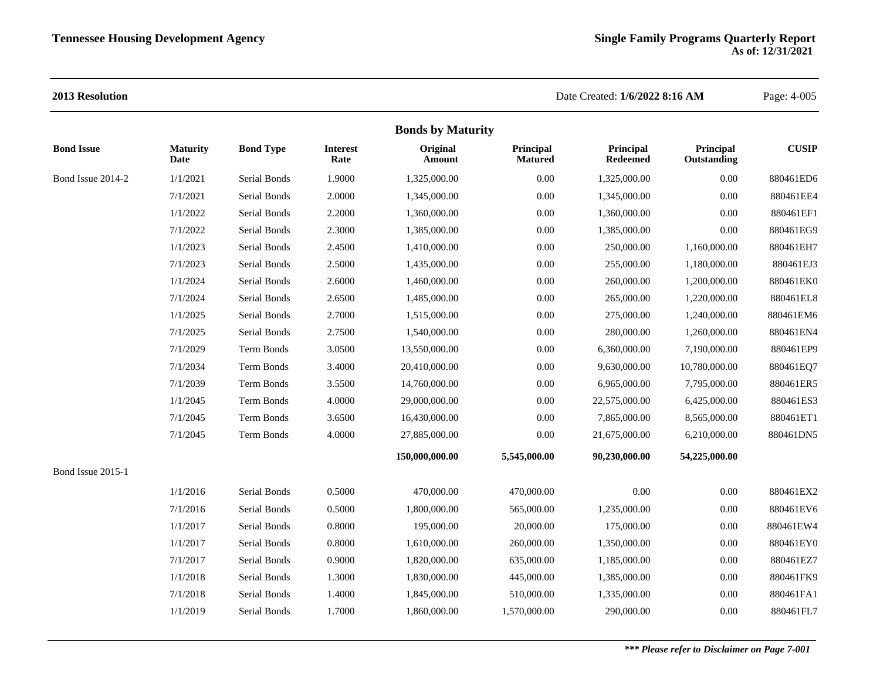**2013 Resolution**

## Bonds by Maturity

| Bond Issue | Maturity Date | Bond Type | Interest Rate | Original Amount | Principal Matured | Principal Redeemed | Principal Outstanding | CUSIP |
|---|---|---|---|---|---|---|---|---|
| Bond Issue 2014-2 | 1/1/2021 | Serial Bonds | 1.9000 | 1,325,000.00 | 0.00 | 1,325,000.00 | 0.00 | 880461ED6 |
| | 7/1/2021 | Serial Bonds | 2.0000 | 1,345,000.00 | 0.00 | 1,345,000.00 | 0.00 | 880461EE4 |
| | 1/1/2022 | Serial Bonds | 2.2000 | 1,360,000.00 | 0.00 | 1,360,000.00 | 0.00 | 880461EF1 |
| | 7/1/2022 | Serial Bonds | 2.3000 | 1,385,000.00 | 0.00 | 1,385,000.00 | 0.00 | 880461EG9 |
| | 1/1/2023 | Serial Bonds | 2.4500 | 1,410,000.00 | 0.00 | 250,000.00 | 1,160,000.00 | 880461EH7 |
| | 7/1/2023 | Serial Bonds | 2.5000 | 1,435,000.00 | 0.00 | 255,000.00 | 1,180,000.00 | 880461EJ3 |
| | 1/1/2024 | Serial Bonds | 2.6000 | 1,460,000.00 | 0.00 | 260,000.00 | 1,200,000.00 | 880461EK0 |
| | 7/1/2024 | Serial Bonds | 2.6500 | 1,485,000.00 | 0.00 | 265,000.00 | 1,220,000.00 | 880461EL8 |
| | 1/1/2025 | Serial Bonds | 2.7000 | 1,515,000.00 | 0.00 | 275,000.00 | 1,240,000.00 | 880461EM6 |
| | 7/1/2025 | Serial Bonds | 2.7500 | 1,540,000.00 | 0.00 | 280,000.00 | 1,260,000.00 | 880461EN4 |
| | 7/1/2029 | Term Bonds | 3.0500 | 13,550,000.00 | 0.00 | 6,360,000.00 | 7,190,000.00 | 880461EP9 |
| | 7/1/2034 | Term Bonds | 3.4000 | 20,410,000.00 | 0.00 | 9,630,000.00 | 10,780,000.00 | 880461EQ7 |
| | 7/1/2039 | Term Bonds | 3.5500 | 14,760,000.00 | 0.00 | 6,965,000.00 | 7,795,000.00 | 880461ER5 |
| | 1/1/2045 | Term Bonds | 4.0000 | 29,000,000.00 | 0.00 | 22,575,000.00 | 6,425,000.00 | 880461ES3 |
| | 7/1/2045 | Term Bonds | 3.6500 | 16,430,000.00 | 0.00 | 7,865,000.00 | 8,565,000.00 | 880461ET1 |
| | 7/1/2045 | Term Bonds | 4.0000 | 27,885,000.00 | 0.00 | 21,675,000.00 | 6,210,000.00 | 880461DN5 |
| | | | | **150,000,000.00** | **5,545,000.00** | **90,230,000.00** | **54,225,000.00** | |
| Bond Issue 2015-1 | | | | | | | | |
| | 1/1/2016 | Serial Bonds | 0.5000 | 470,000.00 | 470,000.00 | 0.00 | 0.00 | 880461EX2 |
| | 7/1/2016 | Serial Bonds | 0.5000 | 1,800,000.00 | 565,000.00 | 1,235,000.00 | 0.00 | 880461EV6 |
| | 1/1/2017 | Serial Bonds | 0.8000 | 195,000.00 | 20,000.00 | 175,000.00 | 0.00 | 880461EW4 |
| | 1/1/2017 | Serial Bonds | 0.8000 | 1,610,000.00 | 260,000.00 | 1,350,000.00 | 0.00 | 880461EY0 |
| | 7/1/2017 | Serial Bonds | 0.9000 | 1,820,000.00 | 635,000.00 | 1,185,000.00 | 0.00 | 880461EZ7 |
| | 1/1/2018 | Serial Bonds | 1.3000 | 1,830,000.00 | 445,000.00 | 1,385,000.00 | 0.00 | 880461FK9 |
| | 7/1/2018 | Serial Bonds | 1.4000 | 1,845,000.00 | 510,000.00 | 1,335,000.00 | 0.00 | 880461FA1 |
| | 1/1/2019 | Serial Bonds | 1.7000 | 1,860,000.00 | 1,570,000.00 | 290,000.00 | 0.00 | 880461FL7 |

***\*\*\* Please refer to Disclaimer on Page 7-001***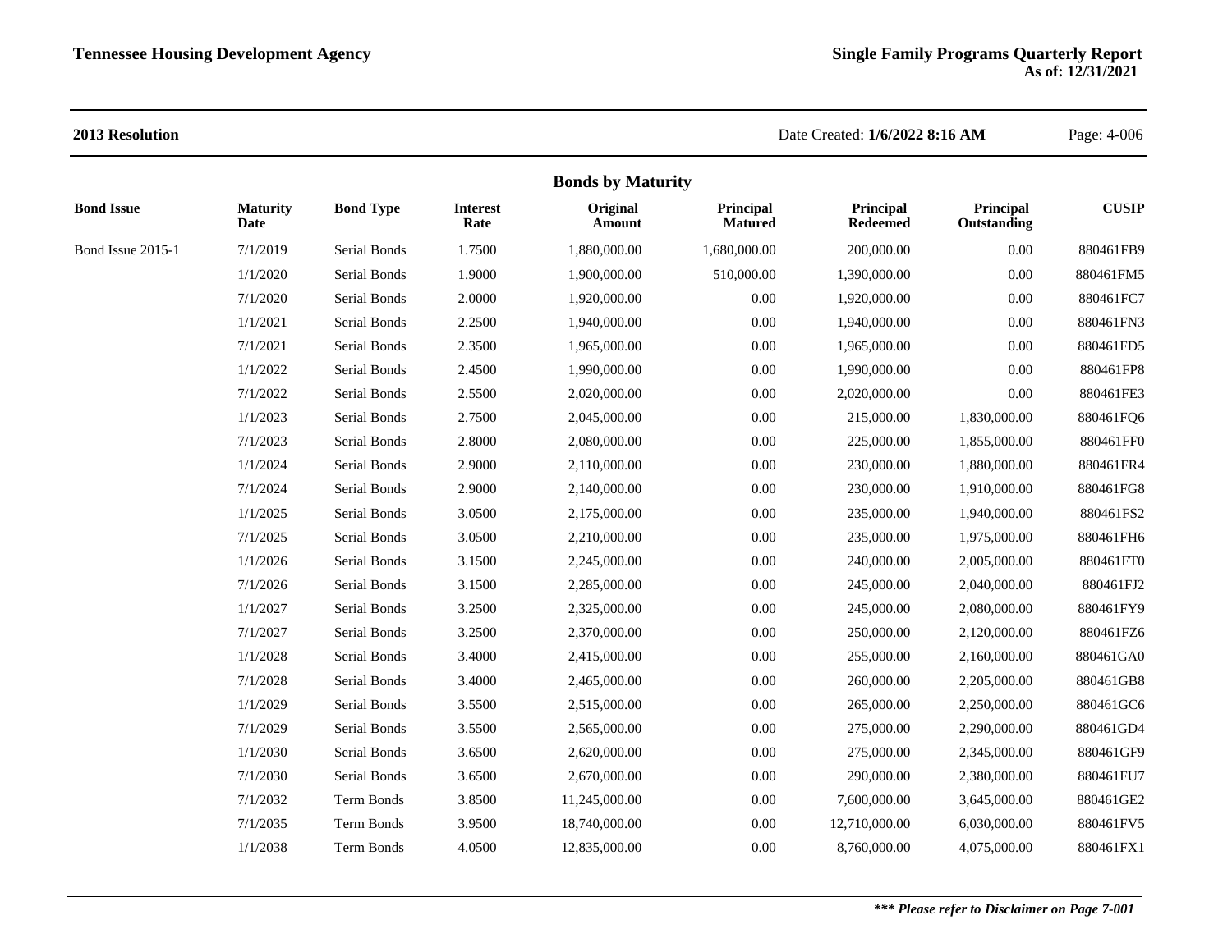**2013 Resolution**

Date Created: **1/6/2022 8:16 AM**

## Bonds by Maturity

| Bond Issue | Maturity Date | Bond Type | Interest Rate | Original Amount | Principal Matured | Principal Redeemed | Principal Outstanding | CUSIP |
|---|---|---|---|---|---|---|---|---|
| Bond Issue 2015-1 | 7/1/2019 | Serial Bonds | 1.7500 | 1,880,000.00 | 1,680,000.00 | 200,000.00 | 0.00 | 880461FB9 |
| | 1/1/2020 | Serial Bonds | 1.9000 | 1,900,000.00 | 510,000.00 | 1,390,000.00 | 0.00 | 880461FM5 |
| | 7/1/2020 | Serial Bonds | 2.0000 | 1,920,000.00 | 0.00 | 1,920,000.00 | 0.00 | 880461FC7 |
| | 1/1/2021 | Serial Bonds | 2.2500 | 1,940,000.00 | 0.00 | 1,940,000.00 | 0.00 | 880461FN3 |
| | 7/1/2021 | Serial Bonds | 2.3500 | 1,965,000.00 | 0.00 | 1,965,000.00 | 0.00 | 880461FD5 |
| | 1/1/2022 | Serial Bonds | 2.4500 | 1,990,000.00 | 0.00 | 1,990,000.00 | 0.00 | 880461FP8 |
| | 7/1/2022 | Serial Bonds | 2.5500 | 2,020,000.00 | 0.00 | 2,020,000.00 | 0.00 | 880461FE3 |
| | 1/1/2023 | Serial Bonds | 2.7500 | 2,045,000.00 | 0.00 | 215,000.00 | 1,830,000.00 | 880461FQ6 |
| | 7/1/2023 | Serial Bonds | 2.8000 | 2,080,000.00 | 0.00 | 225,000.00 | 1,855,000.00 | 880461FF0 |
| | 1/1/2024 | Serial Bonds | 2.9000 | 2,110,000.00 | 0.00 | 230,000.00 | 1,880,000.00 | 880461FR4 |
| | 7/1/2024 | Serial Bonds | 2.9000 | 2,140,000.00 | 0.00 | 230,000.00 | 1,910,000.00 | 880461FG8 |
| | 1/1/2025 | Serial Bonds | 3.0500 | 2,175,000.00 | 0.00 | 235,000.00 | 1,940,000.00 | 880461FS2 |
| | 7/1/2025 | Serial Bonds | 3.0500 | 2,210,000.00 | 0.00 | 235,000.00 | 1,975,000.00 | 880461FH6 |
| | 1/1/2026 | Serial Bonds | 3.1500 | 2,245,000.00 | 0.00 | 240,000.00 | 2,005,000.00 | 880461FT0 |
| | 7/1/2026 | Serial Bonds | 3.1500 | 2,285,000.00 | 0.00 | 245,000.00 | 2,040,000.00 | 880461FJ2 |
| | 1/1/2027 | Serial Bonds | 3.2500 | 2,325,000.00 | 0.00 | 245,000.00 | 2,080,000.00 | 880461FY9 |
| | 7/1/2027 | Serial Bonds | 3.2500 | 2,370,000.00 | 0.00 | 250,000.00 | 2,120,000.00 | 880461FZ6 |
| | 1/1/2028 | Serial Bonds | 3.4000 | 2,415,000.00 | 0.00 | 255,000.00 | 2,160,000.00 | 880461GA0 |
| | 7/1/2028 | Serial Bonds | 3.4000 | 2,465,000.00 | 0.00 | 260,000.00 | 2,205,000.00 | 880461GB8 |
| | 1/1/2029 | Serial Bonds | 3.5500 | 2,515,000.00 | 0.00 | 265,000.00 | 2,250,000.00 | 880461GC6 |
| | 7/1/2029 | Serial Bonds | 3.5500 | 2,565,000.00 | 0.00 | 275,000.00 | 2,290,000.00 | 880461GD4 |
| | 1/1/2030 | Serial Bonds | 3.6500 | 2,620,000.00 | 0.00 | 275,000.00 | 2,345,000.00 | 880461GF9 |
| | 7/1/2030 | Serial Bonds | 3.6500 | 2,670,000.00 | 0.00 | 290,000.00 | 2,380,000.00 | 880461FU7 |
| | 7/1/2032 | Term Bonds | 3.8500 | 11,245,000.00 | 0.00 | 7,600,000.00 | 3,645,000.00 | 880461GE2 |
| | 7/1/2035 | Term Bonds | 3.9500 | 18,740,000.00 | 0.00 | 12,710,000.00 | 6,030,000.00 | 880461FV5 |
| | 1/1/2038 | Term Bonds | 4.0500 | 12,835,000.00 | 0.00 | 8,760,000.00 | 4,075,000.00 | 880461FX1 |

***\*\*\* Please refer to Disclaimer on Page 7-001***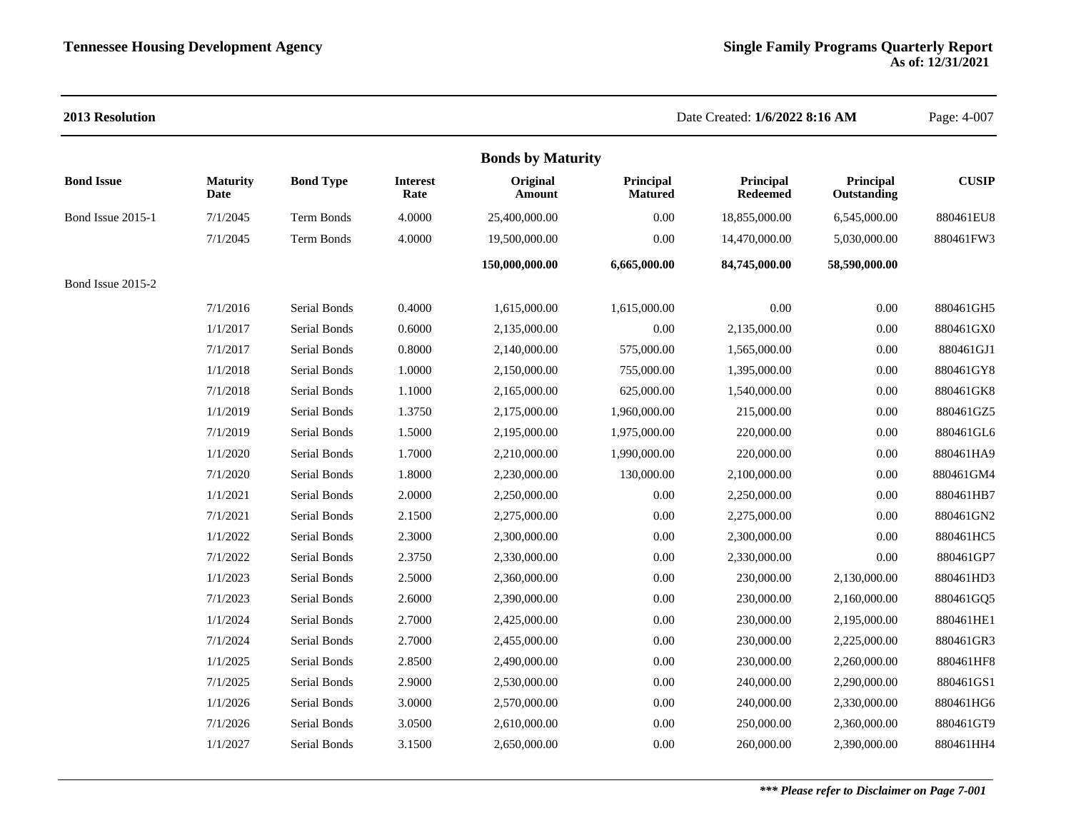**2013 Resolution**

Date Created: **1/6/2022 8:16 AM**

## Bonds by Maturity

| Bond Issue | Maturity Date | Bond Type | Interest Rate | Original Amount | Principal Matured | Principal Redeemed | Principal Outstanding | CUSIP |
|---|---|---|---|---|---|---|---|---|
| Bond Issue 2015-1 | 7/1/2045 | Term Bonds | 4.0000 | 25,400,000.00 | 0.00 | 18,855,000.00 | 6,545,000.00 | 880461EU8 |
| | 7/1/2045 | Term Bonds | 4.0000 | 19,500,000.00 | 0.00 | 14,470,000.00 | 5,030,000.00 | 880461FW3 |
| | | | | **150,000,000.00** | **6,665,000.00** | **84,745,000.00** | **58,590,000.00** | |
| Bond Issue 2015-2 | | | | | | | | |
| | 7/1/2016 | Serial Bonds | 0.4000 | 1,615,000.00 | 1,615,000.00 | 0.00 | 0.00 | 880461GH5 |
| | 1/1/2017 | Serial Bonds | 0.6000 | 2,135,000.00 | 0.00 | 2,135,000.00 | 0.00 | 880461GX0 |
| | 7/1/2017 | Serial Bonds | 0.8000 | 2,140,000.00 | 575,000.00 | 1,565,000.00 | 0.00 | 880461GJ1 |
| | 1/1/2018 | Serial Bonds | 1.0000 | 2,150,000.00 | 755,000.00 | 1,395,000.00 | 0.00 | 880461GY8 |
| | 7/1/2018 | Serial Bonds | 1.1000 | 2,165,000.00 | 625,000.00 | 1,540,000.00 | 0.00 | 880461GK8 |
| | 1/1/2019 | Serial Bonds | 1.3750 | 2,175,000.00 | 1,960,000.00 | 215,000.00 | 0.00 | 880461GZ5 |
| | 7/1/2019 | Serial Bonds | 1.5000 | 2,195,000.00 | 1,975,000.00 | 220,000.00 | 0.00 | 880461GL6 |
| | 1/1/2020 | Serial Bonds | 1.7000 | 2,210,000.00 | 1,990,000.00 | 220,000.00 | 0.00 | 880461HA9 |
| | 7/1/2020 | Serial Bonds | 1.8000 | 2,230,000.00 | 130,000.00 | 2,100,000.00 | 0.00 | 880461GM4 |
| | 1/1/2021 | Serial Bonds | 2.0000 | 2,250,000.00 | 0.00 | 2,250,000.00 | 0.00 | 880461HB7 |
| | 7/1/2021 | Serial Bonds | 2.1500 | 2,275,000.00 | 0.00 | 2,275,000.00 | 0.00 | 880461GN2 |
| | 1/1/2022 | Serial Bonds | 2.3000 | 2,300,000.00 | 0.00 | 2,300,000.00 | 0.00 | 880461HC5 |
| | 7/1/2022 | Serial Bonds | 2.3750 | 2,330,000.00 | 0.00 | 2,330,000.00 | 0.00 | 880461GP7 |
| | 1/1/2023 | Serial Bonds | 2.5000 | 2,360,000.00 | 0.00 | 230,000.00 | 2,130,000.00 | 880461HD3 |
| | 7/1/2023 | Serial Bonds | 2.6000 | 2,390,000.00 | 0.00 | 230,000.00 | 2,160,000.00 | 880461GQ5 |
| | 1/1/2024 | Serial Bonds | 2.7000 | 2,425,000.00 | 0.00 | 230,000.00 | 2,195,000.00 | 880461HE1 |
| | 7/1/2024 | Serial Bonds | 2.7000 | 2,455,000.00 | 0.00 | 230,000.00 | 2,225,000.00 | 880461GR3 |
| | 1/1/2025 | Serial Bonds | 2.8500 | 2,490,000.00 | 0.00 | 230,000.00 | 2,260,000.00 | 880461HF8 |
| | 7/1/2025 | Serial Bonds | 2.9000 | 2,530,000.00 | 0.00 | 240,000.00 | 2,290,000.00 | 880461GS1 |
| | 1/1/2026 | Serial Bonds | 3.0000 | 2,570,000.00 | 0.00 | 240,000.00 | 2,330,000.00 | 880461HG6 |
| | 7/1/2026 | Serial Bonds | 3.0500 | 2,610,000.00 | 0.00 | 250,000.00 | 2,360,000.00 | 880461GT9 |
| | 1/1/2027 | Serial Bonds | 3.1500 | 2,650,000.00 | 0.00 | 260,000.00 | 2,390,000.00 | 880461HH4 |

***\*\*\* Please refer to Disclaimer on Page 7-001***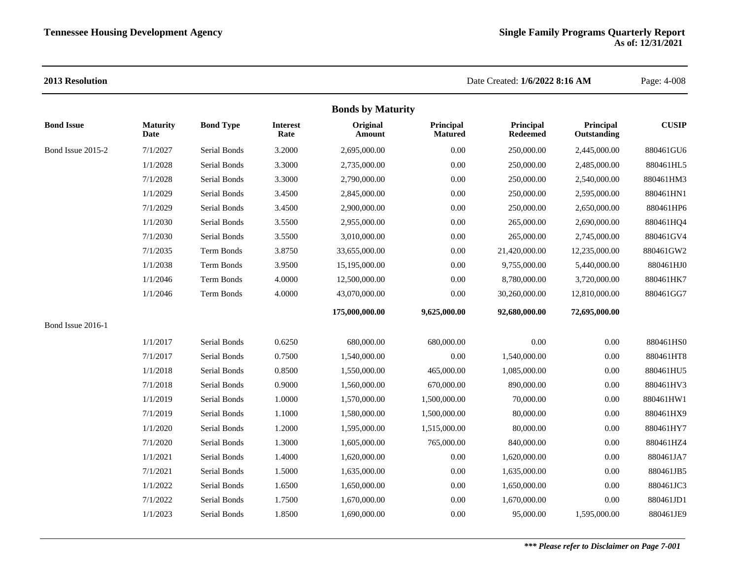**2013 Resolution**

Date Created: **1/6/2022 8:16 AM**

## Bonds by Maturity

| Bond Issue | Maturity Date | Bond Type | Interest Rate | Original Amount | Principal Matured | Principal Redeemed | Principal Outstanding | CUSIP |
|---|---|---|---|---|---|---|---|---|
| Bond Issue 2015-2 | 7/1/2027 | Serial Bonds | 3.2000 | 2,695,000.00 | 0.00 | 250,000.00 | 2,445,000.00 | 880461GU6 |
| | 1/1/2028 | Serial Bonds | 3.3000 | 2,735,000.00 | 0.00 | 250,000.00 | 2,485,000.00 | 880461HL5 |
| | 7/1/2028 | Serial Bonds | 3.3000 | 2,790,000.00 | 0.00 | 250,000.00 | 2,540,000.00 | 880461HM3 |
| | 1/1/2029 | Serial Bonds | 3.4500 | 2,845,000.00 | 0.00 | 250,000.00 | 2,595,000.00 | 880461HN1 |
| | 7/1/2029 | Serial Bonds | 3.4500 | 2,900,000.00 | 0.00 | 250,000.00 | 2,650,000.00 | 880461HP6 |
| | 1/1/2030 | Serial Bonds | 3.5500 | 2,955,000.00 | 0.00 | 265,000.00 | 2,690,000.00 | 880461HQ4 |
| | 7/1/2030 | Serial Bonds | 3.5500 | 3,010,000.00 | 0.00 | 265,000.00 | 2,745,000.00 | 880461GV4 |
| | 7/1/2035 | Term Bonds | 3.8750 | 33,655,000.00 | 0.00 | 21,420,000.00 | 12,235,000.00 | 880461GW2 |
| | 1/1/2038 | Term Bonds | 3.9500 | 15,195,000.00 | 0.00 | 9,755,000.00 | 5,440,000.00 | 880461HJ0 |
| | 1/1/2046 | Term Bonds | 4.0000 | 12,500,000.00 | 0.00 | 8,780,000.00 | 3,720,000.00 | 880461HK7 |
| | 1/1/2046 | Term Bonds | 4.0000 | 43,070,000.00 | 0.00 | 30,260,000.00 | 12,810,000.00 | 880461GG7 |
| | | | | **175,000,000.00** | **9,625,000.00** | **92,680,000.00** | **72,695,000.00** | |
| Bond Issue 2016-1 | | | | | | | | |
| | 1/1/2017 | Serial Bonds | 0.6250 | 680,000.00 | 680,000.00 | 0.00 | 0.00 | 880461HS0 |
| | 7/1/2017 | Serial Bonds | 0.7500 | 1,540,000.00 | 0.00 | 1,540,000.00 | 0.00 | 880461HT8 |
| | 1/1/2018 | Serial Bonds | 0.8500 | 1,550,000.00 | 465,000.00 | 1,085,000.00 | 0.00 | 880461HU5 |
| | 7/1/2018 | Serial Bonds | 0.9000 | 1,560,000.00 | 670,000.00 | 890,000.00 | 0.00 | 880461HV3 |
| | 1/1/2019 | Serial Bonds | 1.0000 | 1,570,000.00 | 1,500,000.00 | 70,000.00 | 0.00 | 880461HW1 |
| | 7/1/2019 | Serial Bonds | 1.1000 | 1,580,000.00 | 1,500,000.00 | 80,000.00 | 0.00 | 880461HX9 |
| | 1/1/2020 | Serial Bonds | 1.2000 | 1,595,000.00 | 1,515,000.00 | 80,000.00 | 0.00 | 880461HY7 |
| | 7/1/2020 | Serial Bonds | 1.3000 | 1,605,000.00 | 765,000.00 | 840,000.00 | 0.00 | 880461HZ4 |
| | 1/1/2021 | Serial Bonds | 1.4000 | 1,620,000.00 | 0.00 | 1,620,000.00 | 0.00 | 880461JA7 |
| | 7/1/2021 | Serial Bonds | 1.5000 | 1,635,000.00 | 0.00 | 1,635,000.00 | 0.00 | 880461JB5 |
| | 1/1/2022 | Serial Bonds | 1.6500 | 1,650,000.00 | 0.00 | 1,650,000.00 | 0.00 | 880461JC3 |
| | 7/1/2022 | Serial Bonds | 1.7500 | 1,670,000.00 | 0.00 | 1,670,000.00 | 0.00 | 880461JD1 |
| | 1/1/2023 | Serial Bonds | 1.8500 | 1,690,000.00 | 0.00 | 95,000.00 | 1,595,000.00 | 880461JE9 |

***\*\*\* Please refer to Disclaimer on Page 7-001***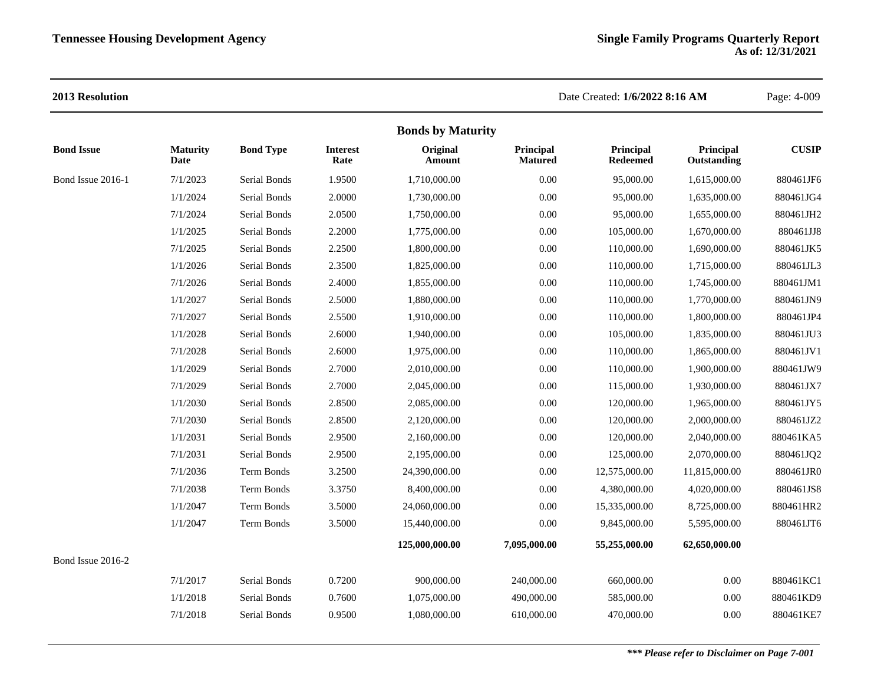## 2013 Resolution

Date Created: **1/6/2022 8:16 AM**

### Bonds by Maturity

| Bond Issue | Maturity Date | Bond Type | Interest Rate | Original Amount | Principal Matured | Principal Redeemed | Principal Outstanding | CUSIP |
|---|---|---|---|---|---|---|---|---|
| Bond Issue 2016-1 | 7/1/2023 | Serial Bonds | 1.9500 | 1,710,000.00 | 0.00 | 95,000.00 | 1,615,000.00 | 880461JF6 |
| | 1/1/2024 | Serial Bonds | 2.0000 | 1,730,000.00 | 0.00 | 95,000.00 | 1,635,000.00 | 880461JG4 |
| | 7/1/2024 | Serial Bonds | 2.0500 | 1,750,000.00 | 0.00 | 95,000.00 | 1,655,000.00 | 880461JH2 |
| | 1/1/2025 | Serial Bonds | 2.2000 | 1,775,000.00 | 0.00 | 105,000.00 | 1,670,000.00 | 880461JJ8 |
| | 7/1/2025 | Serial Bonds | 2.2500 | 1,800,000.00 | 0.00 | 110,000.00 | 1,690,000.00 | 880461JK5 |
| | 1/1/2026 | Serial Bonds | 2.3500 | 1,825,000.00 | 0.00 | 110,000.00 | 1,715,000.00 | 880461JL3 |
| | 7/1/2026 | Serial Bonds | 2.4000 | 1,855,000.00 | 0.00 | 110,000.00 | 1,745,000.00 | 880461JM1 |
| | 1/1/2027 | Serial Bonds | 2.5000 | 1,880,000.00 | 0.00 | 110,000.00 | 1,770,000.00 | 880461JN9 |
| | 7/1/2027 | Serial Bonds | 2.5500 | 1,910,000.00 | 0.00 | 110,000.00 | 1,800,000.00 | 880461JP4 |
| | 1/1/2028 | Serial Bonds | 2.6000 | 1,940,000.00 | 0.00 | 105,000.00 | 1,835,000.00 | 880461JU3 |
| | 7/1/2028 | Serial Bonds | 2.6000 | 1,975,000.00 | 0.00 | 110,000.00 | 1,865,000.00 | 880461JV1 |
| | 1/1/2029 | Serial Bonds | 2.7000 | 2,010,000.00 | 0.00 | 110,000.00 | 1,900,000.00 | 880461JW9 |
| | 7/1/2029 | Serial Bonds | 2.7000 | 2,045,000.00 | 0.00 | 115,000.00 | 1,930,000.00 | 880461JX7 |
| | 1/1/2030 | Serial Bonds | 2.8500 | 2,085,000.00 | 0.00 | 120,000.00 | 1,965,000.00 | 880461JY5 |
| | 7/1/2030 | Serial Bonds | 2.8500 | 2,120,000.00 | 0.00 | 120,000.00 | 2,000,000.00 | 880461JZ2 |
| | 1/1/2031 | Serial Bonds | 2.9500 | 2,160,000.00 | 0.00 | 120,000.00 | 2,040,000.00 | 880461KA5 |
| | 7/1/2031 | Serial Bonds | 2.9500 | 2,195,000.00 | 0.00 | 125,000.00 | 2,070,000.00 | 880461JQ2 |
| | 7/1/2036 | Term Bonds | 3.2500 | 24,390,000.00 | 0.00 | 12,575,000.00 | 11,815,000.00 | 880461JR0 |
| | 7/1/2038 | Term Bonds | 3.3750 | 8,400,000.00 | 0.00 | 4,380,000.00 | 4,020,000.00 | 880461JS8 |
| | 1/1/2047 | Term Bonds | 3.5000 | 24,060,000.00 | 0.00 | 15,335,000.00 | 8,725,000.00 | 880461HR2 |
| | 1/1/2047 | Term Bonds | 3.5000 | 15,440,000.00 | 0.00 | 9,845,000.00 | 5,595,000.00 | 880461JT6 |
| | | | | **125,000,000.00** | **7,095,000.00** | **55,255,000.00** | **62,650,000.00** | |
| Bond Issue 2016-2 | | | | | | | | |
| | 7/1/2017 | Serial Bonds | 0.7200 | 900,000.00 | 240,000.00 | 660,000.00 | 0.00 | 880461KC1 |
| | 1/1/2018 | Serial Bonds | 0.7600 | 1,075,000.00 | 490,000.00 | 585,000.00 | 0.00 | 880461KD9 |
| | 7/1/2018 | Serial Bonds | 0.9500 | 1,080,000.00 | 610,000.00 | 470,000.00 | 0.00 | 880461KE7 |

***\*\*\* Please refer to Disclaimer on Page 7-001***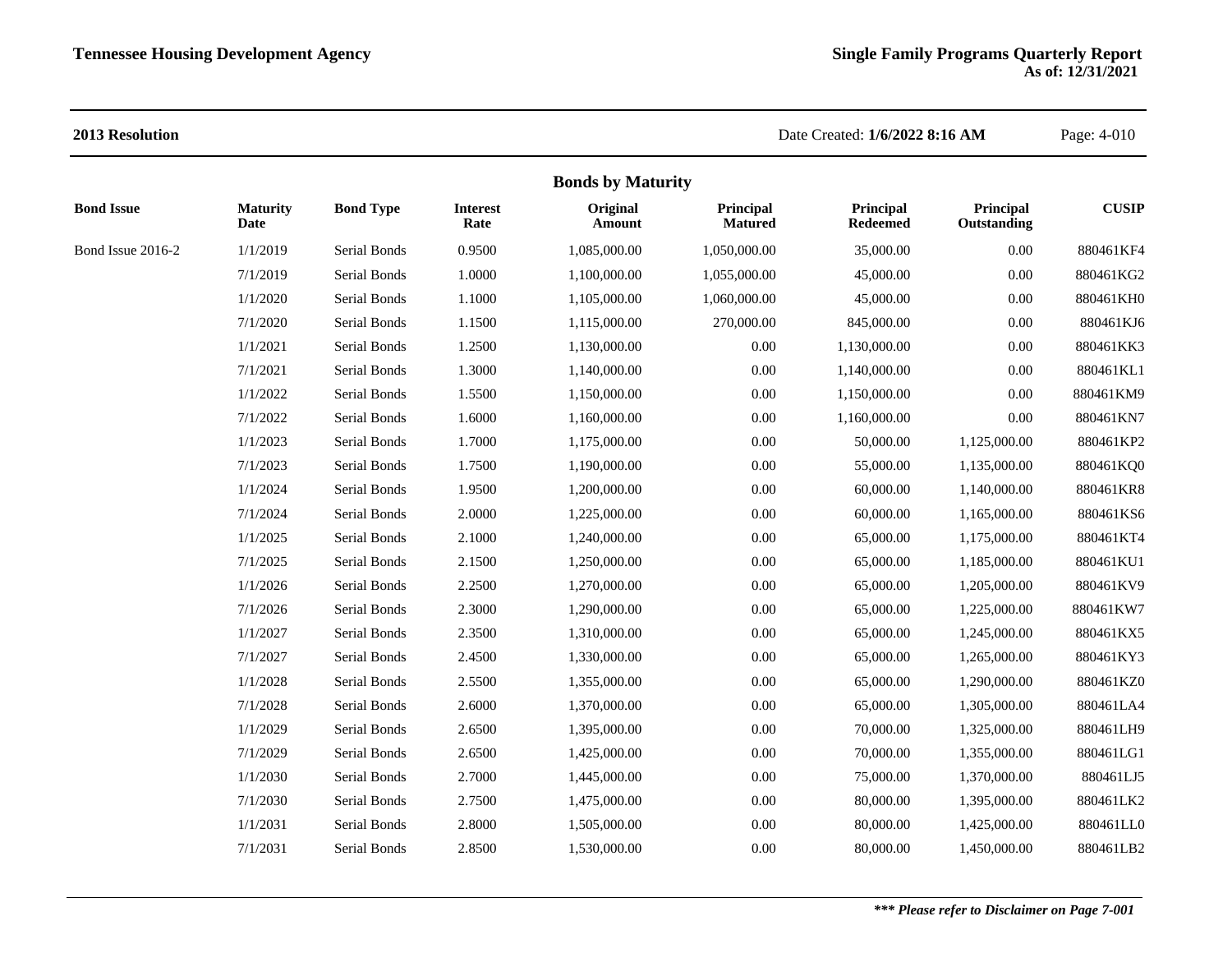**2013 Resolution**

Date Created: **1/6/2022 8:16 AM**

## Bonds by Maturity

| Bond Issue | Maturity Date | Bond Type | Interest Rate | Original Amount | Principal Matured | Principal Redeemed | Principal Outstanding | CUSIP |
|---|---|---|---|---|---|---|---|---|
| Bond Issue 2016-2 | 1/1/2019 | Serial Bonds | 0.9500 | 1,085,000.00 | 1,050,000.00 | 35,000.00 | 0.00 | 880461KF4 |
| | 7/1/2019 | Serial Bonds | 1.0000 | 1,100,000.00 | 1,055,000.00 | 45,000.00 | 0.00 | 880461KG2 |
| | 1/1/2020 | Serial Bonds | 1.1000 | 1,105,000.00 | 1,060,000.00 | 45,000.00 | 0.00 | 880461KH0 |
| | 7/1/2020 | Serial Bonds | 1.1500 | 1,115,000.00 | 270,000.00 | 845,000.00 | 0.00 | 880461KJ6 |
| | 1/1/2021 | Serial Bonds | 1.2500 | 1,130,000.00 | 0.00 | 1,130,000.00 | 0.00 | 880461KK3 |
| | 7/1/2021 | Serial Bonds | 1.3000 | 1,140,000.00 | 0.00 | 1,140,000.00 | 0.00 | 880461KL1 |
| | 1/1/2022 | Serial Bonds | 1.5500 | 1,150,000.00 | 0.00 | 1,150,000.00 | 0.00 | 880461KM9 |
| | 7/1/2022 | Serial Bonds | 1.6000 | 1,160,000.00 | 0.00 | 1,160,000.00 | 0.00 | 880461KN7 |
| | 1/1/2023 | Serial Bonds | 1.7000 | 1,175,000.00 | 0.00 | 50,000.00 | 1,125,000.00 | 880461KP2 |
| | 7/1/2023 | Serial Bonds | 1.7500 | 1,190,000.00 | 0.00 | 55,000.00 | 1,135,000.00 | 880461KQ0 |
| | 1/1/2024 | Serial Bonds | 1.9500 | 1,200,000.00 | 0.00 | 60,000.00 | 1,140,000.00 | 880461KR8 |
| | 7/1/2024 | Serial Bonds | 2.0000 | 1,225,000.00 | 0.00 | 60,000.00 | 1,165,000.00 | 880461KS6 |
| | 1/1/2025 | Serial Bonds | 2.1000 | 1,240,000.00 | 0.00 | 65,000.00 | 1,175,000.00 | 880461KT4 |
| | 7/1/2025 | Serial Bonds | 2.1500 | 1,250,000.00 | 0.00 | 65,000.00 | 1,185,000.00 | 880461KU1 |
| | 1/1/2026 | Serial Bonds | 2.2500 | 1,270,000.00 | 0.00 | 65,000.00 | 1,205,000.00 | 880461KV9 |
| | 7/1/2026 | Serial Bonds | 2.3000 | 1,290,000.00 | 0.00 | 65,000.00 | 1,225,000.00 | 880461KW7 |
| | 1/1/2027 | Serial Bonds | 2.3500 | 1,310,000.00 | 0.00 | 65,000.00 | 1,245,000.00 | 880461KX5 |
| | 7/1/2027 | Serial Bonds | 2.4500 | 1,330,000.00 | 0.00 | 65,000.00 | 1,265,000.00 | 880461KY3 |
| | 1/1/2028 | Serial Bonds | 2.5500 | 1,355,000.00 | 0.00 | 65,000.00 | 1,290,000.00 | 880461KZ0 |
| | 7/1/2028 | Serial Bonds | 2.6000 | 1,370,000.00 | 0.00 | 65,000.00 | 1,305,000.00 | 880461LA4 |
| | 1/1/2029 | Serial Bonds | 2.6500 | 1,395,000.00 | 0.00 | 70,000.00 | 1,325,000.00 | 880461LH9 |
| | 7/1/2029 | Serial Bonds | 2.6500 | 1,425,000.00 | 0.00 | 70,000.00 | 1,355,000.00 | 880461LG1 |
| | 1/1/2030 | Serial Bonds | 2.7000 | 1,445,000.00 | 0.00 | 75,000.00 | 1,370,000.00 | 880461LJ5 |
| | 7/1/2030 | Serial Bonds | 2.7500 | 1,475,000.00 | 0.00 | 80,000.00 | 1,395,000.00 | 880461LK2 |
| | 1/1/2031 | Serial Bonds | 2.8000 | 1,505,000.00 | 0.00 | 80,000.00 | 1,425,000.00 | 880461LL0 |
| | 7/1/2031 | Serial Bonds | 2.8500 | 1,530,000.00 | 0.00 | 80,000.00 | 1,450,000.00 | 880461LB2 |

***\*\*\* Please refer to Disclaimer on Page 7-001***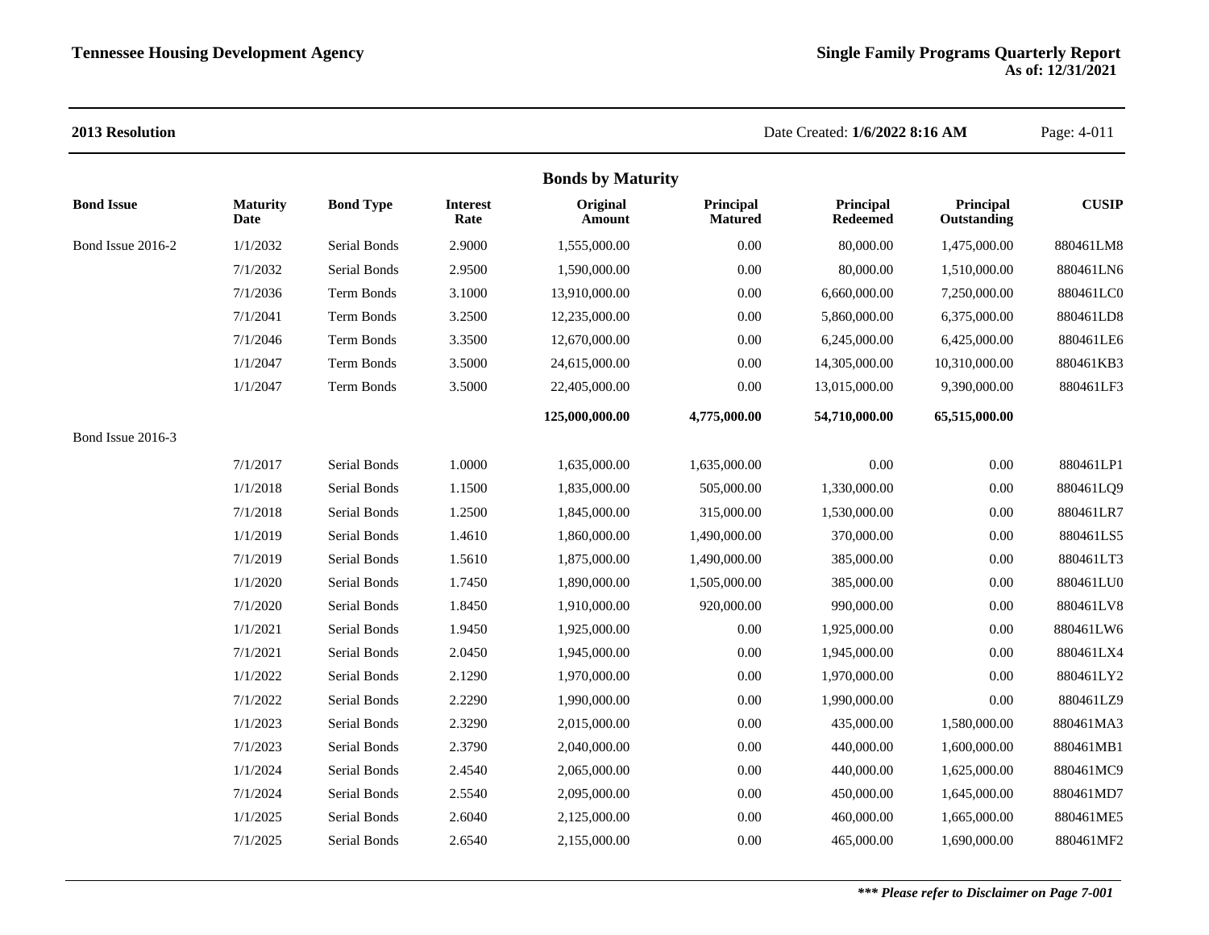**2013 Resolution**

Date Created: **1/6/2022 8:16 AM**

## Bonds by Maturity

| Bond Issue | Maturity Date | Bond Type | Interest Rate | Original Amount | Principal Matured | Principal Redeemed | Principal Outstanding | CUSIP |
|---|---|---|---|---|---|---|---|---|
| Bond Issue 2016-2 | 1/1/2032 | Serial Bonds | 2.9000 | 1,555,000.00 | 0.00 | 80,000.00 | 1,475,000.00 | 880461LM8 |
| | 7/1/2032 | Serial Bonds | 2.9500 | 1,590,000.00 | 0.00 | 80,000.00 | 1,510,000.00 | 880461LN6 |
| | 7/1/2036 | Term Bonds | 3.1000 | 13,910,000.00 | 0.00 | 6,660,000.00 | 7,250,000.00 | 880461LC0 |
| | 7/1/2041 | Term Bonds | 3.2500 | 12,235,000.00 | 0.00 | 5,860,000.00 | 6,375,000.00 | 880461LD8 |
| | 7/1/2046 | Term Bonds | 3.3500 | 12,670,000.00 | 0.00 | 6,245,000.00 | 6,425,000.00 | 880461LE6 |
| | 1/1/2047 | Term Bonds | 3.5000 | 24,615,000.00 | 0.00 | 14,305,000.00 | 10,310,000.00 | 880461KB3 |
| | 1/1/2047 | Term Bonds | 3.5000 | 22,405,000.00 | 0.00 | 13,015,000.00 | 9,390,000.00 | 880461LF3 |
| | | | | **125,000,000.00** | **4,775,000.00** | **54,710,000.00** | **65,515,000.00** | |
| Bond Issue 2016-3 | | | | | | | | |
| | 7/1/2017 | Serial Bonds | 1.0000 | 1,635,000.00 | 1,635,000.00 | 0.00 | 0.00 | 880461LP1 |
| | 1/1/2018 | Serial Bonds | 1.1500 | 1,835,000.00 | 505,000.00 | 1,330,000.00 | 0.00 | 880461LQ9 |
| | 7/1/2018 | Serial Bonds | 1.2500 | 1,845,000.00 | 315,000.00 | 1,530,000.00 | 0.00 | 880461LR7 |
| | 1/1/2019 | Serial Bonds | 1.4610 | 1,860,000.00 | 1,490,000.00 | 370,000.00 | 0.00 | 880461LS5 |
| | 7/1/2019 | Serial Bonds | 1.5610 | 1,875,000.00 | 1,490,000.00 | 385,000.00 | 0.00 | 880461LT3 |
| | 1/1/2020 | Serial Bonds | 1.7450 | 1,890,000.00 | 1,505,000.00 | 385,000.00 | 0.00 | 880461LU0 |
| | 7/1/2020 | Serial Bonds | 1.8450 | 1,910,000.00 | 920,000.00 | 990,000.00 | 0.00 | 880461LV8 |
| | 1/1/2021 | Serial Bonds | 1.9450 | 1,925,000.00 | 0.00 | 1,925,000.00 | 0.00 | 880461LW6 |
| | 7/1/2021 | Serial Bonds | 2.0450 | 1,945,000.00 | 0.00 | 1,945,000.00 | 0.00 | 880461LX4 |
| | 1/1/2022 | Serial Bonds | 2.1290 | 1,970,000.00 | 0.00 | 1,970,000.00 | 0.00 | 880461LY2 |
| | 7/1/2022 | Serial Bonds | 2.2290 | 1,990,000.00 | 0.00 | 1,990,000.00 | 0.00 | 880461LZ9 |
| | 1/1/2023 | Serial Bonds | 2.3290 | 2,015,000.00 | 0.00 | 435,000.00 | 1,580,000.00 | 880461MA3 |
| | 7/1/2023 | Serial Bonds | 2.3790 | 2,040,000.00 | 0.00 | 440,000.00 | 1,600,000.00 | 880461MB1 |
| | 1/1/2024 | Serial Bonds | 2.4540 | 2,065,000.00 | 0.00 | 440,000.00 | 1,625,000.00 | 880461MC9 |
| | 7/1/2024 | Serial Bonds | 2.5540 | 2,095,000.00 | 0.00 | 450,000.00 | 1,645,000.00 | 880461MD7 |
| | 1/1/2025 | Serial Bonds | 2.6040 | 2,125,000.00 | 0.00 | 460,000.00 | 1,665,000.00 | 880461ME5 |
| | 7/1/2025 | Serial Bonds | 2.6540 | 2,155,000.00 | 0.00 | 465,000.00 | 1,690,000.00 | 880461MF2 |

***\*\*\* Please refer to Disclaimer on Page 7-001***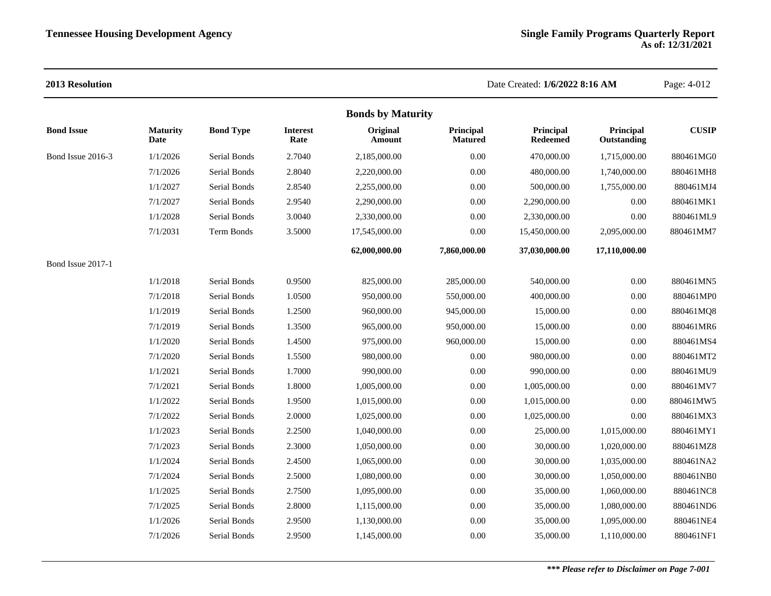**2013 Resolution**

Date Created: **1/6/2022 8:16 AM**

## Bonds by Maturity

| Bond Issue | Maturity Date | Bond Type | Interest Rate | Original Amount | Principal Matured | Principal Redeemed | Principal Outstanding | CUSIP |
|---|---|---|---|---|---|---|---|---|
| Bond Issue 2016-3 | 1/1/2026 | Serial Bonds | 2.7040 | 2,185,000.00 | 0.00 | 470,000.00 | 1,715,000.00 | 880461MG0 |
| | 7/1/2026 | Serial Bonds | 2.8040 | 2,220,000.00 | 0.00 | 480,000.00 | 1,740,000.00 | 880461MH8 |
| | 1/1/2027 | Serial Bonds | 2.8540 | 2,255,000.00 | 0.00 | 500,000.00 | 1,755,000.00 | 880461MJ4 |
| | 7/1/2027 | Serial Bonds | 2.9540 | 2,290,000.00 | 0.00 | 2,290,000.00 | 0.00 | 880461MK1 |
| | 1/1/2028 | Serial Bonds | 3.0040 | 2,330,000.00 | 0.00 | 2,330,000.00 | 0.00 | 880461ML9 |
| | 7/1/2031 | Term Bonds | 3.5000 | 17,545,000.00 | 0.00 | 15,450,000.00 | 2,095,000.00 | 880461MM7 |
| | | | | **62,000,000.00** | **7,860,000.00** | **37,030,000.00** | **17,110,000.00** | |
| Bond Issue 2017-1 | | | | | | | | |
| | 1/1/2018 | Serial Bonds | 0.9500 | 825,000.00 | 285,000.00 | 540,000.00 | 0.00 | 880461MN5 |
| | 7/1/2018 | Serial Bonds | 1.0500 | 950,000.00 | 550,000.00 | 400,000.00 | 0.00 | 880461MP0 |
| | 1/1/2019 | Serial Bonds | 1.2500 | 960,000.00 | 945,000.00 | 15,000.00 | 0.00 | 880461MQ8 |
| | 7/1/2019 | Serial Bonds | 1.3500 | 965,000.00 | 950,000.00 | 15,000.00 | 0.00 | 880461MR6 |
| | 1/1/2020 | Serial Bonds | 1.4500 | 975,000.00 | 960,000.00 | 15,000.00 | 0.00 | 880461MS4 |
| | 7/1/2020 | Serial Bonds | 1.5500 | 980,000.00 | 0.00 | 980,000.00 | 0.00 | 880461MT2 |
| | 1/1/2021 | Serial Bonds | 1.7000 | 990,000.00 | 0.00 | 990,000.00 | 0.00 | 880461MU9 |
| | 7/1/2021 | Serial Bonds | 1.8000 | 1,005,000.00 | 0.00 | 1,005,000.00 | 0.00 | 880461MV7 |
| | 1/1/2022 | Serial Bonds | 1.9500 | 1,015,000.00 | 0.00 | 1,015,000.00 | 0.00 | 880461MW5 |
| | 7/1/2022 | Serial Bonds | 2.0000 | 1,025,000.00 | 0.00 | 1,025,000.00 | 0.00 | 880461MX3 |
| | 1/1/2023 | Serial Bonds | 2.2500 | 1,040,000.00 | 0.00 | 25,000.00 | 1,015,000.00 | 880461MY1 |
| | 7/1/2023 | Serial Bonds | 2.3000 | 1,050,000.00 | 0.00 | 30,000.00 | 1,020,000.00 | 880461MZ8 |
| | 1/1/2024 | Serial Bonds | 2.4500 | 1,065,000.00 | 0.00 | 30,000.00 | 1,035,000.00 | 880461NA2 |
| | 7/1/2024 | Serial Bonds | 2.5000 | 1,080,000.00 | 0.00 | 30,000.00 | 1,050,000.00 | 880461NB0 |
| | 1/1/2025 | Serial Bonds | 2.7500 | 1,095,000.00 | 0.00 | 35,000.00 | 1,060,000.00 | 880461NC8 |
| | 7/1/2025 | Serial Bonds | 2.8000 | 1,115,000.00 | 0.00 | 35,000.00 | 1,080,000.00 | 880461ND6 |
| | 1/1/2026 | Serial Bonds | 2.9500 | 1,130,000.00 | 0.00 | 35,000.00 | 1,095,000.00 | 880461NE4 |
| | 7/1/2026 | Serial Bonds | 2.9500 | 1,145,000.00 | 0.00 | 35,000.00 | 1,110,000.00 | 880461NF1 |

***\*\*\* Please refer to Disclaimer on Page 7-001***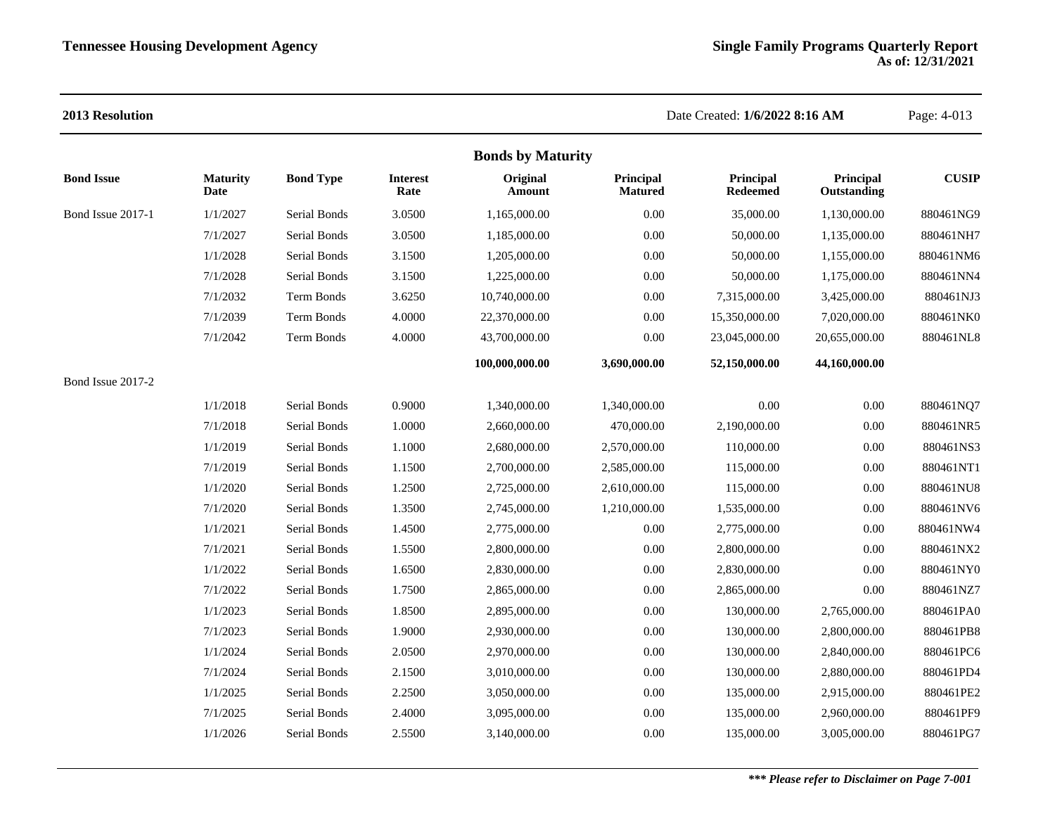**2013 Resolution**

Date Created: **1/6/2022 8:16 AM**

## Bonds by Maturity

| Bond Issue | Maturity Date | Bond Type | Interest Rate | Original Amount | Principal Matured | Principal Redeemed | Principal Outstanding | CUSIP |
|---|---|---|---|---|---|---|---|---|
| Bond Issue 2017-1 | 1/1/2027 | Serial Bonds | 3.0500 | 1,165,000.00 | 0.00 | 35,000.00 | 1,130,000.00 | 880461NG9 |
| | 7/1/2027 | Serial Bonds | 3.0500 | 1,185,000.00 | 0.00 | 50,000.00 | 1,135,000.00 | 880461NH7 |
| | 1/1/2028 | Serial Bonds | 3.1500 | 1,205,000.00 | 0.00 | 50,000.00 | 1,155,000.00 | 880461NM6 |
| | 7/1/2028 | Serial Bonds | 3.1500 | 1,225,000.00 | 0.00 | 50,000.00 | 1,175,000.00 | 880461NN4 |
| | 7/1/2032 | Term Bonds | 3.6250 | 10,740,000.00 | 0.00 | 7,315,000.00 | 3,425,000.00 | 880461NJ3 |
| | 7/1/2039 | Term Bonds | 4.0000 | 22,370,000.00 | 0.00 | 15,350,000.00 | 7,020,000.00 | 880461NK0 |
| | 7/1/2042 | Term Bonds | 4.0000 | 43,700,000.00 | 0.00 | 23,045,000.00 | 20,655,000.00 | 880461NL8 |
| | | | | **100,000,000.00** | **3,690,000.00** | **52,150,000.00** | **44,160,000.00** | |
| Bond Issue 2017-2 | | | | | | | | |
| | 1/1/2018 | Serial Bonds | 0.9000 | 1,340,000.00 | 1,340,000.00 | 0.00 | 0.00 | 880461NQ7 |
| | 7/1/2018 | Serial Bonds | 1.0000 | 2,660,000.00 | 470,000.00 | 2,190,000.00 | 0.00 | 880461NR5 |
| | 1/1/2019 | Serial Bonds | 1.1000 | 2,680,000.00 | 2,570,000.00 | 110,000.00 | 0.00 | 880461NS3 |
| | 7/1/2019 | Serial Bonds | 1.1500 | 2,700,000.00 | 2,585,000.00 | 115,000.00 | 0.00 | 880461NT1 |
| | 1/1/2020 | Serial Bonds | 1.2500 | 2,725,000.00 | 2,610,000.00 | 115,000.00 | 0.00 | 880461NU8 |
| | 7/1/2020 | Serial Bonds | 1.3500 | 2,745,000.00 | 1,210,000.00 | 1,535,000.00 | 0.00 | 880461NV6 |
| | 1/1/2021 | Serial Bonds | 1.4500 | 2,775,000.00 | 0.00 | 2,775,000.00 | 0.00 | 880461NW4 |
| | 7/1/2021 | Serial Bonds | 1.5500 | 2,800,000.00 | 0.00 | 2,800,000.00 | 0.00 | 880461NX2 |
| | 1/1/2022 | Serial Bonds | 1.6500 | 2,830,000.00 | 0.00 | 2,830,000.00 | 0.00 | 880461NY0 |
| | 7/1/2022 | Serial Bonds | 1.7500 | 2,865,000.00 | 0.00 | 2,865,000.00 | 0.00 | 880461NZ7 |
| | 1/1/2023 | Serial Bonds | 1.8500 | 2,895,000.00 | 0.00 | 130,000.00 | 2,765,000.00 | 880461PA0 |
| | 7/1/2023 | Serial Bonds | 1.9000 | 2,930,000.00 | 0.00 | 130,000.00 | 2,800,000.00 | 880461PB8 |
| | 1/1/2024 | Serial Bonds | 2.0500 | 2,970,000.00 | 0.00 | 130,000.00 | 2,840,000.00 | 880461PC6 |
| | 7/1/2024 | Serial Bonds | 2.1500 | 3,010,000.00 | 0.00 | 130,000.00 | 2,880,000.00 | 880461PD4 |
| | 1/1/2025 | Serial Bonds | 2.2500 | 3,050,000.00 | 0.00 | 135,000.00 | 2,915,000.00 | 880461PE2 |
| | 7/1/2025 | Serial Bonds | 2.4000 | 3,095,000.00 | 0.00 | 135,000.00 | 2,960,000.00 | 880461PF9 |
| | 1/1/2026 | Serial Bonds | 2.5500 | 3,140,000.00 | 0.00 | 135,000.00 | 3,005,000.00 | 880461PG7 |

***\*\*\* Please refer to Disclaimer on Page 7-001***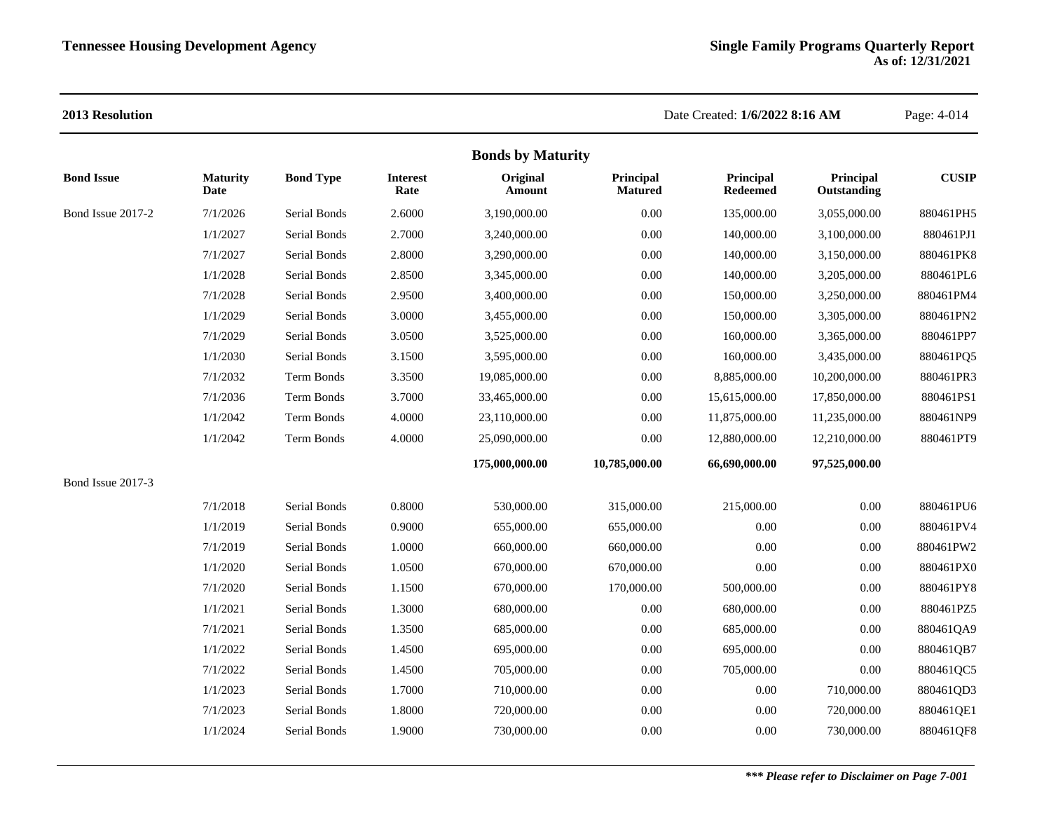**2013 Resolution**

Date Created: **1/6/2022 8:16 AM**

## Bonds by Maturity

| Bond Issue | Maturity Date | Bond Type | Interest Rate | Original Amount | Principal Matured | Principal Redeemed | Principal Outstanding | CUSIP |
|---|---|---|---|---|---|---|---|---|
| Bond Issue 2017-2 | 7/1/2026 | Serial Bonds | 2.6000 | 3,190,000.00 | 0.00 | 135,000.00 | 3,055,000.00 | 880461PH5 |
| | 1/1/2027 | Serial Bonds | 2.7000 | 3,240,000.00 | 0.00 | 140,000.00 | 3,100,000.00 | 880461PJ1 |
| | 7/1/2027 | Serial Bonds | 2.8000 | 3,290,000.00 | 0.00 | 140,000.00 | 3,150,000.00 | 880461PK8 |
| | 1/1/2028 | Serial Bonds | 2.8500 | 3,345,000.00 | 0.00 | 140,000.00 | 3,205,000.00 | 880461PL6 |
| | 7/1/2028 | Serial Bonds | 2.9500 | 3,400,000.00 | 0.00 | 150,000.00 | 3,250,000.00 | 880461PM4 |
| | 1/1/2029 | Serial Bonds | 3.0000 | 3,455,000.00 | 0.00 | 150,000.00 | 3,305,000.00 | 880461PN2 |
| | 7/1/2029 | Serial Bonds | 3.0500 | 3,525,000.00 | 0.00 | 160,000.00 | 3,365,000.00 | 880461PP7 |
| | 1/1/2030 | Serial Bonds | 3.1500 | 3,595,000.00 | 0.00 | 160,000.00 | 3,435,000.00 | 880461PQ5 |
| | 7/1/2032 | Term Bonds | 3.3500 | 19,085,000.00 | 0.00 | 8,885,000.00 | 10,200,000.00 | 880461PR3 |
| | 7/1/2036 | Term Bonds | 3.7000 | 33,465,000.00 | 0.00 | 15,615,000.00 | 17,850,000.00 | 880461PS1 |
| | 1/1/2042 | Term Bonds | 4.0000 | 23,110,000.00 | 0.00 | 11,875,000.00 | 11,235,000.00 | 880461NP9 |
| | 1/1/2042 | Term Bonds | 4.0000 | 25,090,000.00 | 0.00 | 12,880,000.00 | 12,210,000.00 | 880461PT9 |
| | | | | **175,000,000.00** | **10,785,000.00** | **66,690,000.00** | **97,525,000.00** | |
| Bond Issue 2017-3 | | | | | | | | |
| | 7/1/2018 | Serial Bonds | 0.8000 | 530,000.00 | 315,000.00 | 215,000.00 | 0.00 | 880461PU6 |
| | 1/1/2019 | Serial Bonds | 0.9000 | 655,000.00 | 655,000.00 | 0.00 | 0.00 | 880461PV4 |
| | 7/1/2019 | Serial Bonds | 1.0000 | 660,000.00 | 660,000.00 | 0.00 | 0.00 | 880461PW2 |
| | 1/1/2020 | Serial Bonds | 1.0500 | 670,000.00 | 670,000.00 | 0.00 | 0.00 | 880461PX0 |
| | 7/1/2020 | Serial Bonds | 1.1500 | 670,000.00 | 170,000.00 | 500,000.00 | 0.00 | 880461PY8 |
| | 1/1/2021 | Serial Bonds | 1.3000 | 680,000.00 | 0.00 | 680,000.00 | 0.00 | 880461PZ5 |
| | 7/1/2021 | Serial Bonds | 1.3500 | 685,000.00 | 0.00 | 685,000.00 | 0.00 | 880461QA9 |
| | 1/1/2022 | Serial Bonds | 1.4500 | 695,000.00 | 0.00 | 695,000.00 | 0.00 | 880461QB7 |
| | 7/1/2022 | Serial Bonds | 1.4500 | 705,000.00 | 0.00 | 705,000.00 | 0.00 | 880461QC5 |
| | 1/1/2023 | Serial Bonds | 1.7000 | 710,000.00 | 0.00 | 0.00 | 710,000.00 | 880461QD3 |
| | 7/1/2023 | Serial Bonds | 1.8000 | 720,000.00 | 0.00 | 0.00 | 720,000.00 | 880461QE1 |
| | 1/1/2024 | Serial Bonds | 1.9000 | 730,000.00 | 0.00 | 0.00 | 730,000.00 | 880461QF8 |

***\*\*\* Please refer to Disclaimer on Page 7-001***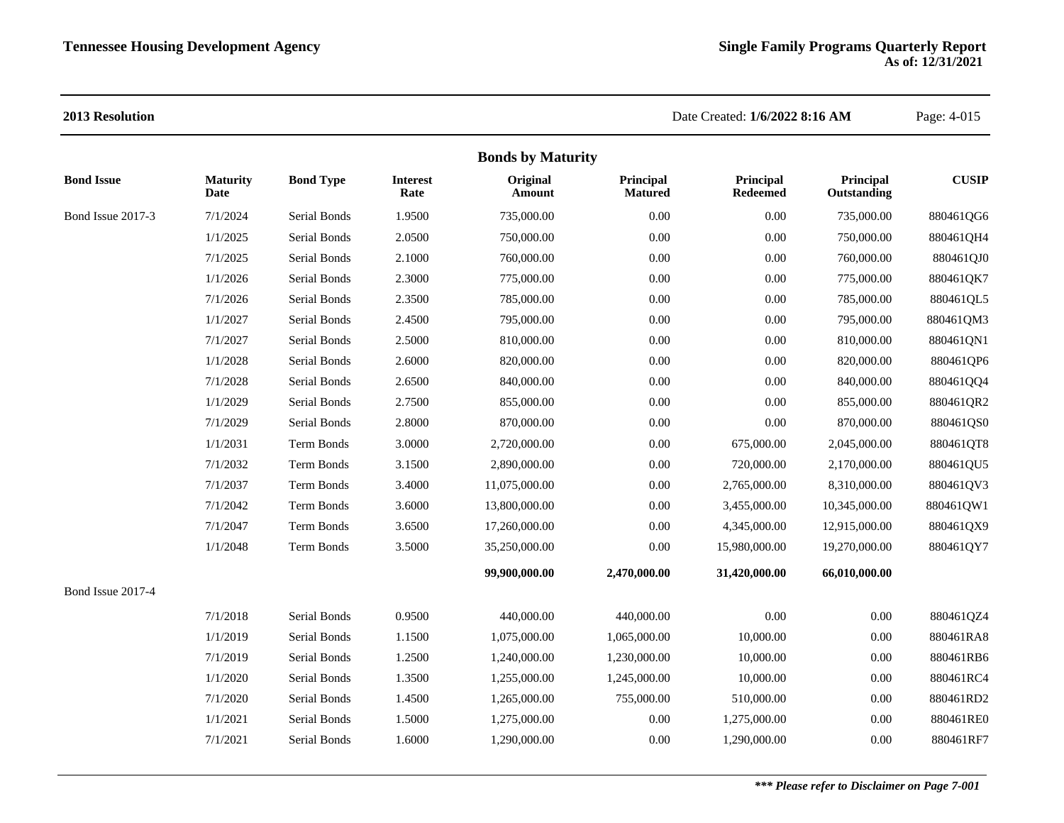**2013 Resolution** Date Created: **1/6/2022 8:16 AM**

## Bonds by Maturity

| Bond Issue | Maturity Date | Bond Type | Interest Rate | Original Amount | Principal Matured | Principal Redeemed | Principal Outstanding | CUSIP |
|---|---|---|---|---|---|---|---|---|
| Bond Issue 2017-3 | 7/1/2024 | Serial Bonds | 1.9500 | 735,000.00 | 0.00 | 0.00 | 735,000.00 | 880461QG6 |
| | 1/1/2025 | Serial Bonds | 2.0500 | 750,000.00 | 0.00 | 0.00 | 750,000.00 | 880461QH4 |
| | 7/1/2025 | Serial Bonds | 2.1000 | 760,000.00 | 0.00 | 0.00 | 760,000.00 | 880461QJ0 |
| | 1/1/2026 | Serial Bonds | 2.3000 | 775,000.00 | 0.00 | 0.00 | 775,000.00 | 880461QK7 |
| | 7/1/2026 | Serial Bonds | 2.3500 | 785,000.00 | 0.00 | 0.00 | 785,000.00 | 880461QL5 |
| | 1/1/2027 | Serial Bonds | 2.4500 | 795,000.00 | 0.00 | 0.00 | 795,000.00 | 880461QM3 |
| | 7/1/2027 | Serial Bonds | 2.5000 | 810,000.00 | 0.00 | 0.00 | 810,000.00 | 880461QN1 |
| | 1/1/2028 | Serial Bonds | 2.6000 | 820,000.00 | 0.00 | 0.00 | 820,000.00 | 880461QP6 |
| | 7/1/2028 | Serial Bonds | 2.6500 | 840,000.00 | 0.00 | 0.00 | 840,000.00 | 880461QQ4 |
| | 1/1/2029 | Serial Bonds | 2.7500 | 855,000.00 | 0.00 | 0.00 | 855,000.00 | 880461QR2 |
| | 7/1/2029 | Serial Bonds | 2.8000 | 870,000.00 | 0.00 | 0.00 | 870,000.00 | 880461QS0 |
| | 1/1/2031 | Term Bonds | 3.0000 | 2,720,000.00 | 0.00 | 675,000.00 | 2,045,000.00 | 880461QT8 |
| | 7/1/2032 | Term Bonds | 3.1500 | 2,890,000.00 | 0.00 | 720,000.00 | 2,170,000.00 | 880461QU5 |
| | 7/1/2037 | Term Bonds | 3.4000 | 11,075,000.00 | 0.00 | 2,765,000.00 | 8,310,000.00 | 880461QV3 |
| | 7/1/2042 | Term Bonds | 3.6000 | 13,800,000.00 | 0.00 | 3,455,000.00 | 10,345,000.00 | 880461QW1 |
| | 7/1/2047 | Term Bonds | 3.6500 | 17,260,000.00 | 0.00 | 4,345,000.00 | 12,915,000.00 | 880461QX9 |
| | 1/1/2048 | Term Bonds | 3.5000 | 35,250,000.00 | 0.00 | 15,980,000.00 | 19,270,000.00 | 880461QY7 |
| | | | | **99,900,000.00** | **2,470,000.00** | **31,420,000.00** | **66,010,000.00** | |
| Bond Issue 2017-4 | | | | | | | | |
| | 7/1/2018 | Serial Bonds | 0.9500 | 440,000.00 | 440,000.00 | 0.00 | 0.00 | 880461QZ4 |
| | 1/1/2019 | Serial Bonds | 1.1500 | 1,075,000.00 | 1,065,000.00 | 10,000.00 | 0.00 | 880461RA8 |
| | 7/1/2019 | Serial Bonds | 1.2500 | 1,240,000.00 | 1,230,000.00 | 10,000.00 | 0.00 | 880461RB6 |
| | 1/1/2020 | Serial Bonds | 1.3500 | 1,255,000.00 | 1,245,000.00 | 10,000.00 | 0.00 | 880461RC4 |
| | 7/1/2020 | Serial Bonds | 1.4500 | 1,265,000.00 | 755,000.00 | 510,000.00 | 0.00 | 880461RD2 |
| | 1/1/2021 | Serial Bonds | 1.5000 | 1,275,000.00 | 0.00 | 1,275,000.00 | 0.00 | 880461RE0 |
| | 7/1/2021 | Serial Bonds | 1.6000 | 1,290,000.00 | 0.00 | 1,290,000.00 | 0.00 | 880461RF7 |

***\*\*\* Please refer to Disclaimer on Page 7-001***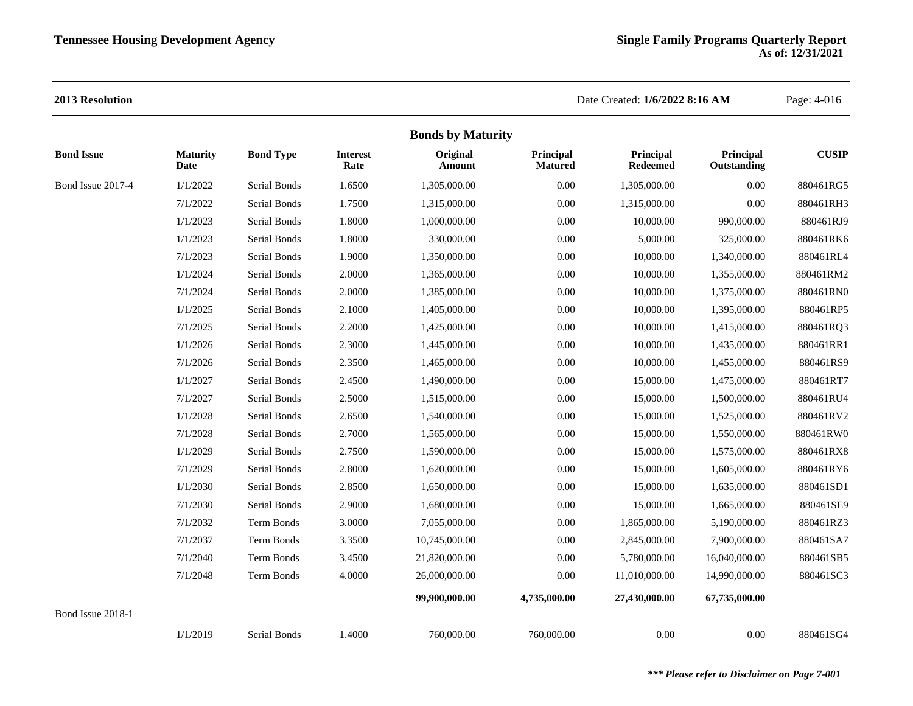**2013 Resolution** Date Created: **1/6/2022 8:16 AM**

## Bonds by Maturity

| Bond Issue | Maturity Date | Bond Type | Interest Rate | Original Amount | Principal Matured | Principal Redeemed | Principal Outstanding | CUSIP |
|---|---|---|---|---|---|---|---|---|
| Bond Issue 2017-4 | 1/1/2022 | Serial Bonds | 1.6500 | 1,305,000.00 | 0.00 | 1,305,000.00 | 0.00 | 880461RG5 |
| | 7/1/2022 | Serial Bonds | 1.7500 | 1,315,000.00 | 0.00 | 1,315,000.00 | 0.00 | 880461RH3 |
| | 1/1/2023 | Serial Bonds | 1.8000 | 1,000,000.00 | 0.00 | 10,000.00 | 990,000.00 | 880461RJ9 |
| | 1/1/2023 | Serial Bonds | 1.8000 | 330,000.00 | 0.00 | 5,000.00 | 325,000.00 | 880461RK6 |
| | 7/1/2023 | Serial Bonds | 1.9000 | 1,350,000.00 | 0.00 | 10,000.00 | 1,340,000.00 | 880461RL4 |
| | 1/1/2024 | Serial Bonds | 2.0000 | 1,365,000.00 | 0.00 | 10,000.00 | 1,355,000.00 | 880461RM2 |
| | 7/1/2024 | Serial Bonds | 2.0000 | 1,385,000.00 | 0.00 | 10,000.00 | 1,375,000.00 | 880461RN0 |
| | 1/1/2025 | Serial Bonds | 2.1000 | 1,405,000.00 | 0.00 | 10,000.00 | 1,395,000.00 | 880461RP5 |
| | 7/1/2025 | Serial Bonds | 2.2000 | 1,425,000.00 | 0.00 | 10,000.00 | 1,415,000.00 | 880461RQ3 |
| | 1/1/2026 | Serial Bonds | 2.3000 | 1,445,000.00 | 0.00 | 10,000.00 | 1,435,000.00 | 880461RR1 |
| | 7/1/2026 | Serial Bonds | 2.3500 | 1,465,000.00 | 0.00 | 10,000.00 | 1,455,000.00 | 880461RS9 |
| | 1/1/2027 | Serial Bonds | 2.4500 | 1,490,000.00 | 0.00 | 15,000.00 | 1,475,000.00 | 880461RT7 |
| | 7/1/2027 | Serial Bonds | 2.5000 | 1,515,000.00 | 0.00 | 15,000.00 | 1,500,000.00 | 880461RU4 |
| | 1/1/2028 | Serial Bonds | 2.6500 | 1,540,000.00 | 0.00 | 15,000.00 | 1,525,000.00 | 880461RV2 |
| | 7/1/2028 | Serial Bonds | 2.7000 | 1,565,000.00 | 0.00 | 15,000.00 | 1,550,000.00 | 880461RW0 |
| | 1/1/2029 | Serial Bonds | 2.7500 | 1,590,000.00 | 0.00 | 15,000.00 | 1,575,000.00 | 880461RX8 |
| | 7/1/2029 | Serial Bonds | 2.8000 | 1,620,000.00 | 0.00 | 15,000.00 | 1,605,000.00 | 880461RY6 |
| | 1/1/2030 | Serial Bonds | 2.8500 | 1,650,000.00 | 0.00 | 15,000.00 | 1,635,000.00 | 880461SD1 |
| | 7/1/2030 | Serial Bonds | 2.9000 | 1,680,000.00 | 0.00 | 15,000.00 | 1,665,000.00 | 880461SE9 |
| | 7/1/2032 | Term Bonds | 3.0000 | 7,055,000.00 | 0.00 | 1,865,000.00 | 5,190,000.00 | 880461RZ3 |
| | 7/1/2037 | Term Bonds | 3.3500 | 10,745,000.00 | 0.00 | 2,845,000.00 | 7,900,000.00 | 880461SA7 |
| | 7/1/2040 | Term Bonds | 3.4500 | 21,820,000.00 | 0.00 | 5,780,000.00 | 16,040,000.00 | 880461SB5 |
| | 7/1/2048 | Term Bonds | 4.0000 | 26,000,000.00 | 0.00 | 11,010,000.00 | 14,990,000.00 | 880461SC3 |
| | | | | **99,900,000.00** | **4,735,000.00** | **27,430,000.00** | **67,735,000.00** | |
| Bond Issue 2018-1 | | | | | | | | |
| | 1/1/2019 | Serial Bonds | 1.4000 | 760,000.00 | 760,000.00 | 0.00 | 0.00 | 880461SG4 |

***\*\*\* Please refer to Disclaimer on Page 7-001***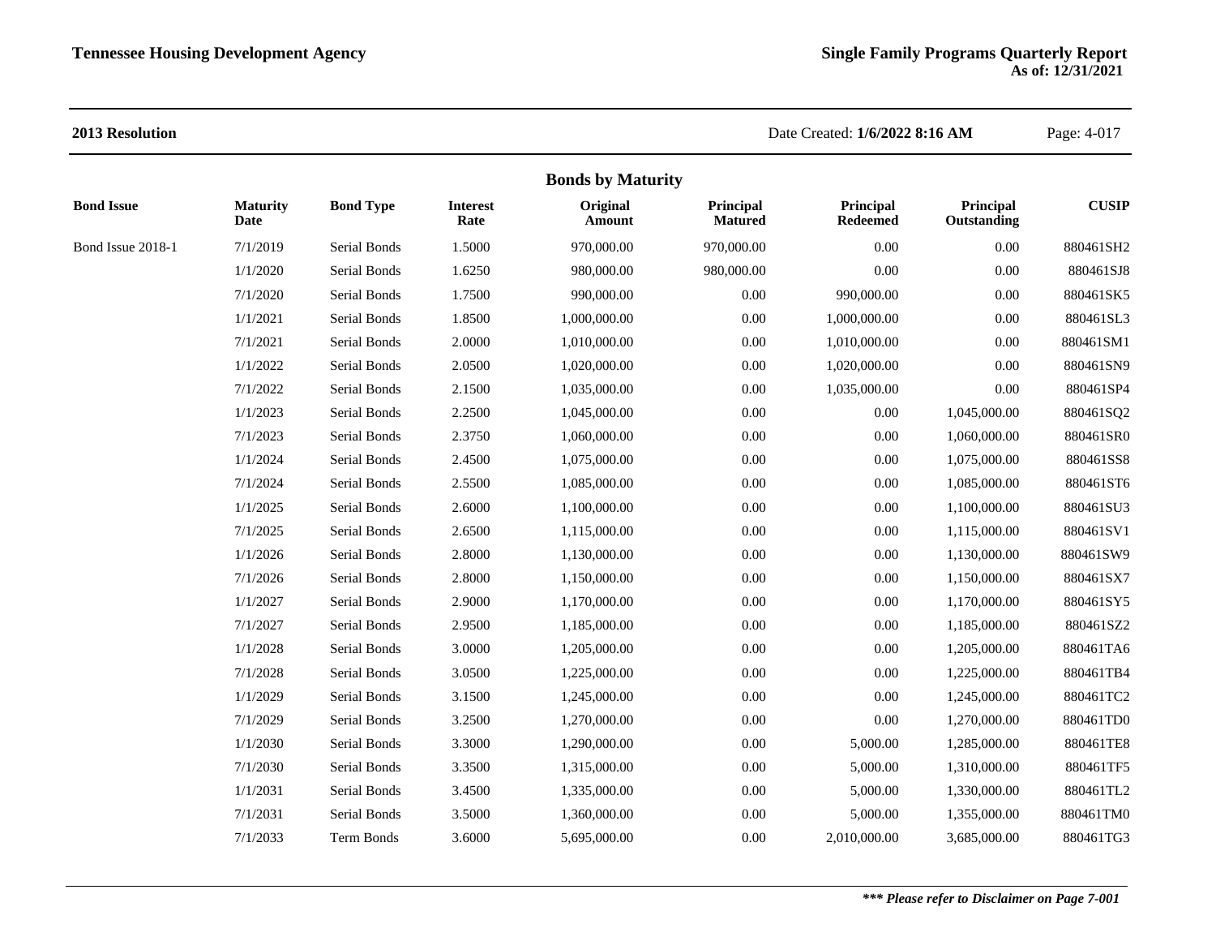**2013 Resolution**

Date Created: **1/6/2022 8:16 AM**

## Bonds by Maturity

| Bond Issue | Maturity Date | Bond Type | Interest Rate | Original Amount | Principal Matured | Principal Redeemed | Principal Outstanding | CUSIP |
|---|---|---|---|---|---|---|---|---|
| Bond Issue 2018-1 | 7/1/2019 | Serial Bonds | 1.5000 | 970,000.00 | 970,000.00 | 0.00 | 0.00 | 880461SH2 |
| | 1/1/2020 | Serial Bonds | 1.6250 | 980,000.00 | 980,000.00 | 0.00 | 0.00 | 880461SJ8 |
| | 7/1/2020 | Serial Bonds | 1.7500 | 990,000.00 | 0.00 | 990,000.00 | 0.00 | 880461SK5 |
| | 1/1/2021 | Serial Bonds | 1.8500 | 1,000,000.00 | 0.00 | 1,000,000.00 | 0.00 | 880461SL3 |
| | 7/1/2021 | Serial Bonds | 2.0000 | 1,010,000.00 | 0.00 | 1,010,000.00 | 0.00 | 880461SM1 |
| | 1/1/2022 | Serial Bonds | 2.0500 | 1,020,000.00 | 0.00 | 1,020,000.00 | 0.00 | 880461SN9 |
| | 7/1/2022 | Serial Bonds | 2.1500 | 1,035,000.00 | 0.00 | 1,035,000.00 | 0.00 | 880461SP4 |
| | 1/1/2023 | Serial Bonds | 2.2500 | 1,045,000.00 | 0.00 | 0.00 | 1,045,000.00 | 880461SQ2 |
| | 7/1/2023 | Serial Bonds | 2.3750 | 1,060,000.00 | 0.00 | 0.00 | 1,060,000.00 | 880461SR0 |
| | 1/1/2024 | Serial Bonds | 2.4500 | 1,075,000.00 | 0.00 | 0.00 | 1,075,000.00 | 880461SS8 |
| | 7/1/2024 | Serial Bonds | 2.5500 | 1,085,000.00 | 0.00 | 0.00 | 1,085,000.00 | 880461ST6 |
| | 1/1/2025 | Serial Bonds | 2.6000 | 1,100,000.00 | 0.00 | 0.00 | 1,100,000.00 | 880461SU3 |
| | 7/1/2025 | Serial Bonds | 2.6500 | 1,115,000.00 | 0.00 | 0.00 | 1,115,000.00 | 880461SV1 |
| | 1/1/2026 | Serial Bonds | 2.8000 | 1,130,000.00 | 0.00 | 0.00 | 1,130,000.00 | 880461SW9 |
| | 7/1/2026 | Serial Bonds | 2.8000 | 1,150,000.00 | 0.00 | 0.00 | 1,150,000.00 | 880461SX7 |
| | 1/1/2027 | Serial Bonds | 2.9000 | 1,170,000.00 | 0.00 | 0.00 | 1,170,000.00 | 880461SY5 |
| | 7/1/2027 | Serial Bonds | 2.9500 | 1,185,000.00 | 0.00 | 0.00 | 1,185,000.00 | 880461SZ2 |
| | 1/1/2028 | Serial Bonds | 3.0000 | 1,205,000.00 | 0.00 | 0.00 | 1,205,000.00 | 880461TA6 |
| | 7/1/2028 | Serial Bonds | 3.0500 | 1,225,000.00 | 0.00 | 0.00 | 1,225,000.00 | 880461TB4 |
| | 1/1/2029 | Serial Bonds | 3.1500 | 1,245,000.00 | 0.00 | 0.00 | 1,245,000.00 | 880461TC2 |
| | 7/1/2029 | Serial Bonds | 3.2500 | 1,270,000.00 | 0.00 | 0.00 | 1,270,000.00 | 880461TD0 |
| | 1/1/2030 | Serial Bonds | 3.3000 | 1,290,000.00 | 0.00 | 5,000.00 | 1,285,000.00 | 880461TE8 |
| | 7/1/2030 | Serial Bonds | 3.3500 | 1,315,000.00 | 0.00 | 5,000.00 | 1,310,000.00 | 880461TF5 |
| | 1/1/2031 | Serial Bonds | 3.4500 | 1,335,000.00 | 0.00 | 5,000.00 | 1,330,000.00 | 880461TL2 |
| | 7/1/2031 | Serial Bonds | 3.5000 | 1,360,000.00 | 0.00 | 5,000.00 | 1,355,000.00 | 880461TM0 |
| | 7/1/2033 | Term Bonds | 3.6000 | 5,695,000.00 | 0.00 | 2,010,000.00 | 3,685,000.00 | 880461TG3 |

***\*\*\* Please refer to Disclaimer on Page 7-001***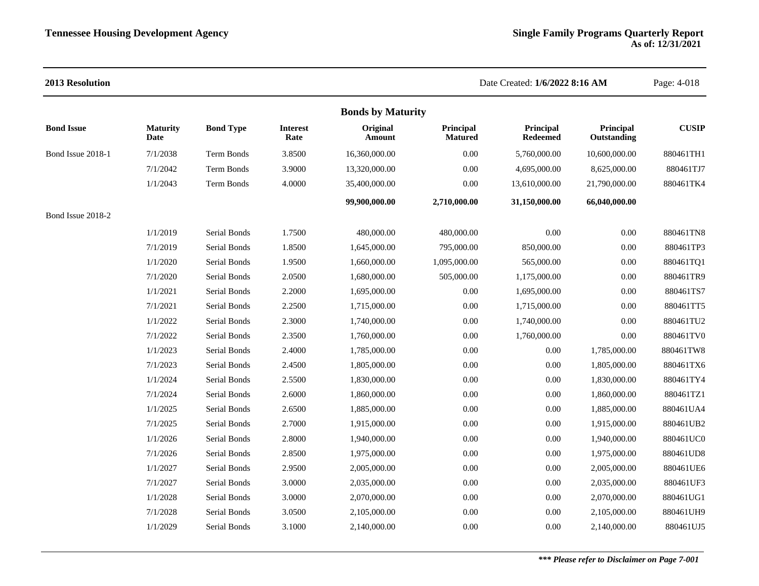**2013 Resolution**

### Bonds by Maturity

| Bond Issue | Maturity Date | Bond Type | Interest Rate | Original Amount | Principal Matured | Principal Redeemed | Principal Outstanding | CUSIP |
|---|---|---|---|---|---|---|---|---|
| Bond Issue 2018-1 | 7/1/2038 | Term Bonds | 3.8500 | 16,360,000.00 | 0.00 | 5,760,000.00 | 10,600,000.00 | 880461TH1 |
| | 7/1/2042 | Term Bonds | 3.9000 | 13,320,000.00 | 0.00 | 4,695,000.00 | 8,625,000.00 | 880461TJ7 |
| | 1/1/2043 | Term Bonds | 4.0000 | 35,400,000.00 | 0.00 | 13,610,000.00 | 21,790,000.00 | 880461TK4 |
| | | | | **99,900,000.00** | **2,710,000.00** | **31,150,000.00** | **66,040,000.00** | |
| Bond Issue 2018-2 | | | | | | | | |
| | 1/1/2019 | Serial Bonds | 1.7500 | 480,000.00 | 480,000.00 | 0.00 | 0.00 | 880461TN8 |
| | 7/1/2019 | Serial Bonds | 1.8500 | 1,645,000.00 | 795,000.00 | 850,000.00 | 0.00 | 880461TP3 |
| | 1/1/2020 | Serial Bonds | 1.9500 | 1,660,000.00 | 1,095,000.00 | 565,000.00 | 0.00 | 880461TQ1 |
| | 7/1/2020 | Serial Bonds | 2.0500 | 1,680,000.00 | 505,000.00 | 1,175,000.00 | 0.00 | 880461TR9 |
| | 1/1/2021 | Serial Bonds | 2.2000 | 1,695,000.00 | 0.00 | 1,695,000.00 | 0.00 | 880461TS7 |
| | 7/1/2021 | Serial Bonds | 2.2500 | 1,715,000.00 | 0.00 | 1,715,000.00 | 0.00 | 880461TT5 |
| | 1/1/2022 | Serial Bonds | 2.3000 | 1,740,000.00 | 0.00 | 1,740,000.00 | 0.00 | 880461TU2 |
| | 7/1/2022 | Serial Bonds | 2.3500 | 1,760,000.00 | 0.00 | 1,760,000.00 | 0.00 | 880461TV0 |
| | 1/1/2023 | Serial Bonds | 2.4000 | 1,785,000.00 | 0.00 | 0.00 | 1,785,000.00 | 880461TW8 |
| | 7/1/2023 | Serial Bonds | 2.4500 | 1,805,000.00 | 0.00 | 0.00 | 1,805,000.00 | 880461TX6 |
| | 1/1/2024 | Serial Bonds | 2.5500 | 1,830,000.00 | 0.00 | 0.00 | 1,830,000.00 | 880461TY4 |
| | 7/1/2024 | Serial Bonds | 2.6000 | 1,860,000.00 | 0.00 | 0.00 | 1,860,000.00 | 880461TZ1 |
| | 1/1/2025 | Serial Bonds | 2.6500 | 1,885,000.00 | 0.00 | 0.00 | 1,885,000.00 | 880461UA4 |
| | 7/1/2025 | Serial Bonds | 2.7000 | 1,915,000.00 | 0.00 | 0.00 | 1,915,000.00 | 880461UB2 |
| | 1/1/2026 | Serial Bonds | 2.8000 | 1,940,000.00 | 0.00 | 0.00 | 1,940,000.00 | 880461UC0 |
| | 7/1/2026 | Serial Bonds | 2.8500 | 1,975,000.00 | 0.00 | 0.00 | 1,975,000.00 | 880461UD8 |
| | 1/1/2027 | Serial Bonds | 2.9500 | 2,005,000.00 | 0.00 | 0.00 | 2,005,000.00 | 880461UE6 |
| | 7/1/2027 | Serial Bonds | 3.0000 | 2,035,000.00 | 0.00 | 0.00 | 2,035,000.00 | 880461UF3 |
| | 1/1/2028 | Serial Bonds | 3.0000 | 2,070,000.00 | 0.00 | 0.00 | 2,070,000.00 | 880461UG1 |
| | 7/1/2028 | Serial Bonds | 3.0500 | 2,105,000.00 | 0.00 | 0.00 | 2,105,000.00 | 880461UH9 |
| | 1/1/2029 | Serial Bonds | 3.1000 | 2,140,000.00 | 0.00 | 0.00 | 2,140,000.00 | 880461UJ5 |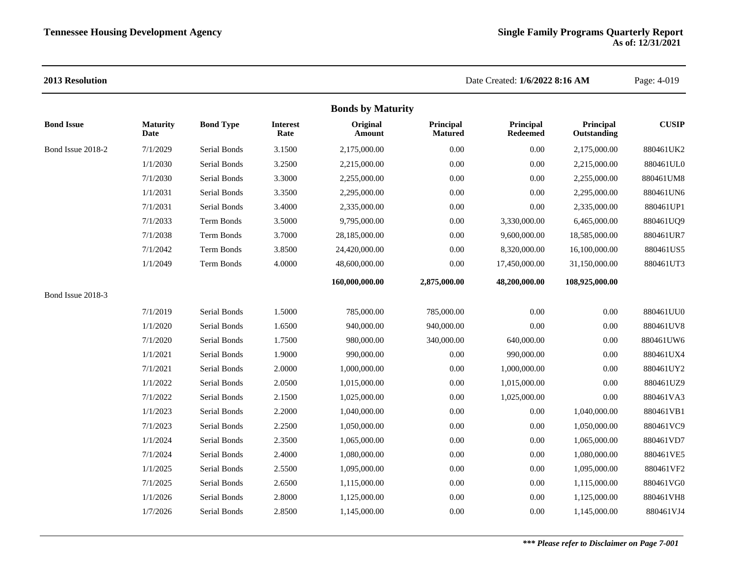**Tennessee Housing Development Agency** | **Single Family Programs Quarterly Report As of: 12/31/2021**

**2013 Resolution** — Date Created: **1/6/2022 8:16 AM** — Page: 4-019

## Bonds by Maturity

| Bond Issue | Maturity Date | Bond Type | Interest Rate | Original Amount | Principal Matured | Principal Redeemed | Principal Outstanding | CUSIP |
|---|---|---|---|---|---|---|---|---|
| Bond Issue 2018-2 | 7/1/2029 | Serial Bonds | 3.1500 | 2,175,000.00 | 0.00 | 0.00 | 2,175,000.00 | 880461UK2 |
| | 1/1/2030 | Serial Bonds | 3.2500 | 2,215,000.00 | 0.00 | 0.00 | 2,215,000.00 | 880461UL0 |
| | 7/1/2030 | Serial Bonds | 3.3000 | 2,255,000.00 | 0.00 | 0.00 | 2,255,000.00 | 880461UM8 |
| | 1/1/2031 | Serial Bonds | 3.3500 | 2,295,000.00 | 0.00 | 0.00 | 2,295,000.00 | 880461UN6 |
| | 7/1/2031 | Serial Bonds | 3.4000 | 2,335,000.00 | 0.00 | 0.00 | 2,335,000.00 | 880461UP1 |
| | 7/1/2033 | Term Bonds | 3.5000 | 9,795,000.00 | 0.00 | 3,330,000.00 | 6,465,000.00 | 880461UQ9 |
| | 7/1/2038 | Term Bonds | 3.7000 | 28,185,000.00 | 0.00 | 9,600,000.00 | 18,585,000.00 | 880461UR7 |
| | 7/1/2042 | Term Bonds | 3.8500 | 24,420,000.00 | 0.00 | 8,320,000.00 | 16,100,000.00 | 880461US5 |
| | 1/1/2049 | Term Bonds | 4.0000 | 48,600,000.00 | 0.00 | 17,450,000.00 | 31,150,000.00 | 880461UT3 |
| | | | | **160,000,000.00** | **2,875,000.00** | **48,200,000.00** | **108,925,000.00** | |
| Bond Issue 2018-3 | | | | | | | | |
| | 7/1/2019 | Serial Bonds | 1.5000 | 785,000.00 | 785,000.00 | 0.00 | 0.00 | 880461UU0 |
| | 1/1/2020 | Serial Bonds | 1.6500 | 940,000.00 | 940,000.00 | 0.00 | 0.00 | 880461UV8 |
| | 7/1/2020 | Serial Bonds | 1.7500 | 980,000.00 | 340,000.00 | 640,000.00 | 0.00 | 880461UW6 |
| | 1/1/2021 | Serial Bonds | 1.9000 | 990,000.00 | 0.00 | 990,000.00 | 0.00 | 880461UX4 |
| | 7/1/2021 | Serial Bonds | 2.0000 | 1,000,000.00 | 0.00 | 1,000,000.00 | 0.00 | 880461UY2 |
| | 1/1/2022 | Serial Bonds | 2.0500 | 1,015,000.00 | 0.00 | 1,015,000.00 | 0.00 | 880461UZ9 |
| | 7/1/2022 | Serial Bonds | 2.1500 | 1,025,000.00 | 0.00 | 1,025,000.00 | 0.00 | 880461VA3 |
| | 1/1/2023 | Serial Bonds | 2.2000 | 1,040,000.00 | 0.00 | 0.00 | 1,040,000.00 | 880461VB1 |
| | 7/1/2023 | Serial Bonds | 2.2500 | 1,050,000.00 | 0.00 | 0.00 | 1,050,000.00 | 880461VC9 |
| | 1/1/2024 | Serial Bonds | 2.3500 | 1,065,000.00 | 0.00 | 0.00 | 1,065,000.00 | 880461VD7 |
| | 7/1/2024 | Serial Bonds | 2.4000 | 1,080,000.00 | 0.00 | 0.00 | 1,080,000.00 | 880461VE5 |
| | 1/1/2025 | Serial Bonds | 2.5500 | 1,095,000.00 | 0.00 | 0.00 | 1,095,000.00 | 880461VF2 |
| | 7/1/2025 | Serial Bonds | 2.6500 | 1,115,000.00 | 0.00 | 0.00 | 1,115,000.00 | 880461VG0 |
| | 1/1/2026 | Serial Bonds | 2.8000 | 1,125,000.00 | 0.00 | 0.00 | 1,125,000.00 | 880461VH8 |
| | 1/7/2026 | Serial Bonds | 2.8500 | 1,145,000.00 | 0.00 | 0.00 | 1,145,000.00 | 880461VJ4 |

***\*\*\* Please refer to Disclaimer on Page 7-001***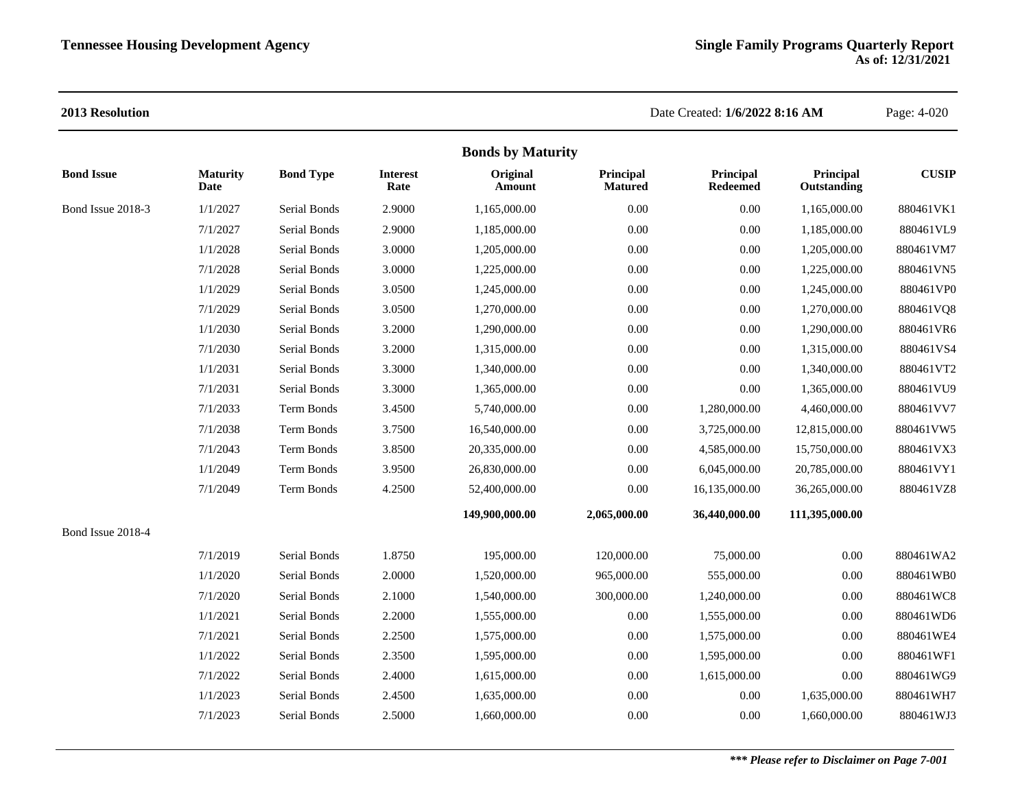**2013 Resolution**

Date Created: **1/6/2022 8:16 AM**

## Bonds by Maturity

| Bond Issue | Maturity Date | Bond Type | Interest Rate | Original Amount | Principal Matured | Principal Redeemed | Principal Outstanding | CUSIP |
|---|---|---|---|---|---|---|---|---|
| Bond Issue 2018-3 | 1/1/2027 | Serial Bonds | 2.9000 | 1,165,000.00 | 0.00 | 0.00 | 1,165,000.00 | 880461VK1 |
| | 7/1/2027 | Serial Bonds | 2.9000 | 1,185,000.00 | 0.00 | 0.00 | 1,185,000.00 | 880461VL9 |
| | 1/1/2028 | Serial Bonds | 3.0000 | 1,205,000.00 | 0.00 | 0.00 | 1,205,000.00 | 880461VM7 |
| | 7/1/2028 | Serial Bonds | 3.0000 | 1,225,000.00 | 0.00 | 0.00 | 1,225,000.00 | 880461VN5 |
| | 1/1/2029 | Serial Bonds | 3.0500 | 1,245,000.00 | 0.00 | 0.00 | 1,245,000.00 | 880461VP0 |
| | 7/1/2029 | Serial Bonds | 3.0500 | 1,270,000.00 | 0.00 | 0.00 | 1,270,000.00 | 880461VQ8 |
| | 1/1/2030 | Serial Bonds | 3.2000 | 1,290,000.00 | 0.00 | 0.00 | 1,290,000.00 | 880461VR6 |
| | 7/1/2030 | Serial Bonds | 3.2000 | 1,315,000.00 | 0.00 | 0.00 | 1,315,000.00 | 880461VS4 |
| | 1/1/2031 | Serial Bonds | 3.3000 | 1,340,000.00 | 0.00 | 0.00 | 1,340,000.00 | 880461VT2 |
| | 7/1/2031 | Serial Bonds | 3.3000 | 1,365,000.00 | 0.00 | 0.00 | 1,365,000.00 | 880461VU9 |
| | 7/1/2033 | Term Bonds | 3.4500 | 5,740,000.00 | 0.00 | 1,280,000.00 | 4,460,000.00 | 880461VV7 |
| | 7/1/2038 | Term Bonds | 3.7500 | 16,540,000.00 | 0.00 | 3,725,000.00 | 12,815,000.00 | 880461VW5 |
| | 7/1/2043 | Term Bonds | 3.8500 | 20,335,000.00 | 0.00 | 4,585,000.00 | 15,750,000.00 | 880461VX3 |
| | 1/1/2049 | Term Bonds | 3.9500 | 26,830,000.00 | 0.00 | 6,045,000.00 | 20,785,000.00 | 880461VY1 |
| | 7/1/2049 | Term Bonds | 4.2500 | 52,400,000.00 | 0.00 | 16,135,000.00 | 36,265,000.00 | 880461VZ8 |
| | | | | **149,900,000.00** | **2,065,000.00** | **36,440,000.00** | **111,395,000.00** | |
| Bond Issue 2018-4 | | | | | | | | |
| | 7/1/2019 | Serial Bonds | 1.8750 | 195,000.00 | 120,000.00 | 75,000.00 | 0.00 | 880461WA2 |
| | 1/1/2020 | Serial Bonds | 2.0000 | 1,520,000.00 | 965,000.00 | 555,000.00 | 0.00 | 880461WB0 |
| | 7/1/2020 | Serial Bonds | 2.1000 | 1,540,000.00 | 300,000.00 | 1,240,000.00 | 0.00 | 880461WC8 |
| | 1/1/2021 | Serial Bonds | 2.2000 | 1,555,000.00 | 0.00 | 1,555,000.00 | 0.00 | 880461WD6 |
| | 7/1/2021 | Serial Bonds | 2.2500 | 1,575,000.00 | 0.00 | 1,575,000.00 | 0.00 | 880461WE4 |
| | 1/1/2022 | Serial Bonds | 2.3500 | 1,595,000.00 | 0.00 | 1,595,000.00 | 0.00 | 880461WF1 |
| | 7/1/2022 | Serial Bonds | 2.4000 | 1,615,000.00 | 0.00 | 1,615,000.00 | 0.00 | 880461WG9 |
| | 1/1/2023 | Serial Bonds | 2.4500 | 1,635,000.00 | 0.00 | 0.00 | 1,635,000.00 | 880461WH7 |
| | 7/1/2023 | Serial Bonds | 2.5000 | 1,660,000.00 | 0.00 | 0.00 | 1,660,000.00 | 880461WJ3 |

***\*\*\* Please refer to Disclaimer on Page 7-001***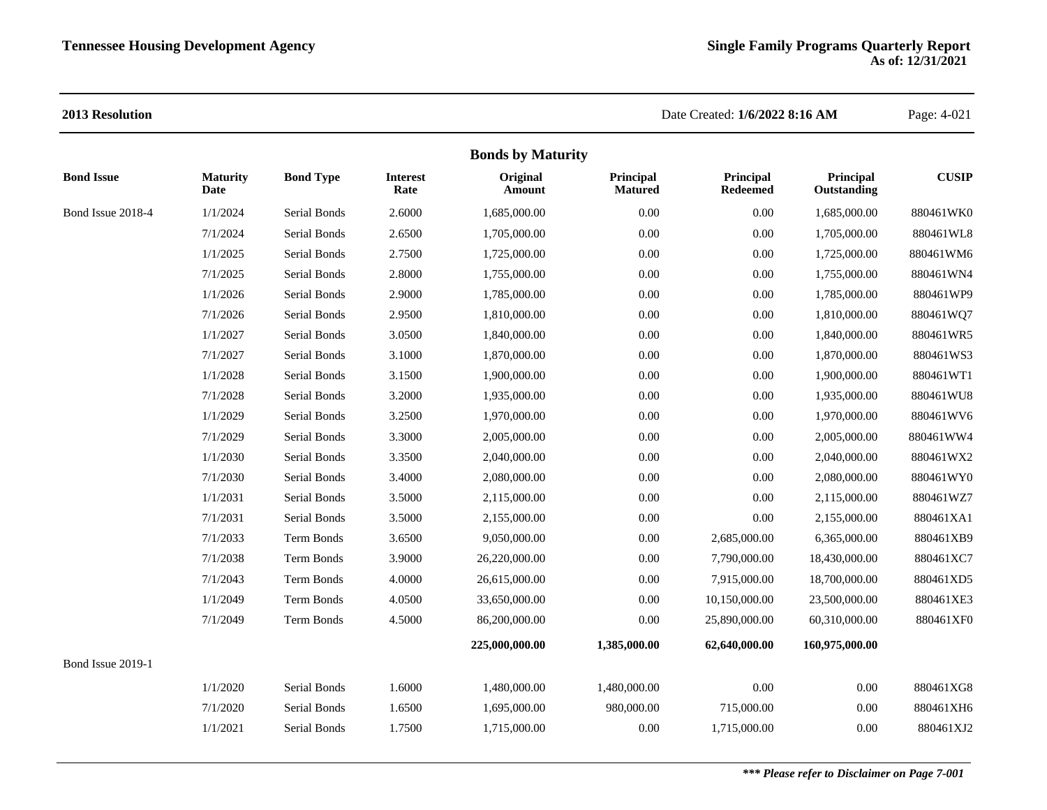**2013 Resolution**

Date Created: **1/6/2022 8:16 AM**

## Bonds by Maturity

| Bond Issue | Maturity Date | Bond Type | Interest Rate | Original Amount | Principal Matured | Principal Redeemed | Principal Outstanding | CUSIP |
|---|---|---|---|---|---|---|---|---|
| Bond Issue 2018-4 | 1/1/2024 | Serial Bonds | 2.6000 | 1,685,000.00 | 0.00 | 0.00 | 1,685,000.00 | 880461WK0 |
| | 7/1/2024 | Serial Bonds | 2.6500 | 1,705,000.00 | 0.00 | 0.00 | 1,705,000.00 | 880461WL8 |
| | 1/1/2025 | Serial Bonds | 2.7500 | 1,725,000.00 | 0.00 | 0.00 | 1,725,000.00 | 880461WM6 |
| | 7/1/2025 | Serial Bonds | 2.8000 | 1,755,000.00 | 0.00 | 0.00 | 1,755,000.00 | 880461WN4 |
| | 1/1/2026 | Serial Bonds | 2.9000 | 1,785,000.00 | 0.00 | 0.00 | 1,785,000.00 | 880461WP9 |
| | 7/1/2026 | Serial Bonds | 2.9500 | 1,810,000.00 | 0.00 | 0.00 | 1,810,000.00 | 880461WQ7 |
| | 1/1/2027 | Serial Bonds | 3.0500 | 1,840,000.00 | 0.00 | 0.00 | 1,840,000.00 | 880461WR5 |
| | 7/1/2027 | Serial Bonds | 3.1000 | 1,870,000.00 | 0.00 | 0.00 | 1,870,000.00 | 880461WS3 |
| | 1/1/2028 | Serial Bonds | 3.1500 | 1,900,000.00 | 0.00 | 0.00 | 1,900,000.00 | 880461WT1 |
| | 7/1/2028 | Serial Bonds | 3.2000 | 1,935,000.00 | 0.00 | 0.00 | 1,935,000.00 | 880461WU8 |
| | 1/1/2029 | Serial Bonds | 3.2500 | 1,970,000.00 | 0.00 | 0.00 | 1,970,000.00 | 880461WV6 |
| | 7/1/2029 | Serial Bonds | 3.3000 | 2,005,000.00 | 0.00 | 0.00 | 2,005,000.00 | 880461WW4 |
| | 1/1/2030 | Serial Bonds | 3.3500 | 2,040,000.00 | 0.00 | 0.00 | 2,040,000.00 | 880461WX2 |
| | 7/1/2030 | Serial Bonds | 3.4000 | 2,080,000.00 | 0.00 | 0.00 | 2,080,000.00 | 880461WY0 |
| | 1/1/2031 | Serial Bonds | 3.5000 | 2,115,000.00 | 0.00 | 0.00 | 2,115,000.00 | 880461WZ7 |
| | 7/1/2031 | Serial Bonds | 3.5000 | 2,155,000.00 | 0.00 | 0.00 | 2,155,000.00 | 880461XA1 |
| | 7/1/2033 | Term Bonds | 3.6500 | 9,050,000.00 | 0.00 | 2,685,000.00 | 6,365,000.00 | 880461XB9 |
| | 7/1/2038 | Term Bonds | 3.9000 | 26,220,000.00 | 0.00 | 7,790,000.00 | 18,430,000.00 | 880461XC7 |
| | 7/1/2043 | Term Bonds | 4.0000 | 26,615,000.00 | 0.00 | 7,915,000.00 | 18,700,000.00 | 880461XD5 |
| | 1/1/2049 | Term Bonds | 4.0500 | 33,650,000.00 | 0.00 | 10,150,000.00 | 23,500,000.00 | 880461XE3 |
| | 7/1/2049 | Term Bonds | 4.5000 | 86,200,000.00 | 0.00 | 25,890,000.00 | 60,310,000.00 | 880461XF0 |
| | | | | **225,000,000.00** | **1,385,000.00** | **62,640,000.00** | **160,975,000.00** | |
| Bond Issue 2019-1 | | | | | | | | |
| | 1/1/2020 | Serial Bonds | 1.6000 | 1,480,000.00 | 1,480,000.00 | 0.00 | 0.00 | 880461XG8 |
| | 7/1/2020 | Serial Bonds | 1.6500 | 1,695,000.00 | 980,000.00 | 715,000.00 | 0.00 | 880461XH6 |
| | 1/1/2021 | Serial Bonds | 1.7500 | 1,715,000.00 | 0.00 | 1,715,000.00 | 0.00 | 880461XJ2 |

***\*\*\* Please refer to Disclaimer on Page 7-001***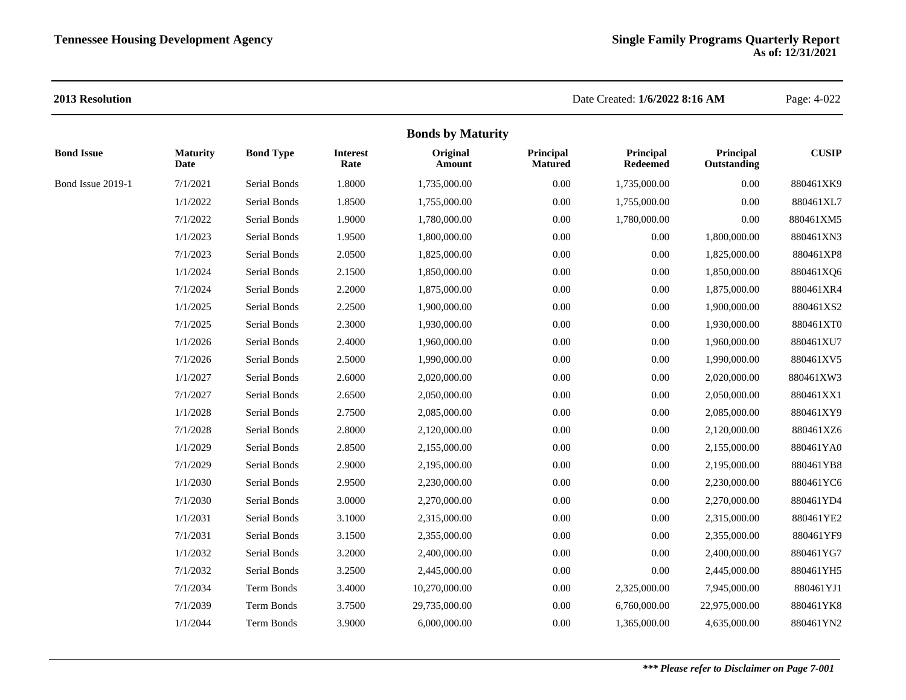## 2013 Resolution

Date Created: **1/6/2022 8:16 AM**

### Bonds by Maturity

| Bond Issue | Maturity Date | Bond Type | Interest Rate | Original Amount | Principal Matured | Principal Redeemed | Principal Outstanding | CUSIP |
|---|---|---|---|---|---|---|---|---|
| Bond Issue 2019-1 | 7/1/2021 | Serial Bonds | 1.8000 | 1,735,000.00 | 0.00 | 1,735,000.00 | 0.00 | 880461XK9 |
| | 1/1/2022 | Serial Bonds | 1.8500 | 1,755,000.00 | 0.00 | 1,755,000.00 | 0.00 | 880461XL7 |
| | 7/1/2022 | Serial Bonds | 1.9000 | 1,780,000.00 | 0.00 | 1,780,000.00 | 0.00 | 880461XM5 |
| | 1/1/2023 | Serial Bonds | 1.9500 | 1,800,000.00 | 0.00 | 0.00 | 1,800,000.00 | 880461XN3 |
| | 7/1/2023 | Serial Bonds | 2.0500 | 1,825,000.00 | 0.00 | 0.00 | 1,825,000.00 | 880461XP8 |
| | 1/1/2024 | Serial Bonds | 2.1500 | 1,850,000.00 | 0.00 | 0.00 | 1,850,000.00 | 880461XQ6 |
| | 7/1/2024 | Serial Bonds | 2.2000 | 1,875,000.00 | 0.00 | 0.00 | 1,875,000.00 | 880461XR4 |
| | 1/1/2025 | Serial Bonds | 2.2500 | 1,900,000.00 | 0.00 | 0.00 | 1,900,000.00 | 880461XS2 |
| | 7/1/2025 | Serial Bonds | 2.3000 | 1,930,000.00 | 0.00 | 0.00 | 1,930,000.00 | 880461XT0 |
| | 1/1/2026 | Serial Bonds | 2.4000 | 1,960,000.00 | 0.00 | 0.00 | 1,960,000.00 | 880461XU7 |
| | 7/1/2026 | Serial Bonds | 2.5000 | 1,990,000.00 | 0.00 | 0.00 | 1,990,000.00 | 880461XV5 |
| | 1/1/2027 | Serial Bonds | 2.6000 | 2,020,000.00 | 0.00 | 0.00 | 2,020,000.00 | 880461XW3 |
| | 7/1/2027 | Serial Bonds | 2.6500 | 2,050,000.00 | 0.00 | 0.00 | 2,050,000.00 | 880461XX1 |
| | 1/1/2028 | Serial Bonds | 2.7500 | 2,085,000.00 | 0.00 | 0.00 | 2,085,000.00 | 880461XY9 |
| | 7/1/2028 | Serial Bonds | 2.8000 | 2,120,000.00 | 0.00 | 0.00 | 2,120,000.00 | 880461XZ6 |
| | 1/1/2029 | Serial Bonds | 2.8500 | 2,155,000.00 | 0.00 | 0.00 | 2,155,000.00 | 880461YA0 |
| | 7/1/2029 | Serial Bonds | 2.9000 | 2,195,000.00 | 0.00 | 0.00 | 2,195,000.00 | 880461YB8 |
| | 1/1/2030 | Serial Bonds | 2.9500 | 2,230,000.00 | 0.00 | 0.00 | 2,230,000.00 | 880461YC6 |
| | 7/1/2030 | Serial Bonds | 3.0000 | 2,270,000.00 | 0.00 | 0.00 | 2,270,000.00 | 880461YD4 |
| | 1/1/2031 | Serial Bonds | 3.1000 | 2,315,000.00 | 0.00 | 0.00 | 2,315,000.00 | 880461YE2 |
| | 7/1/2031 | Serial Bonds | 3.1500 | 2,355,000.00 | 0.00 | 0.00 | 2,355,000.00 | 880461YF9 |
| | 1/1/2032 | Serial Bonds | 3.2000 | 2,400,000.00 | 0.00 | 0.00 | 2,400,000.00 | 880461YG7 |
| | 7/1/2032 | Serial Bonds | 3.2500 | 2,445,000.00 | 0.00 | 0.00 | 2,445,000.00 | 880461YH5 |
| | 7/1/2034 | Term Bonds | 3.4000 | 10,270,000.00 | 0.00 | 2,325,000.00 | 7,945,000.00 | 880461YJ1 |
| | 7/1/2039 | Term Bonds | 3.7500 | 29,735,000.00 | 0.00 | 6,760,000.00 | 22,975,000.00 | 880461YK8 |
| | 1/1/2044 | Term Bonds | 3.9000 | 6,000,000.00 | 0.00 | 1,365,000.00 | 4,635,000.00 | 880461YN2 |

***\*\*\* Please refer to Disclaimer on Page 7-001***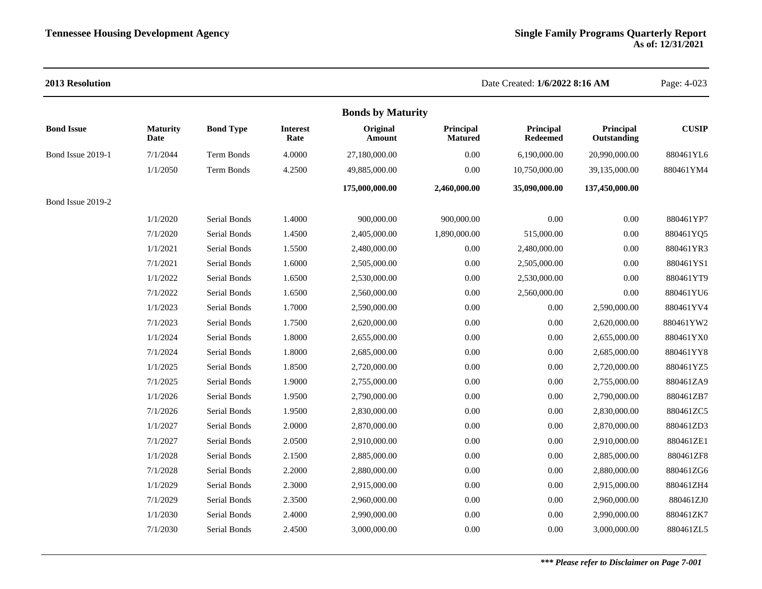**2013 Resolution**

Date Created: **1/6/2022 8:16 AM**

## Bonds by Maturity

| Bond Issue | Maturity Date | Bond Type | Interest Rate | Original Amount | Principal Matured | Principal Redeemed | Principal Outstanding | CUSIP |
|---|---|---|---|---|---|---|---|---|
| Bond Issue 2019-1 | 7/1/2044 | Term Bonds | 4.0000 | 27,180,000.00 | 0.00 | 6,190,000.00 | 20,990,000.00 | 880461YL6 |
| | 1/1/2050 | Term Bonds | 4.2500 | 49,885,000.00 | 0.00 | 10,750,000.00 | 39,135,000.00 | 880461YM4 |
| | | | | **175,000,000.00** | **2,460,000.00** | **35,090,000.00** | **137,450,000.00** | |
| Bond Issue 2019-2 | | | | | | | | |
| | 1/1/2020 | Serial Bonds | 1.4000 | 900,000.00 | 900,000.00 | 0.00 | 0.00 | 880461YP7 |
| | 7/1/2020 | Serial Bonds | 1.4500 | 2,405,000.00 | 1,890,000.00 | 515,000.00 | 0.00 | 880461YQ5 |
| | 1/1/2021 | Serial Bonds | 1.5500 | 2,480,000.00 | 0.00 | 2,480,000.00 | 0.00 | 880461YR3 |
| | 7/1/2021 | Serial Bonds | 1.6000 | 2,505,000.00 | 0.00 | 2,505,000.00 | 0.00 | 880461YS1 |
| | 1/1/2022 | Serial Bonds | 1.6500 | 2,530,000.00 | 0.00 | 2,530,000.00 | 0.00 | 880461YT9 |
| | 7/1/2022 | Serial Bonds | 1.6500 | 2,560,000.00 | 0.00 | 2,560,000.00 | 0.00 | 880461YU6 |
| | 1/1/2023 | Serial Bonds | 1.7000 | 2,590,000.00 | 0.00 | 0.00 | 2,590,000.00 | 880461YV4 |
| | 7/1/2023 | Serial Bonds | 1.7500 | 2,620,000.00 | 0.00 | 0.00 | 2,620,000.00 | 880461YW2 |
| | 1/1/2024 | Serial Bonds | 1.8000 | 2,655,000.00 | 0.00 | 0.00 | 2,655,000.00 | 880461YX0 |
| | 7/1/2024 | Serial Bonds | 1.8000 | 2,685,000.00 | 0.00 | 0.00 | 2,685,000.00 | 880461YY8 |
| | 1/1/2025 | Serial Bonds | 1.8500 | 2,720,000.00 | 0.00 | 0.00 | 2,720,000.00 | 880461YZ5 |
| | 7/1/2025 | Serial Bonds | 1.9000 | 2,755,000.00 | 0.00 | 0.00 | 2,755,000.00 | 880461ZA9 |
| | 1/1/2026 | Serial Bonds | 1.9500 | 2,790,000.00 | 0.00 | 0.00 | 2,790,000.00 | 880461ZB7 |
| | 7/1/2026 | Serial Bonds | 1.9500 | 2,830,000.00 | 0.00 | 0.00 | 2,830,000.00 | 880461ZC5 |
| | 1/1/2027 | Serial Bonds | 2.0000 | 2,870,000.00 | 0.00 | 0.00 | 2,870,000.00 | 880461ZD3 |
| | 7/1/2027 | Serial Bonds | 2.0500 | 2,910,000.00 | 0.00 | 0.00 | 2,910,000.00 | 880461ZE1 |
| | 1/1/2028 | Serial Bonds | 2.1500 | 2,885,000.00 | 0.00 | 0.00 | 2,885,000.00 | 880461ZF8 |
| | 7/1/2028 | Serial Bonds | 2.2000 | 2,880,000.00 | 0.00 | 0.00 | 2,880,000.00 | 880461ZG6 |
| | 1/1/2029 | Serial Bonds | 2.3000 | 2,915,000.00 | 0.00 | 0.00 | 2,915,000.00 | 880461ZH4 |
| | 7/1/2029 | Serial Bonds | 2.3500 | 2,960,000.00 | 0.00 | 0.00 | 2,960,000.00 | 880461ZJ0 |
| | 1/1/2030 | Serial Bonds | 2.4000 | 2,990,000.00 | 0.00 | 0.00 | 2,990,000.00 | 880461ZK7 |
| | 7/1/2030 | Serial Bonds | 2.4500 | 3,000,000.00 | 0.00 | 0.00 | 3,000,000.00 | 880461ZL5 |

***\*\*\* Please refer to Disclaimer on Page 7-001***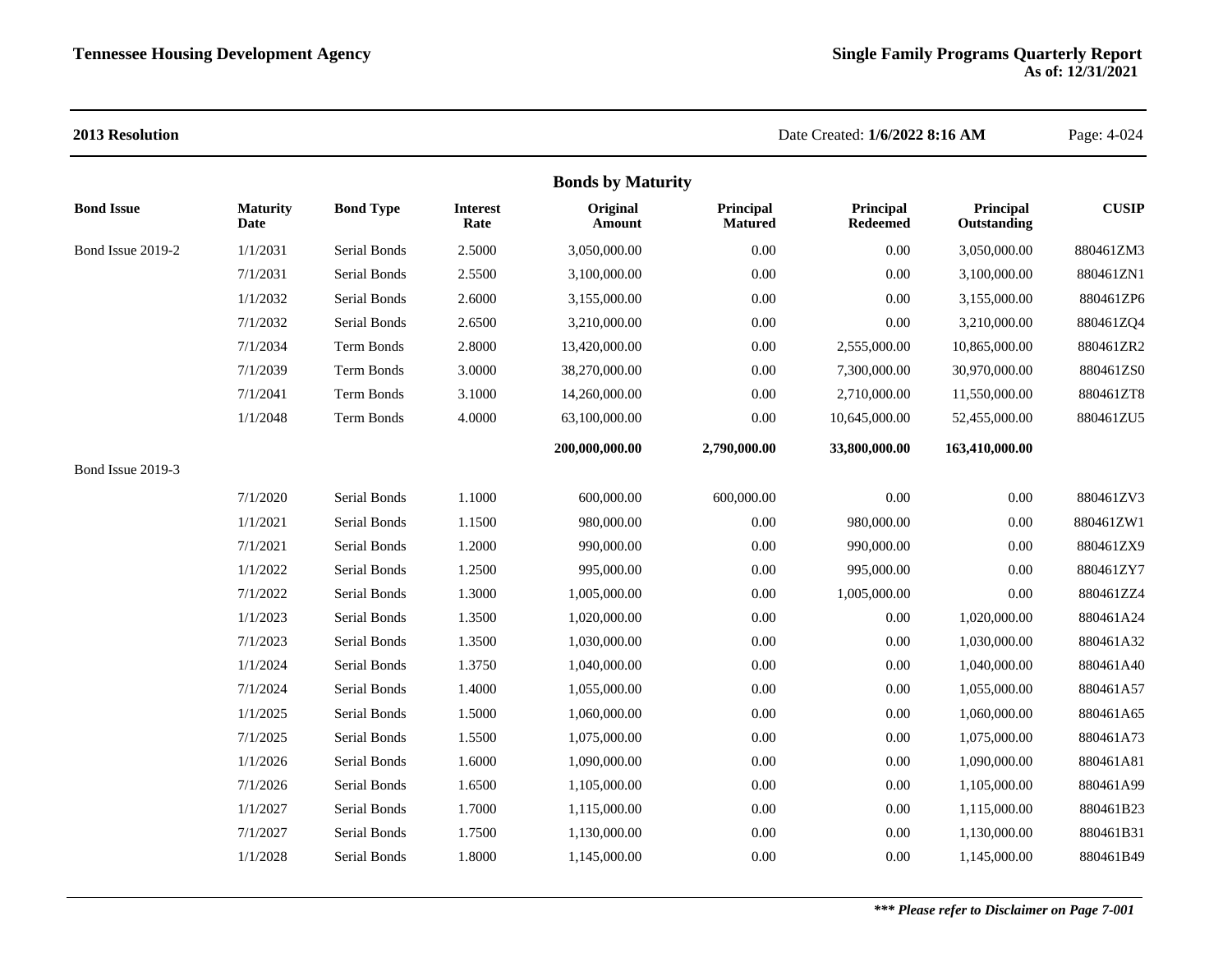**2013 Resolution**

Date Created: **1/6/2022 8:16 AM**

## Bonds by Maturity

| Bond Issue | Maturity Date | Bond Type | Interest Rate | Original Amount | Principal Matured | Principal Redeemed | Principal Outstanding | CUSIP |
|---|---|---|---|---|---|---|---|---|
| Bond Issue 2019-2 | 1/1/2031 | Serial Bonds | 2.5000 | 3,050,000.00 | 0.00 | 0.00 | 3,050,000.00 | 880461ZM3 |
| | 7/1/2031 | Serial Bonds | 2.5500 | 3,100,000.00 | 0.00 | 0.00 | 3,100,000.00 | 880461ZN1 |
| | 1/1/2032 | Serial Bonds | 2.6000 | 3,155,000.00 | 0.00 | 0.00 | 3,155,000.00 | 880461ZP6 |
| | 7/1/2032 | Serial Bonds | 2.6500 | 3,210,000.00 | 0.00 | 0.00 | 3,210,000.00 | 880461ZQ4 |
| | 7/1/2034 | Term Bonds | 2.8000 | 13,420,000.00 | 0.00 | 2,555,000.00 | 10,865,000.00 | 880461ZR2 |
| | 7/1/2039 | Term Bonds | 3.0000 | 38,270,000.00 | 0.00 | 7,300,000.00 | 30,970,000.00 | 880461ZS0 |
| | 7/1/2041 | Term Bonds | 3.1000 | 14,260,000.00 | 0.00 | 2,710,000.00 | 11,550,000.00 | 880461ZT8 |
| | 1/1/2048 | Term Bonds | 4.0000 | 63,100,000.00 | 0.00 | 10,645,000.00 | 52,455,000.00 | 880461ZU5 |
| | | | | **200,000,000.00** | **2,790,000.00** | **33,800,000.00** | **163,410,000.00** | |
| Bond Issue 2019-3 | | | | | | | | |
| | 7/1/2020 | Serial Bonds | 1.1000 | 600,000.00 | 600,000.00 | 0.00 | 0.00 | 880461ZV3 |
| | 1/1/2021 | Serial Bonds | 1.1500 | 980,000.00 | 0.00 | 980,000.00 | 0.00 | 880461ZW1 |
| | 7/1/2021 | Serial Bonds | 1.2000 | 990,000.00 | 0.00 | 990,000.00 | 0.00 | 880461ZX9 |
| | 1/1/2022 | Serial Bonds | 1.2500 | 995,000.00 | 0.00 | 995,000.00 | 0.00 | 880461ZY7 |
| | 7/1/2022 | Serial Bonds | 1.3000 | 1,005,000.00 | 0.00 | 1,005,000.00 | 0.00 | 880461ZZ4 |
| | 1/1/2023 | Serial Bonds | 1.3500 | 1,020,000.00 | 0.00 | 0.00 | 1,020,000.00 | 880461A24 |
| | 7/1/2023 | Serial Bonds | 1.3500 | 1,030,000.00 | 0.00 | 0.00 | 1,030,000.00 | 880461A32 |
| | 1/1/2024 | Serial Bonds | 1.3750 | 1,040,000.00 | 0.00 | 0.00 | 1,040,000.00 | 880461A40 |
| | 7/1/2024 | Serial Bonds | 1.4000 | 1,055,000.00 | 0.00 | 0.00 | 1,055,000.00 | 880461A57 |
| | 1/1/2025 | Serial Bonds | 1.5000 | 1,060,000.00 | 0.00 | 0.00 | 1,060,000.00 | 880461A65 |
| | 7/1/2025 | Serial Bonds | 1.5500 | 1,075,000.00 | 0.00 | 0.00 | 1,075,000.00 | 880461A73 |
| | 1/1/2026 | Serial Bonds | 1.6000 | 1,090,000.00 | 0.00 | 0.00 | 1,090,000.00 | 880461A81 |
| | 7/1/2026 | Serial Bonds | 1.6500 | 1,105,000.00 | 0.00 | 0.00 | 1,105,000.00 | 880461A99 |
| | 1/1/2027 | Serial Bonds | 1.7000 | 1,115,000.00 | 0.00 | 0.00 | 1,115,000.00 | 880461B23 |
| | 7/1/2027 | Serial Bonds | 1.7500 | 1,130,000.00 | 0.00 | 0.00 | 1,130,000.00 | 880461B31 |
| | 1/1/2028 | Serial Bonds | 1.8000 | 1,145,000.00 | 0.00 | 0.00 | 1,145,000.00 | 880461B49 |

***\*\*\* Please refer to Disclaimer on Page 7-001***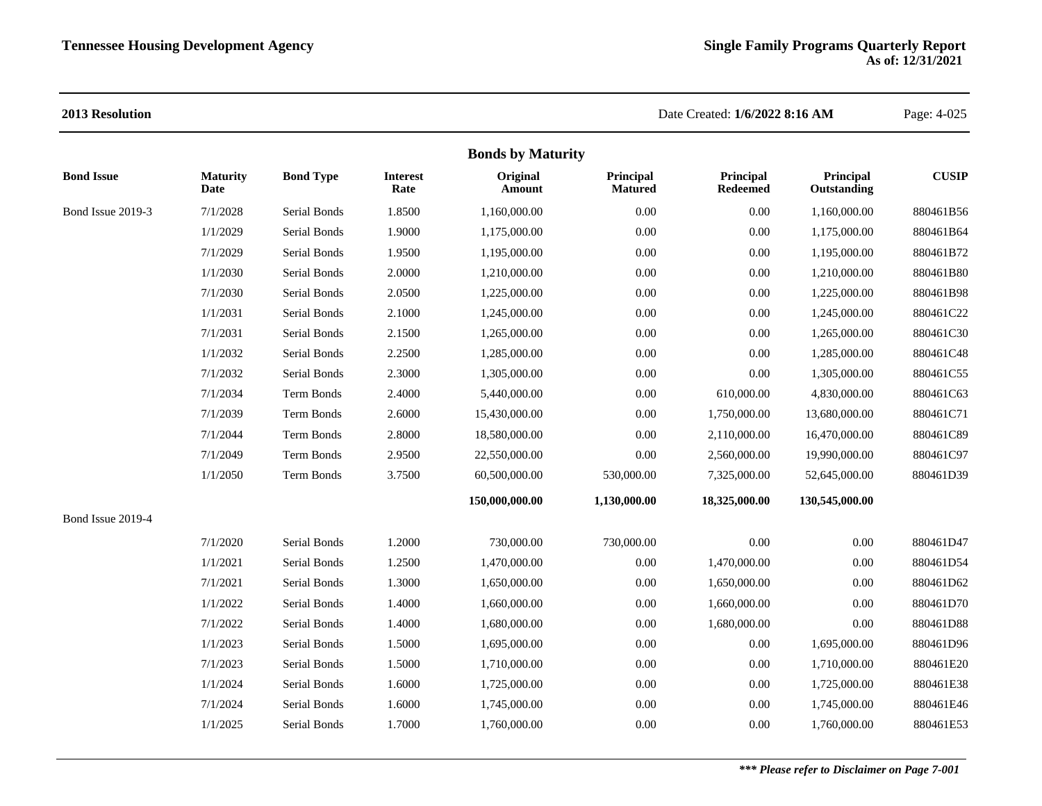**2013 Resolution**

Date Created: **1/6/2022 8:16 AM**

## Bonds by Maturity

| Bond Issue | Maturity Date | Bond Type | Interest Rate | Original Amount | Principal Matured | Principal Redeemed | Principal Outstanding | CUSIP |
|---|---|---|---|---|---|---|---|---|
| Bond Issue 2019-3 | 7/1/2028 | Serial Bonds | 1.8500 | 1,160,000.00 | 0.00 | 0.00 | 1,160,000.00 | 880461B56 |
| | 1/1/2029 | Serial Bonds | 1.9000 | 1,175,000.00 | 0.00 | 0.00 | 1,175,000.00 | 880461B64 |
| | 7/1/2029 | Serial Bonds | 1.9500 | 1,195,000.00 | 0.00 | 0.00 | 1,195,000.00 | 880461B72 |
| | 1/1/2030 | Serial Bonds | 2.0000 | 1,210,000.00 | 0.00 | 0.00 | 1,210,000.00 | 880461B80 |
| | 7/1/2030 | Serial Bonds | 2.0500 | 1,225,000.00 | 0.00 | 0.00 | 1,225,000.00 | 880461B98 |
| | 1/1/2031 | Serial Bonds | 2.1000 | 1,245,000.00 | 0.00 | 0.00 | 1,245,000.00 | 880461C22 |
| | 7/1/2031 | Serial Bonds | 2.1500 | 1,265,000.00 | 0.00 | 0.00 | 1,265,000.00 | 880461C30 |
| | 1/1/2032 | Serial Bonds | 2.2500 | 1,285,000.00 | 0.00 | 0.00 | 1,285,000.00 | 880461C48 |
| | 7/1/2032 | Serial Bonds | 2.3000 | 1,305,000.00 | 0.00 | 0.00 | 1,305,000.00 | 880461C55 |
| | 7/1/2034 | Term Bonds | 2.4000 | 5,440,000.00 | 0.00 | 610,000.00 | 4,830,000.00 | 880461C63 |
| | 7/1/2039 | Term Bonds | 2.6000 | 15,430,000.00 | 0.00 | 1,750,000.00 | 13,680,000.00 | 880461C71 |
| | 7/1/2044 | Term Bonds | 2.8000 | 18,580,000.00 | 0.00 | 2,110,000.00 | 16,470,000.00 | 880461C89 |
| | 7/1/2049 | Term Bonds | 2.9500 | 22,550,000.00 | 0.00 | 2,560,000.00 | 19,990,000.00 | 880461C97 |
| | 1/1/2050 | Term Bonds | 3.7500 | 60,500,000.00 | 530,000.00 | 7,325,000.00 | 52,645,000.00 | 880461D39 |
| | | | | **150,000,000.00** | **1,130,000.00** | **18,325,000.00** | **130,545,000.00** | |
| Bond Issue 2019-4 | | | | | | | | |
| | 7/1/2020 | Serial Bonds | 1.2000 | 730,000.00 | 730,000.00 | 0.00 | 0.00 | 880461D47 |
| | 1/1/2021 | Serial Bonds | 1.2500 | 1,470,000.00 | 0.00 | 1,470,000.00 | 0.00 | 880461D54 |
| | 7/1/2021 | Serial Bonds | 1.3000 | 1,650,000.00 | 0.00 | 1,650,000.00 | 0.00 | 880461D62 |
| | 1/1/2022 | Serial Bonds | 1.4000 | 1,660,000.00 | 0.00 | 1,660,000.00 | 0.00 | 880461D70 |
| | 7/1/2022 | Serial Bonds | 1.4000 | 1,680,000.00 | 0.00 | 1,680,000.00 | 0.00 | 880461D88 |
| | 1/1/2023 | Serial Bonds | 1.5000 | 1,695,000.00 | 0.00 | 0.00 | 1,695,000.00 | 880461D96 |
| | 7/1/2023 | Serial Bonds | 1.5000 | 1,710,000.00 | 0.00 | 0.00 | 1,710,000.00 | 880461E20 |
| | 1/1/2024 | Serial Bonds | 1.6000 | 1,725,000.00 | 0.00 | 0.00 | 1,725,000.00 | 880461E38 |
| | 7/1/2024 | Serial Bonds | 1.6000 | 1,745,000.00 | 0.00 | 0.00 | 1,745,000.00 | 880461E46 |
| | 1/1/2025 | Serial Bonds | 1.7000 | 1,760,000.00 | 0.00 | 0.00 | 1,760,000.00 | 880461E53 |

***\*\*\* Please refer to Disclaimer on Page 7-001***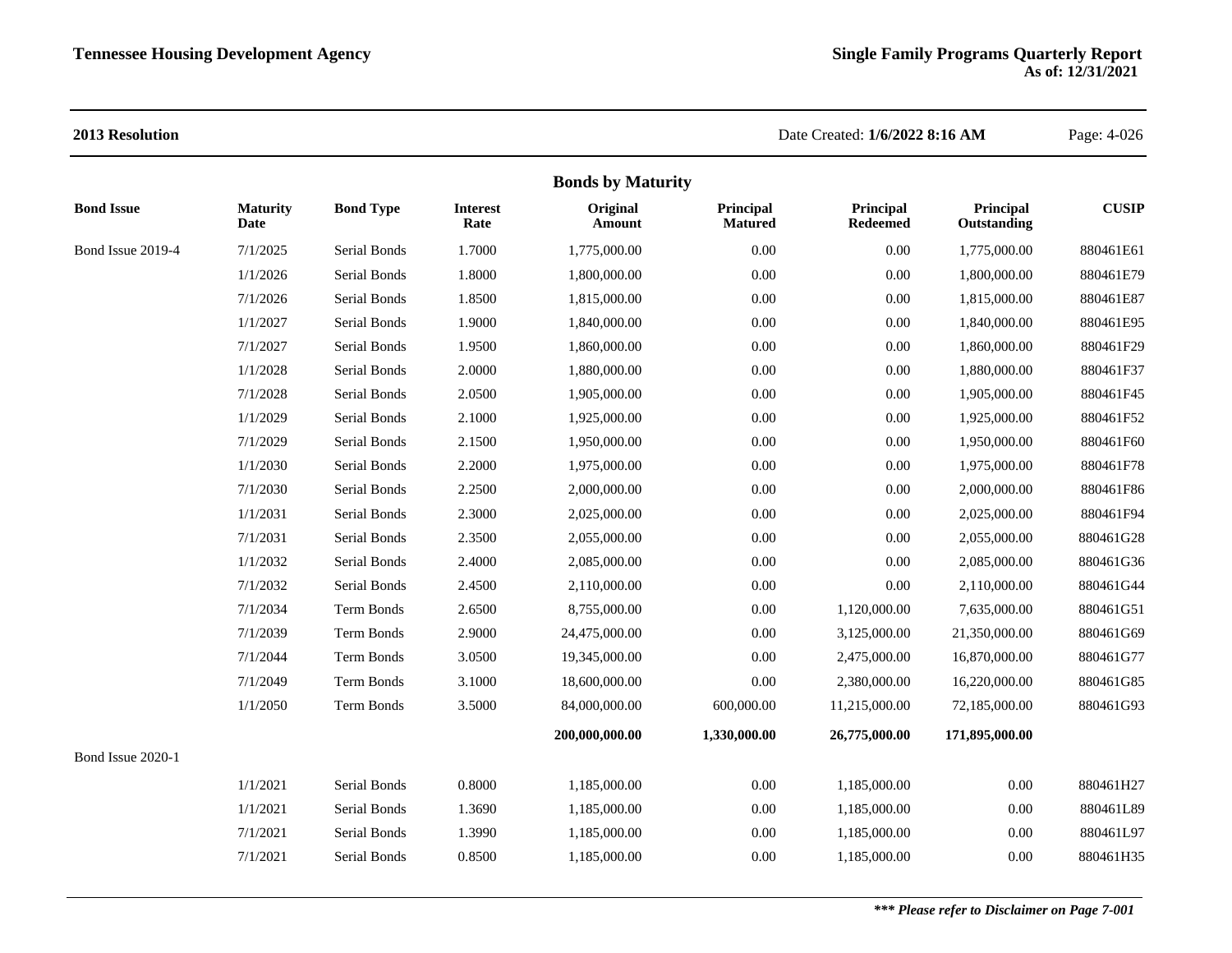**2013 Resolution**

Date Created: **1/6/2022 8:16 AM**

## Bonds by Maturity

| Bond Issue | Maturity Date | Bond Type | Interest Rate | Original Amount | Principal Matured | Principal Redeemed | Principal Outstanding | CUSIP |
|---|---|---|---|---|---|---|---|---|
| Bond Issue 2019-4 | 7/1/2025 | Serial Bonds | 1.7000 | 1,775,000.00 | 0.00 | 0.00 | 1,775,000.00 | 880461E61 |
| | 1/1/2026 | Serial Bonds | 1.8000 | 1,800,000.00 | 0.00 | 0.00 | 1,800,000.00 | 880461E79 |
| | 7/1/2026 | Serial Bonds | 1.8500 | 1,815,000.00 | 0.00 | 0.00 | 1,815,000.00 | 880461E87 |
| | 1/1/2027 | Serial Bonds | 1.9000 | 1,840,000.00 | 0.00 | 0.00 | 1,840,000.00 | 880461E95 |
| | 7/1/2027 | Serial Bonds | 1.9500 | 1,860,000.00 | 0.00 | 0.00 | 1,860,000.00 | 880461F29 |
| | 1/1/2028 | Serial Bonds | 2.0000 | 1,880,000.00 | 0.00 | 0.00 | 1,880,000.00 | 880461F37 |
| | 7/1/2028 | Serial Bonds | 2.0500 | 1,905,000.00 | 0.00 | 0.00 | 1,905,000.00 | 880461F45 |
| | 1/1/2029 | Serial Bonds | 2.1000 | 1,925,000.00 | 0.00 | 0.00 | 1,925,000.00 | 880461F52 |
| | 7/1/2029 | Serial Bonds | 2.1500 | 1,950,000.00 | 0.00 | 0.00 | 1,950,000.00 | 880461F60 |
| | 1/1/2030 | Serial Bonds | 2.2000 | 1,975,000.00 | 0.00 | 0.00 | 1,975,000.00 | 880461F78 |
| | 7/1/2030 | Serial Bonds | 2.2500 | 2,000,000.00 | 0.00 | 0.00 | 2,000,000.00 | 880461F86 |
| | 1/1/2031 | Serial Bonds | 2.3000 | 2,025,000.00 | 0.00 | 0.00 | 2,025,000.00 | 880461F94 |
| | 7/1/2031 | Serial Bonds | 2.3500 | 2,055,000.00 | 0.00 | 0.00 | 2,055,000.00 | 880461G28 |
| | 1/1/2032 | Serial Bonds | 2.4000 | 2,085,000.00 | 0.00 | 0.00 | 2,085,000.00 | 880461G36 |
| | 7/1/2032 | Serial Bonds | 2.4500 | 2,110,000.00 | 0.00 | 0.00 | 2,110,000.00 | 880461G44 |
| | 7/1/2034 | Term Bonds | 2.6500 | 8,755,000.00 | 0.00 | 1,120,000.00 | 7,635,000.00 | 880461G51 |
| | 7/1/2039 | Term Bonds | 2.9000 | 24,475,000.00 | 0.00 | 3,125,000.00 | 21,350,000.00 | 880461G69 |
| | 7/1/2044 | Term Bonds | 3.0500 | 19,345,000.00 | 0.00 | 2,475,000.00 | 16,870,000.00 | 880461G77 |
| | 7/1/2049 | Term Bonds | 3.1000 | 18,600,000.00 | 0.00 | 2,380,000.00 | 16,220,000.00 | 880461G85 |
| | 1/1/2050 | Term Bonds | 3.5000 | 84,000,000.00 | 600,000.00 | 11,215,000.00 | 72,185,000.00 | 880461G93 |
| | | | | **200,000,000.00** | **1,330,000.00** | **26,775,000.00** | **171,895,000.00** | |
| Bond Issue 2020-1 | | | | | | | | |
| | 1/1/2021 | Serial Bonds | 0.8000 | 1,185,000.00 | 0.00 | 1,185,000.00 | 0.00 | 880461H27 |
| | 1/1/2021 | Serial Bonds | 1.3690 | 1,185,000.00 | 0.00 | 1,185,000.00 | 0.00 | 880461L89 |
| | 7/1/2021 | Serial Bonds | 1.3990 | 1,185,000.00 | 0.00 | 1,185,000.00 | 0.00 | 880461L97 |
| | 7/1/2021 | Serial Bonds | 0.8500 | 1,185,000.00 | 0.00 | 1,185,000.00 | 0.00 | 880461H35 |

***\*\*\* Please refer to Disclaimer on Page 7-001***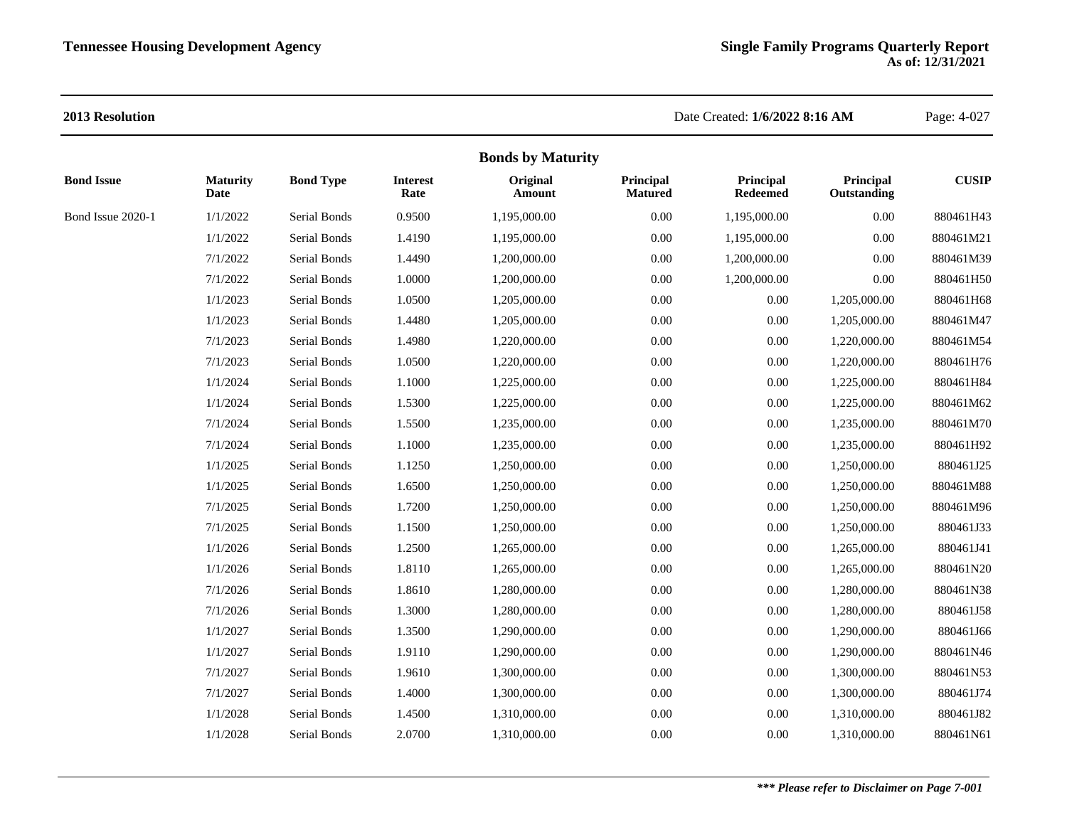**2013 Resolution**

Date Created: **1/6/2022 8:16 AM**

## Bonds by Maturity

| Bond Issue | Maturity Date | Bond Type | Interest Rate | Original Amount | Principal Matured | Principal Redeemed | Principal Outstanding | CUSIP |
|---|---|---|---|---|---|---|---|---|
| Bond Issue 2020-1 | 1/1/2022 | Serial Bonds | 0.9500 | 1,195,000.00 | 0.00 | 1,195,000.00 | 0.00 | 880461H43 |
| | 1/1/2022 | Serial Bonds | 1.4190 | 1,195,000.00 | 0.00 | 1,195,000.00 | 0.00 | 880461M21 |
| | 7/1/2022 | Serial Bonds | 1.4490 | 1,200,000.00 | 0.00 | 1,200,000.00 | 0.00 | 880461M39 |
| | 7/1/2022 | Serial Bonds | 1.0000 | 1,200,000.00 | 0.00 | 1,200,000.00 | 0.00 | 880461H50 |
| | 1/1/2023 | Serial Bonds | 1.0500 | 1,205,000.00 | 0.00 | 0.00 | 1,205,000.00 | 880461H68 |
| | 1/1/2023 | Serial Bonds | 1.4480 | 1,205,000.00 | 0.00 | 0.00 | 1,205,000.00 | 880461M47 |
| | 7/1/2023 | Serial Bonds | 1.4980 | 1,220,000.00 | 0.00 | 0.00 | 1,220,000.00 | 880461M54 |
| | 7/1/2023 | Serial Bonds | 1.0500 | 1,220,000.00 | 0.00 | 0.00 | 1,220,000.00 | 880461H76 |
| | 1/1/2024 | Serial Bonds | 1.1000 | 1,225,000.00 | 0.00 | 0.00 | 1,225,000.00 | 880461H84 |
| | 1/1/2024 | Serial Bonds | 1.5300 | 1,225,000.00 | 0.00 | 0.00 | 1,225,000.00 | 880461M62 |
| | 7/1/2024 | Serial Bonds | 1.5500 | 1,235,000.00 | 0.00 | 0.00 | 1,235,000.00 | 880461M70 |
| | 7/1/2024 | Serial Bonds | 1.1000 | 1,235,000.00 | 0.00 | 0.00 | 1,235,000.00 | 880461H92 |
| | 1/1/2025 | Serial Bonds | 1.1250 | 1,250,000.00 | 0.00 | 0.00 | 1,250,000.00 | 880461J25 |
| | 1/1/2025 | Serial Bonds | 1.6500 | 1,250,000.00 | 0.00 | 0.00 | 1,250,000.00 | 880461M88 |
| | 7/1/2025 | Serial Bonds | 1.7200 | 1,250,000.00 | 0.00 | 0.00 | 1,250,000.00 | 880461M96 |
| | 7/1/2025 | Serial Bonds | 1.1500 | 1,250,000.00 | 0.00 | 0.00 | 1,250,000.00 | 880461J33 |
| | 1/1/2026 | Serial Bonds | 1.2500 | 1,265,000.00 | 0.00 | 0.00 | 1,265,000.00 | 880461J41 |
| | 1/1/2026 | Serial Bonds | 1.8110 | 1,265,000.00 | 0.00 | 0.00 | 1,265,000.00 | 880461N20 |
| | 7/1/2026 | Serial Bonds | 1.8610 | 1,280,000.00 | 0.00 | 0.00 | 1,280,000.00 | 880461N38 |
| | 7/1/2026 | Serial Bonds | 1.3000 | 1,280,000.00 | 0.00 | 0.00 | 1,280,000.00 | 880461J58 |
| | 1/1/2027 | Serial Bonds | 1.3500 | 1,290,000.00 | 0.00 | 0.00 | 1,290,000.00 | 880461J66 |
| | 1/1/2027 | Serial Bonds | 1.9110 | 1,290,000.00 | 0.00 | 0.00 | 1,290,000.00 | 880461N46 |
| | 7/1/2027 | Serial Bonds | 1.9610 | 1,300,000.00 | 0.00 | 0.00 | 1,300,000.00 | 880461N53 |
| | 7/1/2027 | Serial Bonds | 1.4000 | 1,300,000.00 | 0.00 | 0.00 | 1,300,000.00 | 880461J74 |
| | 1/1/2028 | Serial Bonds | 1.4500 | 1,310,000.00 | 0.00 | 0.00 | 1,310,000.00 | 880461J82 |
| | 1/1/2028 | Serial Bonds | 2.0700 | 1,310,000.00 | 0.00 | 0.00 | 1,310,000.00 | 880461N61 |

***\*\*\* Please refer to Disclaimer on Page 7-001***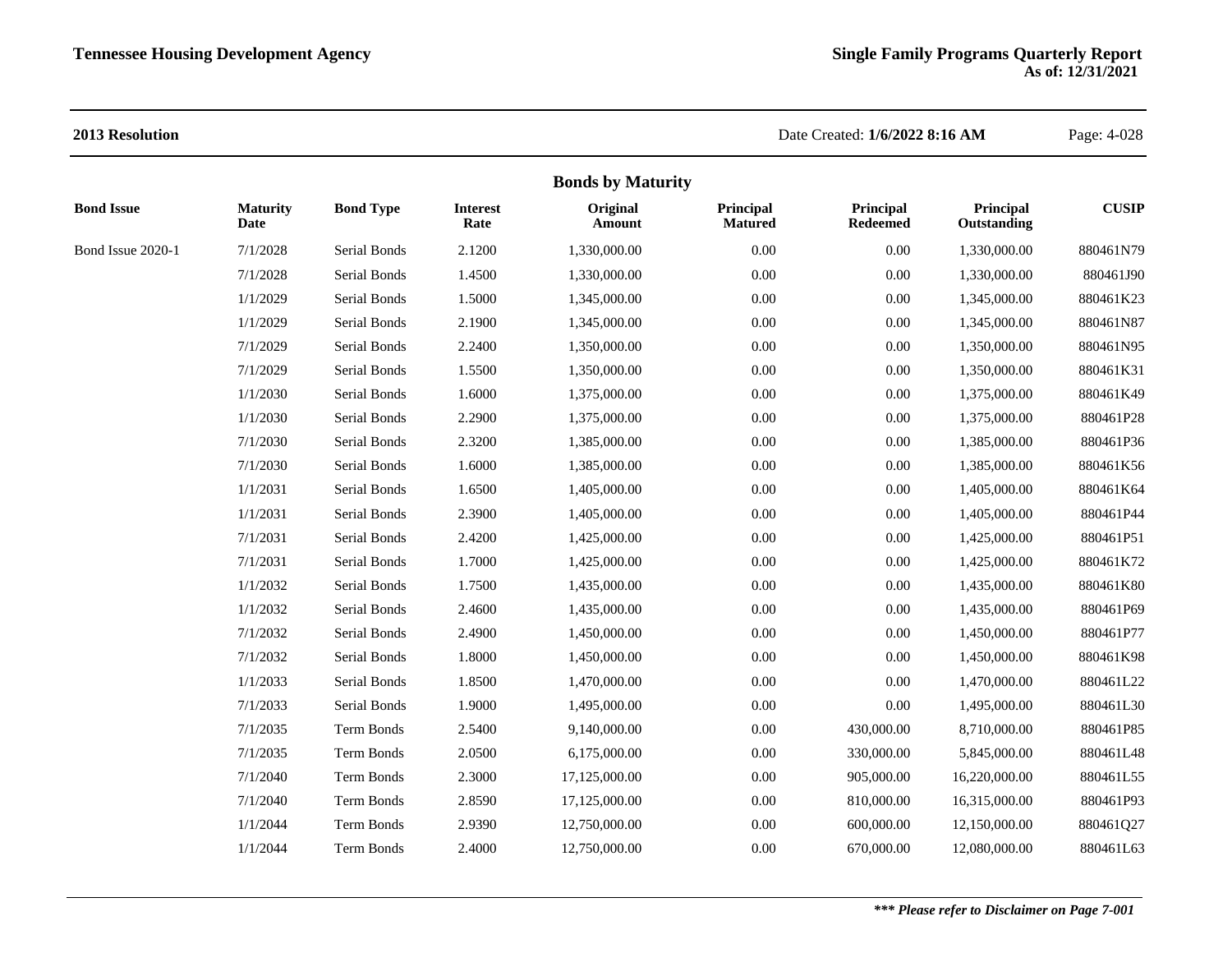**2013 Resolution**

## Bonds by Maturity

| Bond Issue | Maturity Date | Bond Type | Interest Rate | Original Amount | Principal Matured | Principal Redeemed | Principal Outstanding | CUSIP |
|---|---|---|---|---|---|---|---|---|
| Bond Issue 2020-1 | 7/1/2028 | Serial Bonds | 2.1200 | 1,330,000.00 | 0.00 | 0.00 | 1,330,000.00 | 880461N79 |
| | 7/1/2028 | Serial Bonds | 1.4500 | 1,330,000.00 | 0.00 | 0.00 | 1,330,000.00 | 880461J90 |
| | 1/1/2029 | Serial Bonds | 1.5000 | 1,345,000.00 | 0.00 | 0.00 | 1,345,000.00 | 880461K23 |
| | 1/1/2029 | Serial Bonds | 2.1900 | 1,345,000.00 | 0.00 | 0.00 | 1,345,000.00 | 880461N87 |
| | 7/1/2029 | Serial Bonds | 2.2400 | 1,350,000.00 | 0.00 | 0.00 | 1,350,000.00 | 880461N95 |
| | 7/1/2029 | Serial Bonds | 1.5500 | 1,350,000.00 | 0.00 | 0.00 | 1,350,000.00 | 880461K31 |
| | 1/1/2030 | Serial Bonds | 1.6000 | 1,375,000.00 | 0.00 | 0.00 | 1,375,000.00 | 880461K49 |
| | 1/1/2030 | Serial Bonds | 2.2900 | 1,375,000.00 | 0.00 | 0.00 | 1,375,000.00 | 880461P28 |
| | 7/1/2030 | Serial Bonds | 2.3200 | 1,385,000.00 | 0.00 | 0.00 | 1,385,000.00 | 880461P36 |
| | 7/1/2030 | Serial Bonds | 1.6000 | 1,385,000.00 | 0.00 | 0.00 | 1,385,000.00 | 880461K56 |
| | 1/1/2031 | Serial Bonds | 1.6500 | 1,405,000.00 | 0.00 | 0.00 | 1,405,000.00 | 880461K64 |
| | 1/1/2031 | Serial Bonds | 2.3900 | 1,405,000.00 | 0.00 | 0.00 | 1,405,000.00 | 880461P44 |
| | 7/1/2031 | Serial Bonds | 2.4200 | 1,425,000.00 | 0.00 | 0.00 | 1,425,000.00 | 880461P51 |
| | 7/1/2031 | Serial Bonds | 1.7000 | 1,425,000.00 | 0.00 | 0.00 | 1,425,000.00 | 880461K72 |
| | 1/1/2032 | Serial Bonds | 1.7500 | 1,435,000.00 | 0.00 | 0.00 | 1,435,000.00 | 880461K80 |
| | 1/1/2032 | Serial Bonds | 2.4600 | 1,435,000.00 | 0.00 | 0.00 | 1,435,000.00 | 880461P69 |
| | 7/1/2032 | Serial Bonds | 2.4900 | 1,450,000.00 | 0.00 | 0.00 | 1,450,000.00 | 880461P77 |
| | 7/1/2032 | Serial Bonds | 1.8000 | 1,450,000.00 | 0.00 | 0.00 | 1,450,000.00 | 880461K98 |
| | 1/1/2033 | Serial Bonds | 1.8500 | 1,470,000.00 | 0.00 | 0.00 | 1,470,000.00 | 880461L22 |
| | 7/1/2033 | Serial Bonds | 1.9000 | 1,495,000.00 | 0.00 | 0.00 | 1,495,000.00 | 880461L30 |
| | 7/1/2035 | Term Bonds | 2.5400 | 9,140,000.00 | 0.00 | 430,000.00 | 8,710,000.00 | 880461P85 |
| | 7/1/2035 | Term Bonds | 2.0500 | 6,175,000.00 | 0.00 | 330,000.00 | 5,845,000.00 | 880461L48 |
| | 7/1/2040 | Term Bonds | 2.3000 | 17,125,000.00 | 0.00 | 905,000.00 | 16,220,000.00 | 880461L55 |
| | 7/1/2040 | Term Bonds | 2.8590 | 17,125,000.00 | 0.00 | 810,000.00 | 16,315,000.00 | 880461P93 |
| | 1/1/2044 | Term Bonds | 2.9390 | 12,750,000.00 | 0.00 | 600,000.00 | 12,150,000.00 | 880461Q27 |
| | 1/1/2044 | Term Bonds | 2.4000 | 12,750,000.00 | 0.00 | 670,000.00 | 12,080,000.00 | 880461L63 |

***\*\*\* Please refer to Disclaimer on Page 7-001***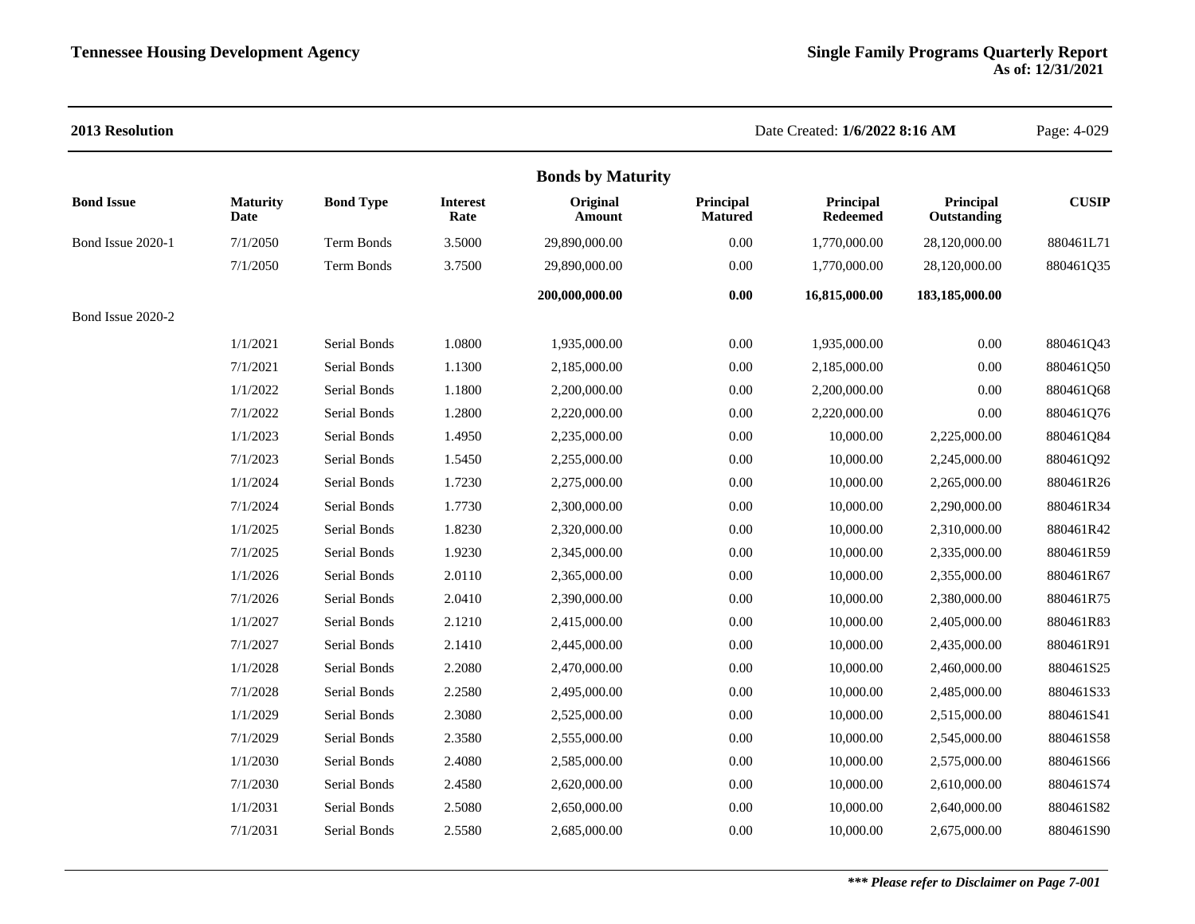**2013 Resolution**

Date Created: **1/6/2022 8:16 AM**

## Bonds by Maturity

| Bond Issue | Maturity Date | Bond Type | Interest Rate | Original Amount | Principal Matured | Principal Redeemed | Principal Outstanding | CUSIP |
|---|---|---|---|---|---|---|---|---|
| Bond Issue 2020-1 | 7/1/2050 | Term Bonds | 3.5000 | 29,890,000.00 | 0.00 | 1,770,000.00 | 28,120,000.00 | 880461L71 |
| | 7/1/2050 | Term Bonds | 3.7500 | 29,890,000.00 | 0.00 | 1,770,000.00 | 28,120,000.00 | 880461Q35 |
| | | | | **200,000,000.00** | **0.00** | **16,815,000.00** | **183,185,000.00** | |
| Bond Issue 2020-2 | | | | | | | | |
| | 1/1/2021 | Serial Bonds | 1.0800 | 1,935,000.00 | 0.00 | 1,935,000.00 | 0.00 | 880461Q43 |
| | 7/1/2021 | Serial Bonds | 1.1300 | 2,185,000.00 | 0.00 | 2,185,000.00 | 0.00 | 880461Q50 |
| | 1/1/2022 | Serial Bonds | 1.1800 | 2,200,000.00 | 0.00 | 2,200,000.00 | 0.00 | 880461Q68 |
| | 7/1/2022 | Serial Bonds | 1.2800 | 2,220,000.00 | 0.00 | 2,220,000.00 | 0.00 | 880461Q76 |
| | 1/1/2023 | Serial Bonds | 1.4950 | 2,235,000.00 | 0.00 | 10,000.00 | 2,225,000.00 | 880461Q84 |
| | 7/1/2023 | Serial Bonds | 1.5450 | 2,255,000.00 | 0.00 | 10,000.00 | 2,245,000.00 | 880461Q92 |
| | 1/1/2024 | Serial Bonds | 1.7230 | 2,275,000.00 | 0.00 | 10,000.00 | 2,265,000.00 | 880461R26 |
| | 7/1/2024 | Serial Bonds | 1.7730 | 2,300,000.00 | 0.00 | 10,000.00 | 2,290,000.00 | 880461R34 |
| | 1/1/2025 | Serial Bonds | 1.8230 | 2,320,000.00 | 0.00 | 10,000.00 | 2,310,000.00 | 880461R42 |
| | 7/1/2025 | Serial Bonds | 1.9230 | 2,345,000.00 | 0.00 | 10,000.00 | 2,335,000.00 | 880461R59 |
| | 1/1/2026 | Serial Bonds | 2.0110 | 2,365,000.00 | 0.00 | 10,000.00 | 2,355,000.00 | 880461R67 |
| | 7/1/2026 | Serial Bonds | 2.0410 | 2,390,000.00 | 0.00 | 10,000.00 | 2,380,000.00 | 880461R75 |
| | 1/1/2027 | Serial Bonds | 2.1210 | 2,415,000.00 | 0.00 | 10,000.00 | 2,405,000.00 | 880461R83 |
| | 7/1/2027 | Serial Bonds | 2.1410 | 2,445,000.00 | 0.00 | 10,000.00 | 2,435,000.00 | 880461R91 |
| | 1/1/2028 | Serial Bonds | 2.2080 | 2,470,000.00 | 0.00 | 10,000.00 | 2,460,000.00 | 880461S25 |
| | 7/1/2028 | Serial Bonds | 2.2580 | 2,495,000.00 | 0.00 | 10,000.00 | 2,485,000.00 | 880461S33 |
| | 1/1/2029 | Serial Bonds | 2.3080 | 2,525,000.00 | 0.00 | 10,000.00 | 2,515,000.00 | 880461S41 |
| | 7/1/2029 | Serial Bonds | 2.3580 | 2,555,000.00 | 0.00 | 10,000.00 | 2,545,000.00 | 880461S58 |
| | 1/1/2030 | Serial Bonds | 2.4080 | 2,585,000.00 | 0.00 | 10,000.00 | 2,575,000.00 | 880461S66 |
| | 7/1/2030 | Serial Bonds | 2.4580 | 2,620,000.00 | 0.00 | 10,000.00 | 2,610,000.00 | 880461S74 |
| | 1/1/2031 | Serial Bonds | 2.5080 | 2,650,000.00 | 0.00 | 10,000.00 | 2,640,000.00 | 880461S82 |
| | 7/1/2031 | Serial Bonds | 2.5580 | 2,685,000.00 | 0.00 | 10,000.00 | 2,675,000.00 | 880461S90 |

***\*\*\* Please refer to Disclaimer on Page 7-001***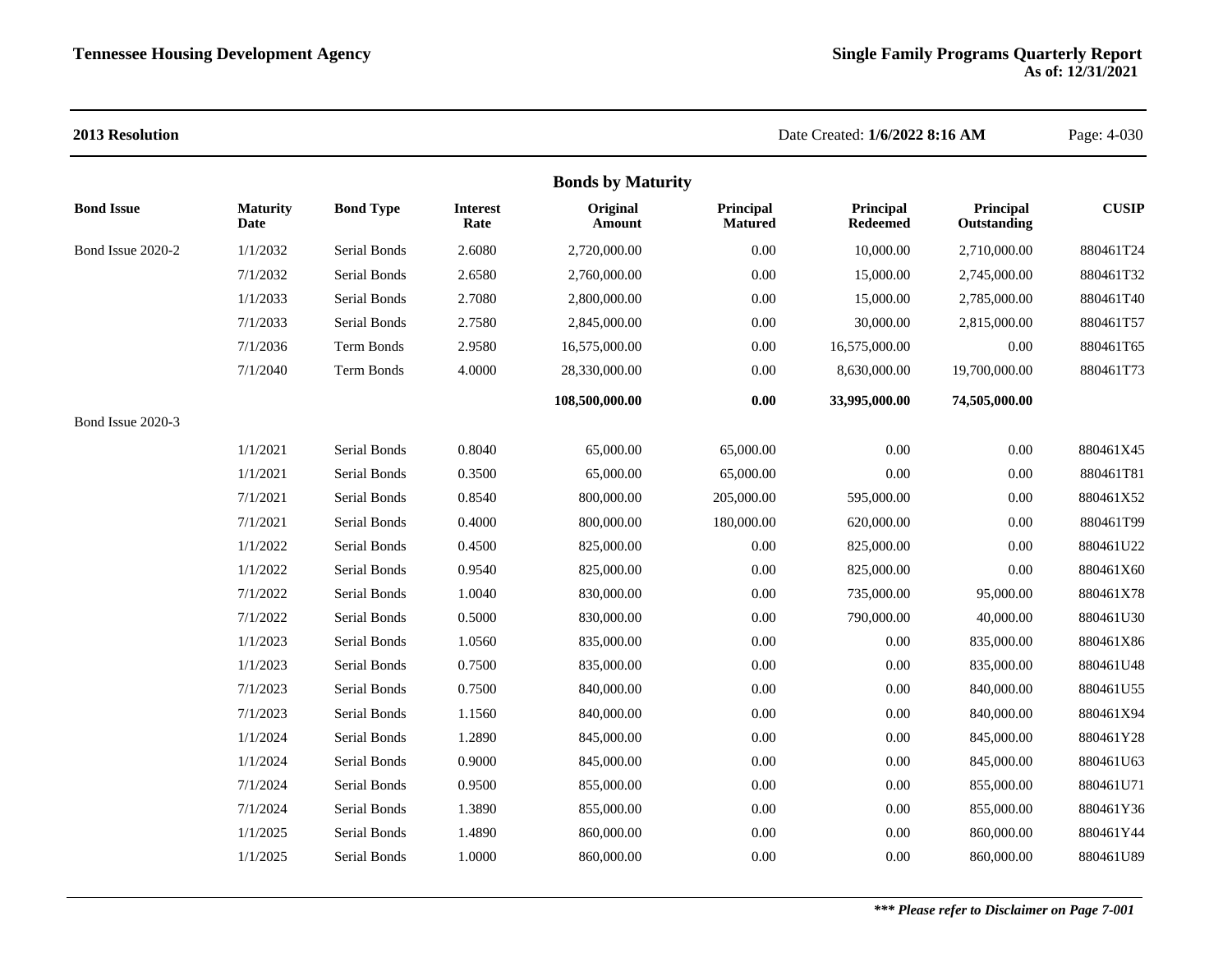**2013 Resolution**

Date Created: **1/6/2022 8:16 AM**

## Bonds by Maturity

| Bond Issue | Maturity Date | Bond Type | Interest Rate | Original Amount | Principal Matured | Principal Redeemed | Principal Outstanding | CUSIP |
|---|---|---|---|---|---|---|---|---|
| Bond Issue 2020-2 | 1/1/2032 | Serial Bonds | 2.6080 | 2,720,000.00 | 0.00 | 10,000.00 | 2,710,000.00 | 880461T24 |
| | 7/1/2032 | Serial Bonds | 2.6580 | 2,760,000.00 | 0.00 | 15,000.00 | 2,745,000.00 | 880461T32 |
| | 1/1/2033 | Serial Bonds | 2.7080 | 2,800,000.00 | 0.00 | 15,000.00 | 2,785,000.00 | 880461T40 |
| | 7/1/2033 | Serial Bonds | 2.7580 | 2,845,000.00 | 0.00 | 30,000.00 | 2,815,000.00 | 880461T57 |
| | 7/1/2036 | Term Bonds | 2.9580 | 16,575,000.00 | 0.00 | 16,575,000.00 | 0.00 | 880461T65 |
| | 7/1/2040 | Term Bonds | 4.0000 | 28,330,000.00 | 0.00 | 8,630,000.00 | 19,700,000.00 | 880461T73 |
| | | | | **108,500,000.00** | **0.00** | **33,995,000.00** | **74,505,000.00** | |
| Bond Issue 2020-3 | | | | | | | | |
| | 1/1/2021 | Serial Bonds | 0.8040 | 65,000.00 | 65,000.00 | 0.00 | 0.00 | 880461X45 |
| | 1/1/2021 | Serial Bonds | 0.3500 | 65,000.00 | 65,000.00 | 0.00 | 0.00 | 880461T81 |
| | 7/1/2021 | Serial Bonds | 0.8540 | 800,000.00 | 205,000.00 | 595,000.00 | 0.00 | 880461X52 |
| | 7/1/2021 | Serial Bonds | 0.4000 | 800,000.00 | 180,000.00 | 620,000.00 | 0.00 | 880461T99 |
| | 1/1/2022 | Serial Bonds | 0.4500 | 825,000.00 | 0.00 | 825,000.00 | 0.00 | 880461U22 |
| | 1/1/2022 | Serial Bonds | 0.9540 | 825,000.00 | 0.00 | 825,000.00 | 0.00 | 880461X60 |
| | 7/1/2022 | Serial Bonds | 1.0040 | 830,000.00 | 0.00 | 735,000.00 | 95,000.00 | 880461X78 |
| | 7/1/2022 | Serial Bonds | 0.5000 | 830,000.00 | 0.00 | 790,000.00 | 40,000.00 | 880461U30 |
| | 1/1/2023 | Serial Bonds | 1.0560 | 835,000.00 | 0.00 | 0.00 | 835,000.00 | 880461X86 |
| | 1/1/2023 | Serial Bonds | 0.7500 | 835,000.00 | 0.00 | 0.00 | 835,000.00 | 880461U48 |
| | 7/1/2023 | Serial Bonds | 0.7500 | 840,000.00 | 0.00 | 0.00 | 840,000.00 | 880461U55 |
| | 7/1/2023 | Serial Bonds | 1.1560 | 840,000.00 | 0.00 | 0.00 | 840,000.00 | 880461X94 |
| | 1/1/2024 | Serial Bonds | 1.2890 | 845,000.00 | 0.00 | 0.00 | 845,000.00 | 880461Y28 |
| | 1/1/2024 | Serial Bonds | 0.9000 | 845,000.00 | 0.00 | 0.00 | 845,000.00 | 880461U63 |
| | 7/1/2024 | Serial Bonds | 0.9500 | 855,000.00 | 0.00 | 0.00 | 855,000.00 | 880461U71 |
| | 7/1/2024 | Serial Bonds | 1.3890 | 855,000.00 | 0.00 | 0.00 | 855,000.00 | 880461Y36 |
| | 1/1/2025 | Serial Bonds | 1.4890 | 860,000.00 | 0.00 | 0.00 | 860,000.00 | 880461Y44 |
| | 1/1/2025 | Serial Bonds | 1.0000 | 860,000.00 | 0.00 | 0.00 | 860,000.00 | 880461U89 |

***\*\*\* Please refer to Disclaimer on Page 7-001***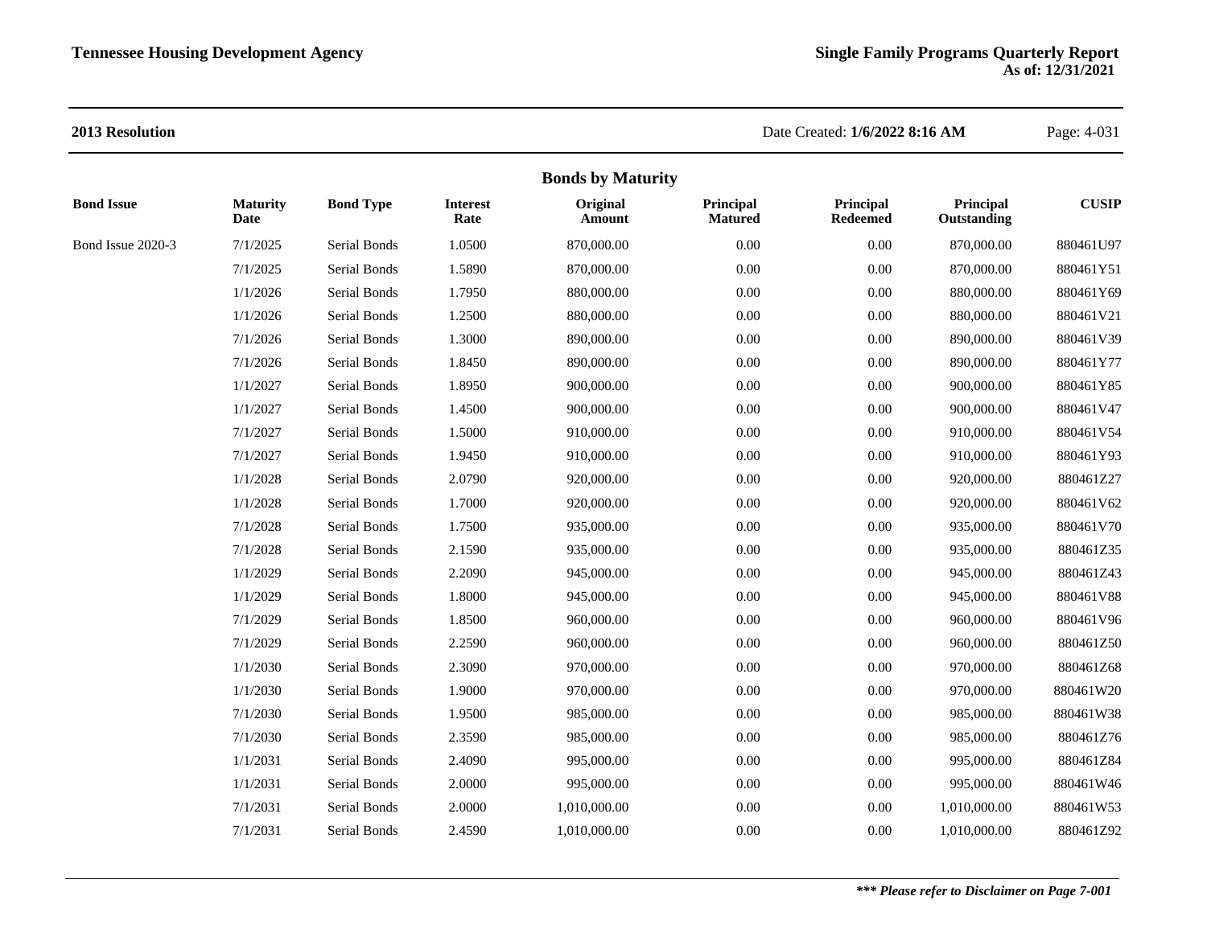**2013 Resolution**

Date Created: **1/6/2022 8:16 AM**

## Bonds by Maturity

| Bond Issue | Maturity Date | Bond Type | Interest Rate | Original Amount | Principal Matured | Principal Redeemed | Principal Outstanding | CUSIP |
|---|---|---|---|---|---|---|---|---|
| Bond Issue 2020-3 | 7/1/2025 | Serial Bonds | 1.0500 | 870,000.00 | 0.00 | 0.00 | 870,000.00 | 880461U97 |
| | 7/1/2025 | Serial Bonds | 1.5890 | 870,000.00 | 0.00 | 0.00 | 870,000.00 | 880461Y51 |
| | 1/1/2026 | Serial Bonds | 1.7950 | 880,000.00 | 0.00 | 0.00 | 880,000.00 | 880461Y69 |
| | 1/1/2026 | Serial Bonds | 1.2500 | 880,000.00 | 0.00 | 0.00 | 880,000.00 | 880461V21 |
| | 7/1/2026 | Serial Bonds | 1.3000 | 890,000.00 | 0.00 | 0.00 | 890,000.00 | 880461V39 |
| | 7/1/2026 | Serial Bonds | 1.8450 | 890,000.00 | 0.00 | 0.00 | 890,000.00 | 880461Y77 |
| | 1/1/2027 | Serial Bonds | 1.8950 | 900,000.00 | 0.00 | 0.00 | 900,000.00 | 880461Y85 |
| | 1/1/2027 | Serial Bonds | 1.4500 | 900,000.00 | 0.00 | 0.00 | 900,000.00 | 880461V47 |
| | 7/1/2027 | Serial Bonds | 1.5000 | 910,000.00 | 0.00 | 0.00 | 910,000.00 | 880461V54 |
| | 7/1/2027 | Serial Bonds | 1.9450 | 910,000.00 | 0.00 | 0.00 | 910,000.00 | 880461Y93 |
| | 1/1/2028 | Serial Bonds | 2.0790 | 920,000.00 | 0.00 | 0.00 | 920,000.00 | 880461Z27 |
| | 1/1/2028 | Serial Bonds | 1.7000 | 920,000.00 | 0.00 | 0.00 | 920,000.00 | 880461V62 |
| | 7/1/2028 | Serial Bonds | 1.7500 | 935,000.00 | 0.00 | 0.00 | 935,000.00 | 880461V70 |
| | 7/1/2028 | Serial Bonds | 2.1590 | 935,000.00 | 0.00 | 0.00 | 935,000.00 | 880461Z35 |
| | 1/1/2029 | Serial Bonds | 2.2090 | 945,000.00 | 0.00 | 0.00 | 945,000.00 | 880461Z43 |
| | 1/1/2029 | Serial Bonds | 1.8000 | 945,000.00 | 0.00 | 0.00 | 945,000.00 | 880461V88 |
| | 7/1/2029 | Serial Bonds | 1.8500 | 960,000.00 | 0.00 | 0.00 | 960,000.00 | 880461V96 |
| | 7/1/2029 | Serial Bonds | 2.2590 | 960,000.00 | 0.00 | 0.00 | 960,000.00 | 880461Z50 |
| | 1/1/2030 | Serial Bonds | 2.3090 | 970,000.00 | 0.00 | 0.00 | 970,000.00 | 880461Z68 |
| | 1/1/2030 | Serial Bonds | 1.9000 | 970,000.00 | 0.00 | 0.00 | 970,000.00 | 880461W20 |
| | 7/1/2030 | Serial Bonds | 1.9500 | 985,000.00 | 0.00 | 0.00 | 985,000.00 | 880461W38 |
| | 7/1/2030 | Serial Bonds | 2.3590 | 985,000.00 | 0.00 | 0.00 | 985,000.00 | 880461Z76 |
| | 1/1/2031 | Serial Bonds | 2.4090 | 995,000.00 | 0.00 | 0.00 | 995,000.00 | 880461Z84 |
| | 1/1/2031 | Serial Bonds | 2.0000 | 995,000.00 | 0.00 | 0.00 | 995,000.00 | 880461W46 |
| | 7/1/2031 | Serial Bonds | 2.0000 | 1,010,000.00 | 0.00 | 0.00 | 1,010,000.00 | 880461W53 |
| | 7/1/2031 | Serial Bonds | 2.4590 | 1,010,000.00 | 0.00 | 0.00 | 1,010,000.00 | 880461Z92 |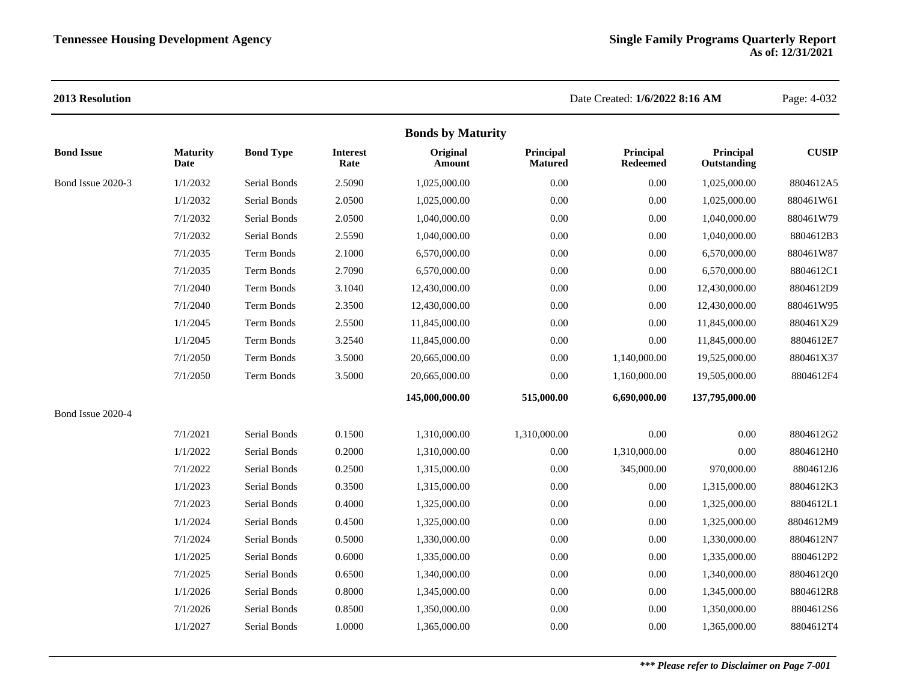**2013 Resolution**

Date Created: **1/6/2022 8:16 AM**

## Bonds by Maturity

| Bond Issue | Maturity Date | Bond Type | Interest Rate | Original Amount | Principal Matured | Principal Redeemed | Principal Outstanding | CUSIP |
|---|---|---|---|---|---|---|---|---|
| Bond Issue 2020-3 | 1/1/2032 | Serial Bonds | 2.5090 | 1,025,000.00 | 0.00 | 0.00 | 1,025,000.00 | 8804612A5 |
| | 1/1/2032 | Serial Bonds | 2.0500 | 1,025,000.00 | 0.00 | 0.00 | 1,025,000.00 | 880461W61 |
| | 7/1/2032 | Serial Bonds | 2.0500 | 1,040,000.00 | 0.00 | 0.00 | 1,040,000.00 | 880461W79 |
| | 7/1/2032 | Serial Bonds | 2.5590 | 1,040,000.00 | 0.00 | 0.00 | 1,040,000.00 | 8804612B3 |
| | 7/1/2035 | Term Bonds | 2.1000 | 6,570,000.00 | 0.00 | 0.00 | 6,570,000.00 | 880461W87 |
| | 7/1/2035 | Term Bonds | 2.7090 | 6,570,000.00 | 0.00 | 0.00 | 6,570,000.00 | 8804612C1 |
| | 7/1/2040 | Term Bonds | 3.1040 | 12,430,000.00 | 0.00 | 0.00 | 12,430,000.00 | 8804612D9 |
| | 7/1/2040 | Term Bonds | 2.3500 | 12,430,000.00 | 0.00 | 0.00 | 12,430,000.00 | 880461W95 |
| | 1/1/2045 | Term Bonds | 2.5500 | 11,845,000.00 | 0.00 | 0.00 | 11,845,000.00 | 880461X29 |
| | 1/1/2045 | Term Bonds | 3.2540 | 11,845,000.00 | 0.00 | 0.00 | 11,845,000.00 | 8804612E7 |
| | 7/1/2050 | Term Bonds | 3.5000 | 20,665,000.00 | 0.00 | 1,140,000.00 | 19,525,000.00 | 880461X37 |
| | 7/1/2050 | Term Bonds | 3.5000 | 20,665,000.00 | 0.00 | 1,160,000.00 | 19,505,000.00 | 8804612F4 |
| | | | | **145,000,000.00** | **515,000.00** | **6,690,000.00** | **137,795,000.00** | |
| Bond Issue 2020-4 | | | | | | | | |
| | 7/1/2021 | Serial Bonds | 0.1500 | 1,310,000.00 | 1,310,000.00 | 0.00 | 0.00 | 8804612G2 |
| | 1/1/2022 | Serial Bonds | 0.2000 | 1,310,000.00 | 0.00 | 1,310,000.00 | 0.00 | 8804612H0 |
| | 7/1/2022 | Serial Bonds | 0.2500 | 1,315,000.00 | 0.00 | 345,000.00 | 970,000.00 | 8804612J6 |
| | 1/1/2023 | Serial Bonds | 0.3500 | 1,315,000.00 | 0.00 | 0.00 | 1,315,000.00 | 8804612K3 |
| | 7/1/2023 | Serial Bonds | 0.4000 | 1,325,000.00 | 0.00 | 0.00 | 1,325,000.00 | 8804612L1 |
| | 1/1/2024 | Serial Bonds | 0.4500 | 1,325,000.00 | 0.00 | 0.00 | 1,325,000.00 | 8804612M9 |
| | 7/1/2024 | Serial Bonds | 0.5000 | 1,330,000.00 | 0.00 | 0.00 | 1,330,000.00 | 8804612N7 |
| | 1/1/2025 | Serial Bonds | 0.6000 | 1,335,000.00 | 0.00 | 0.00 | 1,335,000.00 | 8804612P2 |
| | 7/1/2025 | Serial Bonds | 0.6500 | 1,340,000.00 | 0.00 | 0.00 | 1,340,000.00 | 8804612Q0 |
| | 1/1/2026 | Serial Bonds | 0.8000 | 1,345,000.00 | 0.00 | 0.00 | 1,345,000.00 | 8804612R8 |
| | 7/1/2026 | Serial Bonds | 0.8500 | 1,350,000.00 | 0.00 | 0.00 | 1,350,000.00 | 8804612S6 |
| | 1/1/2027 | Serial Bonds | 1.0000 | 1,365,000.00 | 0.00 | 0.00 | 1,365,000.00 | 8804612T4 |

***\*\*\* Please refer to Disclaimer on Page 7-001***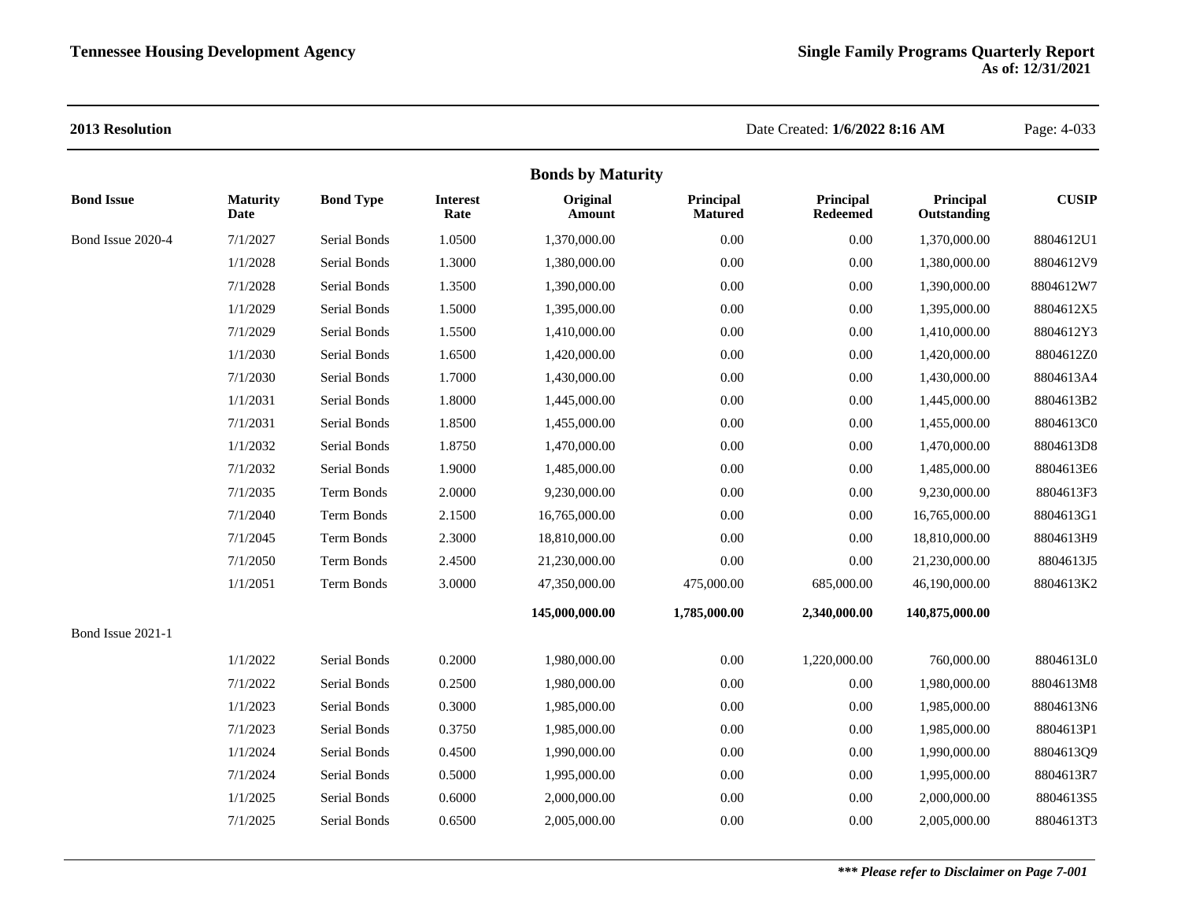**2013 Resolution**

Date Created: **1/6/2022 8:16 AM**

### Bonds by Maturity

| Bond Issue | Maturity Date | Bond Type | Interest Rate | Original Amount | Principal Matured | Principal Redeemed | Principal Outstanding | CUSIP |
|---|---|---|---|---|---|---|---|---|
| Bond Issue 2020-4 | 7/1/2027 | Serial Bonds | 1.0500 | 1,370,000.00 | 0.00 | 0.00 | 1,370,000.00 | 8804612U1 |
| | 1/1/2028 | Serial Bonds | 1.3000 | 1,380,000.00 | 0.00 | 0.00 | 1,380,000.00 | 8804612V9 |
| | 7/1/2028 | Serial Bonds | 1.3500 | 1,390,000.00 | 0.00 | 0.00 | 1,390,000.00 | 8804612W7 |
| | 1/1/2029 | Serial Bonds | 1.5000 | 1,395,000.00 | 0.00 | 0.00 | 1,395,000.00 | 8804612X5 |
| | 7/1/2029 | Serial Bonds | 1.5500 | 1,410,000.00 | 0.00 | 0.00 | 1,410,000.00 | 8804612Y3 |
| | 1/1/2030 | Serial Bonds | 1.6500 | 1,420,000.00 | 0.00 | 0.00 | 1,420,000.00 | 8804612Z0 |
| | 7/1/2030 | Serial Bonds | 1.7000 | 1,430,000.00 | 0.00 | 0.00 | 1,430,000.00 | 8804613A4 |
| | 1/1/2031 | Serial Bonds | 1.8000 | 1,445,000.00 | 0.00 | 0.00 | 1,445,000.00 | 8804613B2 |
| | 7/1/2031 | Serial Bonds | 1.8500 | 1,455,000.00 | 0.00 | 0.00 | 1,455,000.00 | 8804613C0 |
| | 1/1/2032 | Serial Bonds | 1.8750 | 1,470,000.00 | 0.00 | 0.00 | 1,470,000.00 | 8804613D8 |
| | 7/1/2032 | Serial Bonds | 1.9000 | 1,485,000.00 | 0.00 | 0.00 | 1,485,000.00 | 8804613E6 |
| | 7/1/2035 | Term Bonds | 2.0000 | 9,230,000.00 | 0.00 | 0.00 | 9,230,000.00 | 8804613F3 |
| | 7/1/2040 | Term Bonds | 2.1500 | 16,765,000.00 | 0.00 | 0.00 | 16,765,000.00 | 8804613G1 |
| | 7/1/2045 | Term Bonds | 2.3000 | 18,810,000.00 | 0.00 | 0.00 | 18,810,000.00 | 8804613H9 |
| | 7/1/2050 | Term Bonds | 2.4500 | 21,230,000.00 | 0.00 | 0.00 | 21,230,000.00 | 8804613J5 |
| | 1/1/2051 | Term Bonds | 3.0000 | 47,350,000.00 | 475,000.00 | 685,000.00 | 46,190,000.00 | 8804613K2 |
| | | | | **145,000,000.00** | **1,785,000.00** | **2,340,000.00** | **140,875,000.00** | |
| Bond Issue 2021-1 | | | | | | | | |
| | 1/1/2022 | Serial Bonds | 0.2000 | 1,980,000.00 | 0.00 | 1,220,000.00 | 760,000.00 | 8804613L0 |
| | 7/1/2022 | Serial Bonds | 0.2500 | 1,980,000.00 | 0.00 | 0.00 | 1,980,000.00 | 8804613M8 |
| | 1/1/2023 | Serial Bonds | 0.3000 | 1,985,000.00 | 0.00 | 0.00 | 1,985,000.00 | 8804613N6 |
| | 7/1/2023 | Serial Bonds | 0.3750 | 1,985,000.00 | 0.00 | 0.00 | 1,985,000.00 | 8804613P1 |
| | 1/1/2024 | Serial Bonds | 0.4500 | 1,990,000.00 | 0.00 | 0.00 | 1,990,000.00 | 8804613Q9 |
| | 7/1/2024 | Serial Bonds | 0.5000 | 1,995,000.00 | 0.00 | 0.00 | 1,995,000.00 | 8804613R7 |
| | 1/1/2025 | Serial Bonds | 0.6000 | 2,000,000.00 | 0.00 | 0.00 | 2,000,000.00 | 8804613S5 |
| | 7/1/2025 | Serial Bonds | 0.6500 | 2,005,000.00 | 0.00 | 0.00 | 2,005,000.00 | 8804613T3 |

***\*\*\* Please refer to Disclaimer on Page 7-001***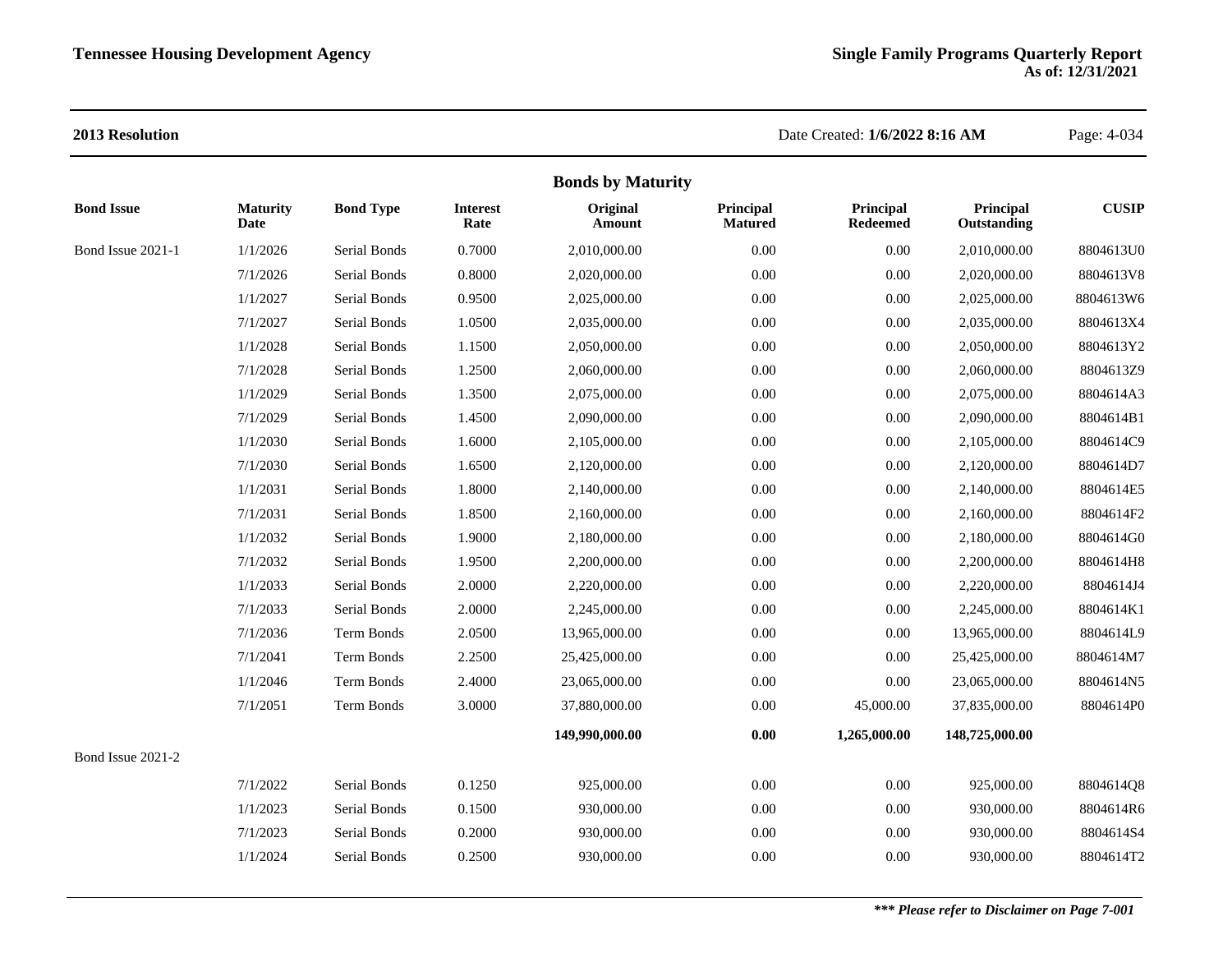**2013 Resolution**

Date Created: **1/6/2022 8:16 AM**

## Bonds by Maturity

| Bond Issue | Maturity Date | Bond Type | Interest Rate | Original Amount | Principal Matured | Principal Redeemed | Principal Outstanding | CUSIP |
|---|---|---|---|---|---|---|---|---|
| Bond Issue 2021-1 | 1/1/2026 | Serial Bonds | 0.7000 | 2,010,000.00 | 0.00 | 0.00 | 2,010,000.00 | 8804613U0 |
| | 7/1/2026 | Serial Bonds | 0.8000 | 2,020,000.00 | 0.00 | 0.00 | 2,020,000.00 | 8804613V8 |
| | 1/1/2027 | Serial Bonds | 0.9500 | 2,025,000.00 | 0.00 | 0.00 | 2,025,000.00 | 8804613W6 |
| | 7/1/2027 | Serial Bonds | 1.0500 | 2,035,000.00 | 0.00 | 0.00 | 2,035,000.00 | 8804613X4 |
| | 1/1/2028 | Serial Bonds | 1.1500 | 2,050,000.00 | 0.00 | 0.00 | 2,050,000.00 | 8804613Y2 |
| | 7/1/2028 | Serial Bonds | 1.2500 | 2,060,000.00 | 0.00 | 0.00 | 2,060,000.00 | 8804613Z9 |
| | 1/1/2029 | Serial Bonds | 1.3500 | 2,075,000.00 | 0.00 | 0.00 | 2,075,000.00 | 8804614A3 |
| | 7/1/2029 | Serial Bonds | 1.4500 | 2,090,000.00 | 0.00 | 0.00 | 2,090,000.00 | 8804614B1 |
| | 1/1/2030 | Serial Bonds | 1.6000 | 2,105,000.00 | 0.00 | 0.00 | 2,105,000.00 | 8804614C9 |
| | 7/1/2030 | Serial Bonds | 1.6500 | 2,120,000.00 | 0.00 | 0.00 | 2,120,000.00 | 8804614D7 |
| | 1/1/2031 | Serial Bonds | 1.8000 | 2,140,000.00 | 0.00 | 0.00 | 2,140,000.00 | 8804614E5 |
| | 7/1/2031 | Serial Bonds | 1.8500 | 2,160,000.00 | 0.00 | 0.00 | 2,160,000.00 | 8804614F2 |
| | 1/1/2032 | Serial Bonds | 1.9000 | 2,180,000.00 | 0.00 | 0.00 | 2,180,000.00 | 8804614G0 |
| | 7/1/2032 | Serial Bonds | 1.9500 | 2,200,000.00 | 0.00 | 0.00 | 2,200,000.00 | 8804614H8 |
| | 1/1/2033 | Serial Bonds | 2.0000 | 2,220,000.00 | 0.00 | 0.00 | 2,220,000.00 | 8804614J4 |
| | 7/1/2033 | Serial Bonds | 2.0000 | 2,245,000.00 | 0.00 | 0.00 | 2,245,000.00 | 8804614K1 |
| | 7/1/2036 | Term Bonds | 2.0500 | 13,965,000.00 | 0.00 | 0.00 | 13,965,000.00 | 8804614L9 |
| | 7/1/2041 | Term Bonds | 2.2500 | 25,425,000.00 | 0.00 | 0.00 | 25,425,000.00 | 8804614M7 |
| | 1/1/2046 | Term Bonds | 2.4000 | 23,065,000.00 | 0.00 | 0.00 | 23,065,000.00 | 8804614N5 |
| | 7/1/2051 | Term Bonds | 3.0000 | 37,880,000.00 | 0.00 | 45,000.00 | 37,835,000.00 | 8804614P0 |
| | | | | **149,990,000.00** | **0.00** | **1,265,000.00** | **148,725,000.00** | |
| Bond Issue 2021-2 | | | | | | | | |
| | 7/1/2022 | Serial Bonds | 0.1250 | 925,000.00 | 0.00 | 0.00 | 925,000.00 | 8804614Q8 |
| | 1/1/2023 | Serial Bonds | 0.1500 | 930,000.00 | 0.00 | 0.00 | 930,000.00 | 8804614R6 |
| | 7/1/2023 | Serial Bonds | 0.2000 | 930,000.00 | 0.00 | 0.00 | 930,000.00 | 8804614S4 |
| | 1/1/2024 | Serial Bonds | 0.2500 | 930,000.00 | 0.00 | 0.00 | 930,000.00 | 8804614T2 |

***\*\*\* Please refer to Disclaimer on Page 7-001***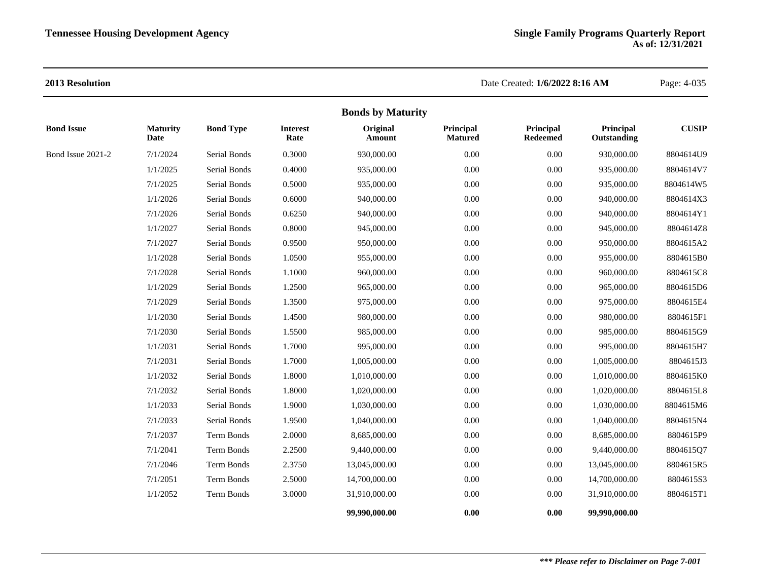**2013 Resolution**

## Bonds by Maturity

| Bond Issue | Maturity Date | Bond Type | Interest Rate | Original Amount | Principal Matured | Principal Redeemed | Principal Outstanding | CUSIP |
|---|---|---|---|---|---|---|---|---|
| Bond Issue 2021-2 | 7/1/2024 | Serial Bonds | 0.3000 | 930,000.00 | 0.00 | 0.00 | 930,000.00 | 8804614U9 |
| | 1/1/2025 | Serial Bonds | 0.4000 | 935,000.00 | 0.00 | 0.00 | 935,000.00 | 8804614V7 |
| | 7/1/2025 | Serial Bonds | 0.5000 | 935,000.00 | 0.00 | 0.00 | 935,000.00 | 8804614W5 |
| | 1/1/2026 | Serial Bonds | 0.6000 | 940,000.00 | 0.00 | 0.00 | 940,000.00 | 8804614X3 |
| | 7/1/2026 | Serial Bonds | 0.6250 | 940,000.00 | 0.00 | 0.00 | 940,000.00 | 8804614Y1 |
| | 1/1/2027 | Serial Bonds | 0.8000 | 945,000.00 | 0.00 | 0.00 | 945,000.00 | 8804614Z8 |
| | 7/1/2027 | Serial Bonds | 0.9500 | 950,000.00 | 0.00 | 0.00 | 950,000.00 | 8804615A2 |
| | 1/1/2028 | Serial Bonds | 1.0500 | 955,000.00 | 0.00 | 0.00 | 955,000.00 | 8804615B0 |
| | 7/1/2028 | Serial Bonds | 1.1000 | 960,000.00 | 0.00 | 0.00 | 960,000.00 | 8804615C8 |
| | 1/1/2029 | Serial Bonds | 1.2500 | 965,000.00 | 0.00 | 0.00 | 965,000.00 | 8804615D6 |
| | 7/1/2029 | Serial Bonds | 1.3500 | 975,000.00 | 0.00 | 0.00 | 975,000.00 | 8804615E4 |
| | 1/1/2030 | Serial Bonds | 1.4500 | 980,000.00 | 0.00 | 0.00 | 980,000.00 | 8804615F1 |
| | 7/1/2030 | Serial Bonds | 1.5500 | 985,000.00 | 0.00 | 0.00 | 985,000.00 | 8804615G9 |
| | 1/1/2031 | Serial Bonds | 1.7000 | 995,000.00 | 0.00 | 0.00 | 995,000.00 | 8804615H7 |
| | 7/1/2031 | Serial Bonds | 1.7000 | 1,005,000.00 | 0.00 | 0.00 | 1,005,000.00 | 8804615J3 |
| | 1/1/2032 | Serial Bonds | 1.8000 | 1,010,000.00 | 0.00 | 0.00 | 1,010,000.00 | 8804615K0 |
| | 7/1/2032 | Serial Bonds | 1.8000 | 1,020,000.00 | 0.00 | 0.00 | 1,020,000.00 | 8804615L8 |
| | 1/1/2033 | Serial Bonds | 1.9000 | 1,030,000.00 | 0.00 | 0.00 | 1,030,000.00 | 8804615M6 |
| | 7/1/2033 | Serial Bonds | 1.9500 | 1,040,000.00 | 0.00 | 0.00 | 1,040,000.00 | 8804615N4 |
| | 7/1/2037 | Term Bonds | 2.0000 | 8,685,000.00 | 0.00 | 0.00 | 8,685,000.00 | 8804615P9 |
| | 7/1/2041 | Term Bonds | 2.2500 | 9,440,000.00 | 0.00 | 0.00 | 9,440,000.00 | 8804615Q7 |
| | 7/1/2046 | Term Bonds | 2.3750 | 13,045,000.00 | 0.00 | 0.00 | 13,045,000.00 | 8804615R5 |
| | 7/1/2051 | Term Bonds | 2.5000 | 14,700,000.00 | 0.00 | 0.00 | 14,700,000.00 | 8804615S3 |
| | 1/1/2052 | Term Bonds | 3.0000 | 31,910,000.00 | 0.00 | 0.00 | 31,910,000.00 | 8804615T1 |
| | | | | **99,990,000.00** | **0.00** | **0.00** | **99,990,000.00** | |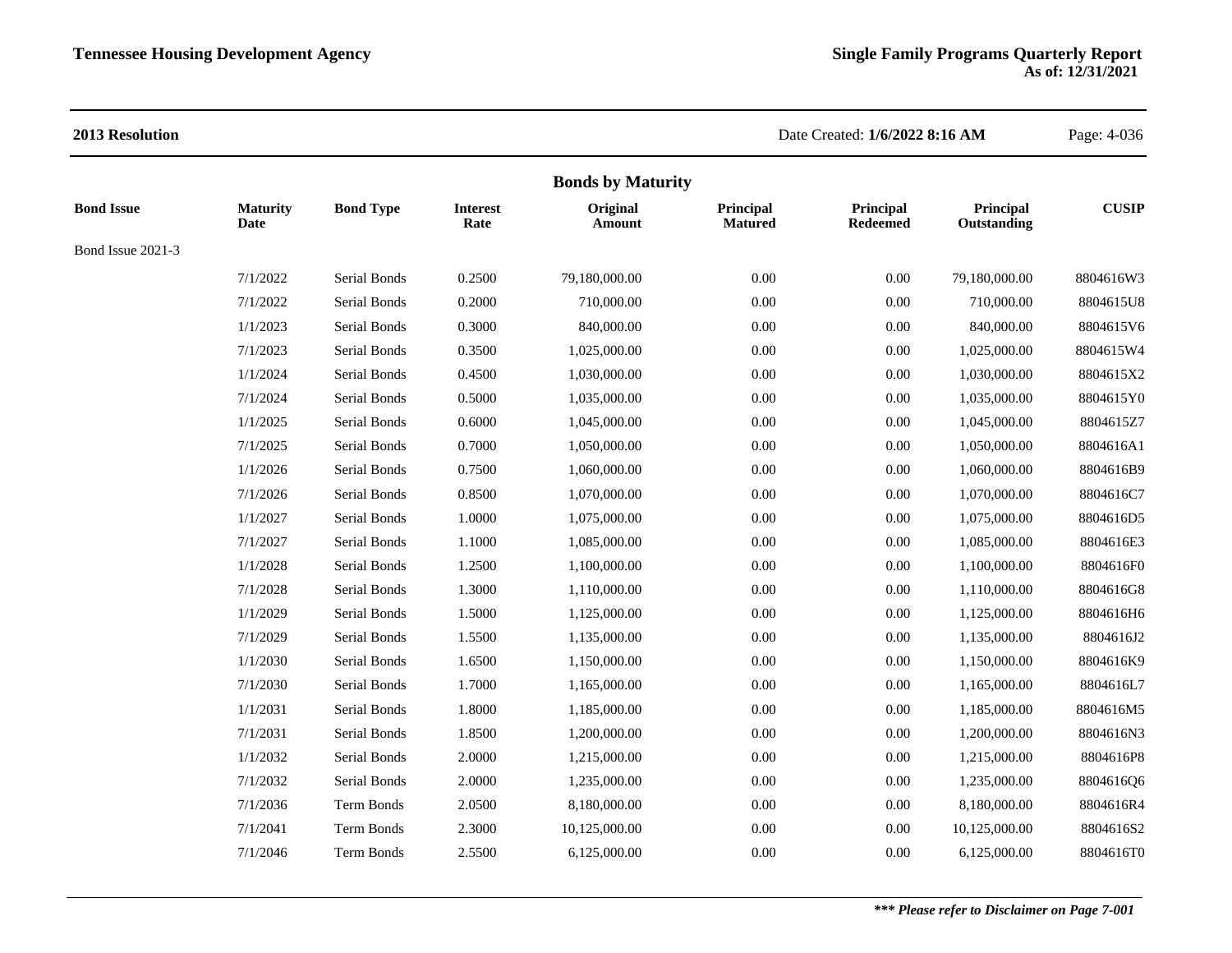**2013 Resolution**

Date Created: **1/6/2022 8:16 AM**

## Bonds by Maturity

| Bond Issue | Maturity Date | Bond Type | Interest Rate | Original Amount | Principal Matured | Principal Redeemed | Principal Outstanding | CUSIP |
|---|---|---|---|---|---|---|---|---|
| Bond Issue 2021-3 | | | | | | | | |
| | 7/1/2022 | Serial Bonds | 0.2500 | 79,180,000.00 | 0.00 | 0.00 | 79,180,000.00 | 8804616W3 |
| | 7/1/2022 | Serial Bonds | 0.2000 | 710,000.00 | 0.00 | 0.00 | 710,000.00 | 8804615U8 |
| | 1/1/2023 | Serial Bonds | 0.3000 | 840,000.00 | 0.00 | 0.00 | 840,000.00 | 8804615V6 |
| | 7/1/2023 | Serial Bonds | 0.3500 | 1,025,000.00 | 0.00 | 0.00 | 1,025,000.00 | 8804615W4 |
| | 1/1/2024 | Serial Bonds | 0.4500 | 1,030,000.00 | 0.00 | 0.00 | 1,030,000.00 | 8804615X2 |
| | 7/1/2024 | Serial Bonds | 0.5000 | 1,035,000.00 | 0.00 | 0.00 | 1,035,000.00 | 8804615Y0 |
| | 1/1/2025 | Serial Bonds | 0.6000 | 1,045,000.00 | 0.00 | 0.00 | 1,045,000.00 | 8804615Z7 |
| | 7/1/2025 | Serial Bonds | 0.7000 | 1,050,000.00 | 0.00 | 0.00 | 1,050,000.00 | 8804616A1 |
| | 1/1/2026 | Serial Bonds | 0.7500 | 1,060,000.00 | 0.00 | 0.00 | 1,060,000.00 | 8804616B9 |
| | 7/1/2026 | Serial Bonds | 0.8500 | 1,070,000.00 | 0.00 | 0.00 | 1,070,000.00 | 8804616C7 |
| | 1/1/2027 | Serial Bonds | 1.0000 | 1,075,000.00 | 0.00 | 0.00 | 1,075,000.00 | 8804616D5 |
| | 7/1/2027 | Serial Bonds | 1.1000 | 1,085,000.00 | 0.00 | 0.00 | 1,085,000.00 | 8804616E3 |
| | 1/1/2028 | Serial Bonds | 1.2500 | 1,100,000.00 | 0.00 | 0.00 | 1,100,000.00 | 8804616F0 |
| | 7/1/2028 | Serial Bonds | 1.3000 | 1,110,000.00 | 0.00 | 0.00 | 1,110,000.00 | 8804616G8 |
| | 1/1/2029 | Serial Bonds | 1.5000 | 1,125,000.00 | 0.00 | 0.00 | 1,125,000.00 | 8804616H6 |
| | 7/1/2029 | Serial Bonds | 1.5500 | 1,135,000.00 | 0.00 | 0.00 | 1,135,000.00 | 8804616J2 |
| | 1/1/2030 | Serial Bonds | 1.6500 | 1,150,000.00 | 0.00 | 0.00 | 1,150,000.00 | 8804616K9 |
| | 7/1/2030 | Serial Bonds | 1.7000 | 1,165,000.00 | 0.00 | 0.00 | 1,165,000.00 | 8804616L7 |
| | 1/1/2031 | Serial Bonds | 1.8000 | 1,185,000.00 | 0.00 | 0.00 | 1,185,000.00 | 8804616M5 |
| | 7/1/2031 | Serial Bonds | 1.8500 | 1,200,000.00 | 0.00 | 0.00 | 1,200,000.00 | 8804616N3 |
| | 1/1/2032 | Serial Bonds | 2.0000 | 1,215,000.00 | 0.00 | 0.00 | 1,215,000.00 | 8804616P8 |
| | 7/1/2032 | Serial Bonds | 2.0000 | 1,235,000.00 | 0.00 | 0.00 | 1,235,000.00 | 8804616Q6 |
| | 7/1/2036 | Term Bonds | 2.0500 | 8,180,000.00 | 0.00 | 0.00 | 8,180,000.00 | 8804616R4 |
| | 7/1/2041 | Term Bonds | 2.3000 | 10,125,000.00 | 0.00 | 0.00 | 10,125,000.00 | 8804616S2 |
| | 7/1/2046 | Term Bonds | 2.5500 | 6,125,000.00 | 0.00 | 0.00 | 6,125,000.00 | 8804616T0 |

***\*\*\* Please refer to Disclaimer on Page 7-001***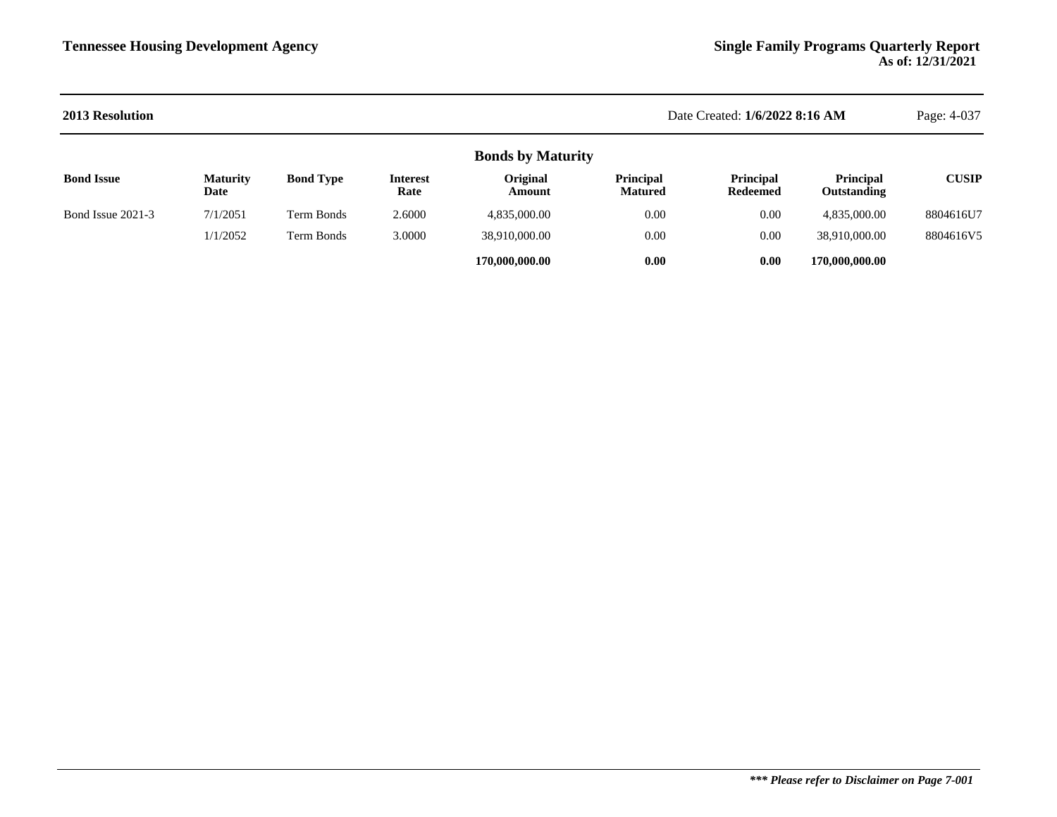**2013 Resolution**

Date Created: **1/6/2022 8:16 AM**

## Bonds by Maturity

| Bond Issue | Maturity Date | Bond Type | Interest Rate | Original Amount | Principal Matured | Principal Redeemed | Principal Outstanding | CUSIP |
|---|---|---|---|---|---|---|---|---|
| Bond Issue 2021-3 | 7/1/2051 | Term Bonds | 2.6000 | 4,835,000.00 | 0.00 | 0.00 | 4,835,000.00 | 8804616U7 |
| | 1/1/2052 | Term Bonds | 3.0000 | 38,910,000.00 | 0.00 | 0.00 | 38,910,000.00 | 8804616V5 |
| | | | | **170,000,000.00** | **0.00** | **0.00** | **170,000,000.00** | |

***\*\*\* Please refer to Disclaimer on Page 7-001***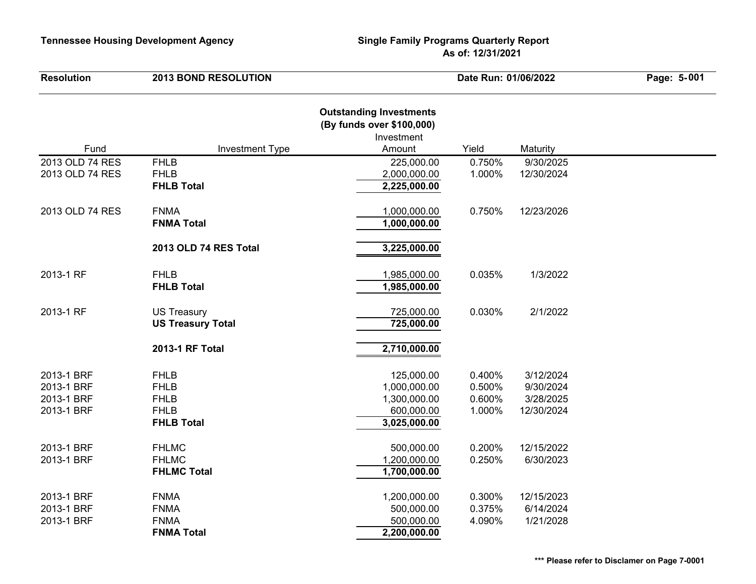**Tennessee Housing Development Agency** | **Single Family Programs Quarterly Report**
**As of: 12/31/2021**

**Resolution** **2013 BOND RESOLUTION** **Date Run: 01/06/2022**

## Outstanding Investments
### (By funds over $100,000)

| Fund | Investment Type | Investment Amount | Yield | Maturity |
|---|---|---|---|---|
| 2013 OLD 74 RES | FHLB | 225,000.00 | 0.750% | 9/30/2025 |
| 2013 OLD 74 RES | FHLB | 2,000,000.00 | 1.000% | 12/30/2024 |
| | **FHLB Total** | **2,225,000.00** | | |
| 2013 OLD 74 RES | FNMA | 1,000,000.00 | 0.750% | 12/23/2026 |
| | **FNMA Total** | **1,000,000.00** | | |
| | **2013 OLD 74 RES Total** | **3,225,000.00** | | |
| 2013-1 RF | FHLB | 1,985,000.00 | 0.035% | 1/3/2022 |
| | **FHLB Total** | **1,985,000.00** | | |
| 2013-1 RF | US Treasury | 725,000.00 | 0.030% | 2/1/2022 |
| | **US Treasury Total** | **725,000.00** | | |
| | **2013-1 RF Total** | **2,710,000.00** | | |
| 2013-1 BRF | FHLB | 125,000.00 | 0.400% | 3/12/2024 |
| 2013-1 BRF | FHLB | 1,000,000.00 | 0.500% | 9/30/2024 |
| 2013-1 BRF | FHLB | 1,300,000.00 | 0.600% | 3/28/2025 |
| 2013-1 BRF | FHLB | 600,000.00 | 1.000% | 12/30/2024 |
| | **FHLB Total** | **3,025,000.00** | | |
| 2013-1 BRF | FHLMC | 500,000.00 | 0.200% | 12/15/2022 |
| 2013-1 BRF | FHLMC | 1,200,000.00 | 0.250% | 6/30/2023 |
| | **FHLMC Total** | **1,700,000.00** | | |
| 2013-1 BRF | FNMA | 1,200,000.00 | 0.300% | 12/15/2023 |
| 2013-1 BRF | FNMA | 500,000.00 | 0.375% | 6/14/2024 |
| 2013-1 BRF | FNMA | 500,000.00 | 4.090% | 1/21/2028 |
| | **FNMA Total** | **2,200,000.00** | | |

**\*\*\* Please refer to Disclamer on Page 7-0001**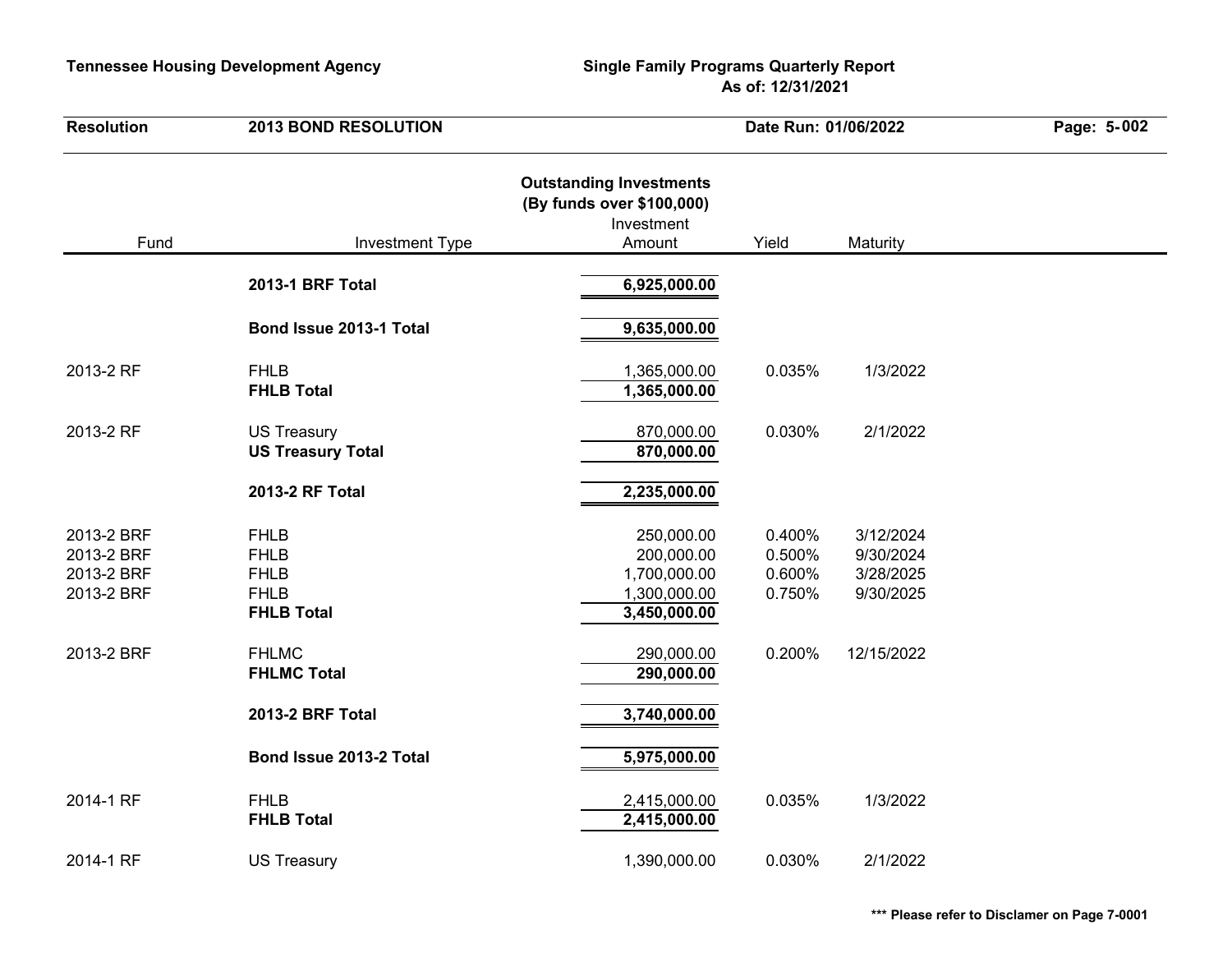Tennessee Housing Development Agency

Single Family Programs Quarterly Report
As of: 12/31/2021

| Resolution | 2013 BOND RESOLUTION | Date Run: 01/06/2022 |
|---|---|---|

**Outstanding Investments**
**(By funds over $100,000)**

| Fund | Investment Type | Investment Amount | Yield | Maturity |
|---|---|---|---|---|
| | **2013-1 BRF Total** | **6,925,000.00** | | |
| | **Bond Issue 2013-1 Total** | **9,635,000.00** | | |
| 2013-2 RF | FHLB | 1,365,000.00 | 0.035% | 1/3/2022 |
| | **FHLB Total** | **1,365,000.00** | | |
| 2013-2 RF | US Treasury | 870,000.00 | 0.030% | 2/1/2022 |
| | **US Treasury Total** | **870,000.00** | | |
| | **2013-2 RF Total** | **2,235,000.00** | | |
| 2013-2 BRF | FHLB | 250,000.00 | 0.400% | 3/12/2024 |
| 2013-2 BRF | FHLB | 200,000.00 | 0.500% | 9/30/2024 |
| 2013-2 BRF | FHLB | 1,700,000.00 | 0.600% | 3/28/2025 |
| 2013-2 BRF | FHLB | 1,300,000.00 | 0.750% | 9/30/2025 |
| | **FHLB Total** | **3,450,000.00** | | |
| 2013-2 BRF | FHLMC | 290,000.00 | 0.200% | 12/15/2022 |
| | **FHLMC Total** | **290,000.00** | | |
| | **2013-2 BRF Total** | **3,740,000.00** | | |
| | **Bond Issue 2013-2 Total** | **5,975,000.00** | | |
| 2014-1 RF | FHLB | 2,415,000.00 | 0.035% | 1/3/2022 |
| | **FHLB Total** | **2,415,000.00** | | |
| 2014-1 RF | US Treasury | 1,390,000.00 | 0.030% | 2/1/2022 |

*** Please refer to Disclamer on Page 7-0001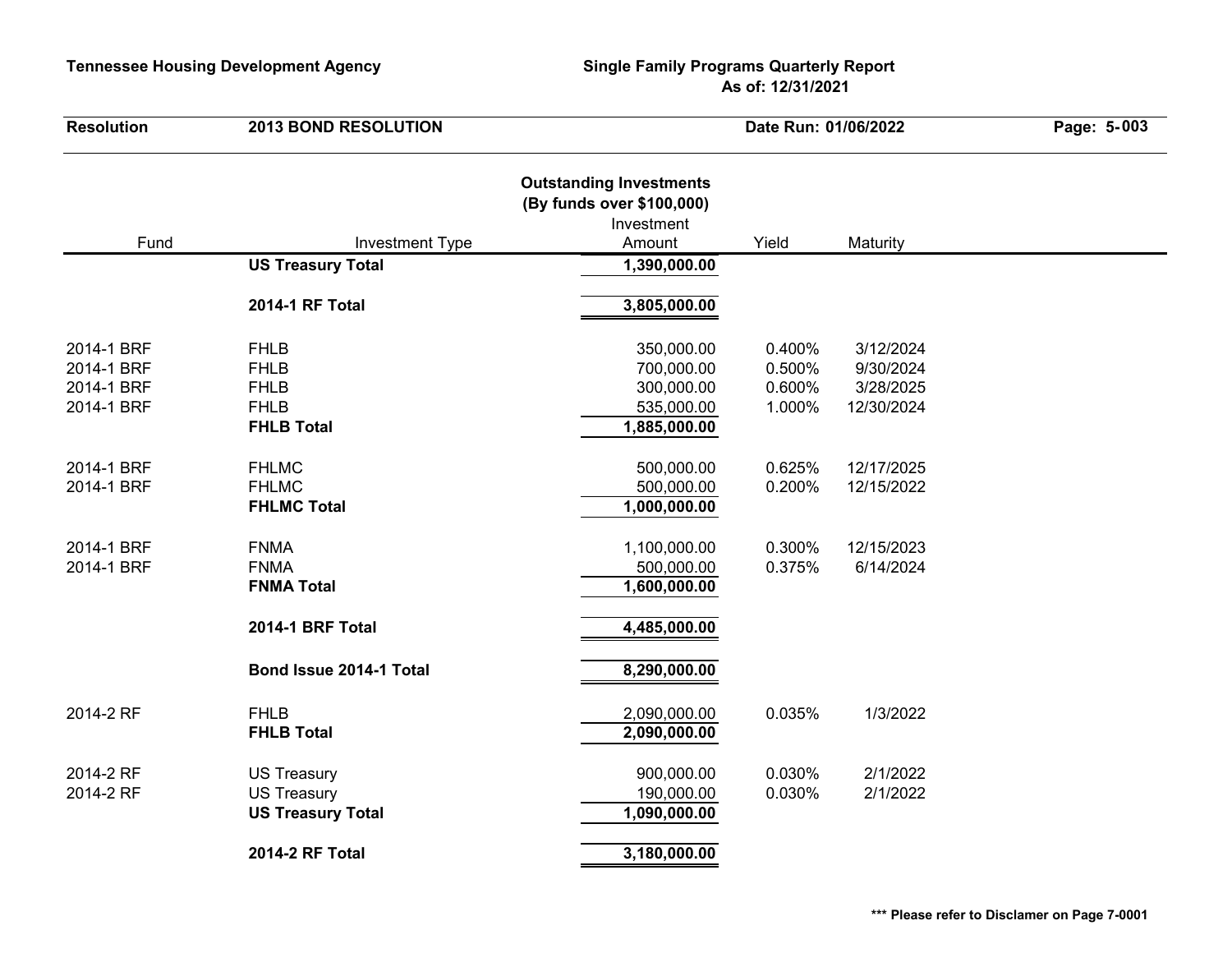**Outstanding Investments**
**(By funds over $100,000)**

| Fund | Investment Type | Investment Amount | Yield | Maturity |
|---|---|---|---|---|
| | **US Treasury Total** | **1,390,000.00** | | |
| | **2014-1 RF Total** | **3,805,000.00** | | |
| 2014-1 BRF | FHLB | 350,000.00 | 0.400% | 3/12/2024 |
| 2014-1 BRF | FHLB | 700,000.00 | 0.500% | 9/30/2024 |
| 2014-1 BRF | FHLB | 300,000.00 | 0.600% | 3/28/2025 |
| 2014-1 BRF | FHLB | 535,000.00 | 1.000% | 12/30/2024 |
| | **FHLB Total** | **1,885,000.00** | | |
| 2014-1 BRF | FHLMC | 500,000.00 | 0.625% | 12/17/2025 |
| 2014-1 BRF | FHLMC | 500,000.00 | 0.200% | 12/15/2022 |
| | **FHLMC Total** | **1,000,000.00** | | |
| 2014-1 BRF | FNMA | 1,100,000.00 | 0.300% | 12/15/2023 |
| 2014-1 BRF | FNMA | 500,000.00 | 0.375% | 6/14/2024 |
| | **FNMA Total** | **1,600,000.00** | | |
| | **2014-1 BRF Total** | **4,485,000.00** | | |
| | **Bond Issue 2014-1 Total** | **8,290,000.00** | | |
| 2014-2 RF | FHLB | 2,090,000.00 | 0.035% | 1/3/2022 |
| | **FHLB Total** | **2,090,000.00** | | |
| 2014-2 RF | US Treasury | 900,000.00 | 0.030% | 2/1/2022 |
| 2014-2 RF | US Treasury | 190,000.00 | 0.030% | 2/1/2022 |
| | **US Treasury Total** | **1,090,000.00** | | |
| | **2014-2 RF Total** | **3,180,000.00** | | |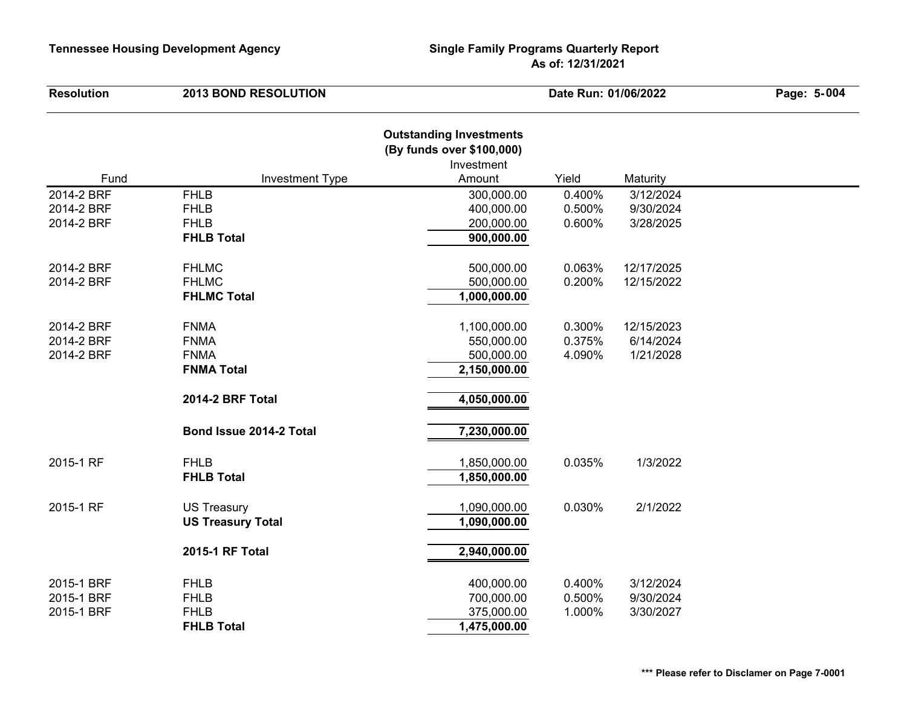**Tennessee Housing Development Agency** | **Single Family Programs Quarterly Report As of: 12/31/2021**

**Resolution** **2013 BOND RESOLUTION** **Date Run: 01/06/2022**

## Outstanding Investments
### (By funds over $100,000)

| Fund | Investment Type | Investment Amount | Yield | Maturity |
|---|---|---|---|---|
| 2014-2 BRF | FHLB | 300,000.00 | 0.400% | 3/12/2024 |
| 2014-2 BRF | FHLB | 400,000.00 | 0.500% | 9/30/2024 |
| 2014-2 BRF | FHLB | 200,000.00 | 0.600% | 3/28/2025 |
| | **FHLB Total** | **900,000.00** | | |
| 2014-2 BRF | FHLMC | 500,000.00 | 0.063% | 12/17/2025 |
| 2014-2 BRF | FHLMC | 500,000.00 | 0.200% | 12/15/2022 |
| | **FHLMC Total** | **1,000,000.00** | | |
| 2014-2 BRF | FNMA | 1,100,000.00 | 0.300% | 12/15/2023 |
| 2014-2 BRF | FNMA | 550,000.00 | 0.375% | 6/14/2024 |
| 2014-2 BRF | FNMA | 500,000.00 | 4.090% | 1/21/2028 |
| | **FNMA Total** | **2,150,000.00** | | |
| | **2014-2 BRF Total** | **4,050,000.00** | | |
| | **Bond Issue 2014-2 Total** | **7,230,000.00** | | |
| 2015-1 RF | FHLB | 1,850,000.00 | 0.035% | 1/3/2022 |
| | **FHLB Total** | **1,850,000.00** | | |
| 2015-1 RF | US Treasury | 1,090,000.00 | 0.030% | 2/1/2022 |
| | **US Treasury Total** | **1,090,000.00** | | |
| | **2015-1 RF Total** | **2,940,000.00** | | |
| 2015-1 BRF | FHLB | 400,000.00 | 0.400% | 3/12/2024 |
| 2015-1 BRF | FHLB | 700,000.00 | 0.500% | 9/30/2024 |
| 2015-1 BRF | FHLB | 375,000.00 | 1.000% | 3/30/2027 |
| | **FHLB Total** | **1,475,000.00** | | |

**\*\*\* Please refer to Disclamer on Page 7-0001**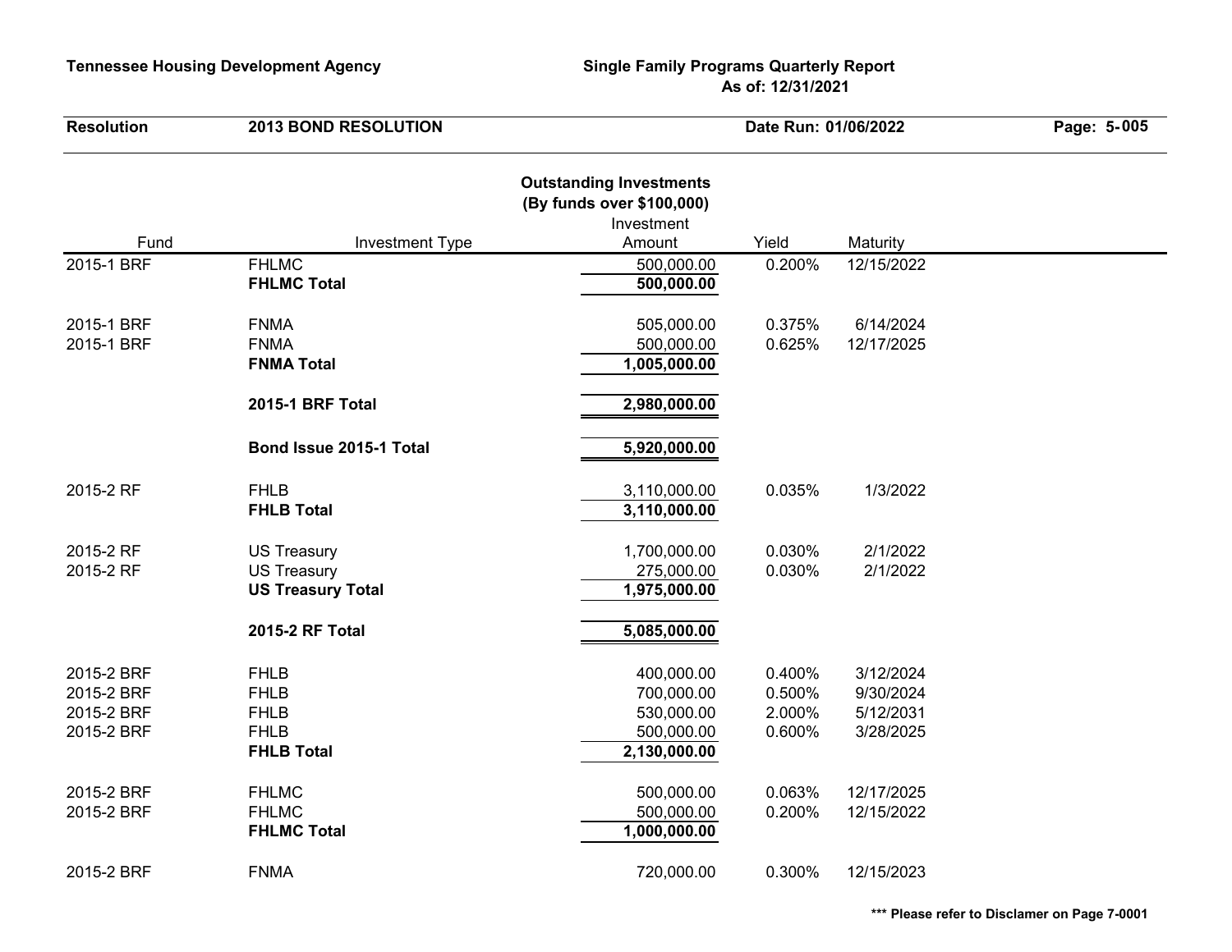Tennessee Housing Development Agency

Single Family Programs Quarterly Report
As of: 12/31/2021

**Resolution** **2013 BOND RESOLUTION** **Date Run: 01/06/2022**

### Outstanding Investments
### (By funds over $100,000)

| Fund | Investment Type | Investment Amount | Yield | Maturity |
|---|---|---|---|---|
| 2015-1 BRF | FHLMC | 500,000.00 | 0.200% | 12/15/2022 |
| | **FHLMC Total** | **500,000.00** | | |
| 2015-1 BRF | FNMA | 505,000.00 | 0.375% | 6/14/2024 |
| 2015-1 BRF | FNMA | 500,000.00 | 0.625% | 12/17/2025 |
| | **FNMA Total** | **1,005,000.00** | | |
| | **2015-1 BRF Total** | **2,980,000.00** | | |
| | **Bond Issue 2015-1 Total** | **5,920,000.00** | | |
| 2015-2 RF | FHLB | 3,110,000.00 | 0.035% | 1/3/2022 |
| | **FHLB Total** | **3,110,000.00** | | |
| 2015-2 RF | US Treasury | 1,700,000.00 | 0.030% | 2/1/2022 |
| 2015-2 RF | US Treasury | 275,000.00 | 0.030% | 2/1/2022 |
| | **US Treasury Total** | **1,975,000.00** | | |
| | **2015-2 RF Total** | **5,085,000.00** | | |
| 2015-2 BRF | FHLB | 400,000.00 | 0.400% | 3/12/2024 |
| 2015-2 BRF | FHLB | 700,000.00 | 0.500% | 9/30/2024 |
| 2015-2 BRF | FHLB | 530,000.00 | 2.000% | 5/12/2031 |
| 2015-2 BRF | FHLB | 500,000.00 | 0.600% | 3/28/2025 |
| | **FHLB Total** | **2,130,000.00** | | |
| 2015-2 BRF | FHLMC | 500,000.00 | 0.063% | 12/17/2025 |
| 2015-2 BRF | FHLMC | 500,000.00 | 0.200% | 12/15/2022 |
| | **FHLMC Total** | **1,000,000.00** | | |
| 2015-2 BRF | FNMA | 720,000.00 | 0.300% | 12/15/2023 |

*** Please refer to Disclamer on Page 7-0001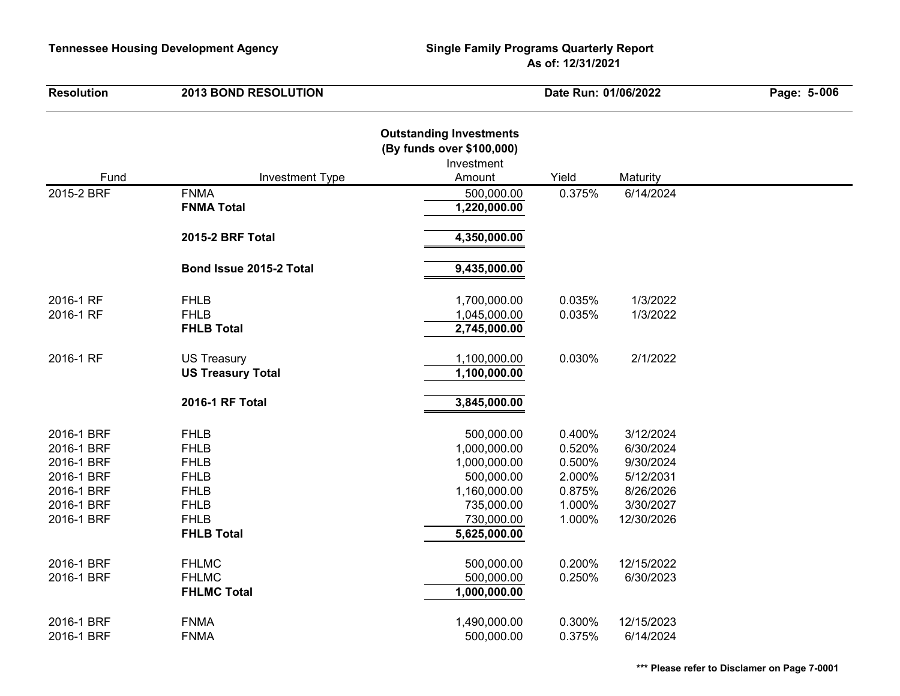**Tennessee Housing Development Agency**

**Single Family Programs Quarterly Report**
**As of: 12/31/2021**

**Resolution** **2013 BOND RESOLUTION** **Date Run: 01/06/2022**

## Outstanding Investments
**(By funds over $100,000)**

| Fund | Investment Type | Investment Amount | Yield | Maturity |
|---|---|---|---|---|
| 2015-2 BRF | FNMA | 500,000.00 | 0.375% | 6/14/2024 |
| | **FNMA Total** | **1,220,000.00** | | |
| | | | | |
| | **2015-2 BRF Total** | **4,350,000.00** | | |
| | | | | |
| | **Bond Issue 2015-2 Total** | **9,435,000.00** | | |
| | | | | |
| 2016-1 RF | FHLB | 1,700,000.00 | 0.035% | 1/3/2022 |
| 2016-1 RF | FHLB | 1,045,000.00 | 0.035% | 1/3/2022 |
| | **FHLB Total** | **2,745,000.00** | | |
| | | | | |
| 2016-1 RF | US Treasury | 1,100,000.00 | 0.030% | 2/1/2022 |
| | **US Treasury Total** | **1,100,000.00** | | |
| | | | | |
| | **2016-1 RF Total** | **3,845,000.00** | | |
| | | | | |
| 2016-1 BRF | FHLB | 500,000.00 | 0.400% | 3/12/2024 |
| 2016-1 BRF | FHLB | 1,000,000.00 | 0.520% | 6/30/2024 |
| 2016-1 BRF | FHLB | 1,000,000.00 | 0.500% | 9/30/2024 |
| 2016-1 BRF | FHLB | 500,000.00 | 2.000% | 5/12/2031 |
| 2016-1 BRF | FHLB | 1,160,000.00 | 0.875% | 8/26/2026 |
| 2016-1 BRF | FHLB | 735,000.00 | 1.000% | 3/30/2027 |
| 2016-1 BRF | FHLB | 730,000.00 | 1.000% | 12/30/2026 |
| | **FHLB Total** | **5,625,000.00** | | |
| | | | | |
| 2016-1 BRF | FHLMC | 500,000.00 | 0.200% | 12/15/2022 |
| 2016-1 BRF | FHLMC | 500,000.00 | 0.250% | 6/30/2023 |
| | **FHLMC Total** | **1,000,000.00** | | |
| | | | | |
| 2016-1 BRF | FNMA | 1,490,000.00 | 0.300% | 12/15/2023 |
| 2016-1 BRF | FNMA | 500,000.00 | 0.375% | 6/14/2024 |

**\*\*\* Please refer to Disclamer on Page 7-0001**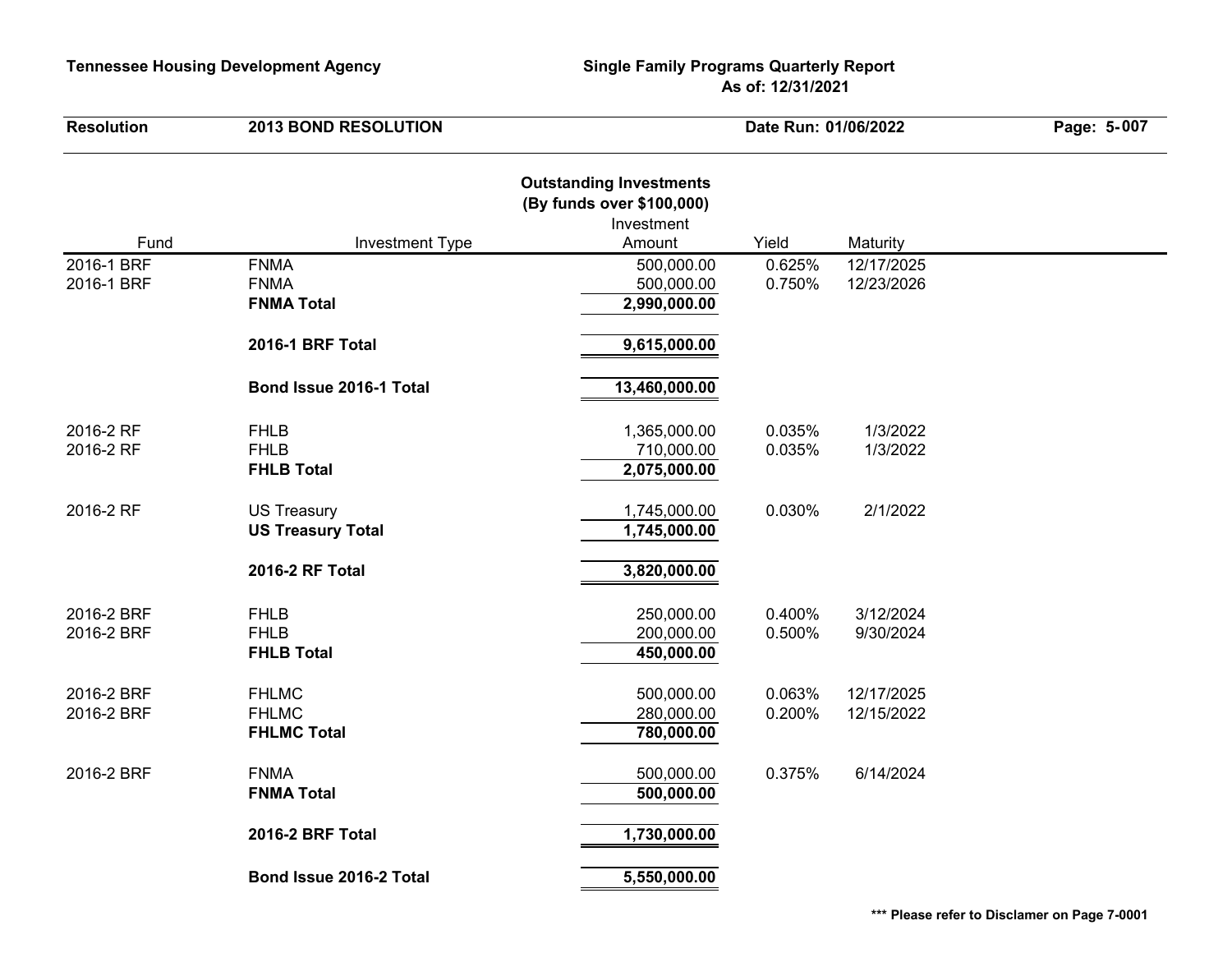**Tennessee Housing Development Agency** | **Single Family Programs Quarterly Report As of: 12/31/2021**

**Resolution** **2013 BOND RESOLUTION** **Date Run: 01/06/2022**

## Outstanding Investments
### (By funds over $100,000)

| Fund | Investment Type | Investment Amount | Yield | Maturity |
|---|---|---|---|---|
| 2016-1 BRF | FNMA | 500,000.00 | 0.625% | 12/17/2025 |
| 2016-1 BRF | FNMA | 500,000.00 | 0.750% | 12/23/2026 |
| | **FNMA Total** | **2,990,000.00** | | |
| | **2016-1 BRF Total** | **9,615,000.00** | | |
| | **Bond Issue 2016-1 Total** | **13,460,000.00** | | |
| 2016-2 RF | FHLB | 1,365,000.00 | 0.035% | 1/3/2022 |
| 2016-2 RF | FHLB | 710,000.00 | 0.035% | 1/3/2022 |
| | **FHLB Total** | **2,075,000.00** | | |
| 2016-2 RF | US Treasury | 1,745,000.00 | 0.030% | 2/1/2022 |
| | **US Treasury Total** | **1,745,000.00** | | |
| | **2016-2 RF Total** | **3,820,000.00** | | |
| 2016-2 BRF | FHLB | 250,000.00 | 0.400% | 3/12/2024 |
| 2016-2 BRF | FHLB | 200,000.00 | 0.500% | 9/30/2024 |
| | **FHLB Total** | **450,000.00** | | |
| 2016-2 BRF | FHLMC | 500,000.00 | 0.063% | 12/17/2025 |
| 2016-2 BRF | FHLMC | 280,000.00 | 0.200% | 12/15/2022 |
| | **FHLMC Total** | **780,000.00** | | |
| 2016-2 BRF | FNMA | 500,000.00 | 0.375% | 6/14/2024 |
| | **FNMA Total** | **500,000.00** | | |
| | **2016-2 BRF Total** | **1,730,000.00** | | |
| | **Bond Issue 2016-2 Total** | **5,550,000.00** | | |

**\*\*\* Please refer to Disclamer on Page 7-0001**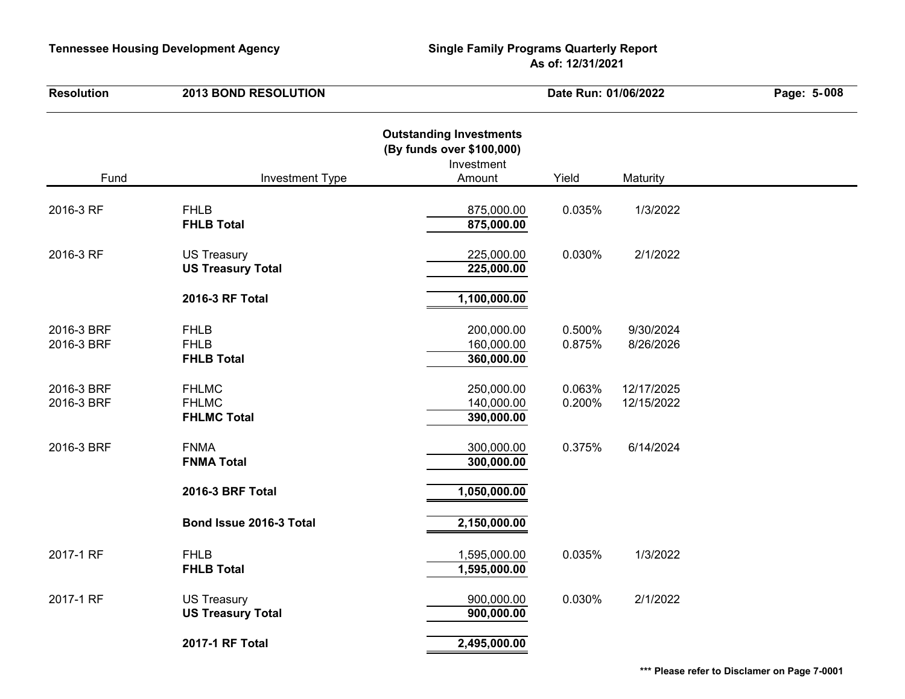**Tennessee Housing Development Agency** | **Single Family Programs Quarterly Report**
**As of: 12/31/2021**

**Resolution** **2013 BOND RESOLUTION** **Date Run: 01/06/2022**

## Outstanding Investments
### (By funds over $100,000)

| Fund | Investment Type | Investment Amount | Yield | Maturity |
|---|---|---|---|---|
| 2016-3 RF | FHLB | 875,000.00 | 0.035% | 1/3/2022 |
| | **FHLB Total** | **875,000.00** | | |
| 2016-3 RF | US Treasury | 225,000.00 | 0.030% | 2/1/2022 |
| | **US Treasury Total** | **225,000.00** | | |
| | **2016-3 RF Total** | **1,100,000.00** | | |
| 2016-3 BRF | FHLB | 200,000.00 | 0.500% | 9/30/2024 |
| 2016-3 BRF | FHLB | 160,000.00 | 0.875% | 8/26/2026 |
| | **FHLB Total** | **360,000.00** | | |
| 2016-3 BRF | FHLMC | 250,000.00 | 0.063% | 12/17/2025 |
| 2016-3 BRF | FHLMC | 140,000.00 | 0.200% | 12/15/2022 |
| | **FHLMC Total** | **390,000.00** | | |
| 2016-3 BRF | FNMA | 300,000.00 | 0.375% | 6/14/2024 |
| | **FNMA Total** | **300,000.00** | | |
| | **2016-3 BRF Total** | **1,050,000.00** | | |
| | **Bond Issue 2016-3 Total** | **2,150,000.00** | | |
| 2017-1 RF | FHLB | 1,595,000.00 | 0.035% | 1/3/2022 |
| | **FHLB Total** | **1,595,000.00** | | |
| 2017-1 RF | US Treasury | 900,000.00 | 0.030% | 2/1/2022 |
| | **US Treasury Total** | **900,000.00** | | |
| | **2017-1 RF Total** | **2,495,000.00** | | |

**\*\*\* Please refer to Disclamer on Page 7-0001**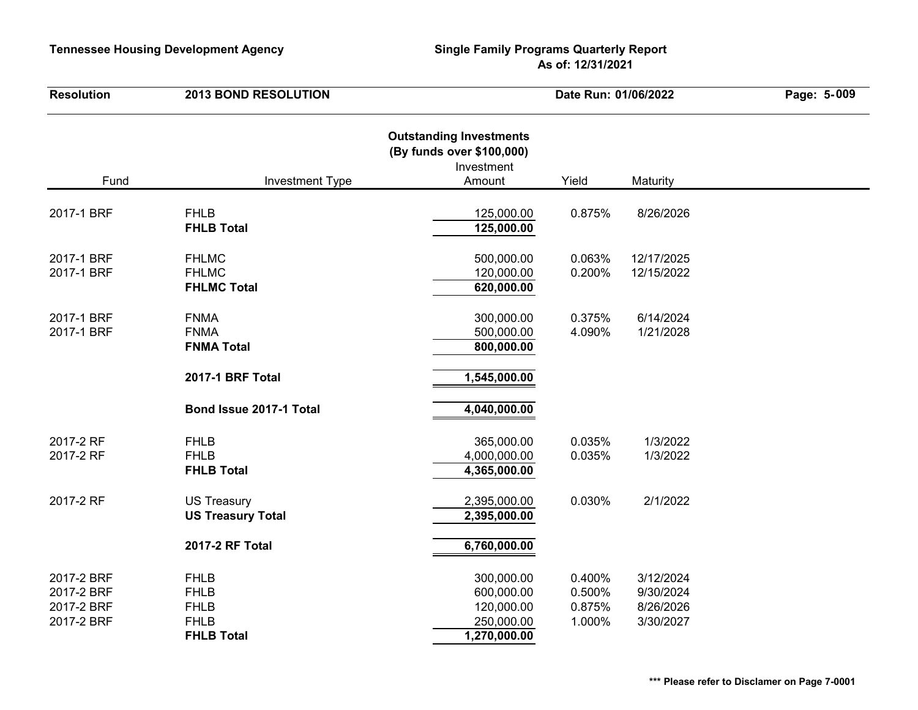**Tennessee Housing Development Agency** — **Single Family Programs Quarterly Report** — **As of: 12/31/2021**

**Resolution** — **2013 BOND RESOLUTION** — **Date Run: 01/06/2022**

## Outstanding Investments (By funds over $100,000)

| Fund | Investment Type | Investment Amount | Yield | Maturity |
|---|---|---|---|---|
| 2017-1 BRF | FHLB | 125,000.00 | 0.875% | 8/26/2026 |
| | **FHLB Total** | **125,000.00** | | |
| 2017-1 BRF | FHLMC | 500,000.00 | 0.063% | 12/17/2025 |
| 2017-1 BRF | FHLMC | 120,000.00 | 0.200% | 12/15/2022 |
| | **FHLMC Total** | **620,000.00** | | |
| 2017-1 BRF | FNMA | 300,000.00 | 0.375% | 6/14/2024 |
| 2017-1 BRF | FNMA | 500,000.00 | 4.090% | 1/21/2028 |
| | **FNMA Total** | **800,000.00** | | |
| | **2017-1 BRF Total** | **1,545,000.00** | | |
| | **Bond Issue 2017-1 Total** | **4,040,000.00** | | |
| 2017-2 RF | FHLB | 365,000.00 | 0.035% | 1/3/2022 |
| 2017-2 RF | FHLB | 4,000,000.00 | 0.035% | 1/3/2022 |
| | **FHLB Total** | **4,365,000.00** | | |
| 2017-2 RF | US Treasury | 2,395,000.00 | 0.030% | 2/1/2022 |
| | **US Treasury Total** | **2,395,000.00** | | |
| | **2017-2 RF Total** | **6,760,000.00** | | |
| 2017-2 BRF | FHLB | 300,000.00 | 0.400% | 3/12/2024 |
| 2017-2 BRF | FHLB | 600,000.00 | 0.500% | 9/30/2024 |
| 2017-2 BRF | FHLB | 120,000.00 | 0.875% | 8/26/2026 |
| 2017-2 BRF | FHLB | 250,000.00 | 1.000% | 3/30/2027 |
| | **FHLB Total** | **1,270,000.00** | | |

**\*\*\* Please refer to Disclamer on Page 7-0001**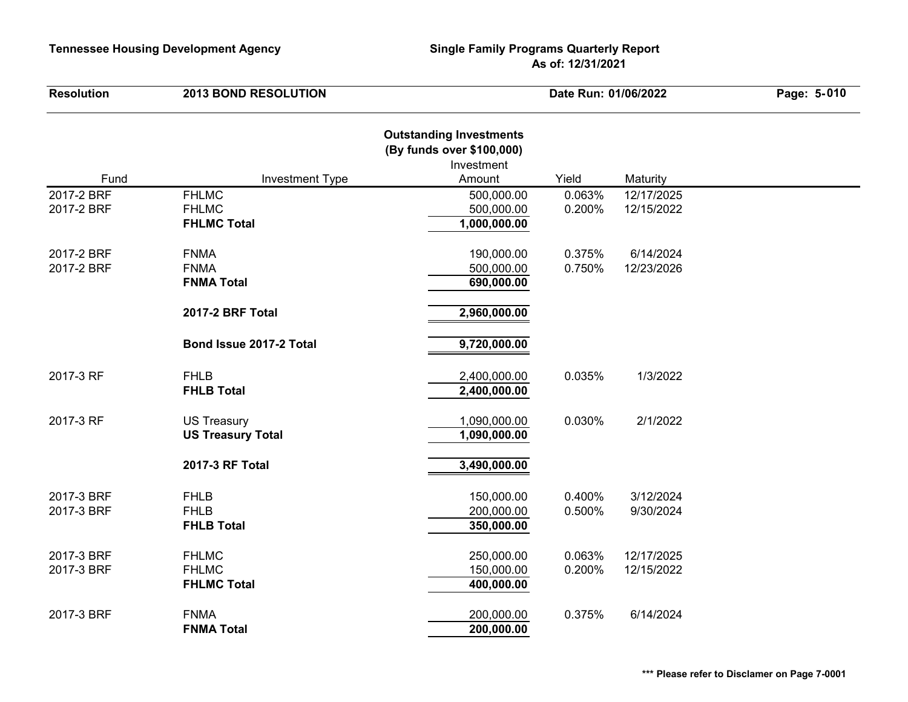**Tennessee Housing Development Agency**

**Single Family Programs Quarterly Report**
**As of: 12/31/2021**

**Resolution** **2013 BOND RESOLUTION** **Date Run: 01/06/2022**

## Outstanding Investments
**(By funds over $100,000)**

| Fund | Investment Type | Investment Amount | Yield | Maturity |
|---|---|---|---|---|
| 2017-2 BRF | FHLMC | 500,000.00 | 0.063% | 12/17/2025 |
| 2017-2 BRF | FHLMC | 500,000.00 | 0.200% | 12/15/2022 |
| | **FHLMC Total** | **1,000,000.00** | | |
| 2017-2 BRF | FNMA | 190,000.00 | 0.375% | 6/14/2024 |
| 2017-2 BRF | FNMA | 500,000.00 | 0.750% | 12/23/2026 |
| | **FNMA Total** | **690,000.00** | | |
| | **2017-2 BRF Total** | **2,960,000.00** | | |
| | **Bond Issue 2017-2 Total** | **9,720,000.00** | | |
| 2017-3 RF | FHLB | 2,400,000.00 | 0.035% | 1/3/2022 |
| | **FHLB Total** | **2,400,000.00** | | |
| 2017-3 RF | US Treasury | 1,090,000.00 | 0.030% | 2/1/2022 |
| | **US Treasury Total** | **1,090,000.00** | | |
| | **2017-3 RF Total** | **3,490,000.00** | | |
| 2017-3 BRF | FHLB | 150,000.00 | 0.400% | 3/12/2024 |
| 2017-3 BRF | FHLB | 200,000.00 | 0.500% | 9/30/2024 |
| | **FHLB Total** | **350,000.00** | | |
| 2017-3 BRF | FHLMC | 250,000.00 | 0.063% | 12/17/2025 |
| 2017-3 BRF | FHLMC | 150,000.00 | 0.200% | 12/15/2022 |
| | **FHLMC Total** | **400,000.00** | | |
| 2017-3 BRF | FNMA | 200,000.00 | 0.375% | 6/14/2024 |
| | **FNMA Total** | **200,000.00** | | |

**\*\*\* Please refer to Disclamer on Page 7-0001**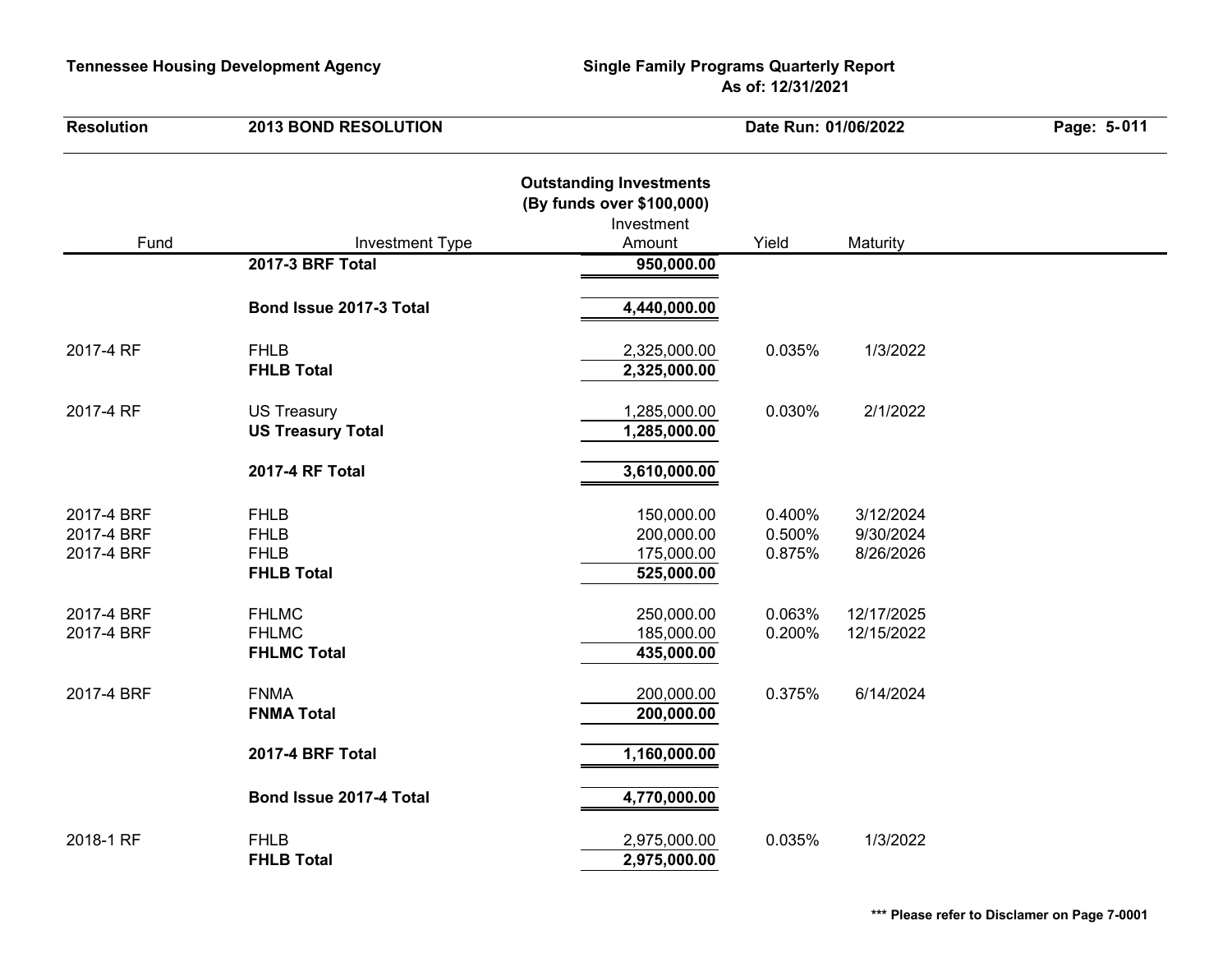**Tennessee Housing Development Agency** — **Single Family Programs Quarterly Report** — **As of: 12/31/2021**

**Resolution** — **2013 BOND RESOLUTION** — **Date Run: 01/06/2022**

## Outstanding Investments
### (By funds over $100,000)

| Fund | Investment Type | Investment Amount | Yield | Maturity |
|---|---|---|---|---|
| | **2017-3 BRF Total** | **950,000.00** | | |
| | **Bond Issue 2017-3 Total** | **4,440,000.00** | | |
| 2017-4 RF | FHLB | 2,325,000.00 | 0.035% | 1/3/2022 |
| | **FHLB Total** | **2,325,000.00** | | |
| 2017-4 RF | US Treasury | 1,285,000.00 | 0.030% | 2/1/2022 |
| | **US Treasury Total** | **1,285,000.00** | | |
| | **2017-4 RF Total** | **3,610,000.00** | | |
| 2017-4 BRF | FHLB | 150,000.00 | 0.400% | 3/12/2024 |
| 2017-4 BRF | FHLB | 200,000.00 | 0.500% | 9/30/2024 |
| 2017-4 BRF | FHLB | 175,000.00 | 0.875% | 8/26/2026 |
| | **FHLB Total** | **525,000.00** | | |
| 2017-4 BRF | FHLMC | 250,000.00 | 0.063% | 12/17/2025 |
| 2017-4 BRF | FHLMC | 185,000.00 | 0.200% | 12/15/2022 |
| | **FHLMC Total** | **435,000.00** | | |
| 2017-4 BRF | FNMA | 200,000.00 | 0.375% | 6/14/2024 |
| | **FNMA Total** | **200,000.00** | | |
| | **2017-4 BRF Total** | **1,160,000.00** | | |
| | **Bond Issue 2017-4 Total** | **4,770,000.00** | | |
| 2018-1 RF | FHLB | 2,975,000.00 | 0.035% | 1/3/2022 |
| | **FHLB Total** | **2,975,000.00** | | |

**\*\*\* Please refer to Disclamer on Page 7-0001**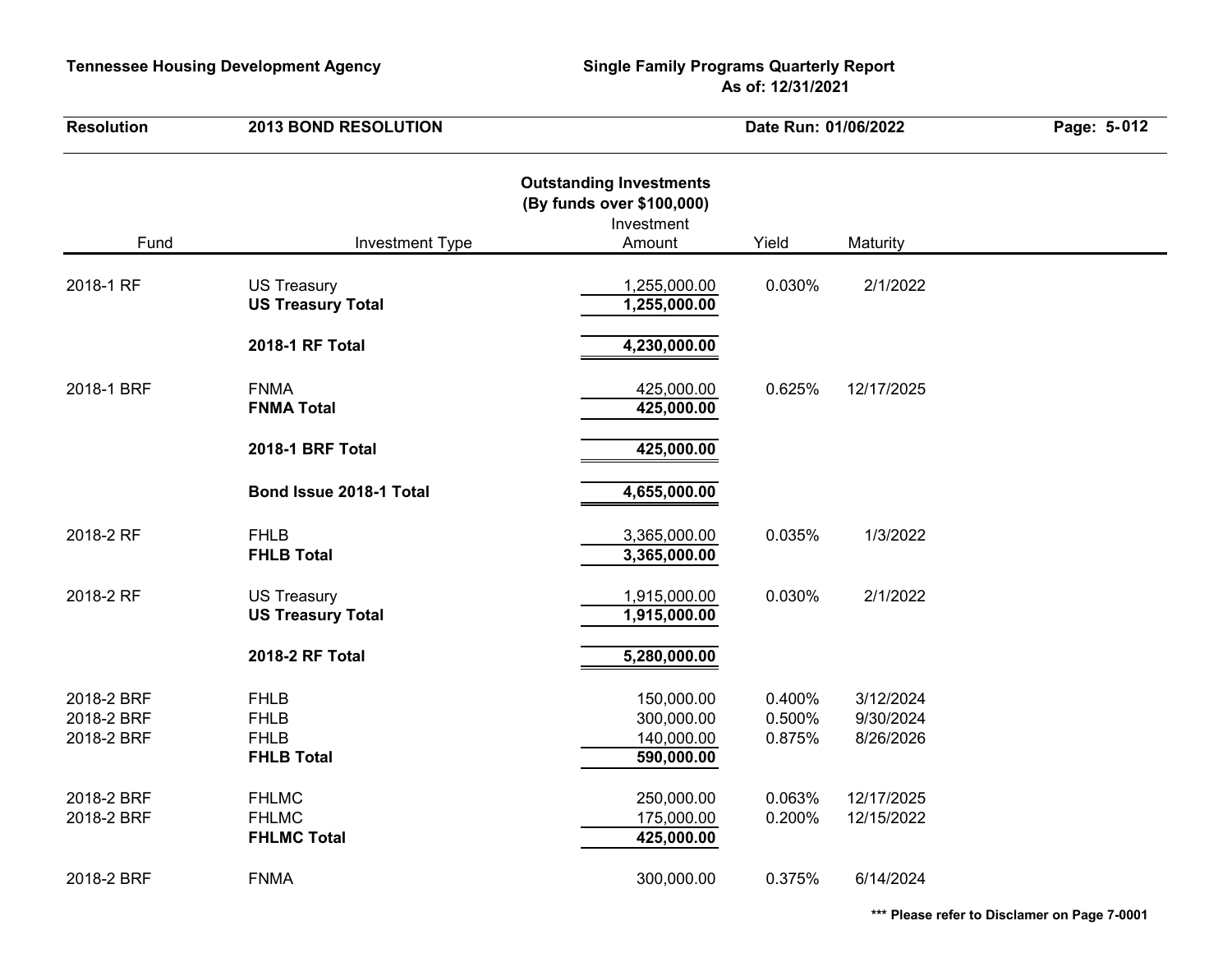**Tennessee Housing Development Agency** | **Single Family Programs Quarterly Report**
**As of: 12/31/2021**

**Resolution** | **2013 BOND RESOLUTION** | **Date Run: 01/06/2022**

## Outstanding Investments
### (By funds over $100,000)

| Fund | Investment Type | Investment Amount | Yield | Maturity |
|---|---|---|---|---|
| 2018-1 RF | US Treasury | 1,255,000.00 | 0.030% | 2/1/2022 |
| | **US Treasury Total** | **1,255,000.00** | | |
| | **2018-1 RF Total** | **4,230,000.00** | | |
| 2018-1 BRF | FNMA | 425,000.00 | 0.625% | 12/17/2025 |
| | **FNMA Total** | **425,000.00** | | |
| | **2018-1 BRF Total** | **425,000.00** | | |
| | **Bond Issue 2018-1 Total** | **4,655,000.00** | | |
| 2018-2 RF | FHLB | 3,365,000.00 | 0.035% | 1/3/2022 |
| | **FHLB Total** | **3,365,000.00** | | |
| 2018-2 RF | US Treasury | 1,915,000.00 | 0.030% | 2/1/2022 |
| | **US Treasury Total** | **1,915,000.00** | | |
| | **2018-2 RF Total** | **5,280,000.00** | | |
| 2018-2 BRF | FHLB | 150,000.00 | 0.400% | 3/12/2024 |
| 2018-2 BRF | FHLB | 300,000.00 | 0.500% | 9/30/2024 |
| 2018-2 BRF | FHLB | 140,000.00 | 0.875% | 8/26/2026 |
| | **FHLB Total** | **590,000.00** | | |
| 2018-2 BRF | FHLMC | 250,000.00 | 0.063% | 12/17/2025 |
| 2018-2 BRF | FHLMC | 175,000.00 | 0.200% | 12/15/2022 |
| | **FHLMC Total** | **425,000.00** | | |
| 2018-2 BRF | FNMA | 300,000.00 | 0.375% | 6/14/2024 |

**\*\*\* Please refer to Disclamer on Page 7-0001**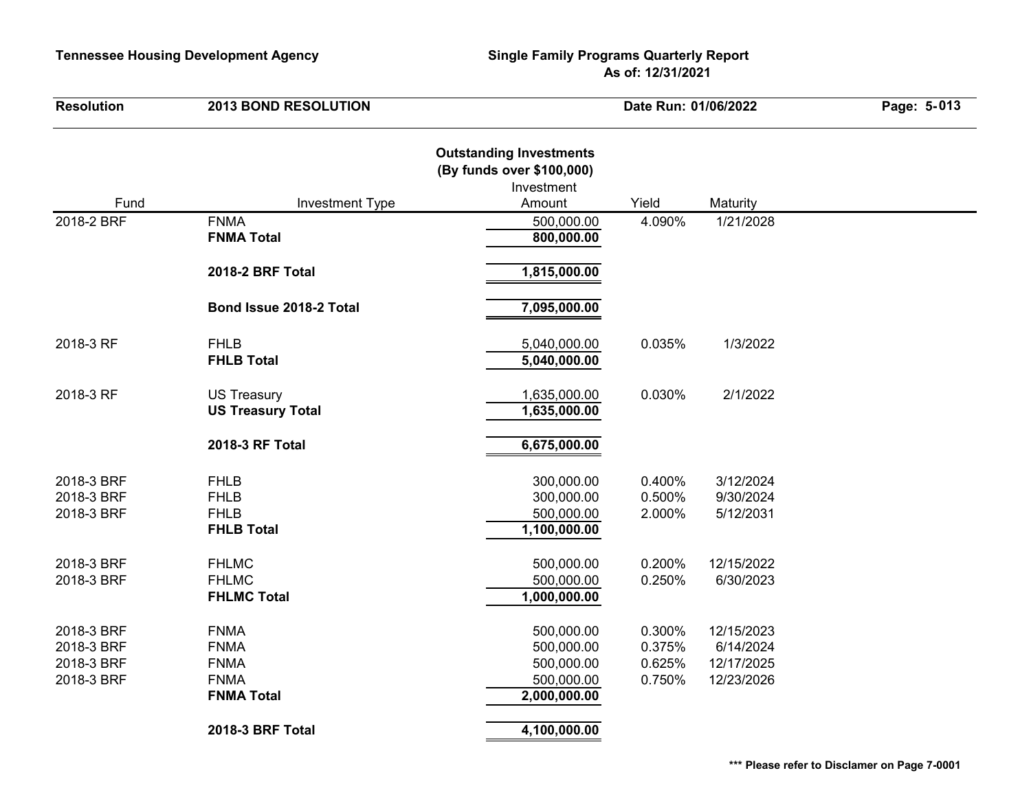**Tennessee Housing Development Agency** | **Single Family Programs Quarterly Report**
**As of: 12/31/2021**

**Resolution** **2013 BOND RESOLUTION** **Date Run: 01/06/2022**

## Outstanding Investments
### (By funds over $100,000)

| Fund | Investment Type | Investment Amount | Yield | Maturity |
|---|---|---|---|---|
| 2018-2 BRF | FNMA | 500,000.00 | 4.090% | 1/21/2028 |
| | **FNMA Total** | **800,000.00** | | |
| | **2018-2 BRF Total** | **1,815,000.00** | | |
| | **Bond Issue 2018-2 Total** | **7,095,000.00** | | |
| 2018-3 RF | FHLB | 5,040,000.00 | 0.035% | 1/3/2022 |
| | **FHLB Total** | **5,040,000.00** | | |
| 2018-3 RF | US Treasury | 1,635,000.00 | 0.030% | 2/1/2022 |
| | **US Treasury Total** | **1,635,000.00** | | |
| | **2018-3 RF Total** | **6,675,000.00** | | |
| 2018-3 BRF | FHLB | 300,000.00 | 0.400% | 3/12/2024 |
| 2018-3 BRF | FHLB | 300,000.00 | 0.500% | 9/30/2024 |
| 2018-3 BRF | FHLB | 500,000.00 | 2.000% | 5/12/2031 |
| | **FHLB Total** | **1,100,000.00** | | |
| 2018-3 BRF | FHLMC | 500,000.00 | 0.200% | 12/15/2022 |
| 2018-3 BRF | FHLMC | 500,000.00 | 0.250% | 6/30/2023 |
| | **FHLMC Total** | **1,000,000.00** | | |
| 2018-3 BRF | FNMA | 500,000.00 | 0.300% | 12/15/2023 |
| 2018-3 BRF | FNMA | 500,000.00 | 0.375% | 6/14/2024 |
| 2018-3 BRF | FNMA | 500,000.00 | 0.625% | 12/17/2025 |
| 2018-3 BRF | FNMA | 500,000.00 | 0.750% | 12/23/2026 |
| | **FNMA Total** | **2,000,000.00** | | |
| | **2018-3 BRF Total** | **4,100,000.00** | | |

**\*\*\* Please refer to Disclamer on Page 7-0001**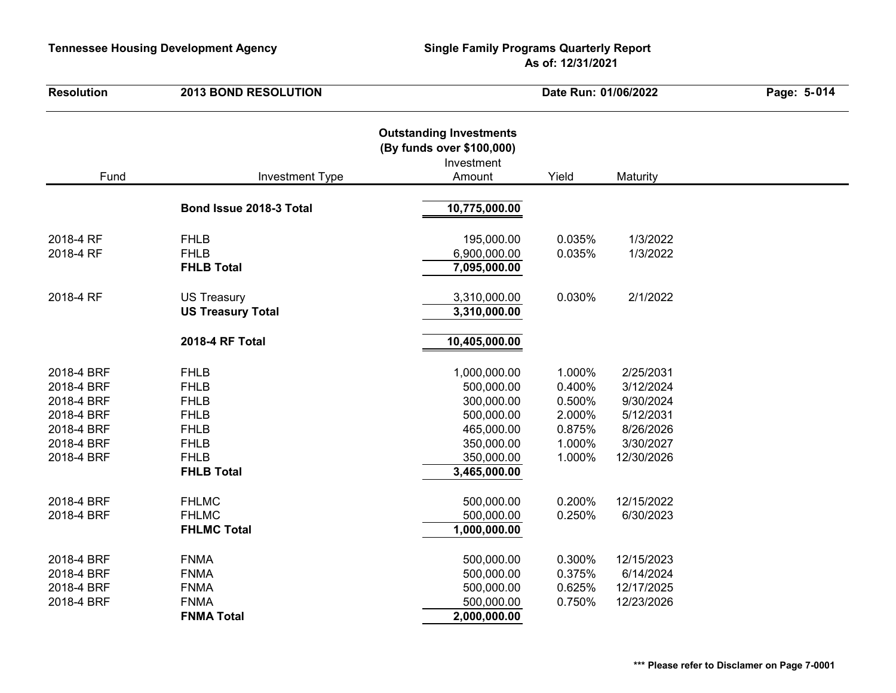**Tennessee Housing Development Agency** | **Single Family Programs Quarterly Report**
**As of: 12/31/2021**

**Resolution** **2013 BOND RESOLUTION** **Date Run: 01/06/2022**

## Outstanding Investments
### (By funds over $100,000)

| Fund | Investment Type | Investment Amount | Yield | Maturity |
|---|---|---|---|---|
| | **Bond Issue 2018-3 Total** | **10,775,000.00** | | |
| 2018-4 RF | FHLB | 195,000.00 | 0.035% | 1/3/2022 |
| 2018-4 RF | FHLB | 6,900,000.00 | 0.035% | 1/3/2022 |
| | **FHLB Total** | **7,095,000.00** | | |
| 2018-4 RF | US Treasury | 3,310,000.00 | 0.030% | 2/1/2022 |
| | **US Treasury Total** | **3,310,000.00** | | |
| | **2018-4 RF Total** | **10,405,000.00** | | |
| 2018-4 BRF | FHLB | 1,000,000.00 | 1.000% | 2/25/2031 |
| 2018-4 BRF | FHLB | 500,000.00 | 0.400% | 3/12/2024 |
| 2018-4 BRF | FHLB | 300,000.00 | 0.500% | 9/30/2024 |
| 2018-4 BRF | FHLB | 500,000.00 | 2.000% | 5/12/2031 |
| 2018-4 BRF | FHLB | 465,000.00 | 0.875% | 8/26/2026 |
| 2018-4 BRF | FHLB | 350,000.00 | 1.000% | 3/30/2027 |
| 2018-4 BRF | FHLB | 350,000.00 | 1.000% | 12/30/2026 |
| | **FHLB Total** | **3,465,000.00** | | |
| 2018-4 BRF | FHLMC | 500,000.00 | 0.200% | 12/15/2022 |
| 2018-4 BRF | FHLMC | 500,000.00 | 0.250% | 6/30/2023 |
| | **FHLMC Total** | **1,000,000.00** | | |
| 2018-4 BRF | FNMA | 500,000.00 | 0.300% | 12/15/2023 |
| 2018-4 BRF | FNMA | 500,000.00 | 0.375% | 6/14/2024 |
| 2018-4 BRF | FNMA | 500,000.00 | 0.625% | 12/17/2025 |
| 2018-4 BRF | FNMA | 500,000.00 | 0.750% | 12/23/2026 |
| | **FNMA Total** | **2,000,000.00** | | |

**\*\*\* Please refer to Disclamer on Page 7-0001**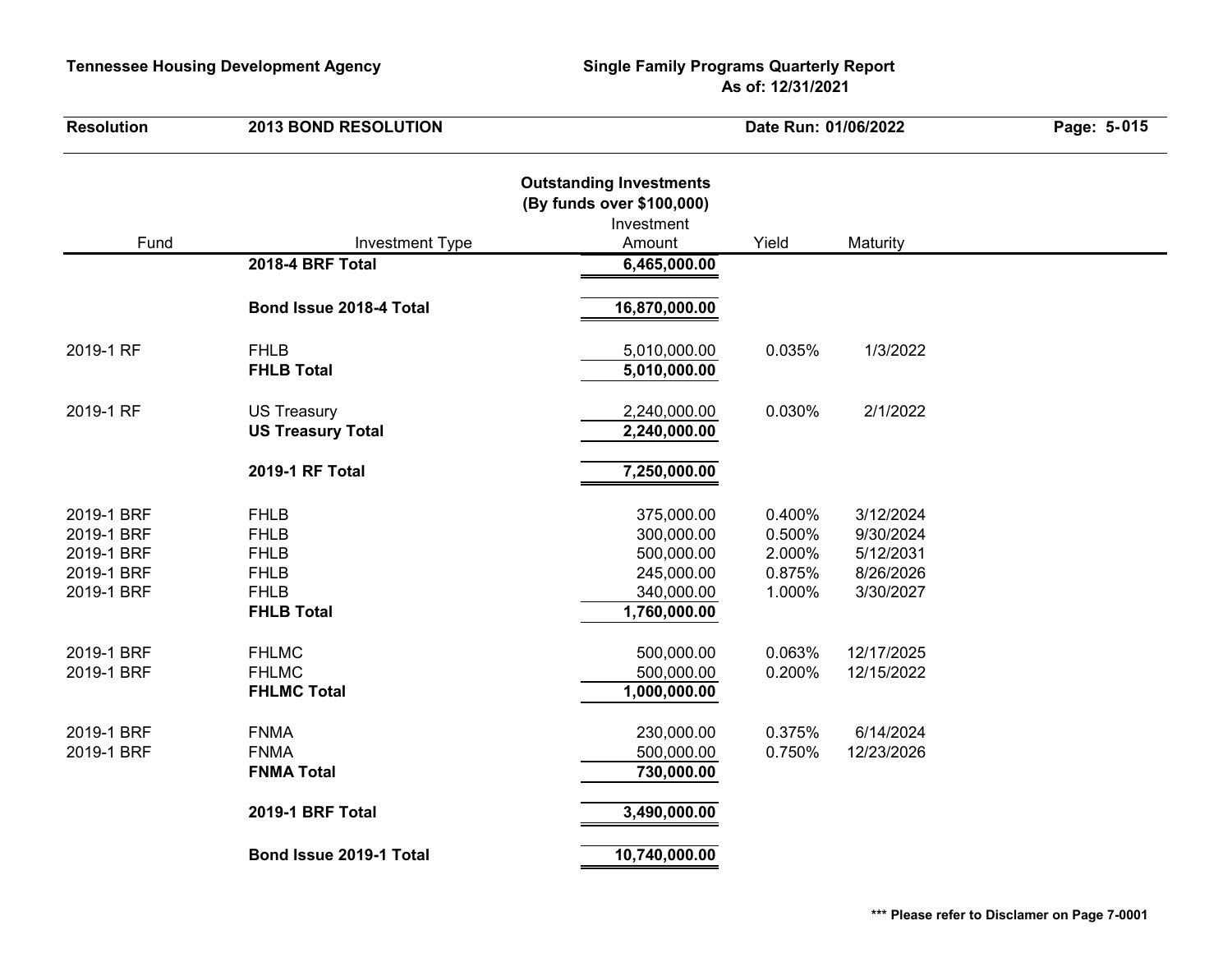**Tennessee Housing Development Agency** — **Single Family Programs Quarterly Report**
**As of: 12/31/2021**

**Resolution** **2013 BOND RESOLUTION** **Date Run: 01/06/2022** **Page: 5-015**

## Outstanding Investments (By funds over $100,000)

| Fund | Investment Type | Investment Amount | Yield | Maturity |
|---|---|---|---|---|
| | **2018-4 BRF Total** | **6,465,000.00** | | |
| | **Bond Issue 2018-4 Total** | **16,870,000.00** | | |
| 2019-1 RF | FHLB | 5,010,000.00 | 0.035% | 1/3/2022 |
| | **FHLB Total** | **5,010,000.00** | | |
| 2019-1 RF | US Treasury | 2,240,000.00 | 0.030% | 2/1/2022 |
| | **US Treasury Total** | **2,240,000.00** | | |
| | **2019-1 RF Total** | **7,250,000.00** | | |
| 2019-1 BRF | FHLB | 375,000.00 | 0.400% | 3/12/2024 |
| 2019-1 BRF | FHLB | 300,000.00 | 0.500% | 9/30/2024 |
| 2019-1 BRF | FHLB | 500,000.00 | 2.000% | 5/12/2031 |
| 2019-1 BRF | FHLB | 245,000.00 | 0.875% | 8/26/2026 |
| 2019-1 BRF | FHLB | 340,000.00 | 1.000% | 3/30/2027 |
| | **FHLB Total** | **1,760,000.00** | | |
| 2019-1 BRF | FHLMC | 500,000.00 | 0.063% | 12/17/2025 |
| 2019-1 BRF | FHLMC | 500,000.00 | 0.200% | 12/15/2022 |
| | **FHLMC Total** | **1,000,000.00** | | |
| 2019-1 BRF | FNMA | 230,000.00 | 0.375% | 6/14/2024 |
| 2019-1 BRF | FNMA | 500,000.00 | 0.750% | 12/23/2026 |
| | **FNMA Total** | **730,000.00** | | |
| | **2019-1 BRF Total** | **3,490,000.00** | | |
| | **Bond Issue 2019-1 Total** | **10,740,000.00** | | |

**\*\*\* Please refer to Disclamer on Page 7-0001**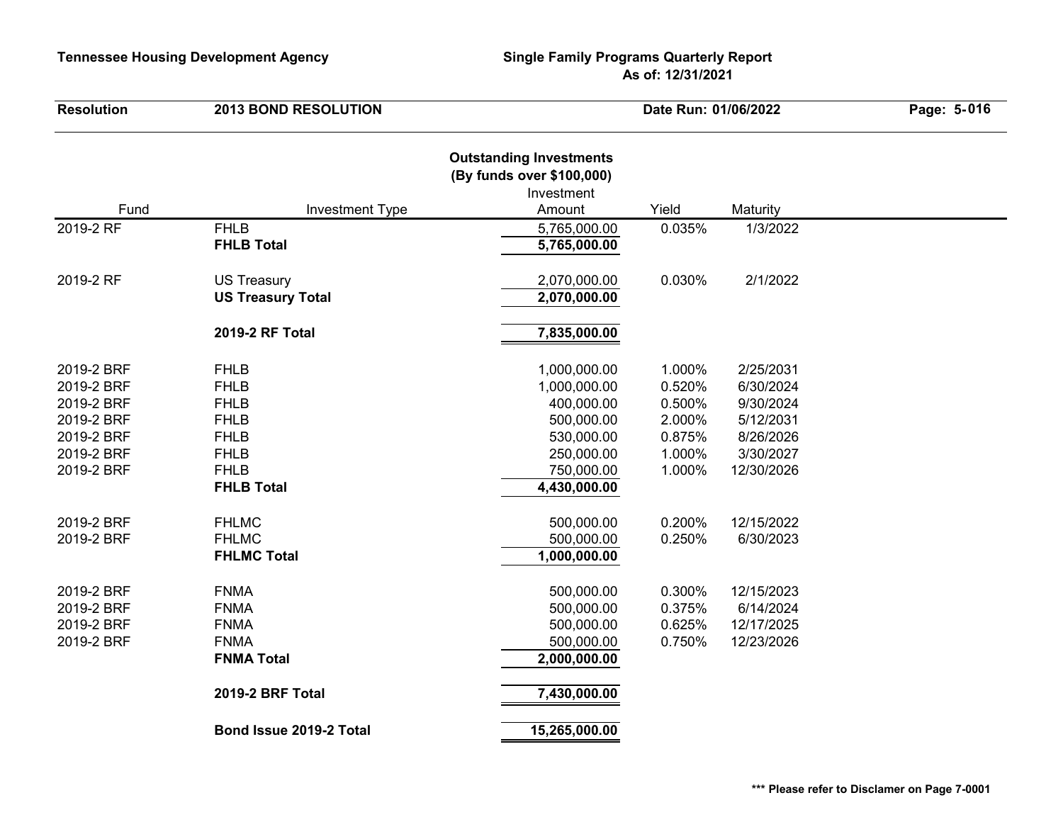Tennessee Housing Development Agency

Single Family Programs Quarterly Report
As of: 12/31/2021

**Resolution** **2013 BOND RESOLUTION** **Date Run: 01/06/2022**

## Outstanding Investments
### (By funds over $100,000)

| Fund | Investment Type | Investment Amount | Yield | Maturity |
|---|---|---|---|---|
| 2019-2 RF | FHLB | 5,765,000.00 | 0.035% | 1/3/2022 |
| | **FHLB Total** | **5,765,000.00** | | |
| 2019-2 RF | US Treasury | 2,070,000.00 | 0.030% | 2/1/2022 |
| | **US Treasury Total** | **2,070,000.00** | | |
| | **2019-2 RF Total** | **7,835,000.00** | | |
| 2019-2 BRF | FHLB | 1,000,000.00 | 1.000% | 2/25/2031 |
| 2019-2 BRF | FHLB | 1,000,000.00 | 0.520% | 6/30/2024 |
| 2019-2 BRF | FHLB | 400,000.00 | 0.500% | 9/30/2024 |
| 2019-2 BRF | FHLB | 500,000.00 | 2.000% | 5/12/2031 |
| 2019-2 BRF | FHLB | 530,000.00 | 0.875% | 8/26/2026 |
| 2019-2 BRF | FHLB | 250,000.00 | 1.000% | 3/30/2027 |
| 2019-2 BRF | FHLB | 750,000.00 | 1.000% | 12/30/2026 |
| | **FHLB Total** | **4,430,000.00** | | |
| 2019-2 BRF | FHLMC | 500,000.00 | 0.200% | 12/15/2022 |
| 2019-2 BRF | FHLMC | 500,000.00 | 0.250% | 6/30/2023 |
| | **FHLMC Total** | **1,000,000.00** | | |
| 2019-2 BRF | FNMA | 500,000.00 | 0.300% | 12/15/2023 |
| 2019-2 BRF | FNMA | 500,000.00 | 0.375% | 6/14/2024 |
| 2019-2 BRF | FNMA | 500,000.00 | 0.625% | 12/17/2025 |
| 2019-2 BRF | FNMA | 500,000.00 | 0.750% | 12/23/2026 |
| | **FNMA Total** | **2,000,000.00** | | |
| | **2019-2 BRF Total** | **7,430,000.00** | | |
| | **Bond Issue 2019-2 Total** | **15,265,000.00** | | |

**\*\*\* Please refer to Disclamer on Page 7-0001**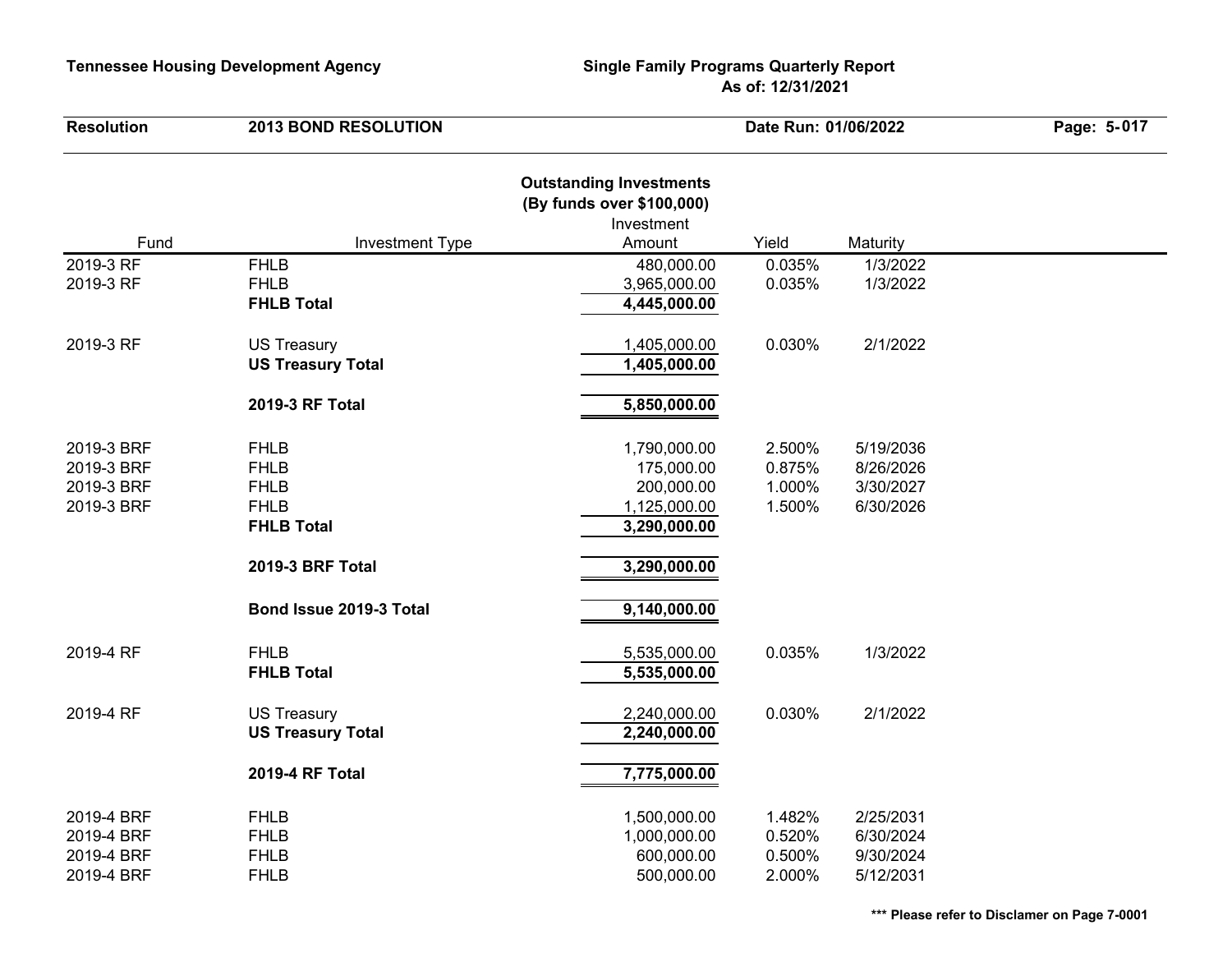**Tennessee Housing Development Agency** | **Single Family Programs Quarterly Report**
**As of: 12/31/2021**

**Resolution** **2013 BOND RESOLUTION** **Date Run: 01/06/2022**

## Outstanding Investments
### (By funds over $100,000)

| Fund | Investment Type | Investment Amount | Yield | Maturity |
|---|---|---|---|---|
| 2019-3 RF | FHLB | 480,000.00 | 0.035% | 1/3/2022 |
| 2019-3 RF | FHLB | 3,965,000.00 | 0.035% | 1/3/2022 |
| | **FHLB Total** | **4,445,000.00** | | |
| 2019-3 RF | US Treasury | 1,405,000.00 | 0.030% | 2/1/2022 |
| | **US Treasury Total** | **1,405,000.00** | | |
| | **2019-3 RF Total** | **5,850,000.00** | | |
| 2019-3 BRF | FHLB | 1,790,000.00 | 2.500% | 5/19/2036 |
| 2019-3 BRF | FHLB | 175,000.00 | 0.875% | 8/26/2026 |
| 2019-3 BRF | FHLB | 200,000.00 | 1.000% | 3/30/2027 |
| 2019-3 BRF | FHLB | 1,125,000.00 | 1.500% | 6/30/2026 |
| | **FHLB Total** | **3,290,000.00** | | |
| | **2019-3 BRF Total** | **3,290,000.00** | | |
| | **Bond Issue 2019-3 Total** | **9,140,000.00** | | |
| 2019-4 RF | FHLB | 5,535,000.00 | 0.035% | 1/3/2022 |
| | **FHLB Total** | **5,535,000.00** | | |
| 2019-4 RF | US Treasury | 2,240,000.00 | 0.030% | 2/1/2022 |
| | **US Treasury Total** | **2,240,000.00** | | |
| | **2019-4 RF Total** | **7,775,000.00** | | |
| 2019-4 BRF | FHLB | 1,500,000.00 | 1.482% | 2/25/2031 |
| 2019-4 BRF | FHLB | 1,000,000.00 | 0.520% | 6/30/2024 |
| 2019-4 BRF | FHLB | 600,000.00 | 0.500% | 9/30/2024 |
| 2019-4 BRF | FHLB | 500,000.00 | 2.000% | 5/12/2031 |

**\*\*\* Please refer to Disclamer on Page 7-0001**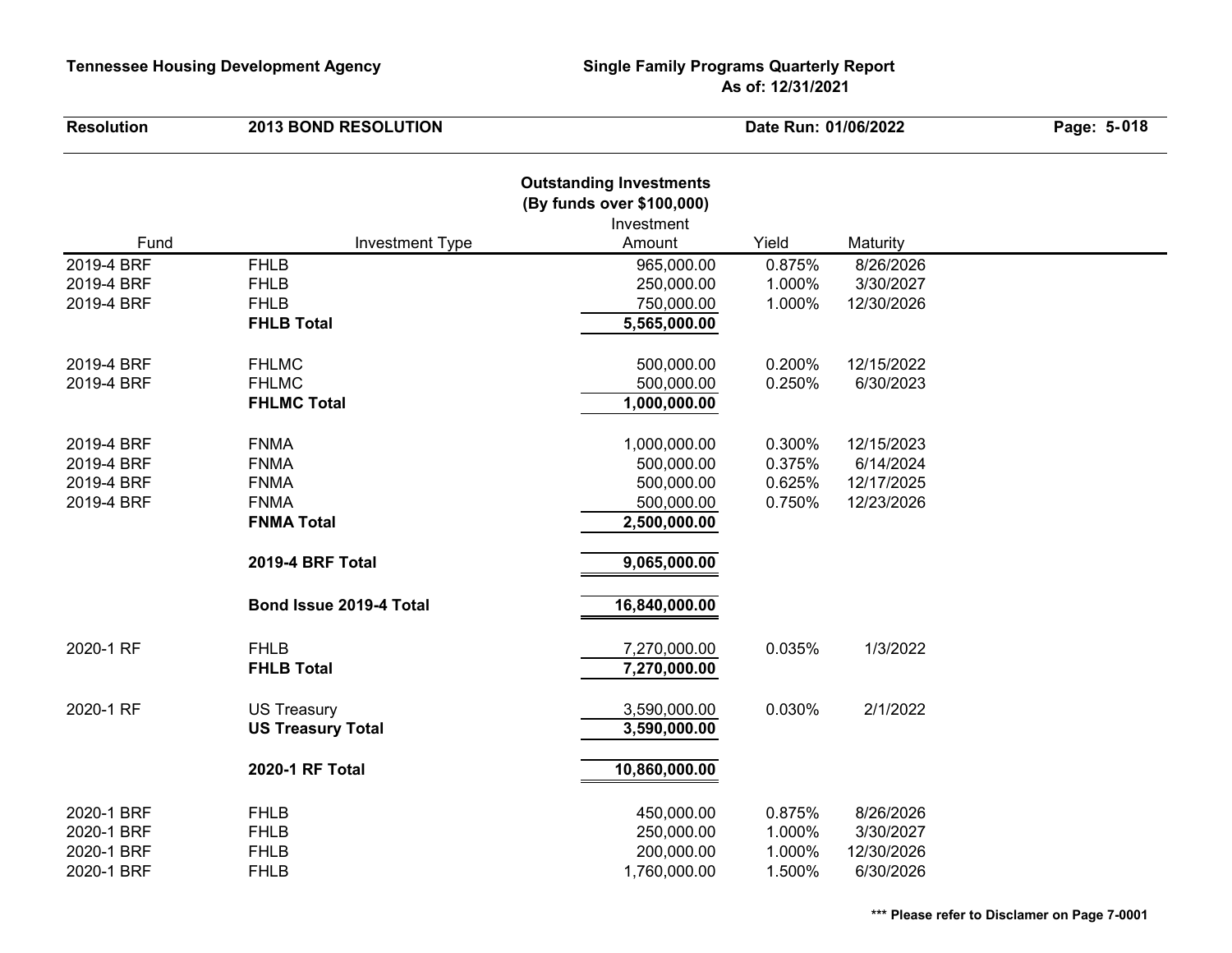Resolution: 2013 BOND RESOLUTION

## Outstanding Investments
### (By funds over $100,000)

| Fund | Investment Type | Investment Amount | Yield | Maturity |
|---|---|---|---|---|
| 2019-4 BRF | FHLB | 965,000.00 | 0.875% | 8/26/2026 |
| 2019-4 BRF | FHLB | 250,000.00 | 1.000% | 3/30/2027 |
| 2019-4 BRF | FHLB | 750,000.00 | 1.000% | 12/30/2026 |
| | **FHLB Total** | **5,565,000.00** | | |
| 2019-4 BRF | FHLMC | 500,000.00 | 0.200% | 12/15/2022 |
| 2019-4 BRF | FHLMC | 500,000.00 | 0.250% | 6/30/2023 |
| | **FHLMC Total** | **1,000,000.00** | | |
| 2019-4 BRF | FNMA | 1,000,000.00 | 0.300% | 12/15/2023 |
| 2019-4 BRF | FNMA | 500,000.00 | 0.375% | 6/14/2024 |
| 2019-4 BRF | FNMA | 500,000.00 | 0.625% | 12/17/2025 |
| 2019-4 BRF | FNMA | 500,000.00 | 0.750% | 12/23/2026 |
| | **FNMA Total** | **2,500,000.00** | | |
| | **2019-4 BRF Total** | **9,065,000.00** | | |
| | **Bond Issue 2019-4 Total** | **16,840,000.00** | | |
| 2020-1 RF | FHLB | 7,270,000.00 | 0.035% | 1/3/2022 |
| | **FHLB Total** | **7,270,000.00** | | |
| 2020-1 RF | US Treasury | 3,590,000.00 | 0.030% | 2/1/2022 |
| | **US Treasury Total** | **3,590,000.00** | | |
| | **2020-1 RF Total** | **10,860,000.00** | | |
| 2020-1 BRF | FHLB | 450,000.00 | 0.875% | 8/26/2026 |
| 2020-1 BRF | FHLB | 250,000.00 | 1.000% | 3/30/2027 |
| 2020-1 BRF | FHLB | 200,000.00 | 1.000% | 12/30/2026 |
| 2020-1 BRF | FHLB | 1,760,000.00 | 1.500% | 6/30/2026 |

*** Please refer to Disclamer on Page 7-0001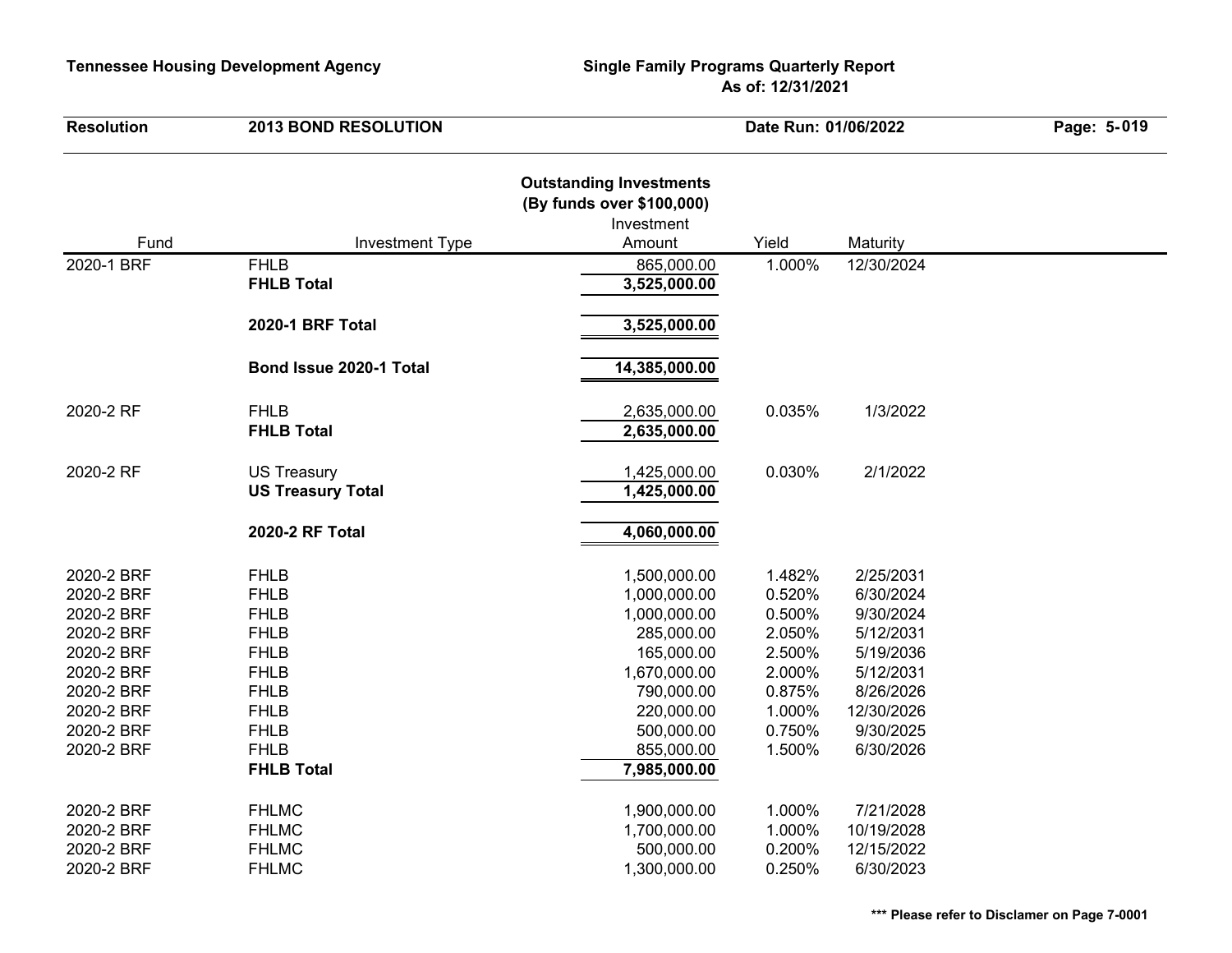**Outstanding Investments**
**(By funds over $100,000)**

| Fund | Investment Type | Investment Amount | Yield | Maturity |
|---|---|---|---|---|
| 2020-1 BRF | FHLB | 865,000.00 | 1.000% | 12/30/2024 |
| | **FHLB Total** | **3,525,000.00** | | |
| | **2020-1 BRF Total** | **3,525,000.00** | | |
| | **Bond Issue 2020-1 Total** | **14,385,000.00** | | |
| 2020-2 RF | FHLB | 2,635,000.00 | 0.035% | 1/3/2022 |
| | **FHLB Total** | **2,635,000.00** | | |
| 2020-2 RF | US Treasury | 1,425,000.00 | 0.030% | 2/1/2022 |
| | **US Treasury Total** | **1,425,000.00** | | |
| | **2020-2 RF Total** | **4,060,000.00** | | |
| 2020-2 BRF | FHLB | 1,500,000.00 | 1.482% | 2/25/2031 |
| 2020-2 BRF | FHLB | 1,000,000.00 | 0.520% | 6/30/2024 |
| 2020-2 BRF | FHLB | 1,000,000.00 | 0.500% | 9/30/2024 |
| 2020-2 BRF | FHLB | 285,000.00 | 2.050% | 5/12/2031 |
| 2020-2 BRF | FHLB | 165,000.00 | 2.500% | 5/19/2036 |
| 2020-2 BRF | FHLB | 1,670,000.00 | 2.000% | 5/12/2031 |
| 2020-2 BRF | FHLB | 790,000.00 | 0.875% | 8/26/2026 |
| 2020-2 BRF | FHLB | 220,000.00 | 1.000% | 12/30/2026 |
| 2020-2 BRF | FHLB | 500,000.00 | 0.750% | 9/30/2025 |
| 2020-2 BRF | FHLB | 855,000.00 | 1.500% | 6/30/2026 |
| | **FHLB Total** | **7,985,000.00** | | |
| 2020-2 BRF | FHLMC | 1,900,000.00 | 1.000% | 7/21/2028 |
| 2020-2 BRF | FHLMC | 1,700,000.00 | 1.000% | 10/19/2028 |
| 2020-2 BRF | FHLMC | 500,000.00 | 0.200% | 12/15/2022 |
| 2020-2 BRF | FHLMC | 1,300,000.00 | 0.250% | 6/30/2023 |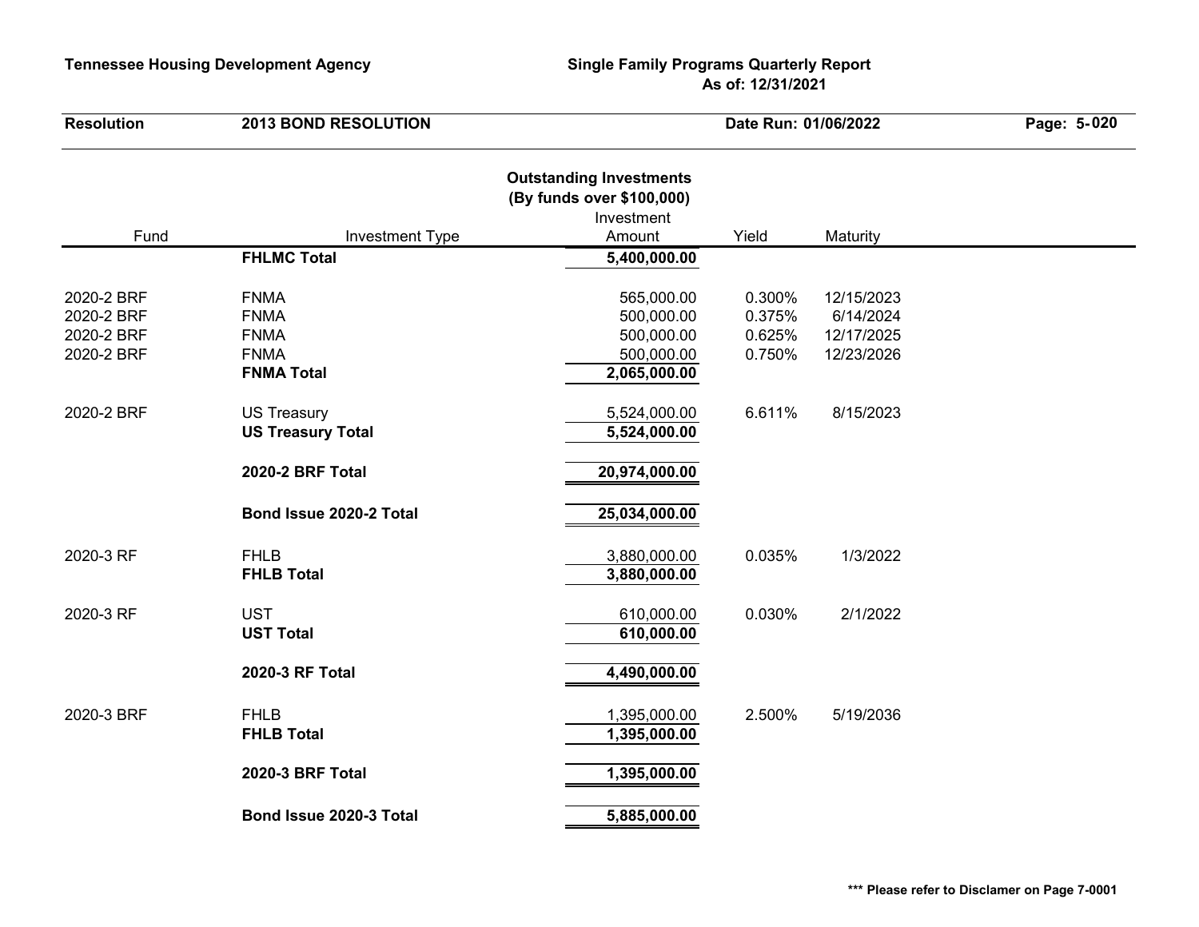**Tennessee Housing Development Agency** | **Single Family Programs Quarterly Report**
**As of: 12/31/2021**

**Resolution** | **2013 BOND RESOLUTION** | **Date Run: 01/06/2022**

## Outstanding Investments
## (By funds over $100,000)

| Fund | Investment Type | Investment Amount | Yield | Maturity |
|---|---|---|---|---|
| | **FHLMC Total** | **5,400,000.00** | | |
| 2020-2 BRF | FNMA | 565,000.00 | 0.300% | 12/15/2023 |
| 2020-2 BRF | FNMA | 500,000.00 | 0.375% | 6/14/2024 |
| 2020-2 BRF | FNMA | 500,000.00 | 0.625% | 12/17/2025 |
| 2020-2 BRF | FNMA | 500,000.00 | 0.750% | 12/23/2026 |
| | **FNMA Total** | **2,065,000.00** | | |
| 2020-2 BRF | US Treasury | 5,524,000.00 | 6.611% | 8/15/2023 |
| | **US Treasury Total** | **5,524,000.00** | | |
| | **2020-2 BRF Total** | **20,974,000.00** | | |
| | **Bond Issue 2020-2 Total** | **25,034,000.00** | | |
| 2020-3 RF | FHLB | 3,880,000.00 | 0.035% | 1/3/2022 |
| | **FHLB Total** | **3,880,000.00** | | |
| 2020-3 RF | UST | 610,000.00 | 0.030% | 2/1/2022 |
| | **UST Total** | **610,000.00** | | |
| | **2020-3 RF Total** | **4,490,000.00** | | |
| 2020-3 BRF | FHLB | 1,395,000.00 | 2.500% | 5/19/2036 |
| | **FHLB Total** | **1,395,000.00** | | |
| | **2020-3 BRF Total** | **1,395,000.00** | | |
| | **Bond Issue 2020-3 Total** | **5,885,000.00** | | |

**\*\*\* Please refer to Disclamer on Page 7-0001**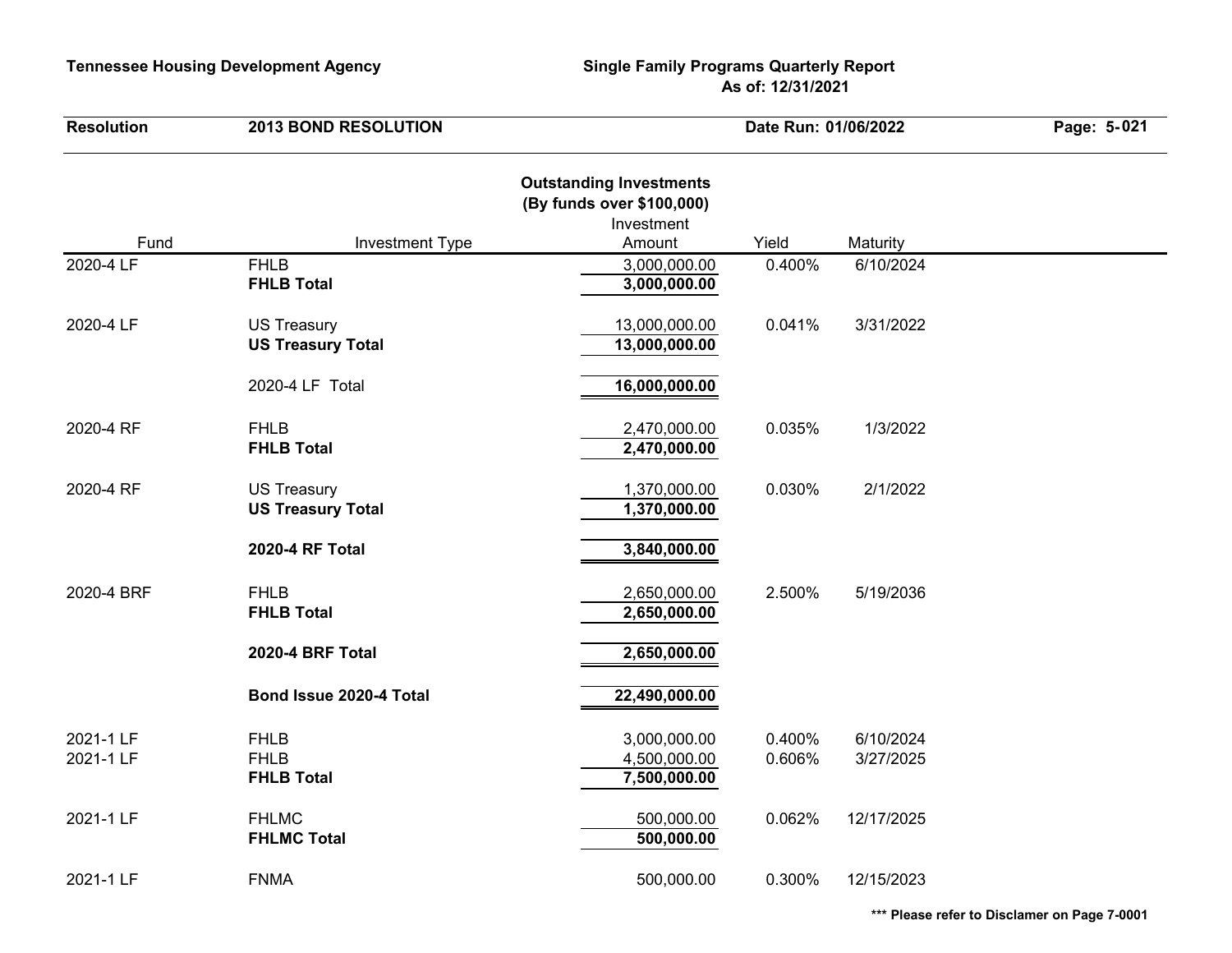**Tennessee Housing Development Agency** — **Single Family Programs Quarterly Report**
**As of: 12/31/2021**

**Resolution** — **2013 BOND RESOLUTION** — **Date Run: 01/06/2022**

## Outstanding Investments
**(By funds over $100,000)**

| Fund | Investment Type | Investment Amount | Yield | Maturity |
|---|---|---|---|---|
| 2020-4 LF | FHLB | 3,000,000.00 | 0.400% | 6/10/2024 |
| | **FHLB Total** | **3,000,000.00** | | |
| 2020-4 LF | US Treasury | 13,000,000.00 | 0.041% | 3/31/2022 |
| | **US Treasury Total** | **13,000,000.00** | | |
| | 2020-4 LF Total | **16,000,000.00** | | |
| 2020-4 RF | FHLB | 2,470,000.00 | 0.035% | 1/3/2022 |
| | **FHLB Total** | **2,470,000.00** | | |
| 2020-4 RF | US Treasury | 1,370,000.00 | 0.030% | 2/1/2022 |
| | **US Treasury Total** | **1,370,000.00** | | |
| | **2020-4 RF Total** | **3,840,000.00** | | |
| 2020-4 BRF | FHLB | 2,650,000.00 | 2.500% | 5/19/2036 |
| | **FHLB Total** | **2,650,000.00** | | |
| | **2020-4 BRF Total** | **2,650,000.00** | | |
| | **Bond Issue 2020-4 Total** | **22,490,000.00** | | |
| 2021-1 LF | FHLB | 3,000,000.00 | 0.400% | 6/10/2024 |
| 2021-1 LF | FHLB | 4,500,000.00 | 0.606% | 3/27/2025 |
| | **FHLB Total** | **7,500,000.00** | | |
| 2021-1 LF | FHLMC | 500,000.00 | 0.062% | 12/17/2025 |
| | **FHLMC Total** | **500,000.00** | | |
| 2021-1 LF | FNMA | 500,000.00 | 0.300% | 12/15/2023 |

*** Please refer to Disclamer on Page 7-0001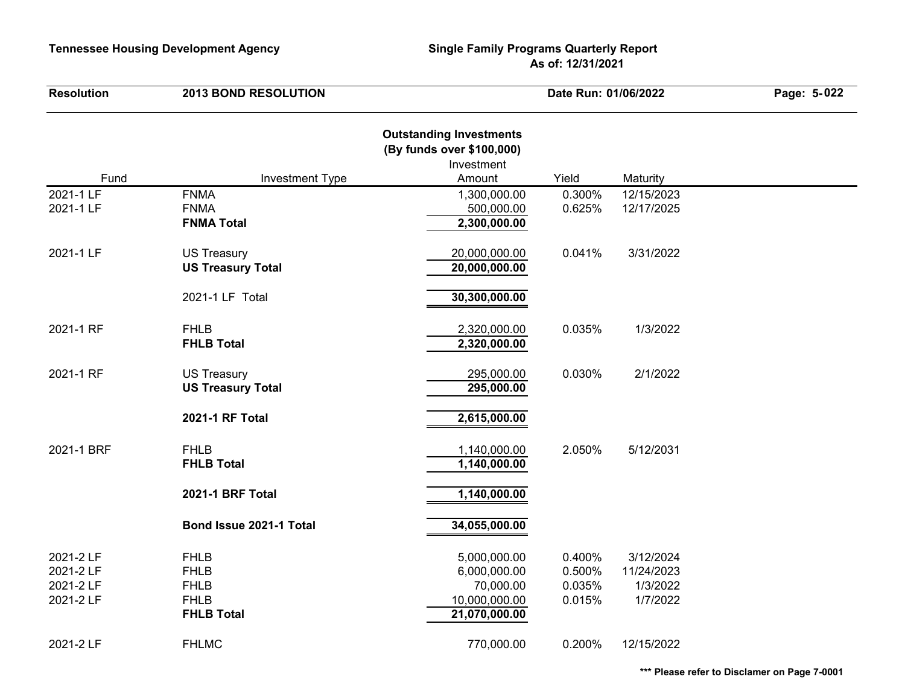## Outstanding Investments
### (By funds over $100,000)

| Fund | Investment Type | Investment Amount | Yield | Maturity |
|---|---|---|---|---|
| 2021-1 LF | FNMA | 1,300,000.00 | 0.300% | 12/15/2023 |
| 2021-1 LF | FNMA | 500,000.00 | 0.625% | 12/17/2025 |
| | **FNMA Total** | **2,300,000.00** | | |
| 2021-1 LF | US Treasury | 20,000,000.00 | 0.041% | 3/31/2022 |
| | **US Treasury Total** | **20,000,000.00** | | |
| | 2021-1 LF Total | **30,300,000.00** | | |
| 2021-1 RF | FHLB | 2,320,000.00 | 0.035% | 1/3/2022 |
| | **FHLB Total** | **2,320,000.00** | | |
| 2021-1 RF | US Treasury | 295,000.00 | 0.030% | 2/1/2022 |
| | **US Treasury Total** | **295,000.00** | | |
| | **2021-1 RF Total** | **2,615,000.00** | | |
| 2021-1 BRF | FHLB | 1,140,000.00 | 2.050% | 5/12/2031 |
| | **FHLB Total** | **1,140,000.00** | | |
| | **2021-1 BRF Total** | **1,140,000.00** | | |
| | **Bond Issue 2021-1 Total** | **34,055,000.00** | | |
| 2021-2 LF | FHLB | 5,000,000.00 | 0.400% | 3/12/2024 |
| 2021-2 LF | FHLB | 6,000,000.00 | 0.500% | 11/24/2023 |
| 2021-2 LF | FHLB | 70,000.00 | 0.035% | 1/3/2022 |
| 2021-2 LF | FHLB | 10,000,000.00 | 0.015% | 1/7/2022 |
| | **FHLB Total** | **21,070,000.00** | | |
| 2021-2 LF | FHLMC | 770,000.00 | 0.200% | 12/15/2022 |

*** Please refer to Disclamer on Page 7-0001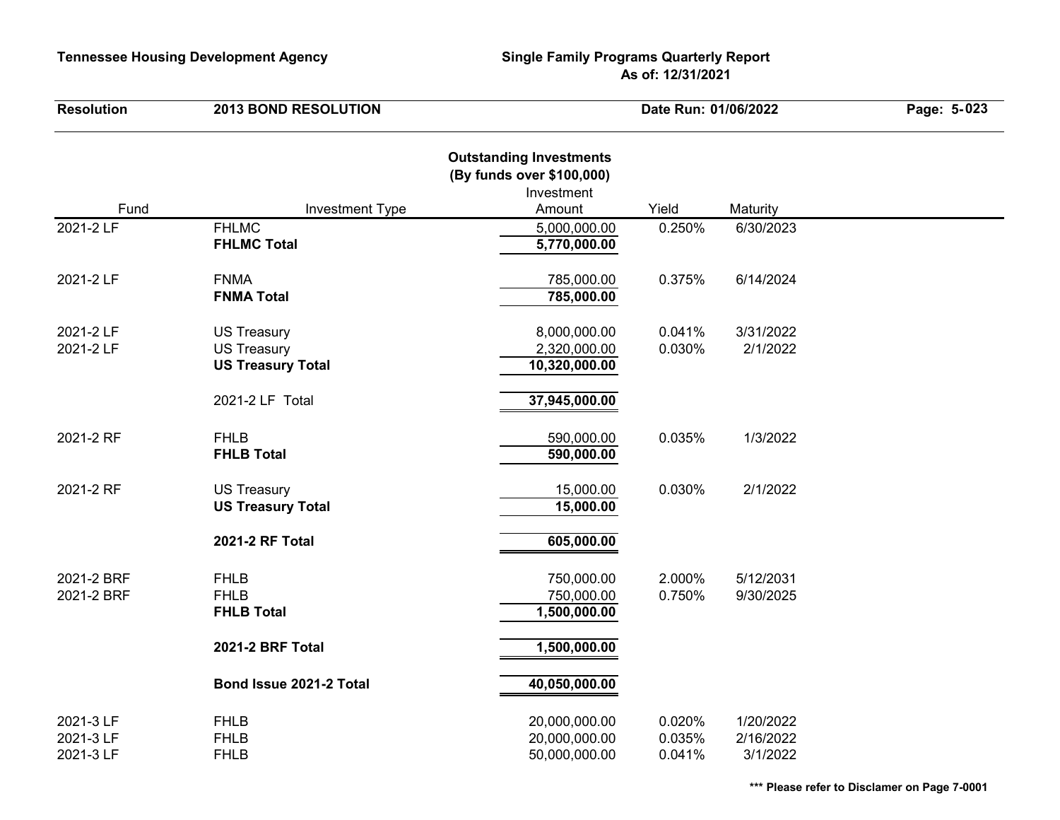**Tennessee Housing Development Agency** | **Single Family Programs Quarterly Report As of: 12/31/2021**

**Resolution** **2013 BOND RESOLUTION** **Date Run: 01/06/2022**

## Outstanding Investments
### (By funds over $100,000)

| Fund | Investment Type | Investment Amount | Yield | Maturity |
|---|---|---|---|---|
| 2021-2 LF | FHLMC | 5,000,000.00 | 0.250% | 6/30/2023 |
| | **FHLMC Total** | **5,770,000.00** | | |
| 2021-2 LF | FNMA | 785,000.00 | 0.375% | 6/14/2024 |
| | **FNMA Total** | **785,000.00** | | |
| 2021-2 LF | US Treasury | 8,000,000.00 | 0.041% | 3/31/2022 |
| 2021-2 LF | US Treasury | 2,320,000.00 | 0.030% | 2/1/2022 |
| | **US Treasury Total** | **10,320,000.00** | | |
| | 2021-2 LF Total | **37,945,000.00** | | |
| 2021-2 RF | FHLB | 590,000.00 | 0.035% | 1/3/2022 |
| | **FHLB Total** | **590,000.00** | | |
| 2021-2 RF | US Treasury | 15,000.00 | 0.030% | 2/1/2022 |
| | **US Treasury Total** | **15,000.00** | | |
| | **2021-2 RF Total** | **605,000.00** | | |
| 2021-2 BRF | FHLB | 750,000.00 | 2.000% | 5/12/2031 |
| 2021-2 BRF | FHLB | 750,000.00 | 0.750% | 9/30/2025 |
| | **FHLB Total** | **1,500,000.00** | | |
| | **2021-2 BRF Total** | **1,500,000.00** | | |
| | **Bond Issue 2021-2 Total** | **40,050,000.00** | | |
| 2021-3 LF | FHLB | 20,000,000.00 | 0.020% | 1/20/2022 |
| 2021-3 LF | FHLB | 20,000,000.00 | 0.035% | 2/16/2022 |
| 2021-3 LF | FHLB | 50,000,000.00 | 0.041% | 3/1/2022 |

**\*\*\* Please refer to Disclamer on Page 7-0001**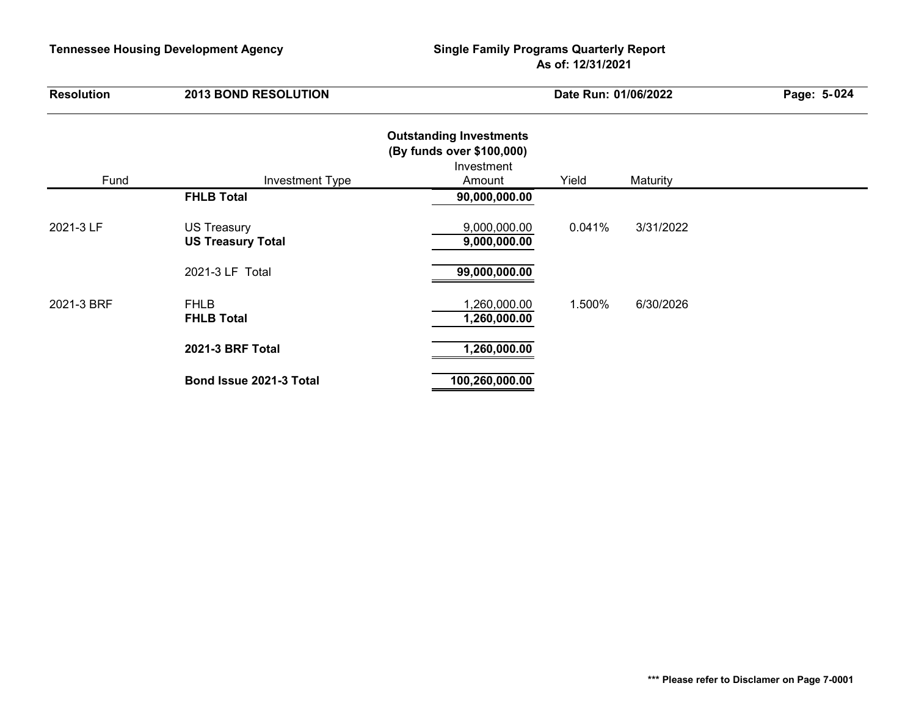**Tennessee Housing Development Agency** — **Single Family Programs Quarterly Report** — **As of: 12/31/2021**

**Resolution** — **2013 BOND RESOLUTION** — **Date Run: 01/06/2022**

## Outstanding Investments
### (By funds over $100,000)

| Fund | Investment Type | Investment Amount | Yield | Maturity |
|---|---|---|---|---|
| | **FHLB Total** | **90,000,000.00** | | |
| 2021-3 LF | US Treasury | 9,000,000.00 | 0.041% | 3/31/2022 |
| | **US Treasury Total** | **9,000,000.00** | | |
| | 2021-3 LF Total | **99,000,000.00** | | |
| 2021-3 BRF | FHLB | 1,260,000.00 | 1.500% | 6/30/2026 |
| | **FHLB Total** | **1,260,000.00** | | |
| | **2021-3 BRF Total** | **1,260,000.00** | | |
| | **Bond Issue 2021-3 Total** | **100,260,000.00** | | |

**\*\*\* Please refer to Disclamer on Page 7-0001**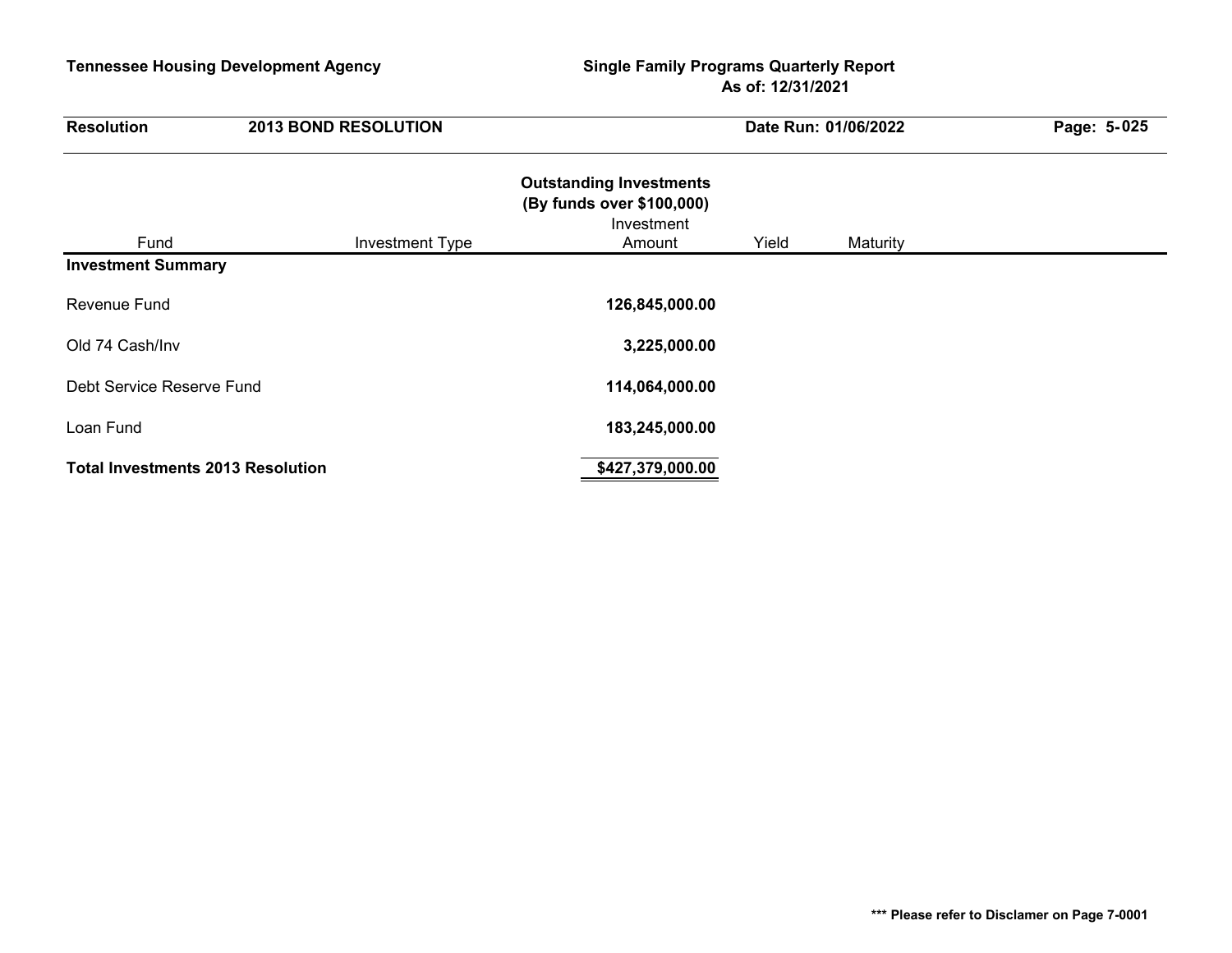**Tennessee Housing Development Agency** | **Single Family Programs Quarterly Report**
**As of: 12/31/2021**

| **Resolution** | **2013 BOND RESOLUTION** | **Date Run: 01/06/2022** |
|---|---|---|

## Outstanding Investments
### (By funds over $100,000)

| Fund | Investment Type | Investment Amount | Yield | Maturity |
|---|---|---|---|---|
| **Investment Summary** | | | | |
| Revenue Fund | | **126,845,000.00** | | |
| Old 74 Cash/Inv | | **3,225,000.00** | | |
| Debt Service Reserve Fund | | **114,064,000.00** | | |
| Loan Fund | | **183,245,000.00** | | |
| **Total Investments 2013 Resolution** | | **$427,379,000.00** | | |

**\*\*\* Please refer to Disclamer on Page 7-0001**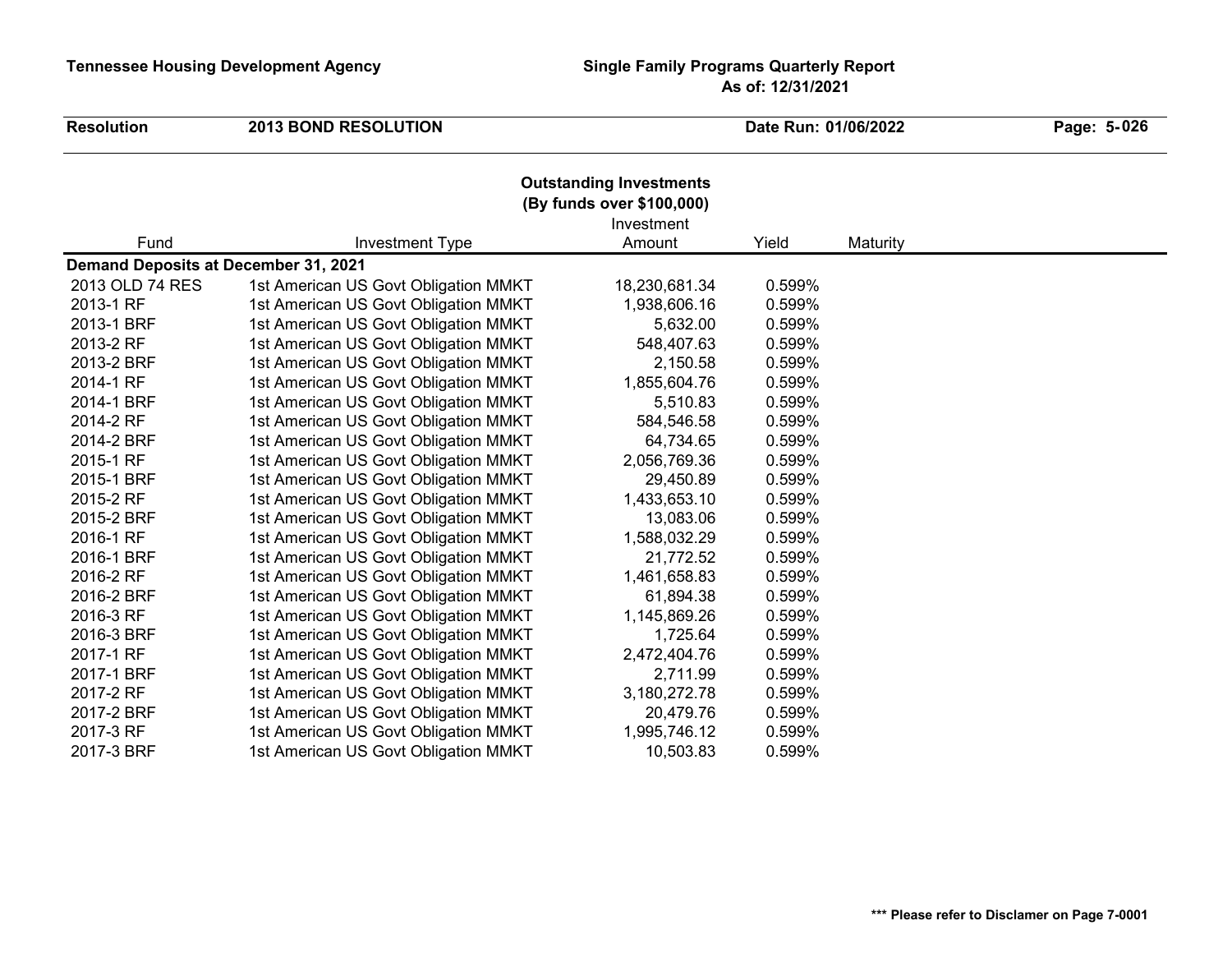**Tennessee Housing Development Agency** — **Single Family Programs Quarterly Report**
**As of: 12/31/2021**

**Resolution** **2013 BOND RESOLUTION** **Date Run: 01/06/2022**

## Outstanding Investments
### (By funds over $100,000)

| Fund | Investment Type | Investment Amount | Yield | Maturity |
|---|---|---|---|---|
| **Demand Deposits at December 31, 2021** | | | | |
| 2013 OLD 74 RES | 1st American US Govt Obligation MMKT | 18,230,681.34 | 0.599% | |
| 2013-1 RF | 1st American US Govt Obligation MMKT | 1,938,606.16 | 0.599% | |
| 2013-1 BRF | 1st American US Govt Obligation MMKT | 5,632.00 | 0.599% | |
| 2013-2 RF | 1st American US Govt Obligation MMKT | 548,407.63 | 0.599% | |
| 2013-2 BRF | 1st American US Govt Obligation MMKT | 2,150.58 | 0.599% | |
| 2014-1 RF | 1st American US Govt Obligation MMKT | 1,855,604.76 | 0.599% | |
| 2014-1 BRF | 1st American US Govt Obligation MMKT | 5,510.83 | 0.599% | |
| 2014-2 RF | 1st American US Govt Obligation MMKT | 584,546.58 | 0.599% | |
| 2014-2 BRF | 1st American US Govt Obligation MMKT | 64,734.65 | 0.599% | |
| 2015-1 RF | 1st American US Govt Obligation MMKT | 2,056,769.36 | 0.599% | |
| 2015-1 BRF | 1st American US Govt Obligation MMKT | 29,450.89 | 0.599% | |
| 2015-2 RF | 1st American US Govt Obligation MMKT | 1,433,653.10 | 0.599% | |
| 2015-2 BRF | 1st American US Govt Obligation MMKT | 13,083.06 | 0.599% | |
| 2016-1 RF | 1st American US Govt Obligation MMKT | 1,588,032.29 | 0.599% | |
| 2016-1 BRF | 1st American US Govt Obligation MMKT | 21,772.52 | 0.599% | |
| 2016-2 RF | 1st American US Govt Obligation MMKT | 1,461,658.83 | 0.599% | |
| 2016-2 BRF | 1st American US Govt Obligation MMKT | 61,894.38 | 0.599% | |
| 2016-3 RF | 1st American US Govt Obligation MMKT | 1,145,869.26 | 0.599% | |
| 2016-3 BRF | 1st American US Govt Obligation MMKT | 1,725.64 | 0.599% | |
| 2017-1 RF | 1st American US Govt Obligation MMKT | 2,472,404.76 | 0.599% | |
| 2017-1 BRF | 1st American US Govt Obligation MMKT | 2,711.99 | 0.599% | |
| 2017-2 RF | 1st American US Govt Obligation MMKT | 3,180,272.78 | 0.599% | |
| 2017-2 BRF | 1st American US Govt Obligation MMKT | 20,479.76 | 0.599% | |
| 2017-3 RF | 1st American US Govt Obligation MMKT | 1,995,746.12 | 0.599% | |
| 2017-3 BRF | 1st American US Govt Obligation MMKT | 10,503.83 | 0.599% | |

**\*\*\* Please refer to Disclamer on Page 7-0001**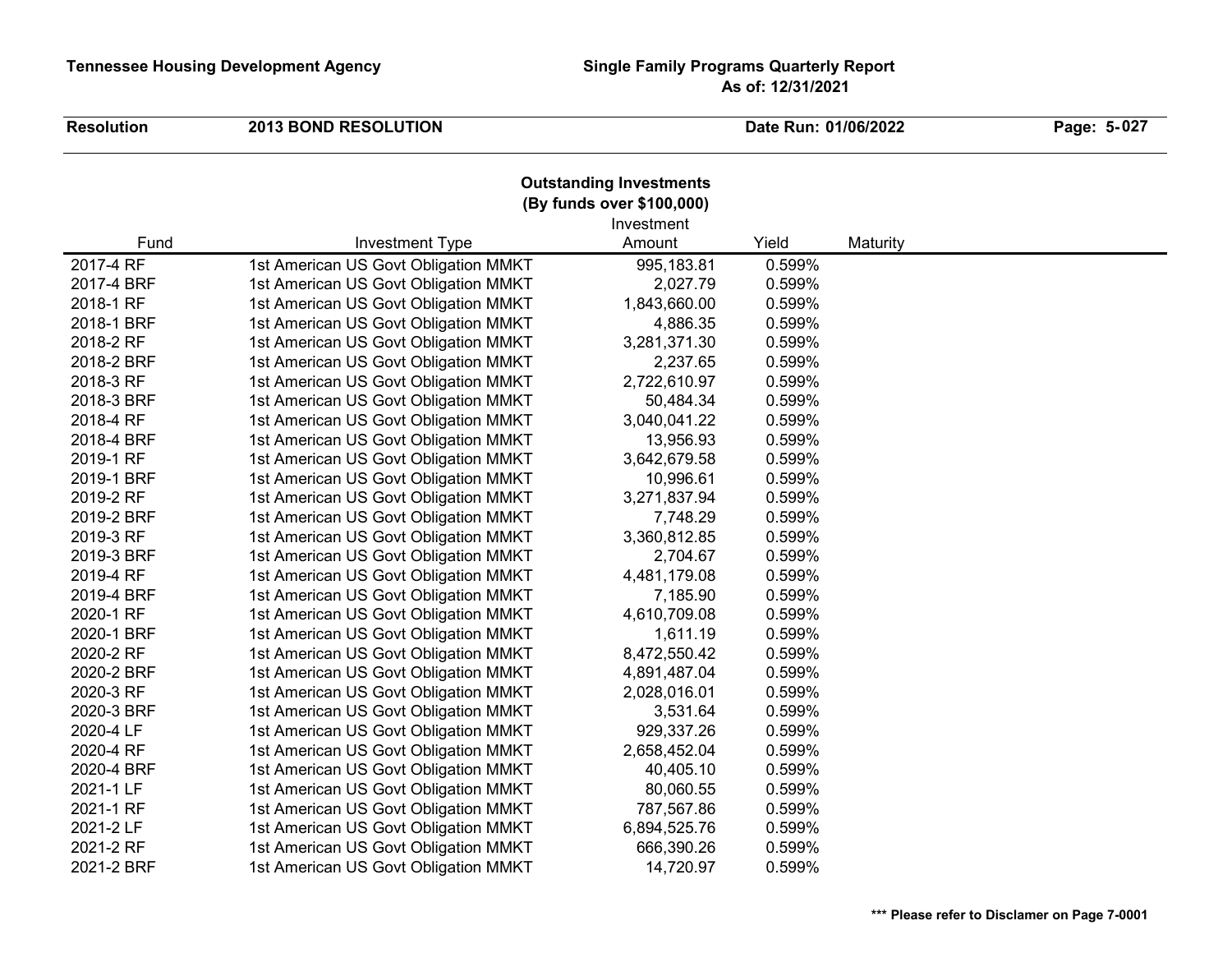**Tennessee Housing Development Agency** | **Single Family Programs Quarterly Report**
**As of: 12/31/2021**

**Resolution** | **2013 BOND RESOLUTION** | **Date Run: 01/06/2022**

## Outstanding Investments
### (By funds over $100,000)

| Fund | Investment Type | Investment Amount | Yield | Maturity |
|---|---|---|---|---|
| 2017-4 RF | 1st American US Govt Obligation MMKT | 995,183.81 | 0.599% | |
| 2017-4 BRF | 1st American US Govt Obligation MMKT | 2,027.79 | 0.599% | |
| 2018-1 RF | 1st American US Govt Obligation MMKT | 1,843,660.00 | 0.599% | |
| 2018-1 BRF | 1st American US Govt Obligation MMKT | 4,886.35 | 0.599% | |
| 2018-2 RF | 1st American US Govt Obligation MMKT | 3,281,371.30 | 0.599% | |
| 2018-2 BRF | 1st American US Govt Obligation MMKT | 2,237.65 | 0.599% | |
| 2018-3 RF | 1st American US Govt Obligation MMKT | 2,722,610.97 | 0.599% | |
| 2018-3 BRF | 1st American US Govt Obligation MMKT | 50,484.34 | 0.599% | |
| 2018-4 RF | 1st American US Govt Obligation MMKT | 3,040,041.22 | 0.599% | |
| 2018-4 BRF | 1st American US Govt Obligation MMKT | 13,956.93 | 0.599% | |
| 2019-1 RF | 1st American US Govt Obligation MMKT | 3,642,679.58 | 0.599% | |
| 2019-1 BRF | 1st American US Govt Obligation MMKT | 10,996.61 | 0.599% | |
| 2019-2 RF | 1st American US Govt Obligation MMKT | 3,271,837.94 | 0.599% | |
| 2019-2 BRF | 1st American US Govt Obligation MMKT | 7,748.29 | 0.599% | |
| 2019-3 RF | 1st American US Govt Obligation MMKT | 3,360,812.85 | 0.599% | |
| 2019-3 BRF | 1st American US Govt Obligation MMKT | 2,704.67 | 0.599% | |
| 2019-4 RF | 1st American US Govt Obligation MMKT | 4,481,179.08 | 0.599% | |
| 2019-4 BRF | 1st American US Govt Obligation MMKT | 7,185.90 | 0.599% | |
| 2020-1 RF | 1st American US Govt Obligation MMKT | 4,610,709.08 | 0.599% | |
| 2020-1 BRF | 1st American US Govt Obligation MMKT | 1,611.19 | 0.599% | |
| 2020-2 RF | 1st American US Govt Obligation MMKT | 8,472,550.42 | 0.599% | |
| 2020-2 BRF | 1st American US Govt Obligation MMKT | 4,891,487.04 | 0.599% | |
| 2020-3 RF | 1st American US Govt Obligation MMKT | 2,028,016.01 | 0.599% | |
| 2020-3 BRF | 1st American US Govt Obligation MMKT | 3,531.64 | 0.599% | |
| 2020-4 LF | 1st American US Govt Obligation MMKT | 929,337.26 | 0.599% | |
| 2020-4 RF | 1st American US Govt Obligation MMKT | 2,658,452.04 | 0.599% | |
| 2020-4 BRF | 1st American US Govt Obligation MMKT | 40,405.10 | 0.599% | |
| 2021-1 LF | 1st American US Govt Obligation MMKT | 80,060.55 | 0.599% | |
| 2021-1 RF | 1st American US Govt Obligation MMKT | 787,567.86 | 0.599% | |
| 2021-2 LF | 1st American US Govt Obligation MMKT | 6,894,525.76 | 0.599% | |
| 2021-2 RF | 1st American US Govt Obligation MMKT | 666,390.26 | 0.599% | |
| 2021-2 BRF | 1st American US Govt Obligation MMKT | 14,720.97 | 0.599% | |

**\*\*\* Please refer to Disclamer on Page 7-0001**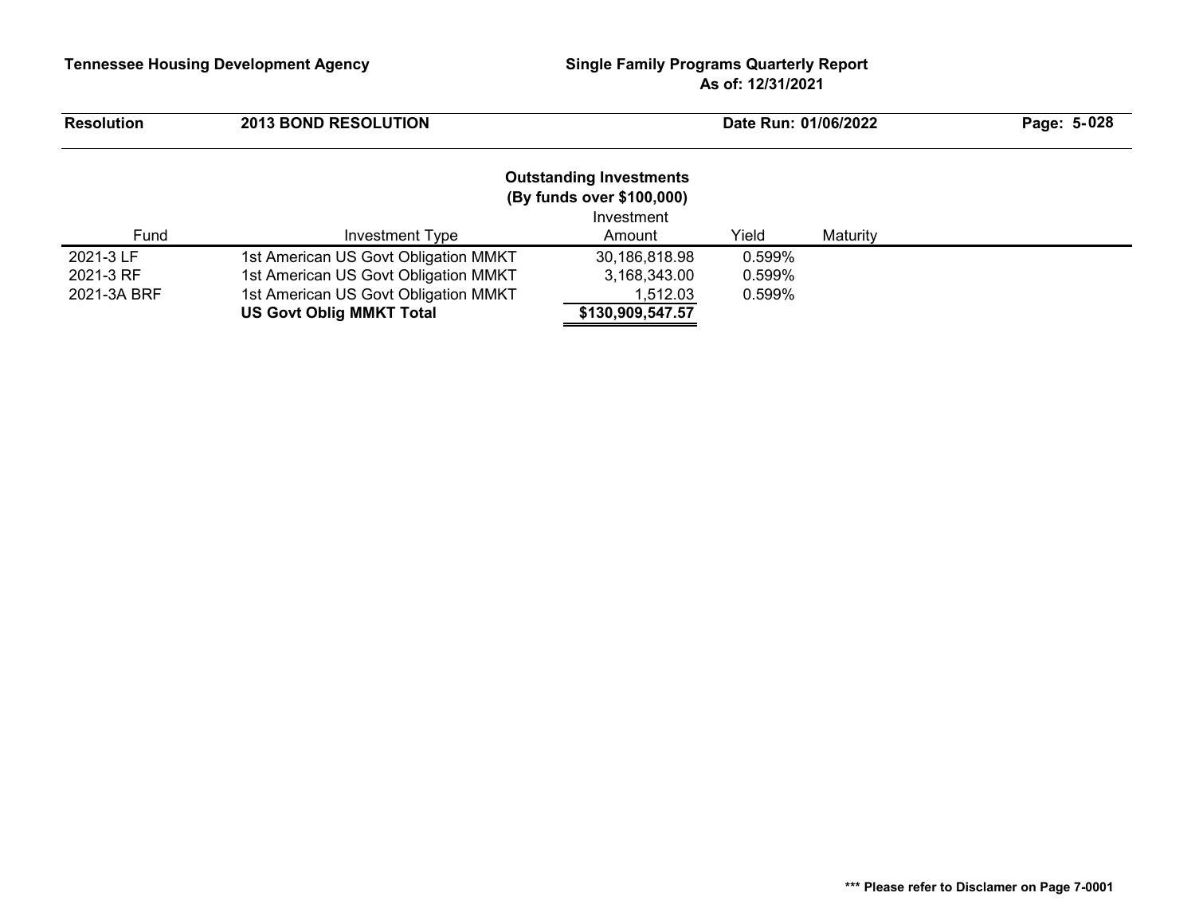## Outstanding Investments
### (By funds over $100,000)

| Fund | Investment Type | Investment Amount | Yield | Maturity |
|---|---|---|---|---|
| 2021-3 LF | 1st American US Govt Obligation MMKT | 30,186,818.98 | 0.599% | |
| 2021-3 RF | 1st American US Govt Obligation MMKT | 3,168,343.00 | 0.599% | |
| 2021-3A BRF | 1st American US Govt Obligation MMKT | 1,512.03 | 0.599% | |
| | **US Govt Oblig MMKT Total** | **$130,909,547.57** | | |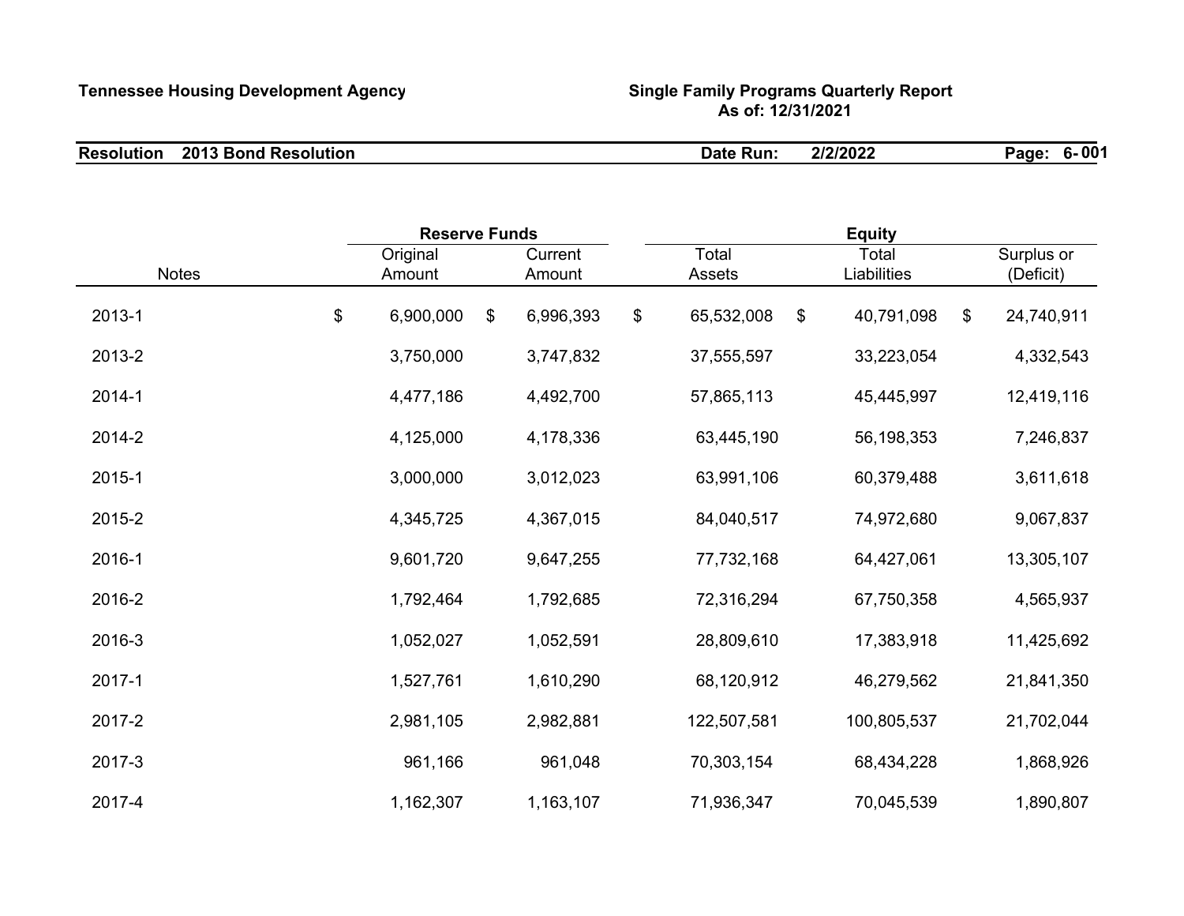**Tennessee Housing Development Agency**

**Single Family Programs Quarterly Report**
**As of: 12/31/2021**

**Resolution 2013 Bond Resolution** **Date Run: 2/2/2022**

| Notes | Reserve Funds | | Equity | | |
|---|---|---|---|---|---|
| | Original Amount | Current Amount | Total Assets | Total Liabilities | Surplus or (Deficit) |
| 2013-1 | $ 6,900,000 | $ 6,996,393 | $ 65,532,008 | $ 40,791,098 | $ 24,740,911 |
| 2013-2 | 3,750,000 | 3,747,832 | 37,555,597 | 33,223,054 | 4,332,543 |
| 2014-1 | 4,477,186 | 4,492,700 | 57,865,113 | 45,445,997 | 12,419,116 |
| 2014-2 | 4,125,000 | 4,178,336 | 63,445,190 | 56,198,353 | 7,246,837 |
| 2015-1 | 3,000,000 | 3,012,023 | 63,991,106 | 60,379,488 | 3,611,618 |
| 2015-2 | 4,345,725 | 4,367,015 | 84,040,517 | 74,972,680 | 9,067,837 |
| 2016-1 | 9,601,720 | 9,647,255 | 77,732,168 | 64,427,061 | 13,305,107 |
| 2016-2 | 1,792,464 | 1,792,685 | 72,316,294 | 67,750,358 | 4,565,937 |
| 2016-3 | 1,052,027 | 1,052,591 | 28,809,610 | 17,383,918 | 11,425,692 |
| 2017-1 | 1,527,761 | 1,610,290 | 68,120,912 | 46,279,562 | 21,841,350 |
| 2017-2 | 2,981,105 | 2,982,881 | 122,507,581 | 100,805,537 | 21,702,044 |
| 2017-3 | 961,166 | 961,048 | 70,303,154 | 68,434,228 | 1,868,926 |
| 2017-4 | 1,162,307 | 1,163,107 | 71,936,347 | 70,045,539 | 1,890,807 |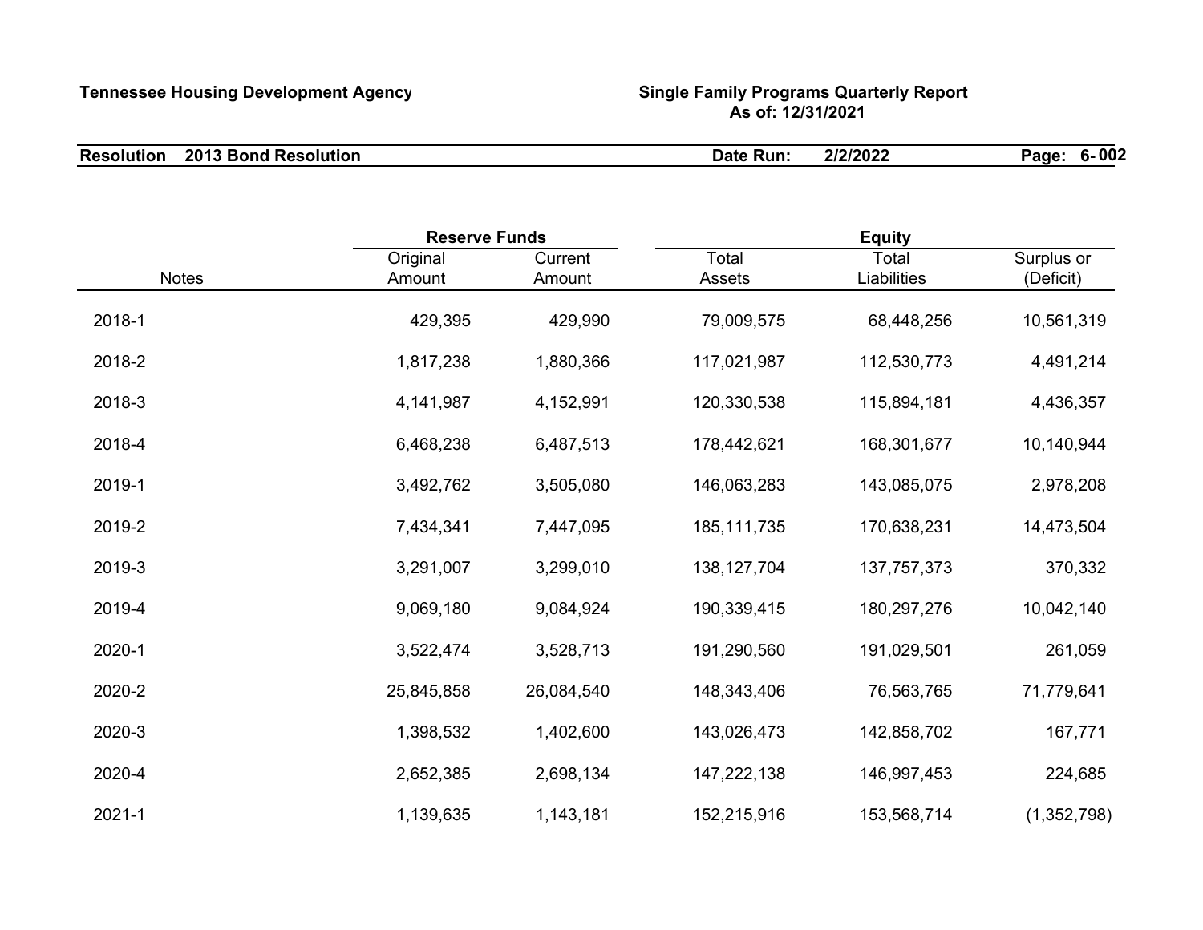**Tennessee Housing Development Agency**

**Single Family Programs Quarterly Report**
**As of: 12/31/2021**

**Resolution 2013 Bond Resolution** **Date Run: 2/2/2022**

| Notes | Reserve Funds | | Equity | | |
|---|---|---|---|---|---|
| | Original Amount | Current Amount | Total Assets | Total Liabilities | Surplus or (Deficit) |
| 2018-1 | 429,395 | 429,990 | 79,009,575 | 68,448,256 | 10,561,319 |
| 2018-2 | 1,817,238 | 1,880,366 | 117,021,987 | 112,530,773 | 4,491,214 |
| 2018-3 | 4,141,987 | 4,152,991 | 120,330,538 | 115,894,181 | 4,436,357 |
| 2018-4 | 6,468,238 | 6,487,513 | 178,442,621 | 168,301,677 | 10,140,944 |
| 2019-1 | 3,492,762 | 3,505,080 | 146,063,283 | 143,085,075 | 2,978,208 |
| 2019-2 | 7,434,341 | 7,447,095 | 185,111,735 | 170,638,231 | 14,473,504 |
| 2019-3 | 3,291,007 | 3,299,010 | 138,127,704 | 137,757,373 | 370,332 |
| 2019-4 | 9,069,180 | 9,084,924 | 190,339,415 | 180,297,276 | 10,042,140 |
| 2020-1 | 3,522,474 | 3,528,713 | 191,290,560 | 191,029,501 | 261,059 |
| 2020-2 | 25,845,858 | 26,084,540 | 148,343,406 | 76,563,765 | 71,779,641 |
| 2020-3 | 1,398,532 | 1,402,600 | 143,026,473 | 142,858,702 | 167,771 |
| 2020-4 | 2,652,385 | 2,698,134 | 147,222,138 | 146,997,453 | 224,685 |
| 2021-1 | 1,139,635 | 1,143,181 | 152,215,916 | 153,568,714 | (1,352,798) |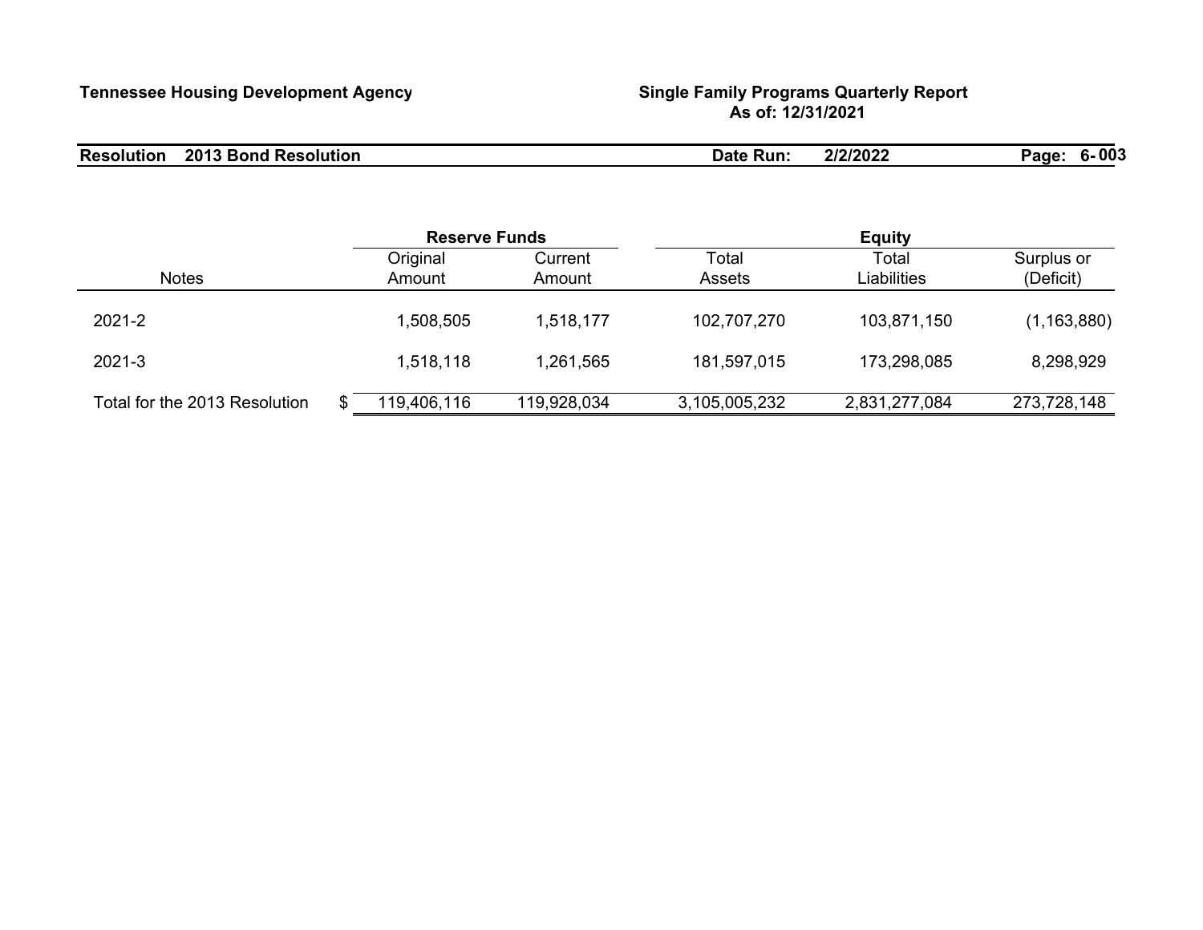**Tennessee Housing Development Agency** | **Single Family Programs Quarterly Report**
**As of: 12/31/2021**

**Resolution 2013 Bond Resolution** | **Date Run: 2/2/2022**

| Notes | Reserve Funds | | Equity | | |
|---|---|---|---|---|---|
| | Original Amount | Current Amount | Total Assets | Total Liabilities | Surplus or (Deficit) |
| 2021-2 | 1,508,505 | 1,518,177 | 102,707,270 | 103,871,150 | (1,163,880) |
| 2021-3 | 1,518,118 | 1,261,565 | 181,597,015 | 173,298,085 | 8,298,929 |
| Total for the 2013 Resolution | $ 119,406,116 | 119,928,034 | 3,105,005,232 | 2,831,277,084 | 273,728,148 |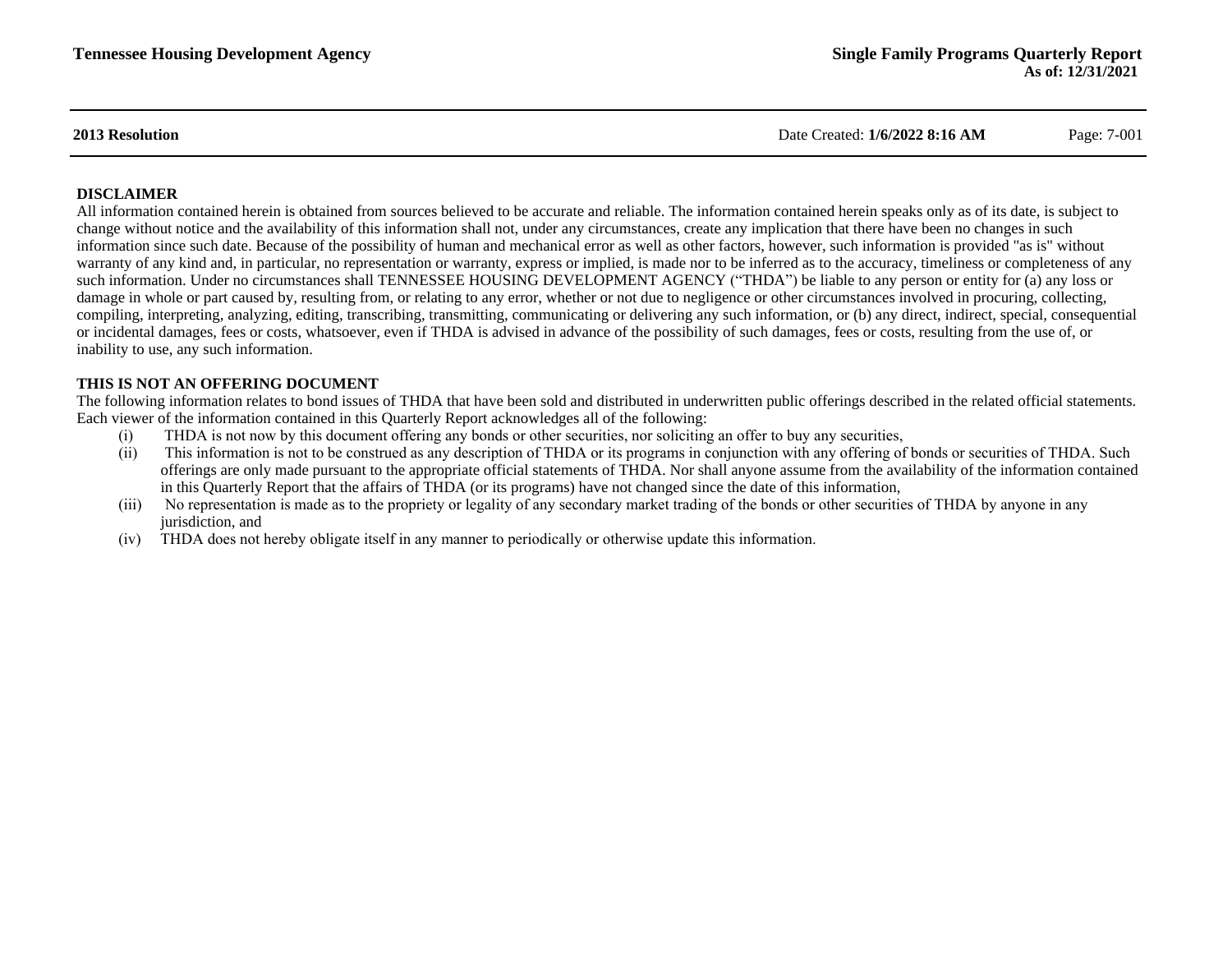**2013 Resolution**

### DISCLAIMER

All information contained herein is obtained from sources believed to be accurate and reliable. The information contained herein speaks only as of its date, is subject to change without notice and the availability of this information shall not, under any circumstances, create any implication that there have been no changes in such information since such date. Because of the possibility of human and mechanical error as well as other factors, however, such information is provided "as is" without warranty of any kind and, in particular, no representation or warranty, express or implied, is made nor to be inferred as to the accuracy, timeliness or completeness of any such information. Under no circumstances shall TENNESSEE HOUSING DEVELOPMENT AGENCY ("THDA") be liable to any person or entity for (a) any loss or damage in whole or part caused by, resulting from, or relating to any error, whether or not due to negligence or other circumstances involved in procuring, collecting, compiling, interpreting, analyzing, editing, transcribing, transmitting, communicating or delivering any such information, or (b) any direct, indirect, special, consequential or incidental damages, fees or costs, whatsoever, even if THDA is advised in advance of the possibility of such damages, fees or costs, resulting from the use of, or inability to use, any such information.

### THIS IS NOT AN OFFERING DOCUMENT

The following information relates to bond issues of THDA that have been sold and distributed in underwritten public offerings described in the related official statements. Each viewer of the information contained in this Quarterly Report acknowledges all of the following:

- (i) THDA is not now by this document offering any bonds or other securities, nor soliciting an offer to buy any securities,
- (ii) This information is not to be construed as any description of THDA or its programs in conjunction with any offering of bonds or securities of THDA. Such offerings are only made pursuant to the appropriate official statements of THDA. Nor shall anyone assume from the availability of the information contained in this Quarterly Report that the affairs of THDA (or its programs) have not changed since the date of this information,
- (iii) No representation is made as to the propriety or legality of any secondary market trading of the bonds or other securities of THDA by anyone in any jurisdiction, and
- (iv) THDA does not hereby obligate itself in any manner to periodically or otherwise update this information.